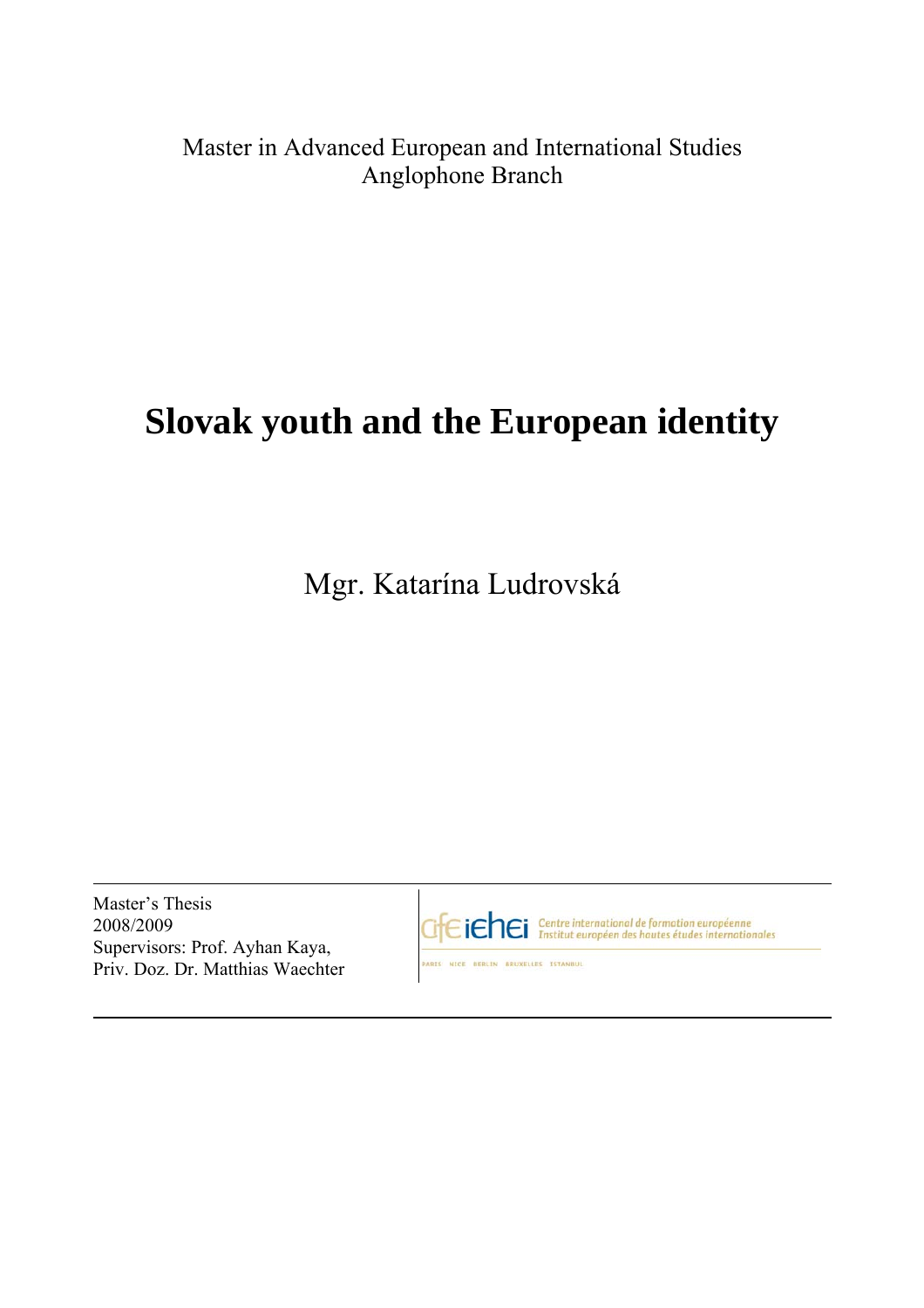Master in Advanced European and International Studies
Anglophone Branch

# Slovak youth and the European identity

Mgr. Katarína Ludrovská

Master's Thesis
2008/2009
Supervisors: Prof. Ayhan Kaya,
Priv. Doz. Dr. Matthias Waechter

cife iehei Centre international de formation européenne
Institut européen des hautes études internationales

PARIS NICE BERLIN BRUXELLES ISTANBUL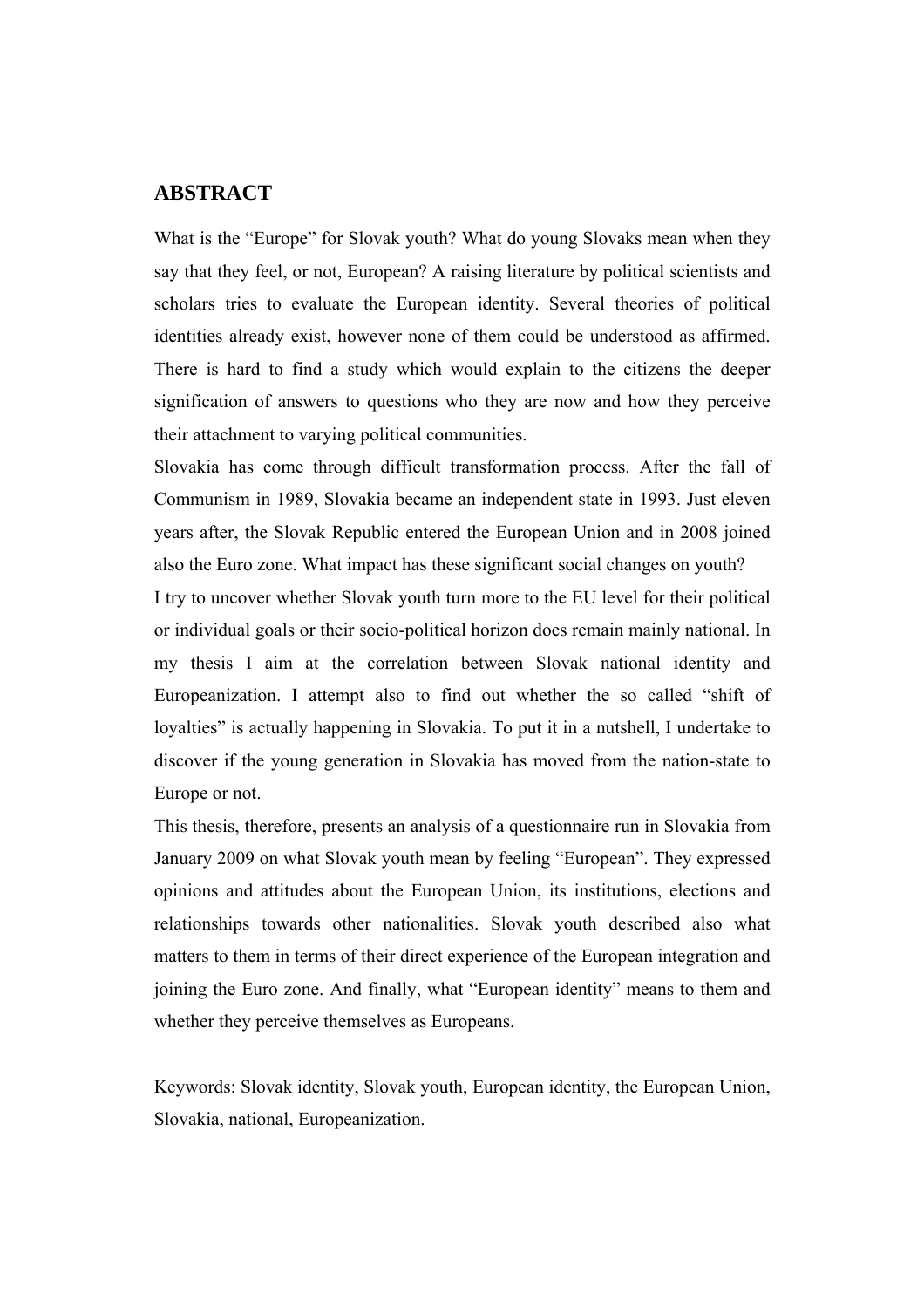## ABSTRACT

What is the "Europe" for Slovak youth? What do young Slovaks mean when they say that they feel, or not, European? A raising literature by political scientists and scholars tries to evaluate the European identity. Several theories of political identities already exist, however none of them could be understood as affirmed. There is hard to find a study which would explain to the citizens the deeper signification of answers to questions who they are now and how they perceive their attachment to varying political communities.

Slovakia has come through difficult transformation process. After the fall of Communism in 1989, Slovakia became an independent state in 1993. Just eleven years after, the Slovak Republic entered the European Union and in 2008 joined also the Euro zone. What impact has these significant social changes on youth?

I try to uncover whether Slovak youth turn more to the EU level for their political or individual goals or their socio-political horizon does remain mainly national. In my thesis I aim at the correlation between Slovak national identity and Europeanization. I attempt also to find out whether the so called "shift of loyalties" is actually happening in Slovakia. To put it in a nutshell, I undertake to discover if the young generation in Slovakia has moved from the nation-state to Europe or not.

This thesis, therefore, presents an analysis of a questionnaire run in Slovakia from January 2009 on what Slovak youth mean by feeling "European". They expressed opinions and attitudes about the European Union, its institutions, elections and relationships towards other nationalities. Slovak youth described also what matters to them in terms of their direct experience of the European integration and joining the Euro zone. And finally, what "European identity" means to them and whether they perceive themselves as Europeans.

Keywords: Slovak identity, Slovak youth, European identity, the European Union, Slovakia, national, Europeanization.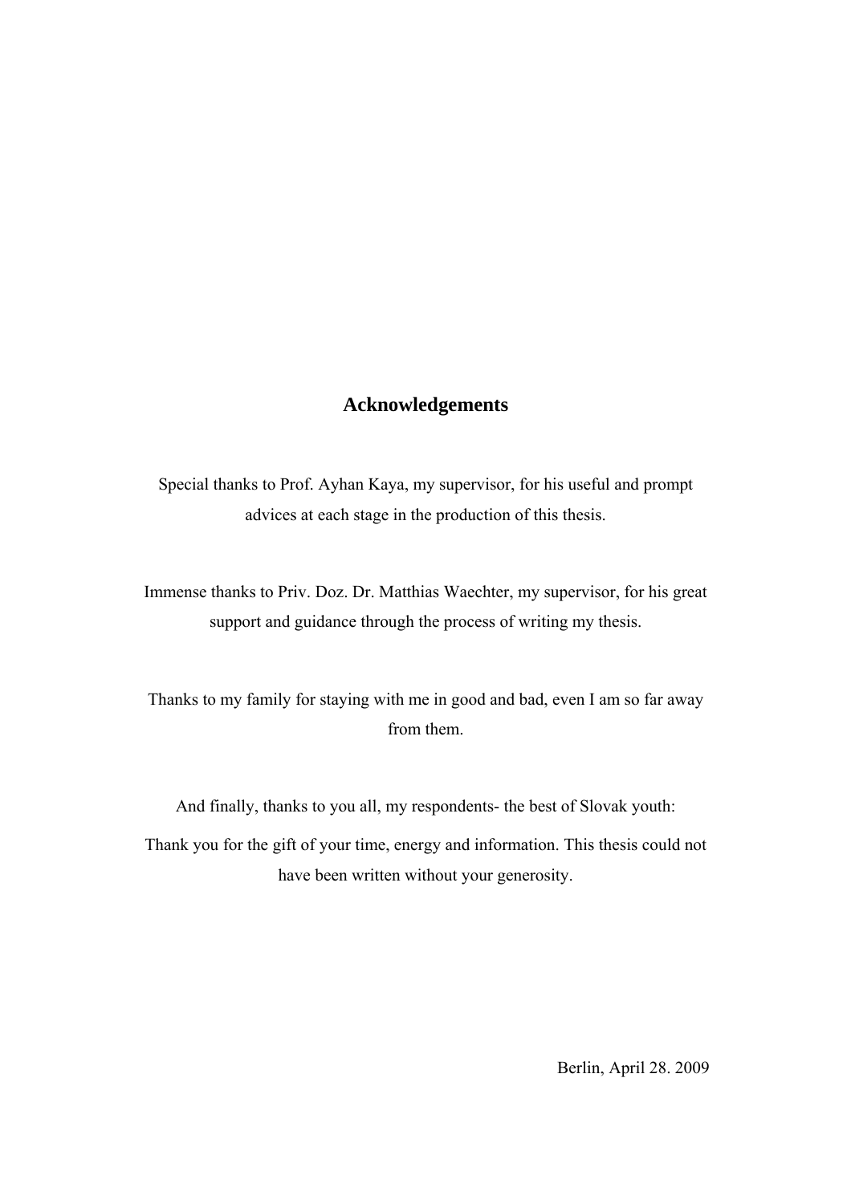## Acknowledgements

Special thanks to Prof. Ayhan Kaya, my supervisor, for his useful and prompt advices at each stage in the production of this thesis.

Immense thanks to Priv. Doz. Dr. Matthias Waechter, my supervisor, for his great support and guidance through the process of writing my thesis.

Thanks to my family for staying with me in good and bad, even I am so far away from them.

And finally, thanks to you all, my respondents- the best of Slovak youth:

Thank you for the gift of your time, energy and information. This thesis could not have been written without your generosity.

Berlin, April 28. 2009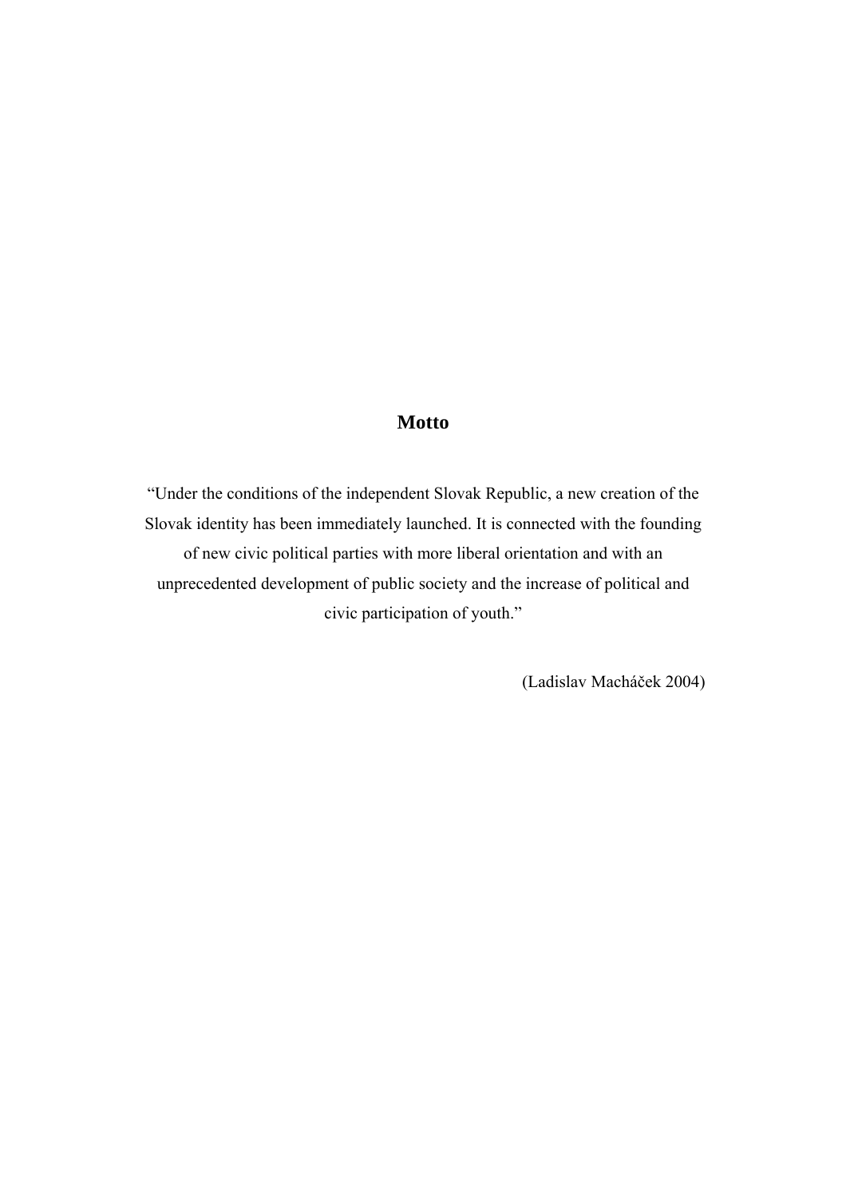## Motto

"Under the conditions of the independent Slovak Republic, a new creation of the Slovak identity has been immediately launched. It is connected with the founding of new civic political parties with more liberal orientation and with an unprecedented development of public society and the increase of political and civic participation of youth."

(Ladislav Macháček 2004)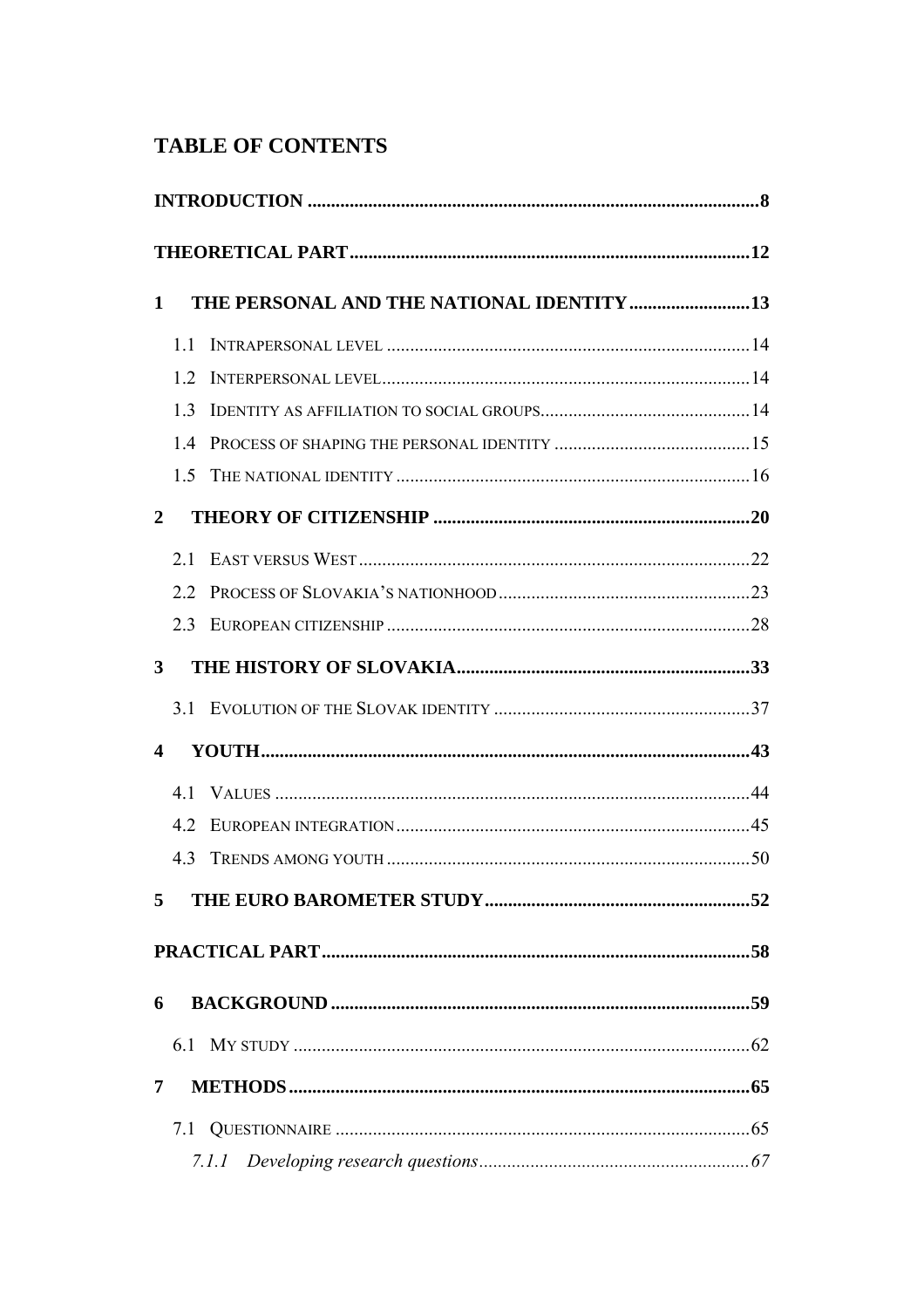## TABLE OF CONTENTS

**INTRODUCTION** ......................................................................................... **8**

**THEORETICAL PART** ................................................................................ **12**

**1 THE PERSONAL AND THE NATIONAL IDENTITY** ................................ **13**

- 1.1 INTRAPERSONAL LEVEL ..................................................................... 14
- 1.2 INTERPERSONAL LEVEL ..................................................................... 14
- 1.3 IDENTITY AS AFFILIATION TO SOCIAL GROUPS ............................... 14
- 1.4 PROCESS OF SHAPING THE PERSONAL IDENTITY ............................ 15
- 1.5 THE NATIONAL IDENTITY ................................................................... 16

**2 THEORY OF CITIZENSHIP** .......................................................................... **20**

- 2.1 EAST VERSUS WEST ............................................................................ 22
- 2.2 PROCESS OF SLOVAKIA'S NATIONHOOD ........................................... 23
- 2.3 EUROPEAN CITIZENSHIP .................................................................... 28

**3 THE HISTORY OF SLOVAKIA** .................................................................... **33**

- 3.1 EVOLUTION OF THE SLOVAK IDENTITY ............................................. 37

**4 YOUTH** .......................................................................................................... **43**

- 4.1 VALUES .................................................................................................. 44
- 4.2 EUROPEAN INTEGRATION ................................................................... 45
- 4.3 TRENDS AMONG YOUTH ..................................................................... 50

**5 THE EURO BAROMETER STUDY** ............................................................... **52**

**PRACTICAL PART** ......................................................................................... **58**

**6 BACKGROUND** ............................................................................................. **59**

- 6.1 MY STUDY ............................................................................................. 62

**7 METHODS** ..................................................................................................... **65**

- 7.1 QUESTIONNAIRE ................................................................................... 65
  - *7.1.1 Developing research questions* ......................................................... *67*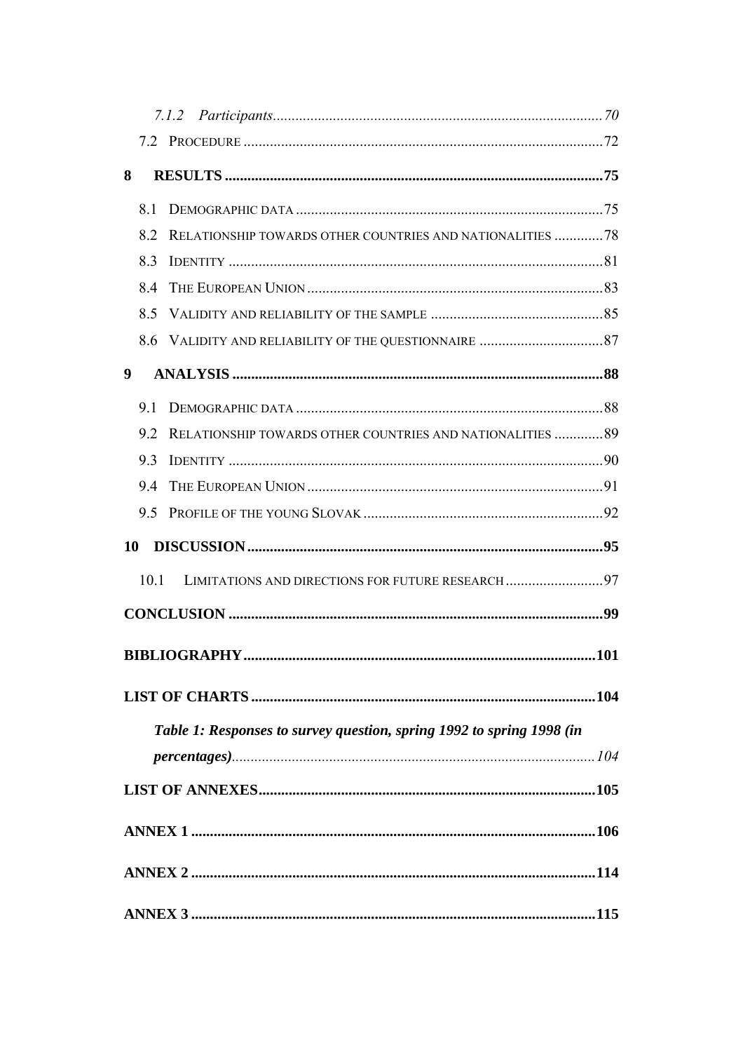*7.1.2 Participants* ........................................................................................ *70*

7.2 PROCEDURE ................................................................................................ 72

**8 RESULTS ...................................................................................................... 75**

8.1 DEMOGRAPHIC DATA .................................................................................. 75

8.2 RELATIONSHIP TOWARDS OTHER COUNTRIES AND NATIONALITIES ............. 78

8.3 IDENTITY ................................................................................................... 81

8.4 THE EUROPEAN UNION .............................................................................. 83

8.5 VALIDITY AND RELIABILITY OF THE SAMPLE ............................................. 85

8.6 VALIDITY AND RELIABILITY OF THE QUESTIONNAIRE ................................. 87

**9 ANALYSIS .................................................................................................... 88**

9.1 DEMOGRAPHIC DATA .................................................................................. 88

9.2 RELATIONSHIP TOWARDS OTHER COUNTRIES AND NATIONALITIES ............. 89

9.3 IDENTITY ................................................................................................... 90

9.4 THE EUROPEAN UNION .............................................................................. 91

9.5 PROFILE OF THE YOUNG SLOVAK ................................................................ 92

**10 DISCUSSION ............................................................................................... 95**

10.1 LIMITATIONS AND DIRECTIONS FOR FUTURE RESEARCH .......................... 97

**CONCLUSION .................................................................................................. 99**

**BIBLIOGRAPHY ............................................................................................. 101**

**LIST OF CHARTS ........................................................................................... 104**

***Table 1: Responses to survey question, spring 1992 to spring 1998 (in percentages)*** ................................................................................................ *104*

**LIST OF ANNEXES ......................................................................................... 105**

**ANNEX 1 ......................................................................................................... 106**

**ANNEX 2 ......................................................................................................... 114**

**ANNEX 3 ......................................................................................................... 115**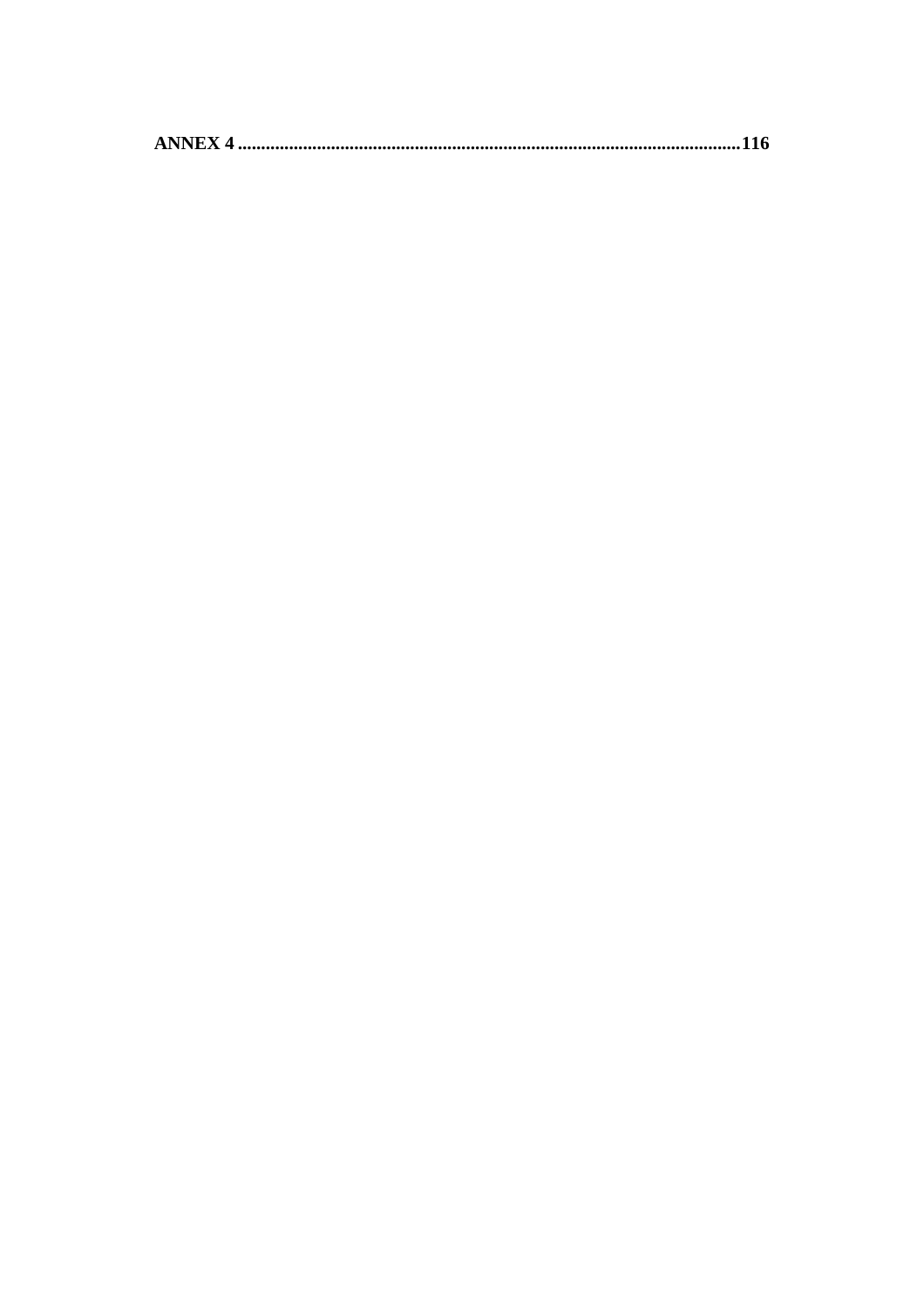**ANNEX 4 .......................................................................................................... 116**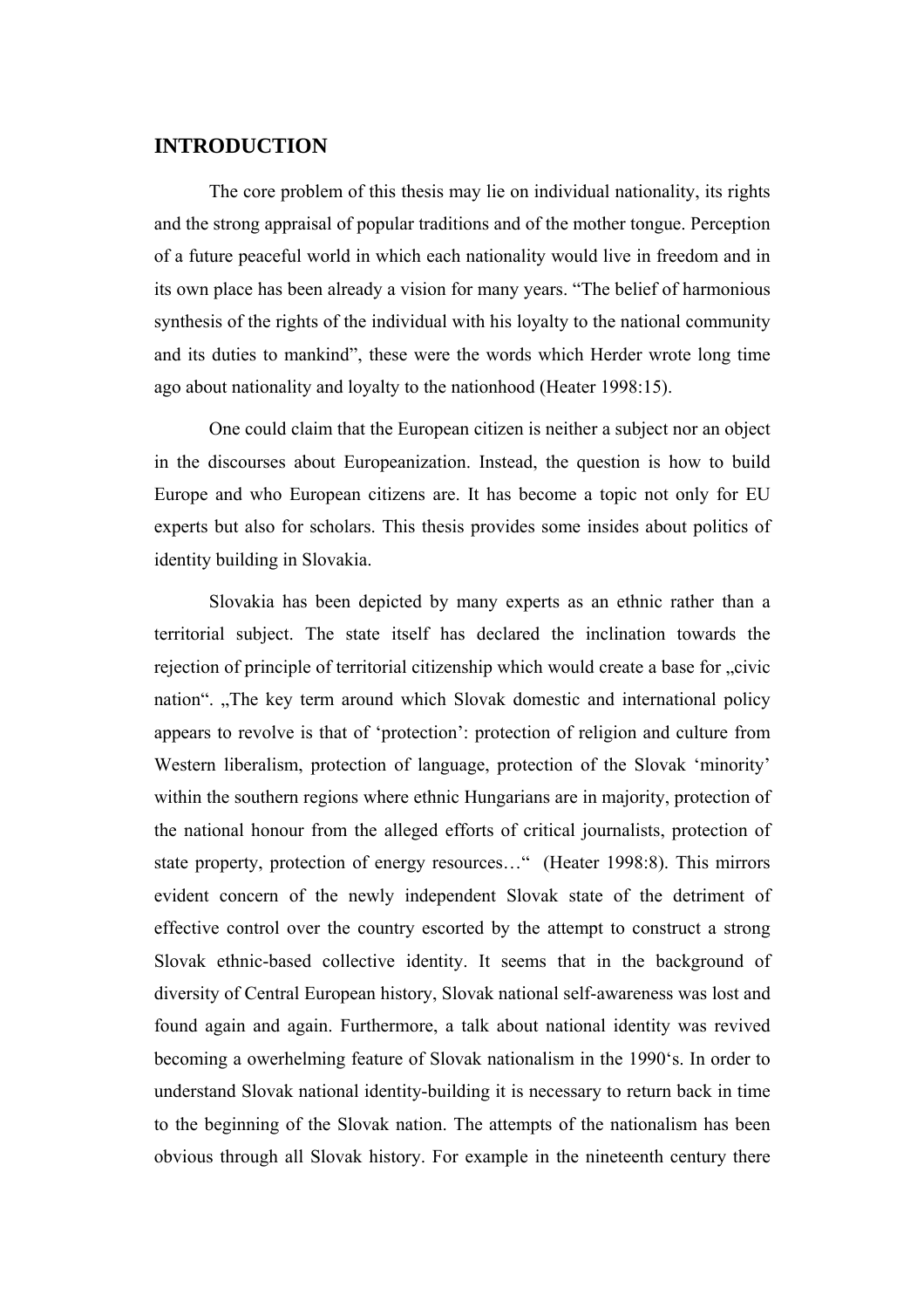# INTRODUCTION

The core problem of this thesis may lie on individual nationality, its rights and the strong appraisal of popular traditions and of the mother tongue. Perception of a future peaceful world in which each nationality would live in freedom and in its own place has been already a vision for many years. "The belief of harmonious synthesis of the rights of the individual with his loyalty to the national community and its duties to mankind", these were the words which Herder wrote long time ago about nationality and loyalty to the nationhood (Heater 1998:15).

One could claim that the European citizen is neither a subject nor an object in the discourses about Europeanization. Instead, the question is how to build Europe and who European citizens are. It has become a topic not only for EU experts but also for scholars. This thesis provides some insides about politics of identity building in Slovakia.

Slovakia has been depicted by many experts as an ethnic rather than a territorial subject. The state itself has declared the inclination towards the rejection of principle of territorial citizenship which would create a base for „civic nation". „The key term around which Slovak domestic and international policy appears to revolve is that of 'protection': protection of religion and culture from Western liberalism, protection of language, protection of the Slovak 'minority' within the southern regions where ethnic Hungarians are in majority, protection of the national honour from the alleged efforts of critical journalists, protection of state property, protection of energy resources…" (Heater 1998:8). This mirrors evident concern of the newly independent Slovak state of the detriment of effective control over the country escorted by the attempt to construct a strong Slovak ethnic-based collective identity. It seems that in the background of diversity of Central European history, Slovak national self-awareness was lost and found again and again. Furthermore, a talk about national identity was revived becoming a owerhelming feature of Slovak nationalism in the 1990's. In order to understand Slovak national identity-building it is necessary to return back in time to the beginning of the Slovak nation. The attempts of the nationalism has been obvious through all Slovak history. For example in the nineteenth century there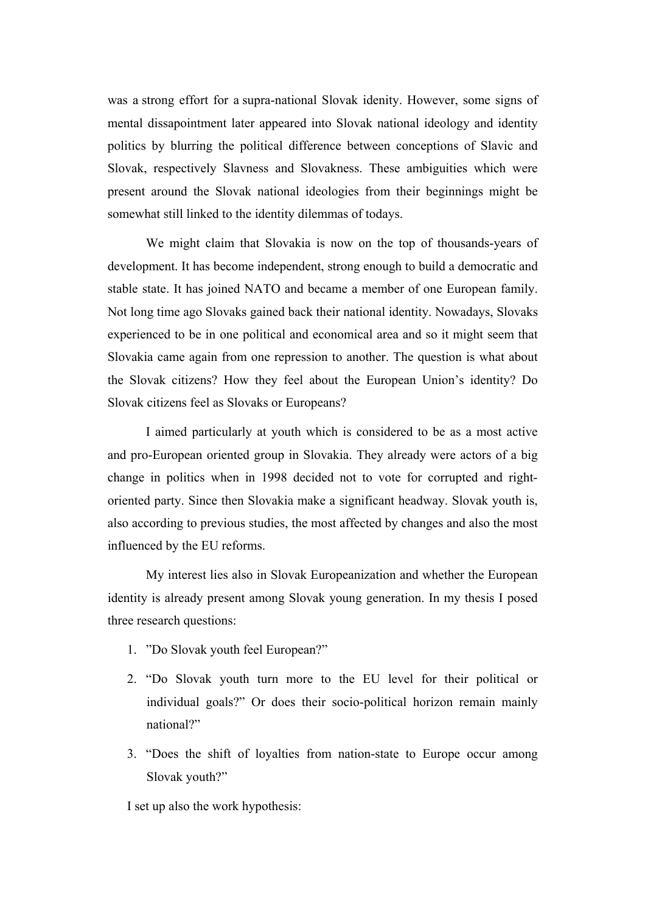was a strong effort for a supra-national Slovak idenity. However, some signs of mental dissapointment later appeared into Slovak national ideology and identity politics by blurring the political difference between conceptions of Slavic and Slovak, respectively Slavness and Slovakness. These ambiguities which were present around the Slovak national ideologies from their beginnings might be somewhat still linked to the identity dilemmas of todays.

We might claim that Slovakia is now on the top of thousands-years of development. It has become independent, strong enough to build a democratic and stable state. It has joined NATO and became a member of one European family. Not long time ago Slovaks gained back their national identity. Nowadays, Slovaks experienced to be in one political and economical area and so it might seem that Slovakia came again from one repression to another. The question is what about the Slovak citizens? How they feel about the European Union's identity? Do Slovak citizens feel as Slovaks or Europeans?

I aimed particularly at youth which is considered to be as a most active and pro-European oriented group in Slovakia. They already were actors of a big change in politics when in 1998 decided not to vote for corrupted and right-oriented party. Since then Slovakia make a significant headway. Slovak youth is, also according to previous studies, the most affected by changes and also the most influenced by the EU reforms.

My interest lies also in Slovak Europeanization and whether the European identity is already present among Slovak young generation. In my thesis I posed three research questions:

1. "Do Slovak youth feel European?"
2. "Do Slovak youth turn more to the EU level for their political or individual goals?" Or does their socio-political horizon remain mainly national?"
3. "Does the shift of loyalties from nation-state to Europe occur among Slovak youth?"

I set up also the work hypothesis: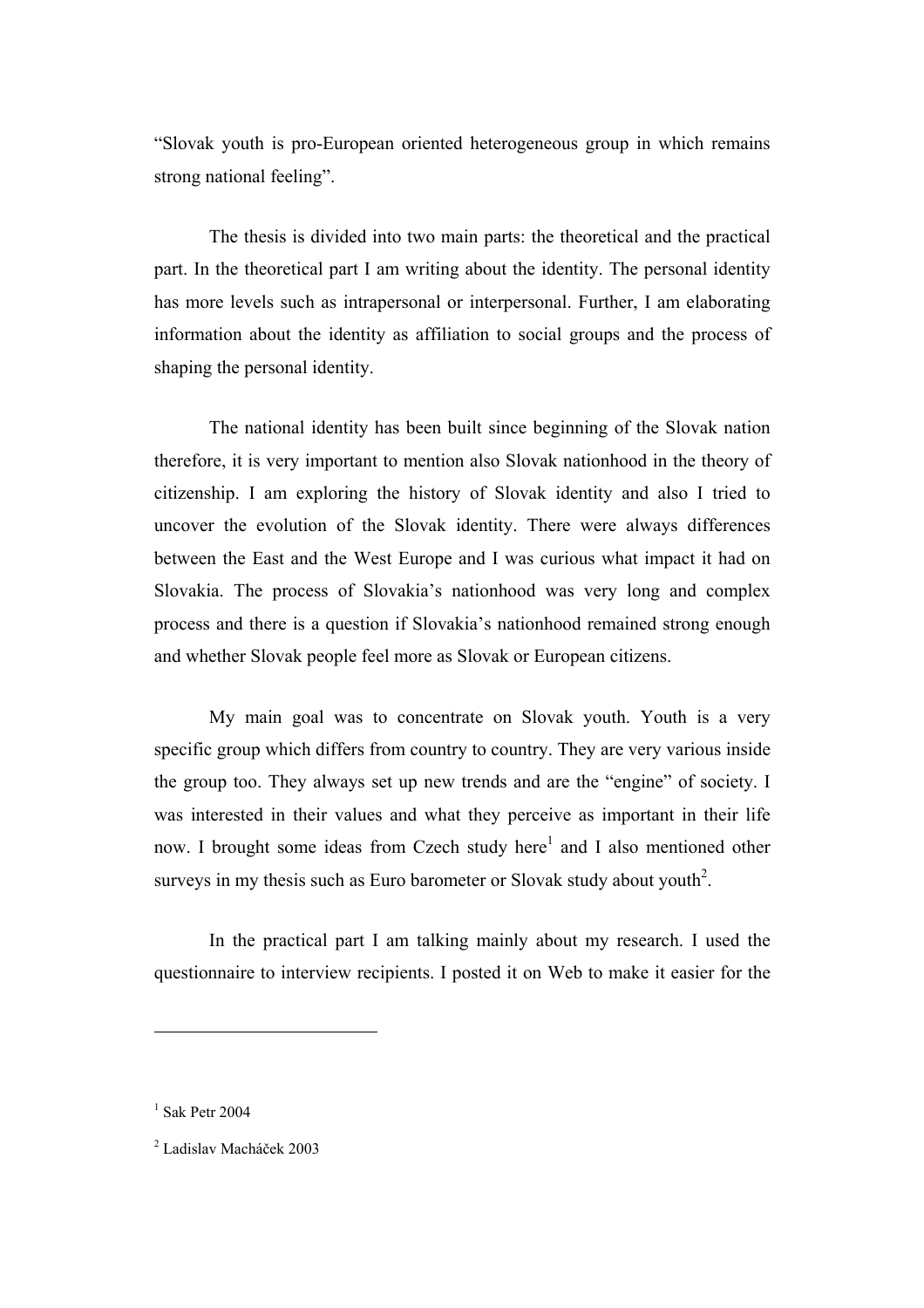"Slovak youth is pro-European oriented heterogeneous group in which remains strong national feeling".

The thesis is divided into two main parts: the theoretical and the practical part. In the theoretical part I am writing about the identity. The personal identity has more levels such as intrapersonal or interpersonal. Further, I am elaborating information about the identity as affiliation to social groups and the process of shaping the personal identity.

The national identity has been built since beginning of the Slovak nation therefore, it is very important to mention also Slovak nationhood in the theory of citizenship. I am exploring the history of Slovak identity and also I tried to uncover the evolution of the Slovak identity. There were always differences between the East and the West Europe and I was curious what impact it had on Slovakia. The process of Slovakia's nationhood was very long and complex process and there is a question if Slovakia's nationhood remained strong enough and whether Slovak people feel more as Slovak or European citizens.

My main goal was to concentrate on Slovak youth. Youth is a very specific group which differs from country to country. They are very various inside the group too. They always set up new trends and are the "engine" of society. I was interested in their values and what they perceive as important in their life now. I brought some ideas from Czech study here[1] and I also mentioned other surveys in my thesis such as Euro barometer or Slovak study about youth[2].

In the practical part I am talking mainly about my research. I used the questionnaire to interview recipients. I posted it on Web to make it easier for the

---

[1] Sak Petr 2004

[2] Ladislav Macháček 2003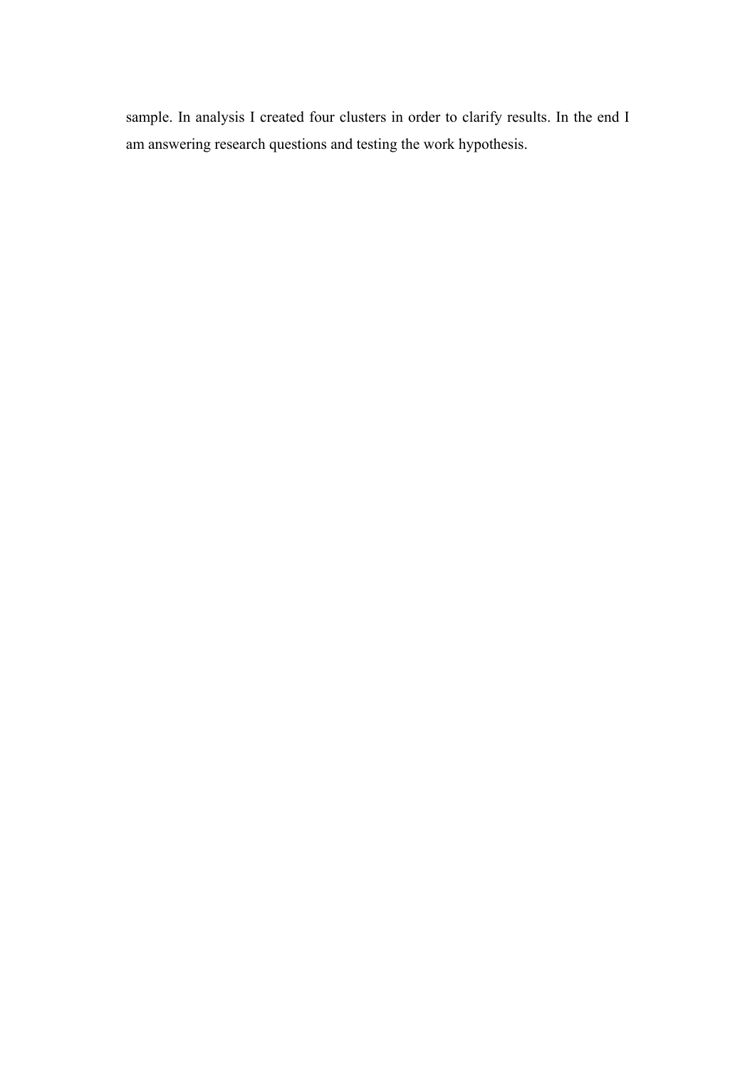sample. In analysis I created four clusters in order to clarify results. In the end I am answering research questions and testing the work hypothesis.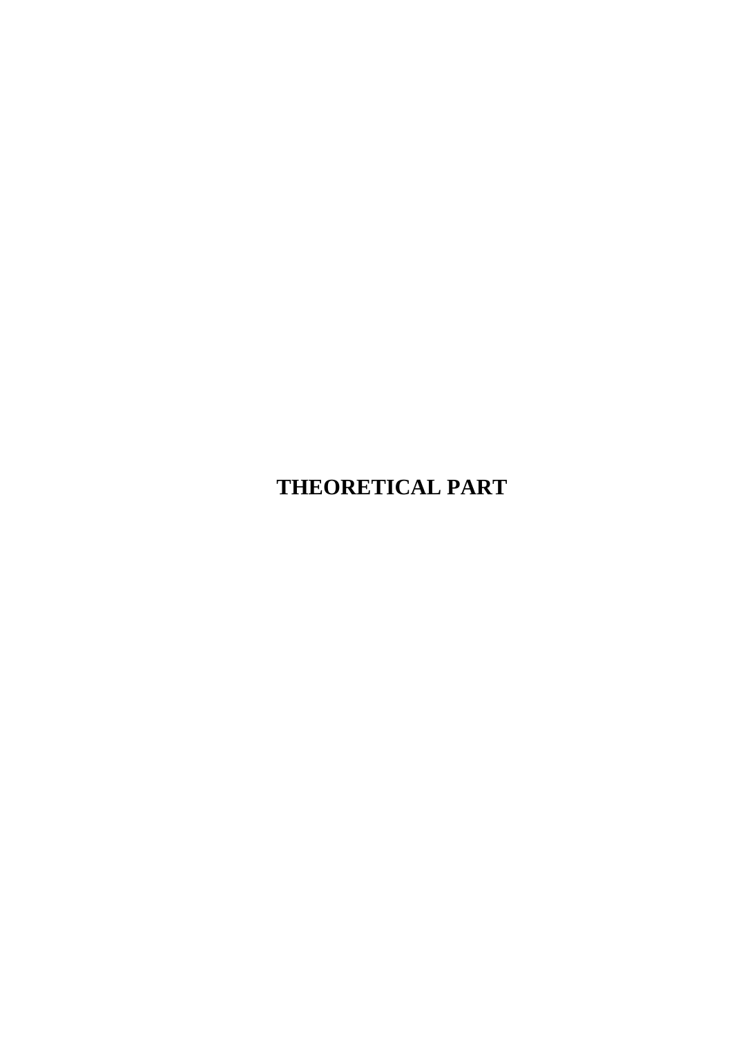# THEORETICAL PART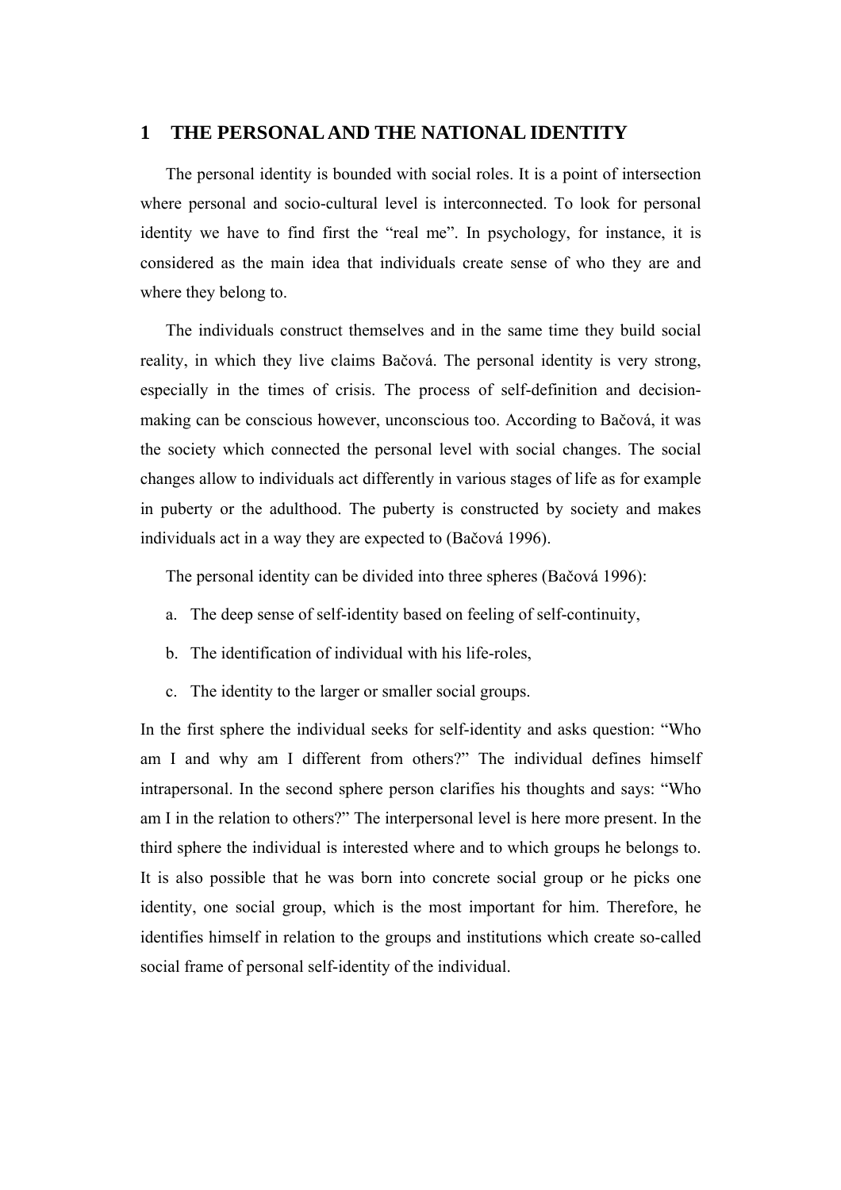# 1 THE PERSONAL AND THE NATIONAL IDENTITY

The personal identity is bounded with social roles. It is a point of intersection where personal and socio-cultural level is interconnected. To look for personal identity we have to find first the "real me". In psychology, for instance, it is considered as the main idea that individuals create sense of who they are and where they belong to.

The individuals construct themselves and in the same time they build social reality, in which they live claims Bačová. The personal identity is very strong, especially in the times of crisis. The process of self-definition and decision-making can be conscious however, unconscious too. According to Bačová, it was the society which connected the personal level with social changes. The social changes allow to individuals act differently in various stages of life as for example in puberty or the adulthood. The puberty is constructed by society and makes individuals act in a way they are expected to (Bačová 1996).

The personal identity can be divided into three spheres (Bačová 1996):

a. The deep sense of self-identity based on feeling of self-continuity,

b. The identification of individual with his life-roles,

c. The identity to the larger or smaller social groups.

In the first sphere the individual seeks for self-identity and asks question: "Who am I and why am I different from others?" The individual defines himself intrapersonal. In the second sphere person clarifies his thoughts and says: "Who am I in the relation to others?" The interpersonal level is here more present. In the third sphere the individual is interested where and to which groups he belongs to. It is also possible that he was born into concrete social group or he picks one identity, one social group, which is the most important for him. Therefore, he identifies himself in relation to the groups and institutions which create so-called social frame of personal self-identity of the individual.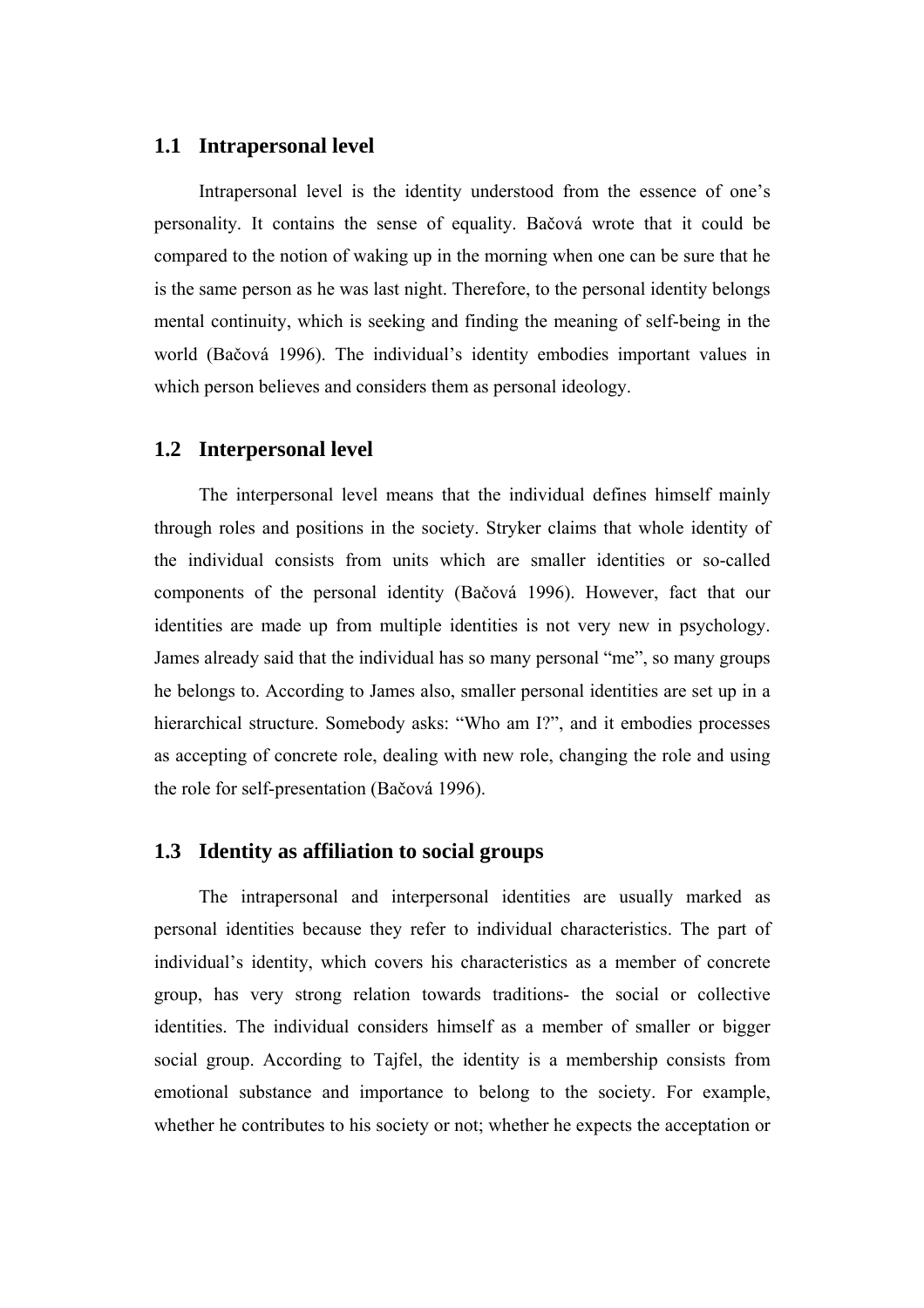## 1.1 Intrapersonal level

Intrapersonal level is the identity understood from the essence of one's personality. It contains the sense of equality. Bačová wrote that it could be compared to the notion of waking up in the morning when one can be sure that he is the same person as he was last night. Therefore, to the personal identity belongs mental continuity, which is seeking and finding the meaning of self-being in the world (Bačová 1996). The individual's identity embodies important values in which person believes and considers them as personal ideology.

## 1.2 Interpersonal level

The interpersonal level means that the individual defines himself mainly through roles and positions in the society. Stryker claims that whole identity of the individual consists from units which are smaller identities or so-called components of the personal identity (Bačová 1996). However, fact that our identities are made up from multiple identities is not very new in psychology. James already said that the individual has so many personal "me", so many groups he belongs to. According to James also, smaller personal identities are set up in a hierarchical structure. Somebody asks: "Who am I?", and it embodies processes as accepting of concrete role, dealing with new role, changing the role and using the role for self-presentation (Bačová 1996).

## 1.3 Identity as affiliation to social groups

The intrapersonal and interpersonal identities are usually marked as personal identities because they refer to individual characteristics. The part of individual's identity, which covers his characteristics as a member of concrete group, has very strong relation towards traditions- the social or collective identities. The individual considers himself as a member of smaller or bigger social group. According to Tajfel, the identity is a membership consists from emotional substance and importance to belong to the society. For example, whether he contributes to his society or not; whether he expects the acceptation or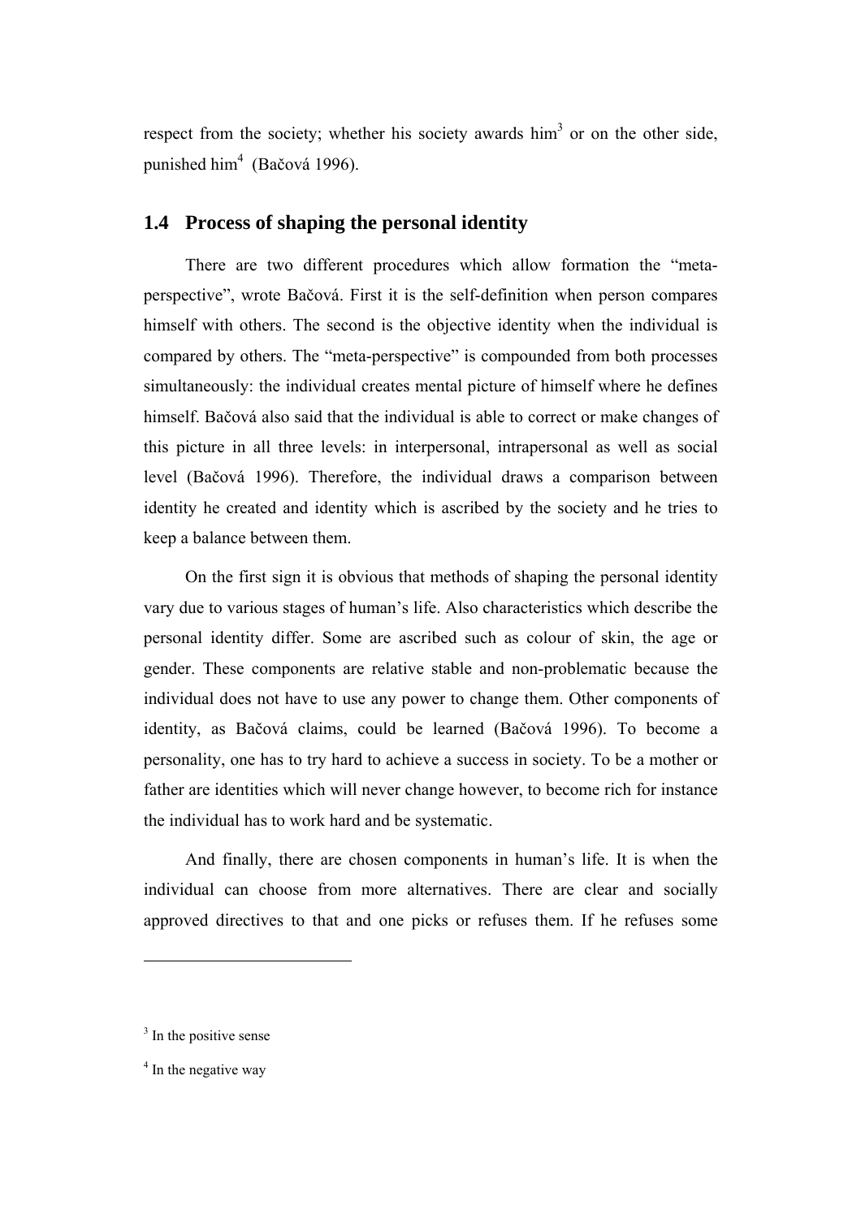respect from the society; whether his society awards him[3] or on the other side, punished him[4] (Bačová 1996).

## 1.4 Process of shaping the personal identity

There are two different procedures which allow formation the "meta-perspective", wrote Bačová. First it is the self-definition when person compares himself with others. The second is the objective identity when the individual is compared by others. The "meta-perspective" is compounded from both processes simultaneously: the individual creates mental picture of himself where he defines himself. Bačová also said that the individual is able to correct or make changes of this picture in all three levels: in interpersonal, intrapersonal as well as social level (Bačová 1996). Therefore, the individual draws a comparison between identity he created and identity which is ascribed by the society and he tries to keep a balance between them.

On the first sign it is obvious that methods of shaping the personal identity vary due to various stages of human's life. Also characteristics which describe the personal identity differ. Some are ascribed such as colour of skin, the age or gender. These components are relative stable and non-problematic because the individual does not have to use any power to change them. Other components of identity, as Bačová claims, could be learned (Bačová 1996). To become a personality, one has to try hard to achieve a success in society. To be a mother or father are identities which will never change however, to become rich for instance the individual has to work hard and be systematic.

And finally, there are chosen components in human's life. It is when the individual can choose from more alternatives. There are clear and socially approved directives to that and one picks or refuses them. If he refuses some

---

[3] In the positive sense

[4] In the negative way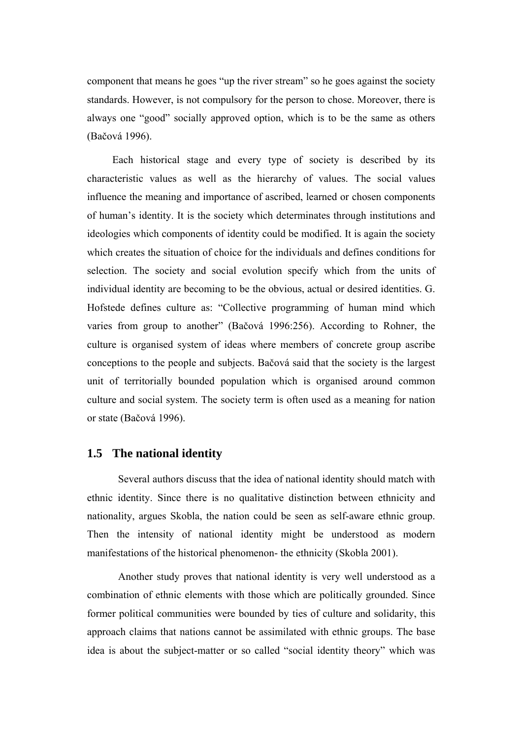component that means he goes "up the river stream" so he goes against the society standards. However, is not compulsory for the person to chose. Moreover, there is always one "good" socially approved option, which is to be the same as others (Bačová 1996).

Each historical stage and every type of society is described by its characteristic values as well as the hierarchy of values. The social values influence the meaning and importance of ascribed, learned or chosen components of human's identity. It is the society which determinates through institutions and ideologies which components of identity could be modified. It is again the society which creates the situation of choice for the individuals and defines conditions for selection. The society and social evolution specify which from the units of individual identity are becoming to be the obvious, actual or desired identities. G. Hofstede defines culture as: "Collective programming of human mind which varies from group to another" (Bačová 1996:256). According to Rohner, the culture is organised system of ideas where members of concrete group ascribe conceptions to the people and subjects. Bačová said that the society is the largest unit of territorially bounded population which is organised around common culture and social system. The society term is often used as a meaning for nation or state (Bačová 1996).

## 1.5 The national identity

Several authors discuss that the idea of national identity should match with ethnic identity. Since there is no qualitative distinction between ethnicity and nationality, argues Skobla, the nation could be seen as self-aware ethnic group. Then the intensity of national identity might be understood as modern manifestations of the historical phenomenon- the ethnicity (Skobla 2001).

Another study proves that national identity is very well understood as a combination of ethnic elements with those which are politically grounded. Since former political communities were bounded by ties of culture and solidarity, this approach claims that nations cannot be assimilated with ethnic groups. The base idea is about the subject-matter or so called "social identity theory" which was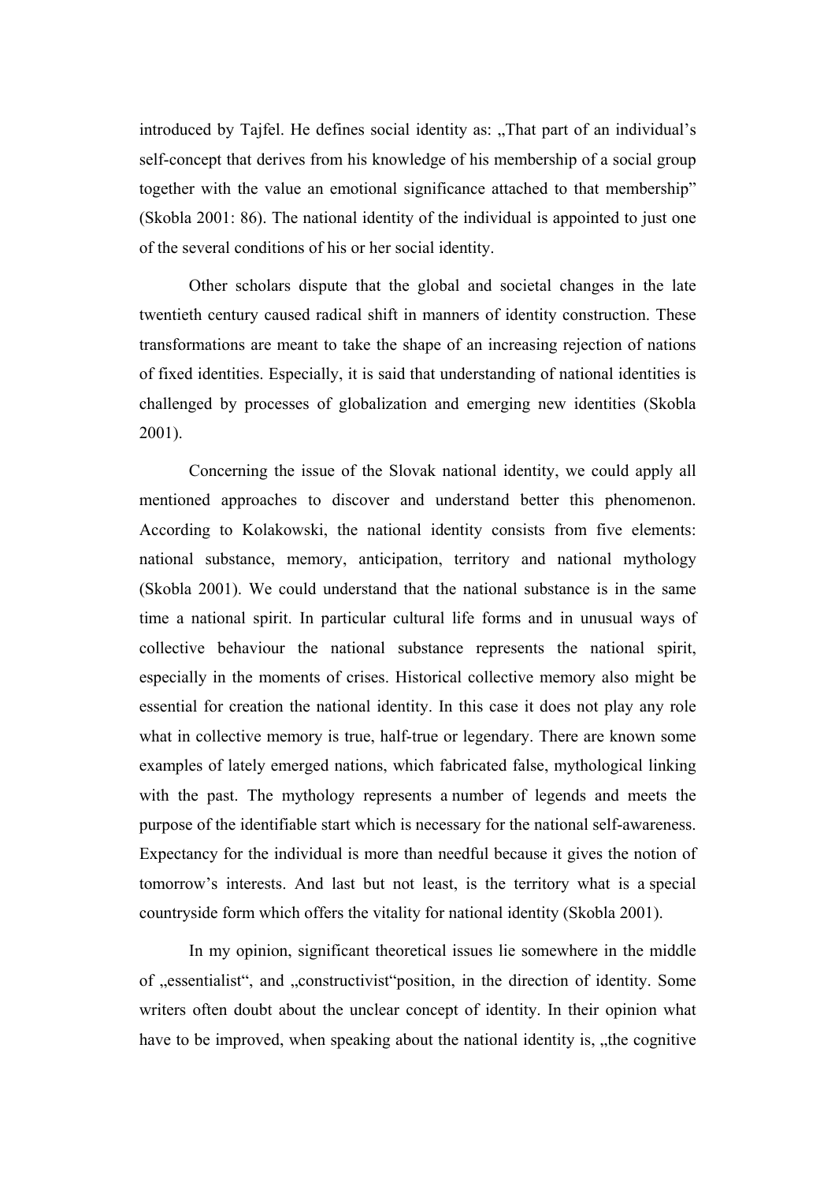introduced by Tajfel. He defines social identity as: „That part of an individual's self-concept that derives from his knowledge of his membership of a social group together with the value an emotional significance attached to that membership" (Skobla 2001: 86). The national identity of the individual is appointed to just one of the several conditions of his or her social identity.

Other scholars dispute that the global and societal changes in the late twentieth century caused radical shift in manners of identity construction. These transformations are meant to take the shape of an increasing rejection of nations of fixed identities. Especially, it is said that understanding of national identities is challenged by processes of globalization and emerging new identities (Skobla 2001).

Concerning the issue of the Slovak national identity, we could apply all mentioned approaches to discover and understand better this phenomenon. According to Kolakowski, the national identity consists from five elements: national substance, memory, anticipation, territory and national mythology (Skobla 2001). We could understand that the national substance is in the same time a national spirit. In particular cultural life forms and in unusual ways of collective behaviour the national substance represents the national spirit, especially in the moments of crises. Historical collective memory also might be essential for creation the national identity. In this case it does not play any role what in collective memory is true, half-true or legendary. There are known some examples of lately emerged nations, which fabricated false, mythological linking with the past. The mythology represents a number of legends and meets the purpose of the identifiable start which is necessary for the national self-awareness. Expectancy for the individual is more than needful because it gives the notion of tomorrow's interests. And last but not least, is the territory what is a special countryside form which offers the vitality for national identity (Skobla 2001).

In my opinion, significant theoretical issues lie somewhere in the middle of „essentialist", and „constructivist"position, in the direction of identity. Some writers often doubt about the unclear concept of identity. In their opinion what have to be improved, when speaking about the national identity is, „the cognitive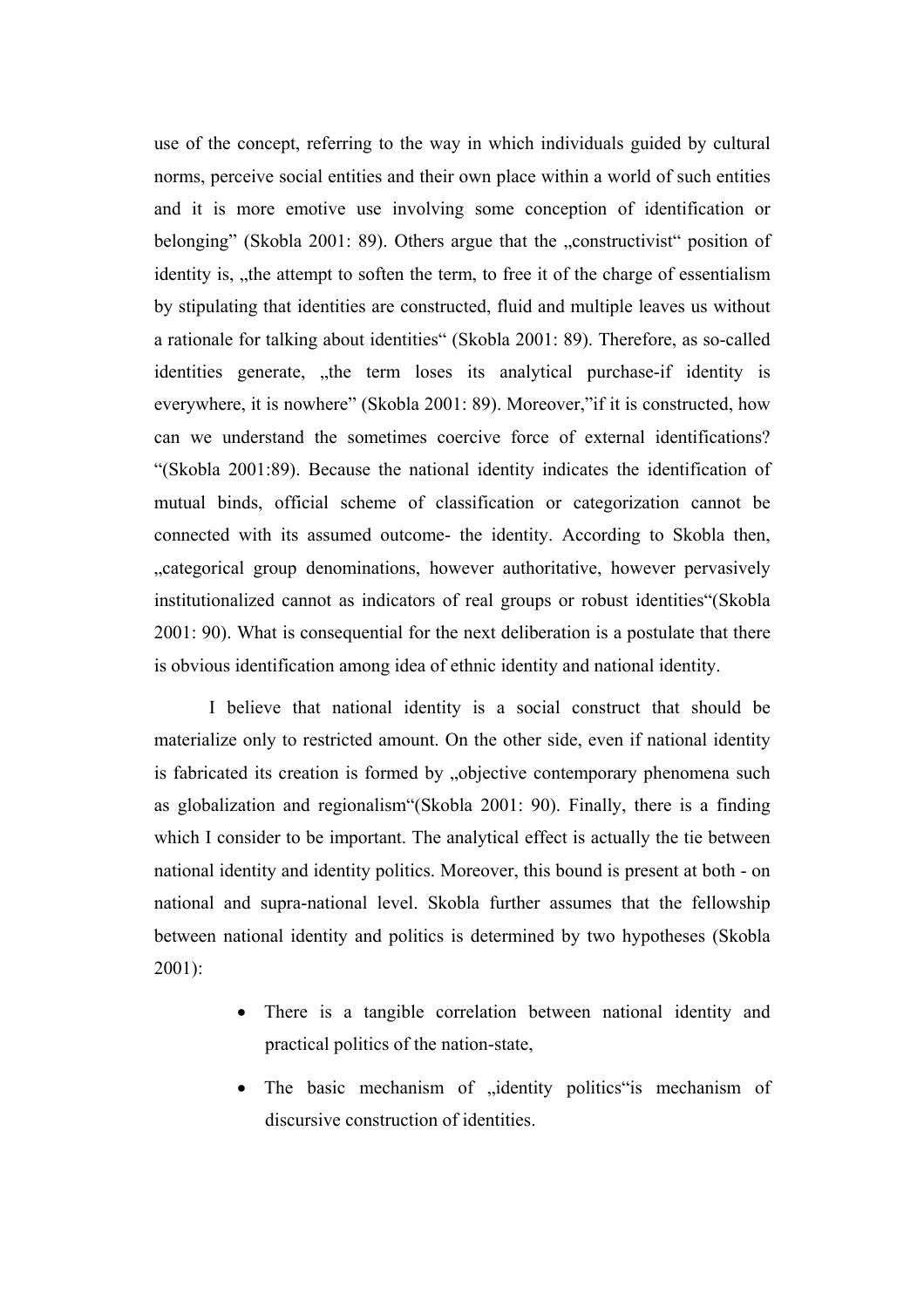use of the concept, referring to the way in which individuals guided by cultural norms, perceive social entities and their own place within a world of such entities and it is more emotive use involving some conception of identification or belonging" (Skobla 2001: 89). Others argue that the „constructivist" position of identity is, „the attempt to soften the term, to free it of the charge of essentialism by stipulating that identities are constructed, fluid and multiple leaves us without a rationale for talking about identities" (Skobla 2001: 89). Therefore, as so-called identities generate, „the term loses its analytical purchase-if identity is everywhere, it is nowhere" (Skobla 2001: 89). Moreover,"if it is constructed, how can we understand the sometimes coercive force of external identifications? "(Skobla 2001:89). Because the national identity indicates the identification of mutual binds, official scheme of classification or categorization cannot be connected with its assumed outcome- the identity. According to Skobla then, „categorical group denominations, however authoritative, however pervasively institutionalized cannot as indicators of real groups or robust identities"(Skobla 2001: 90). What is consequential for the next deliberation is a postulate that there is obvious identification among idea of ethnic identity and national identity.

I believe that national identity is a social construct that should be materialize only to restricted amount. On the other side, even if national identity is fabricated its creation is formed by „objective contemporary phenomena such as globalization and regionalism"(Skobla 2001: 90). Finally, there is a finding which I consider to be important. The analytical effect is actually the tie between national identity and identity politics. Moreover, this bound is present at both - on national and supra-national level. Skobla further assumes that the fellowship between national identity and politics is determined by two hypotheses (Skobla 2001):

- There is a tangible correlation between national identity and practical politics of the nation-state,
- The basic mechanism of „identity politics"is mechanism of discursive construction of identities.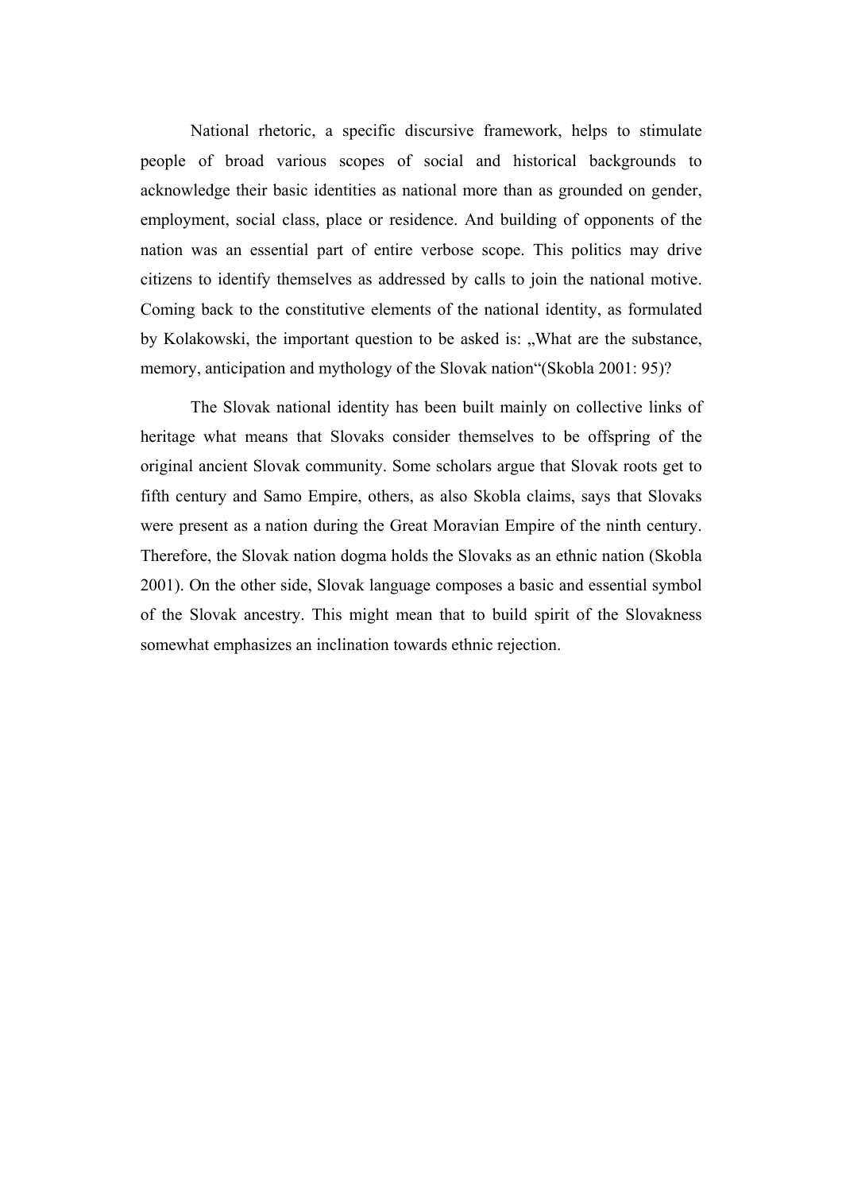National rhetoric, a specific discursive framework, helps to stimulate people of broad various scopes of social and historical backgrounds to acknowledge their basic identities as national more than as grounded on gender, employment, social class, place or residence. And building of opponents of the nation was an essential part of entire verbose scope. This politics may drive citizens to identify themselves as addressed by calls to join the national motive. Coming back to the constitutive elements of the national identity, as formulated by Kolakowski, the important question to be asked is: „What are the substance, memory, anticipation and mythology of the Slovak nation"(Skobla 2001: 95)?

The Slovak national identity has been built mainly on collective links of heritage what means that Slovaks consider themselves to be offspring of the original ancient Slovak community. Some scholars argue that Slovak roots get to fifth century and Samo Empire, others, as also Skobla claims, says that Slovaks were present as a nation during the Great Moravian Empire of the ninth century. Therefore, the Slovak nation dogma holds the Slovaks as an ethnic nation (Skobla 2001). On the other side, Slovak language composes a basic and essential symbol of the Slovak ancestry. This might mean that to build spirit of the Slovakness somewhat emphasizes an inclination towards ethnic rejection.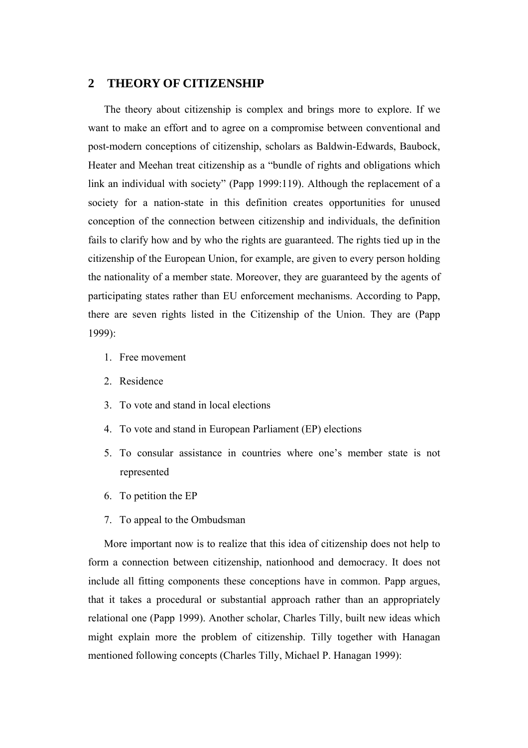## 2 THEORY OF CITIZENSHIP

The theory about citizenship is complex and brings more to explore. If we want to make an effort and to agree on a compromise between conventional and post-modern conceptions of citizenship, scholars as Baldwin-Edwards, Baubock, Heater and Meehan treat citizenship as a "bundle of rights and obligations which link an individual with society" (Papp 1999:119). Although the replacement of a society for a nation-state in this definition creates opportunities for unused conception of the connection between citizenship and individuals, the definition fails to clarify how and by who the rights are guaranteed. The rights tied up in the citizenship of the European Union, for example, are given to every person holding the nationality of a member state. Moreover, they are guaranteed by the agents of participating states rather than EU enforcement mechanisms. According to Papp, there are seven rights listed in the Citizenship of the Union. They are (Papp 1999):

1. Free movement
2. Residence
3. To vote and stand in local elections
4. To vote and stand in European Parliament (EP) elections
5. To consular assistance in countries where one's member state is not represented
6. To petition the EP
7. To appeal to the Ombudsman

More important now is to realize that this idea of citizenship does not help to form a connection between citizenship, nationhood and democracy. It does not include all fitting components these conceptions have in common. Papp argues, that it takes a procedural or substantial approach rather than an appropriately relational one (Papp 1999). Another scholar, Charles Tilly, built new ideas which might explain more the problem of citizenship. Tilly together with Hanagan mentioned following concepts (Charles Tilly, Michael P. Hanagan 1999):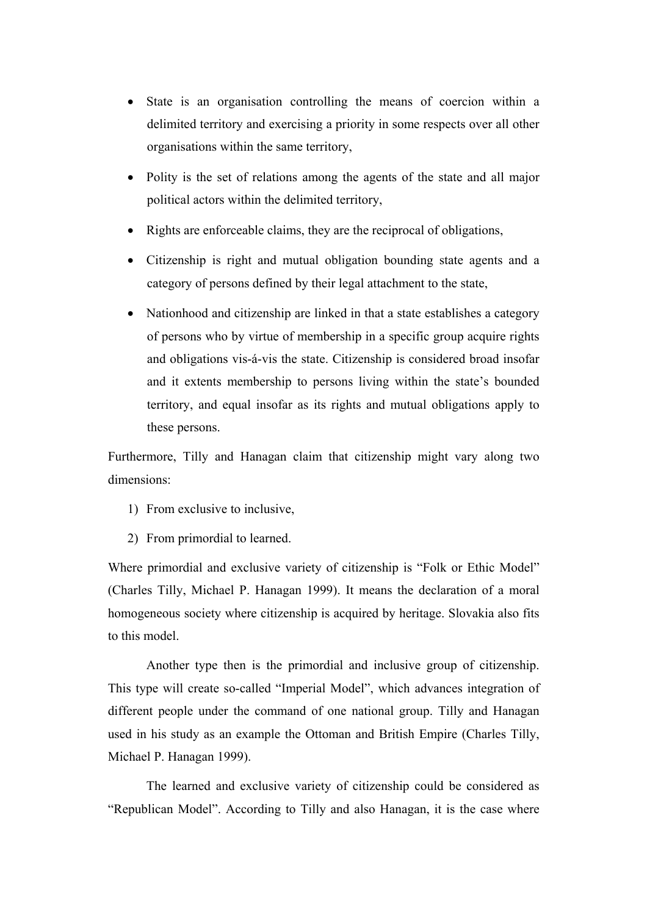- State is an organisation controlling the means of coercion within a delimited territory and exercising a priority in some respects over all other organisations within the same territory,
- Polity is the set of relations among the agents of the state and all major political actors within the delimited territory,
- Rights are enforceable claims, they are the reciprocal of obligations,
- Citizenship is right and mutual obligation bounding state agents and a category of persons defined by their legal attachment to the state,
- Nationhood and citizenship are linked in that a state establishes a category of persons who by virtue of membership in a specific group acquire rights and obligations vis-á-vis the state. Citizenship is considered broad insofar and it extents membership to persons living within the state's bounded territory, and equal insofar as its rights and mutual obligations apply to these persons.

Furthermore, Tilly and Hanagan claim that citizenship might vary along two dimensions:

1) From exclusive to inclusive,
2) From primordial to learned.

Where primordial and exclusive variety of citizenship is "Folk or Ethic Model" (Charles Tilly, Michael P. Hanagan 1999). It means the declaration of a moral homogeneous society where citizenship is acquired by heritage. Slovakia also fits to this model.

Another type then is the primordial and inclusive group of citizenship. This type will create so-called "Imperial Model", which advances integration of different people under the command of one national group. Tilly and Hanagan used in his study as an example the Ottoman and British Empire (Charles Tilly, Michael P. Hanagan 1999).

The learned and exclusive variety of citizenship could be considered as "Republican Model". According to Tilly and also Hanagan, it is the case where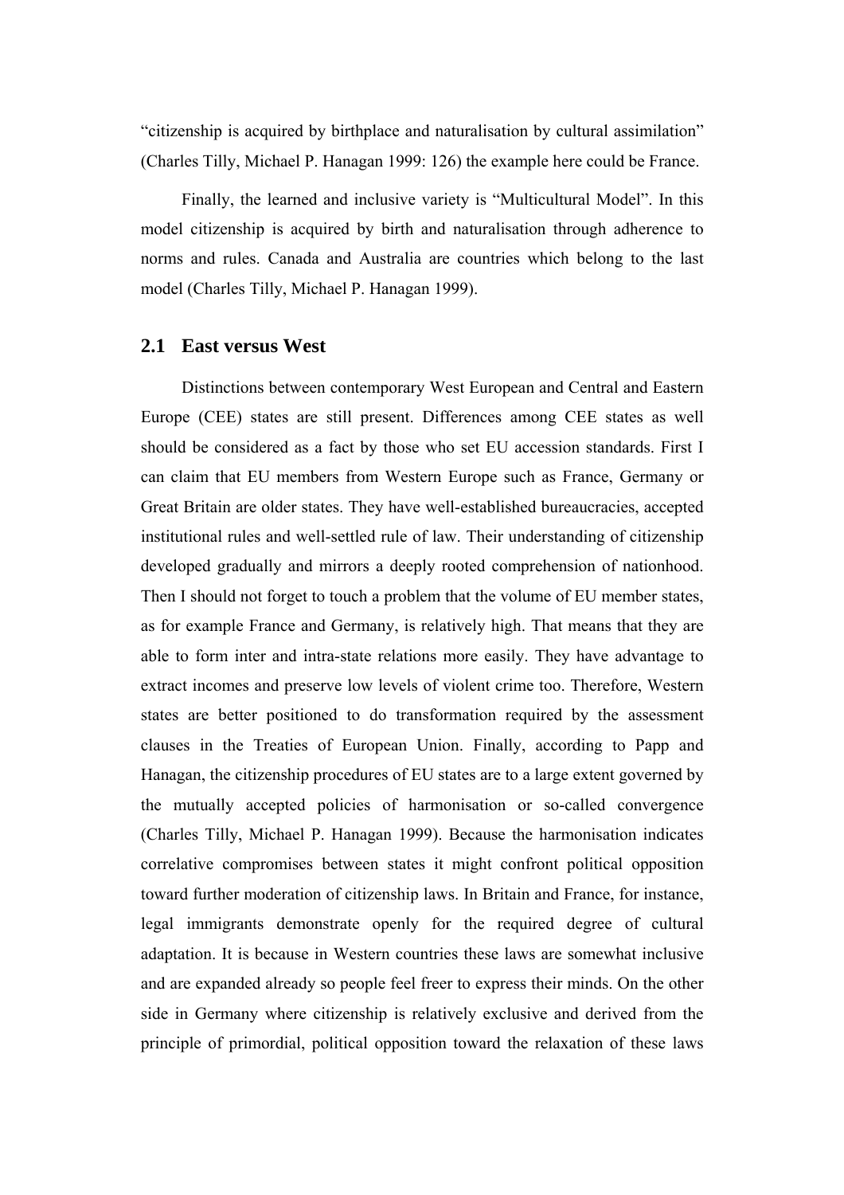"citizenship is acquired by birthplace and naturalisation by cultural assimilation" (Charles Tilly, Michael P. Hanagan 1999: 126) the example here could be France.

Finally, the learned and inclusive variety is "Multicultural Model". In this model citizenship is acquired by birth and naturalisation through adherence to norms and rules. Canada and Australia are countries which belong to the last model (Charles Tilly, Michael P. Hanagan 1999).

## 2.1 East versus West

Distinctions between contemporary West European and Central and Eastern Europe (CEE) states are still present. Differences among CEE states as well should be considered as a fact by those who set EU accession standards. First I can claim that EU members from Western Europe such as France, Germany or Great Britain are older states. They have well-established bureaucracies, accepted institutional rules and well-settled rule of law. Their understanding of citizenship developed gradually and mirrors a deeply rooted comprehension of nationhood. Then I should not forget to touch a problem that the volume of EU member states, as for example France and Germany, is relatively high. That means that they are able to form inter and intra-state relations more easily. They have advantage to extract incomes and preserve low levels of violent crime too. Therefore, Western states are better positioned to do transformation required by the assessment clauses in the Treaties of European Union. Finally, according to Papp and Hanagan, the citizenship procedures of EU states are to a large extent governed by the mutually accepted policies of harmonisation or so-called convergence (Charles Tilly, Michael P. Hanagan 1999). Because the harmonisation indicates correlative compromises between states it might confront political opposition toward further moderation of citizenship laws. In Britain and France, for instance, legal immigrants demonstrate openly for the required degree of cultural adaptation. It is because in Western countries these laws are somewhat inclusive and are expanded already so people feel freer to express their minds. On the other side in Germany where citizenship is relatively exclusive and derived from the principle of primordial, political opposition toward the relaxation of these laws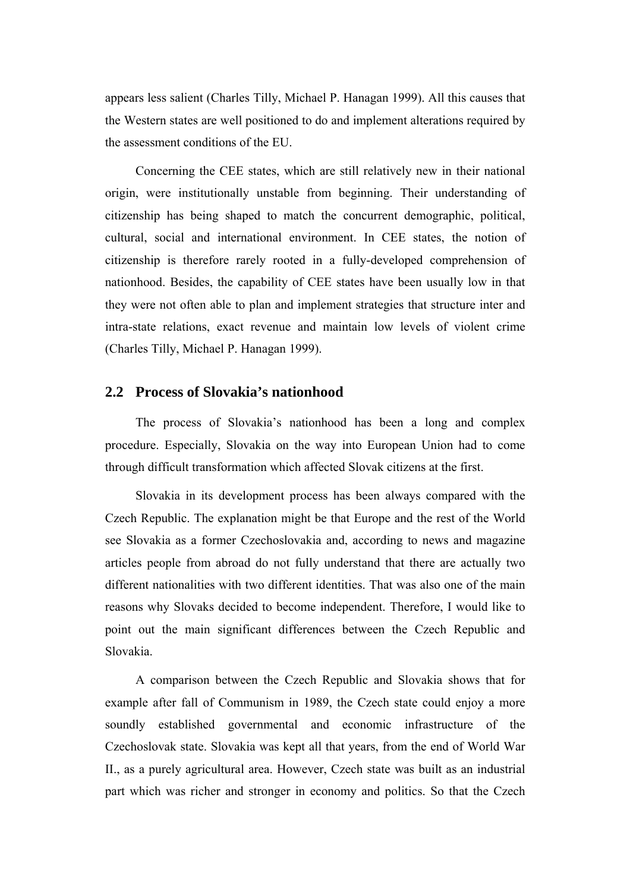appears less salient (Charles Tilly, Michael P. Hanagan 1999). All this causes that the Western states are well positioned to do and implement alterations required by the assessment conditions of the EU.

Concerning the CEE states, which are still relatively new in their national origin, were institutionally unstable from beginning. Their understanding of citizenship has being shaped to match the concurrent demographic, political, cultural, social and international environment. In CEE states, the notion of citizenship is therefore rarely rooted in a fully-developed comprehension of nationhood. Besides, the capability of CEE states have been usually low in that they were not often able to plan and implement strategies that structure inter and intra-state relations, exact revenue and maintain low levels of violent crime (Charles Tilly, Michael P. Hanagan 1999).

## 2.2 Process of Slovakia's nationhood

The process of Slovakia's nationhood has been a long and complex procedure. Especially, Slovakia on the way into European Union had to come through difficult transformation which affected Slovak citizens at the first.

Slovakia in its development process has been always compared with the Czech Republic. The explanation might be that Europe and the rest of the World see Slovakia as a former Czechoslovakia and, according to news and magazine articles people from abroad do not fully understand that there are actually two different nationalities with two different identities. That was also one of the main reasons why Slovaks decided to become independent. Therefore, I would like to point out the main significant differences between the Czech Republic and Slovakia.

A comparison between the Czech Republic and Slovakia shows that for example after fall of Communism in 1989, the Czech state could enjoy a more soundly established governmental and economic infrastructure of the Czechoslovak state. Slovakia was kept all that years, from the end of World War II., as a purely agricultural area. However, Czech state was built as an industrial part which was richer and stronger in economy and politics. So that the Czech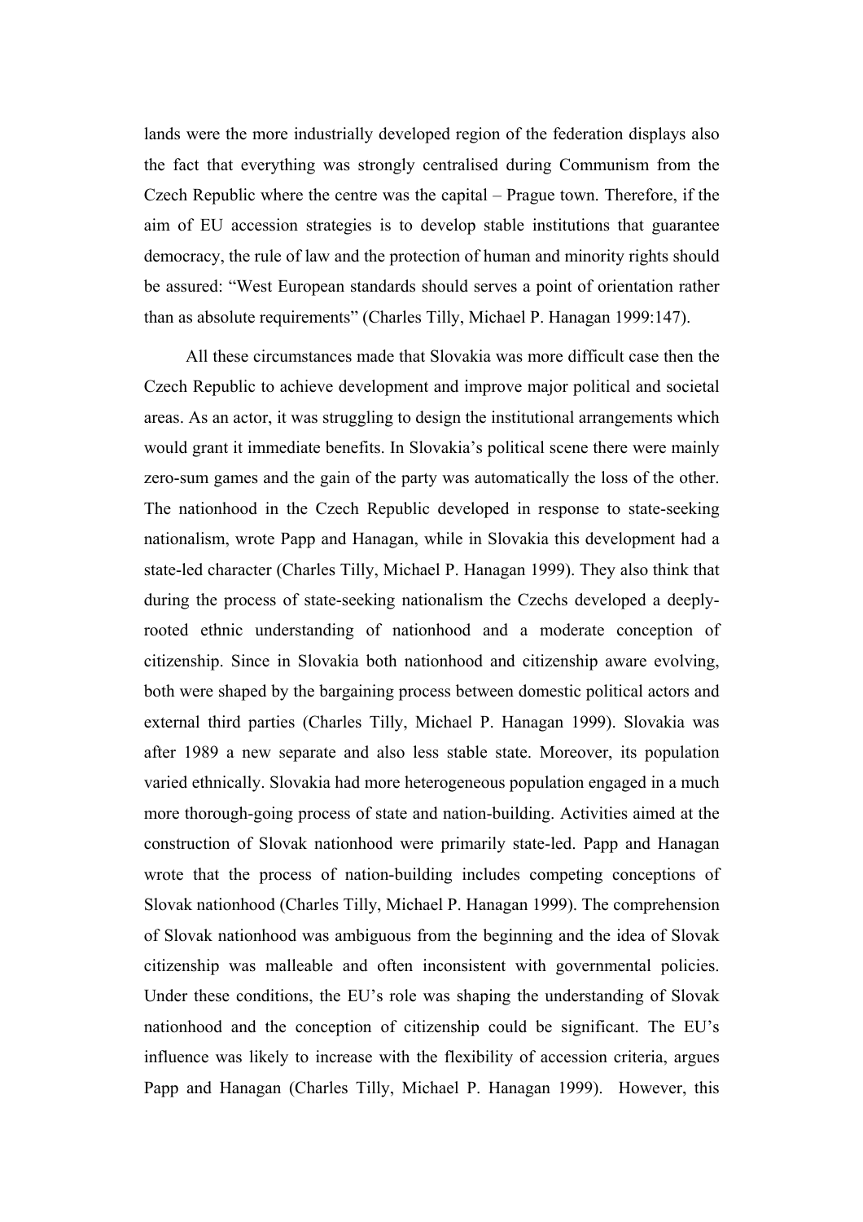lands were the more industrially developed region of the federation displays also the fact that everything was strongly centralised during Communism from the Czech Republic where the centre was the capital – Prague town. Therefore, if the aim of EU accession strategies is to develop stable institutions that guarantee democracy, the rule of law and the protection of human and minority rights should be assured: "West European standards should serves a point of orientation rather than as absolute requirements" (Charles Tilly, Michael P. Hanagan 1999:147).

All these circumstances made that Slovakia was more difficult case then the Czech Republic to achieve development and improve major political and societal areas. As an actor, it was struggling to design the institutional arrangements which would grant it immediate benefits. In Slovakia's political scene there were mainly zero-sum games and the gain of the party was automatically the loss of the other. The nationhood in the Czech Republic developed in response to state-seeking nationalism, wrote Papp and Hanagan, while in Slovakia this development had a state-led character (Charles Tilly, Michael P. Hanagan 1999). They also think that during the process of state-seeking nationalism the Czechs developed a deeply-rooted ethnic understanding of nationhood and a moderate conception of citizenship. Since in Slovakia both nationhood and citizenship aware evolving, both were shaped by the bargaining process between domestic political actors and external third parties (Charles Tilly, Michael P. Hanagan 1999). Slovakia was after 1989 a new separate and also less stable state. Moreover, its population varied ethnically. Slovakia had more heterogeneous population engaged in a much more thorough-going process of state and nation-building. Activities aimed at the construction of Slovak nationhood were primarily state-led. Papp and Hanagan wrote that the process of nation-building includes competing conceptions of Slovak nationhood (Charles Tilly, Michael P. Hanagan 1999). The comprehension of Slovak nationhood was ambiguous from the beginning and the idea of Slovak citizenship was malleable and often inconsistent with governmental policies. Under these conditions, the EU's role was shaping the understanding of Slovak nationhood and the conception of citizenship could be significant. The EU's influence was likely to increase with the flexibility of accession criteria, argues Papp and Hanagan (Charles Tilly, Michael P. Hanagan 1999). However, this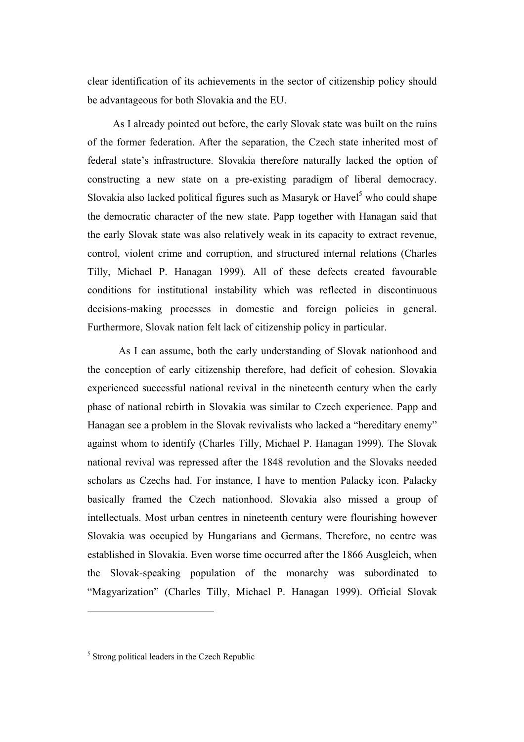clear identification of its achievements in the sector of citizenship policy should be advantageous for both Slovakia and the EU.

As I already pointed out before, the early Slovak state was built on the ruins of the former federation. After the separation, the Czech state inherited most of federal state's infrastructure. Slovakia therefore naturally lacked the option of constructing a new state on a pre-existing paradigm of liberal democracy. Slovakia also lacked political figures such as Masaryk or Havel[5] who could shape the democratic character of the new state. Papp together with Hanagan said that the early Slovak state was also relatively weak in its capacity to extract revenue, control, violent crime and corruption, and structured internal relations (Charles Tilly, Michael P. Hanagan 1999). All of these defects created favourable conditions for institutional instability which was reflected in discontinuous decisions-making processes in domestic and foreign policies in general. Furthermore, Slovak nation felt lack of citizenship policy in particular.

As I can assume, both the early understanding of Slovak nationhood and the conception of early citizenship therefore, had deficit of cohesion. Slovakia experienced successful national revival in the nineteenth century when the early phase of national rebirth in Slovakia was similar to Czech experience. Papp and Hanagan see a problem in the Slovak revivalists who lacked a "hereditary enemy" against whom to identify (Charles Tilly, Michael P. Hanagan 1999). The Slovak national revival was repressed after the 1848 revolution and the Slovaks needed scholars as Czechs had. For instance, I have to mention Palacky icon. Palacky basically framed the Czech nationhood. Slovakia also missed a group of intellectuals. Most urban centres in nineteenth century were flourishing however Slovakia was occupied by Hungarians and Germans. Therefore, no centre was established in Slovakia. Even worse time occurred after the 1866 Ausgleich, when the Slovak-speaking population of the monarchy was subordinated to "Magyarization" (Charles Tilly, Michael P. Hanagan 1999). Official Slovak

---

[5] Strong political leaders in the Czech Republic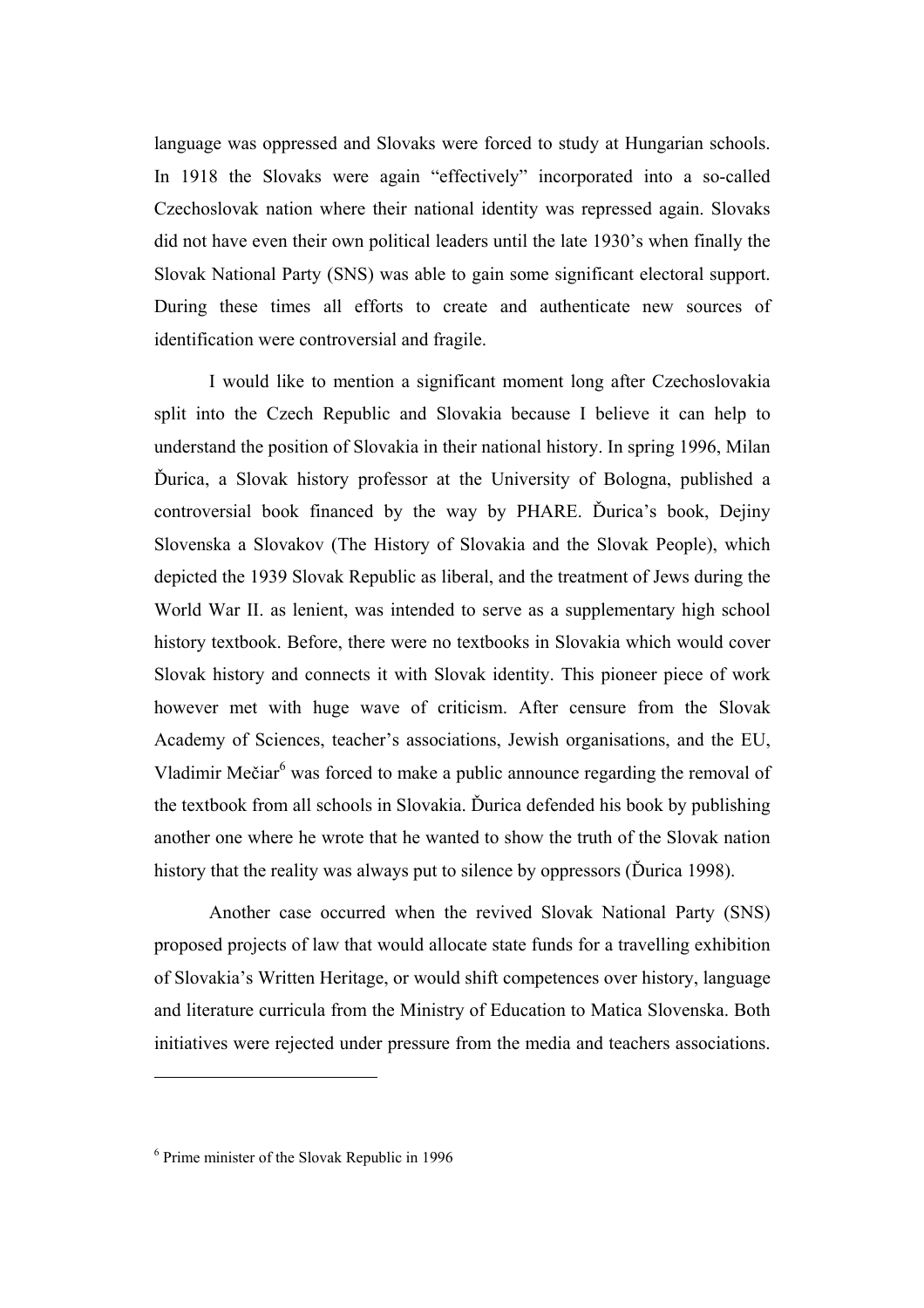language was oppressed and Slovaks were forced to study at Hungarian schools. In 1918 the Slovaks were again "effectively" incorporated into a so-called Czechoslovak nation where their national identity was repressed again. Slovaks did not have even their own political leaders until the late 1930's when finally the Slovak National Party (SNS) was able to gain some significant electoral support. During these times all efforts to create and authenticate new sources of identification were controversial and fragile.

I would like to mention a significant moment long after Czechoslovakia split into the Czech Republic and Slovakia because I believe it can help to understand the position of Slovakia in their national history. In spring 1996, Milan Ďurica, a Slovak history professor at the University of Bologna, published a controversial book financed by the way by PHARE. Ďurica's book, Dejiny Slovenska a Slovakov (The History of Slovakia and the Slovak People), which depicted the 1939 Slovak Republic as liberal, and the treatment of Jews during the World War II. as lenient, was intended to serve as a supplementary high school history textbook. Before, there were no textbooks in Slovakia which would cover Slovak history and connects it with Slovak identity. This pioneer piece of work however met with huge wave of criticism. After censure from the Slovak Academy of Sciences, teacher's associations, Jewish organisations, and the EU, Vladimir Mečiar[6] was forced to make a public announce regarding the removal of the textbook from all schools in Slovakia. Ďurica defended his book by publishing another one where he wrote that he wanted to show the truth of the Slovak nation history that the reality was always put to silence by oppressors (Ďurica 1998).

Another case occurred when the revived Slovak National Party (SNS) proposed projects of law that would allocate state funds for a travelling exhibition of Slovakia's Written Heritage, or would shift competences over history, language and literature curricula from the Ministry of Education to Matica Slovenska. Both initiatives were rejected under pressure from the media and teachers associations.

---

[6] Prime minister of the Slovak Republic in 1996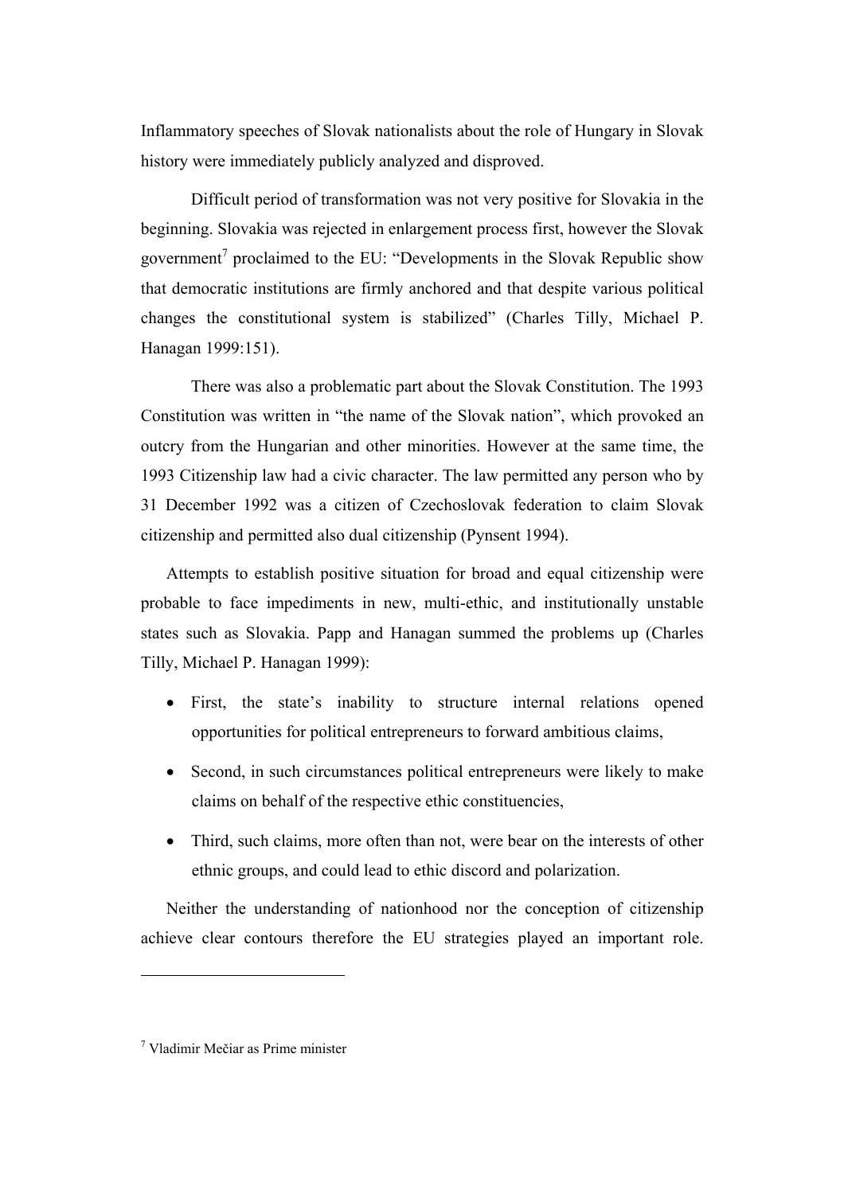Inflammatory speeches of Slovak nationalists about the role of Hungary in Slovak history were immediately publicly analyzed and disproved.

Difficult period of transformation was not very positive for Slovakia in the beginning. Slovakia was rejected in enlargement process first, however the Slovak government[7] proclaimed to the EU: "Developments in the Slovak Republic show that democratic institutions are firmly anchored and that despite various political changes the constitutional system is stabilized" (Charles Tilly, Michael P. Hanagan 1999:151).

There was also a problematic part about the Slovak Constitution. The 1993 Constitution was written in "the name of the Slovak nation", which provoked an outcry from the Hungarian and other minorities. However at the same time, the 1993 Citizenship law had a civic character. The law permitted any person who by 31 December 1992 was a citizen of Czechoslovak federation to claim Slovak citizenship and permitted also dual citizenship (Pynsent 1994).

Attempts to establish positive situation for broad and equal citizenship were probable to face impediments in new, multi-ethic, and institutionally unstable states such as Slovakia. Papp and Hanagan summed the problems up (Charles Tilly, Michael P. Hanagan 1999):

- First, the state's inability to structure internal relations opened opportunities for political entrepreneurs to forward ambitious claims,
- Second, in such circumstances political entrepreneurs were likely to make claims on behalf of the respective ethic constituencies,
- Third, such claims, more often than not, were bear on the interests of other ethnic groups, and could lead to ethic discord and polarization.

Neither the understanding of nationhood nor the conception of citizenship achieve clear contours therefore the EU strategies played an important role.

---

[7] Vladimir Mečiar as Prime minister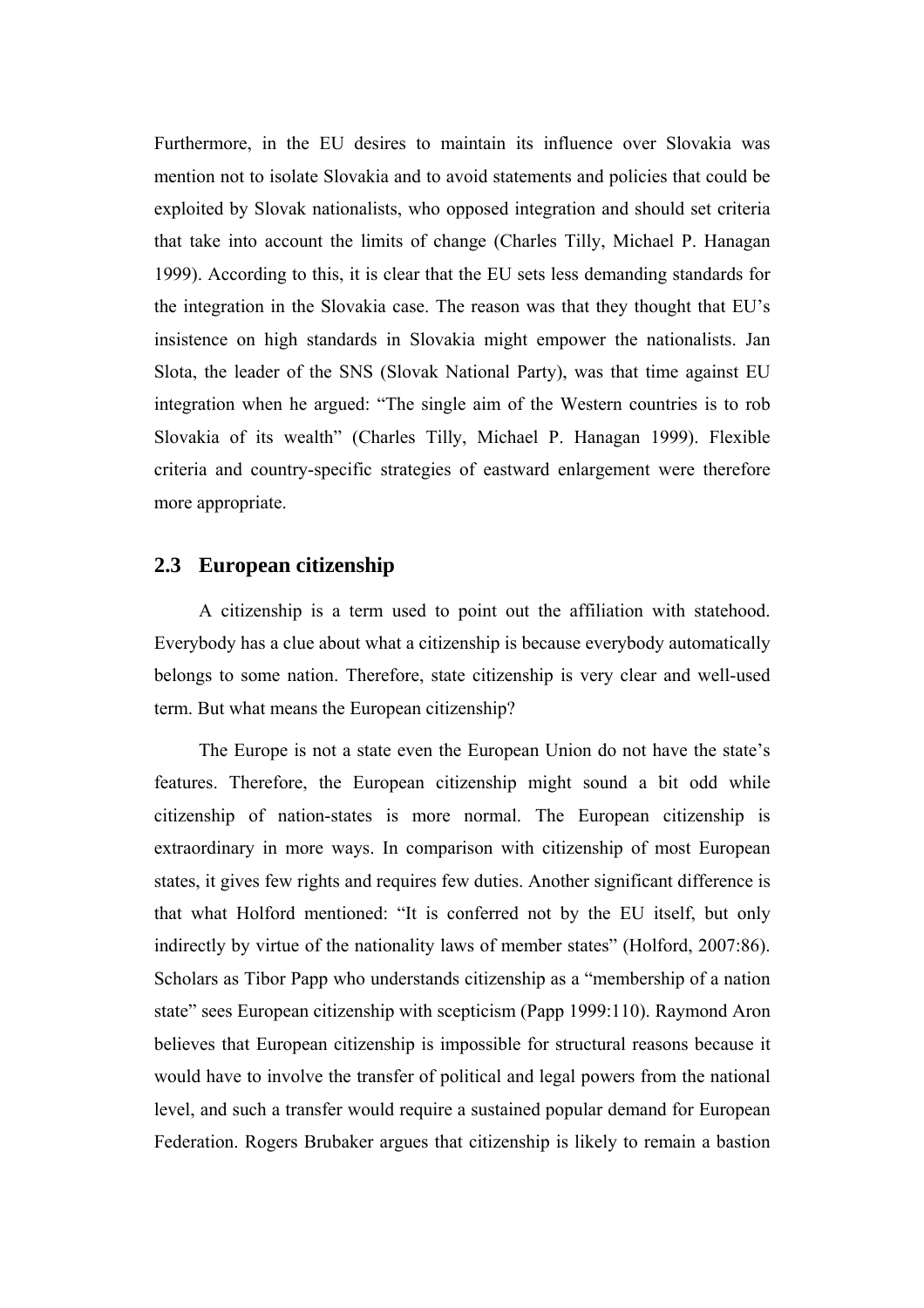Furthermore, in the EU desires to maintain its influence over Slovakia was mention not to isolate Slovakia and to avoid statements and policies that could be exploited by Slovak nationalists, who opposed integration and should set criteria that take into account the limits of change (Charles Tilly, Michael P. Hanagan 1999). According to this, it is clear that the EU sets less demanding standards for the integration in the Slovakia case. The reason was that they thought that EU's insistence on high standards in Slovakia might empower the nationalists. Jan Slota, the leader of the SNS (Slovak National Party), was that time against EU integration when he argued: "The single aim of the Western countries is to rob Slovakia of its wealth" (Charles Tilly, Michael P. Hanagan 1999). Flexible criteria and country-specific strategies of eastward enlargement were therefore more appropriate.

## 2.3 European citizenship

A citizenship is a term used to point out the affiliation with statehood. Everybody has a clue about what a citizenship is because everybody automatically belongs to some nation. Therefore, state citizenship is very clear and well-used term. But what means the European citizenship?

The Europe is not a state even the European Union do not have the state's features. Therefore, the European citizenship might sound a bit odd while citizenship of nation-states is more normal. The European citizenship is extraordinary in more ways. In comparison with citizenship of most European states, it gives few rights and requires few duties. Another significant difference is that what Holford mentioned: "It is conferred not by the EU itself, but only indirectly by virtue of the nationality laws of member states" (Holford, 2007:86). Scholars as Tibor Papp who understands citizenship as a "membership of a nation state" sees European citizenship with scepticism (Papp 1999:110). Raymond Aron believes that European citizenship is impossible for structural reasons because it would have to involve the transfer of political and legal powers from the national level, and such a transfer would require a sustained popular demand for European Federation. Rogers Brubaker argues that citizenship is likely to remain a bastion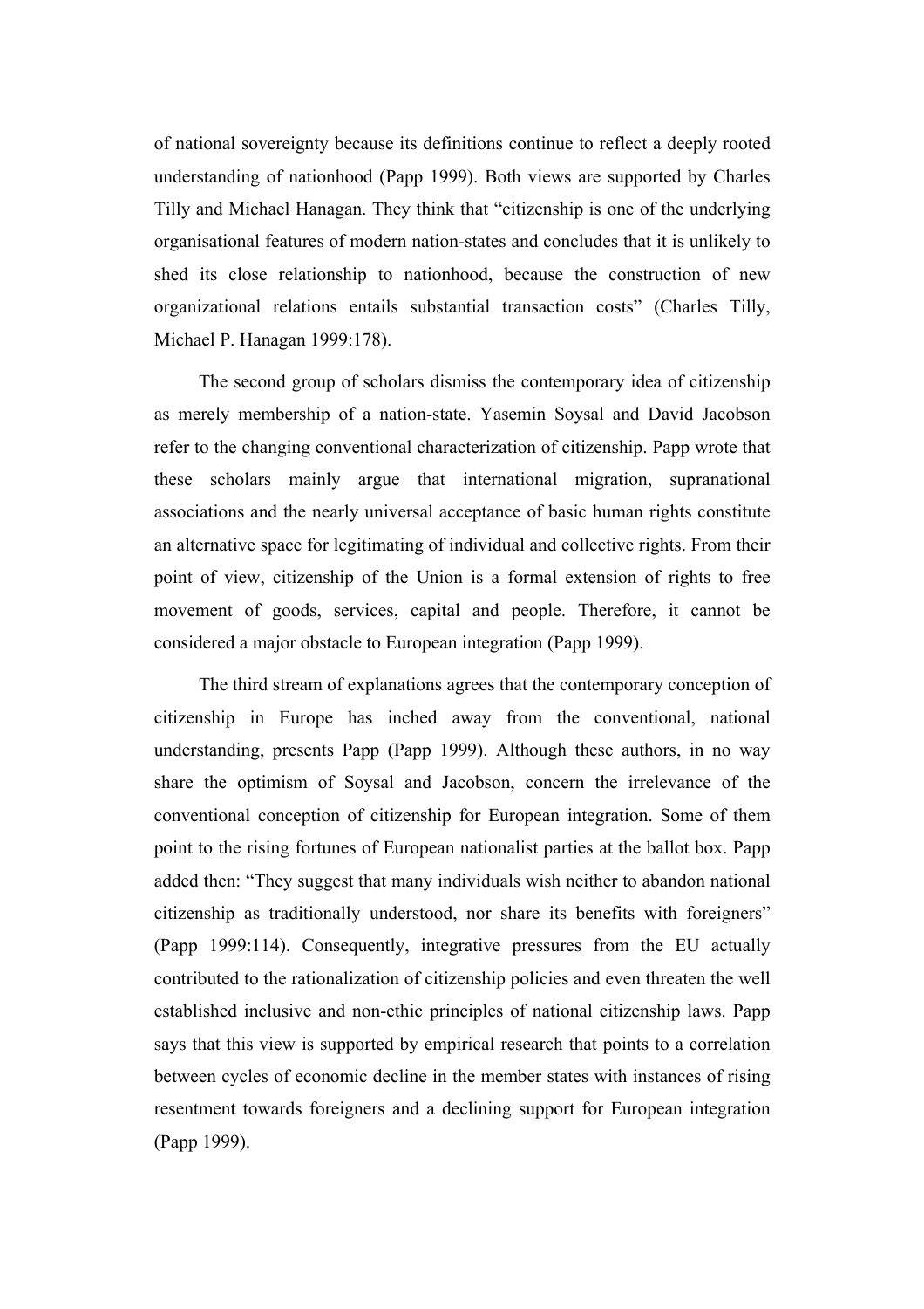of national sovereignty because its definitions continue to reflect a deeply rooted understanding of nationhood (Papp 1999). Both views are supported by Charles Tilly and Michael Hanagan. They think that "citizenship is one of the underlying organisational features of modern nation-states and concludes that it is unlikely to shed its close relationship to nationhood, because the construction of new organizational relations entails substantial transaction costs" (Charles Tilly, Michael P. Hanagan 1999:178).

The second group of scholars dismiss the contemporary idea of citizenship as merely membership of a nation-state. Yasemin Soysal and David Jacobson refer to the changing conventional characterization of citizenship. Papp wrote that these scholars mainly argue that international migration, supranational associations and the nearly universal acceptance of basic human rights constitute an alternative space for legitimating of individual and collective rights. From their point of view, citizenship of the Union is a formal extension of rights to free movement of goods, services, capital and people. Therefore, it cannot be considered a major obstacle to European integration (Papp 1999).

The third stream of explanations agrees that the contemporary conception of citizenship in Europe has inched away from the conventional, national understanding, presents Papp (Papp 1999). Although these authors, in no way share the optimism of Soysal and Jacobson, concern the irrelevance of the conventional conception of citizenship for European integration. Some of them point to the rising fortunes of European nationalist parties at the ballot box. Papp added then: "They suggest that many individuals wish neither to abandon national citizenship as traditionally understood, nor share its benefits with foreigners" (Papp 1999:114). Consequently, integrative pressures from the EU actually contributed to the rationalization of citizenship policies and even threaten the well established inclusive and non-ethic principles of national citizenship laws. Papp says that this view is supported by empirical research that points to a correlation between cycles of economic decline in the member states with instances of rising resentment towards foreigners and a declining support for European integration (Papp 1999).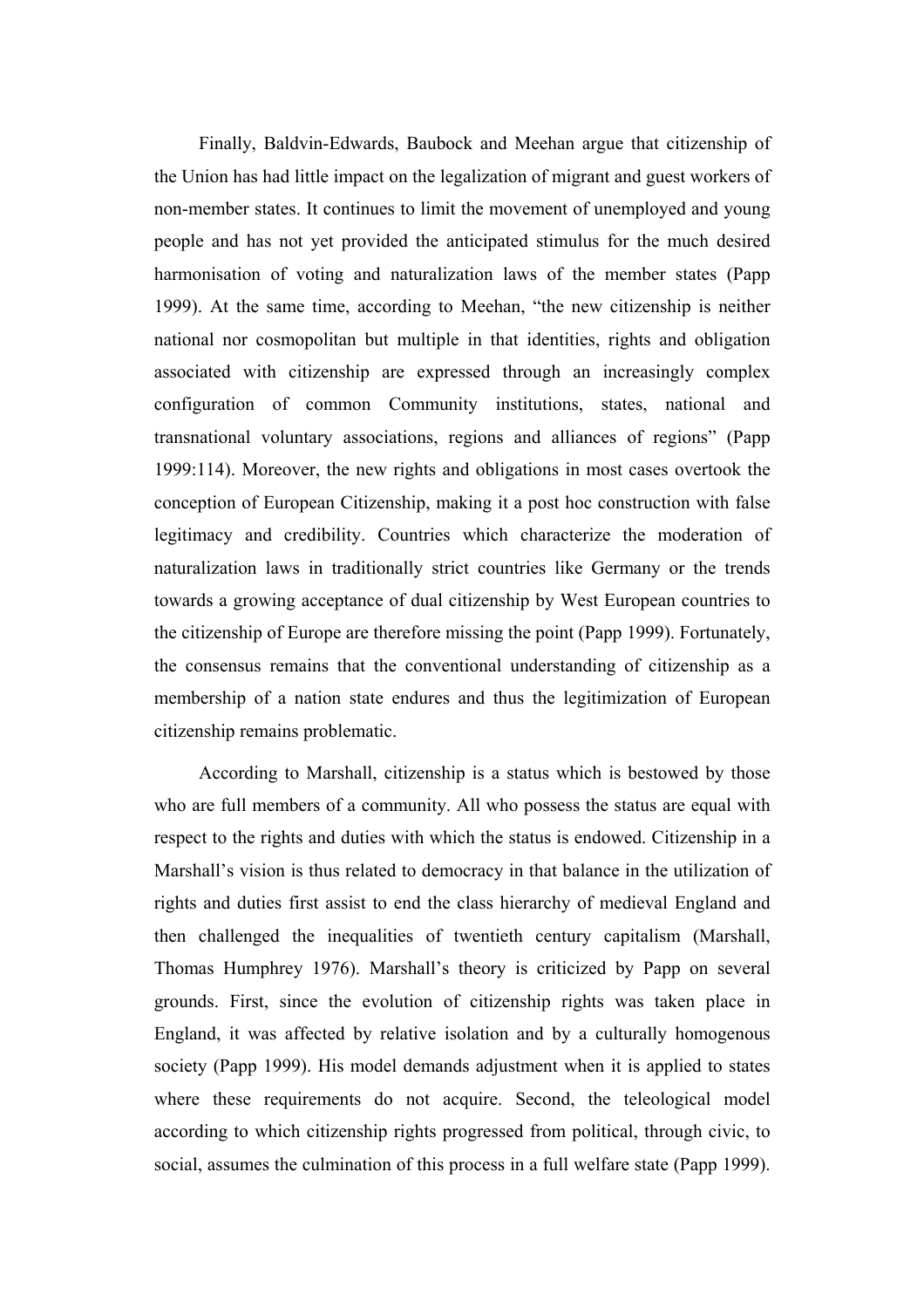Finally, Baldvin-Edwards, Baubock and Meehan argue that citizenship of the Union has had little impact on the legalization of migrant and guest workers of non-member states. It continues to limit the movement of unemployed and young people and has not yet provided the anticipated stimulus for the much desired harmonisation of voting and naturalization laws of the member states (Papp 1999). At the same time, according to Meehan, "the new citizenship is neither national nor cosmopolitan but multiple in that identities, rights and obligation associated with citizenship are expressed through an increasingly complex configuration of common Community institutions, states, national and transnational voluntary associations, regions and alliances of regions" (Papp 1999:114). Moreover, the new rights and obligations in most cases overtook the conception of European Citizenship, making it a post hoc construction with false legitimacy and credibility. Countries which characterize the moderation of naturalization laws in traditionally strict countries like Germany or the trends towards a growing acceptance of dual citizenship by West European countries to the citizenship of Europe are therefore missing the point (Papp 1999). Fortunately, the consensus remains that the conventional understanding of citizenship as a membership of a nation state endures and thus the legitimization of European citizenship remains problematic.

According to Marshall, citizenship is a status which is bestowed by those who are full members of a community. All who possess the status are equal with respect to the rights and duties with which the status is endowed. Citizenship in a Marshall's vision is thus related to democracy in that balance in the utilization of rights and duties first assist to end the class hierarchy of medieval England and then challenged the inequalities of twentieth century capitalism (Marshall, Thomas Humphrey 1976). Marshall's theory is criticized by Papp on several grounds. First, since the evolution of citizenship rights was taken place in England, it was affected by relative isolation and by a culturally homogenous society (Papp 1999). His model demands adjustment when it is applied to states where these requirements do not acquire. Second, the teleological model according to which citizenship rights progressed from political, through civic, to social, assumes the culmination of this process in a full welfare state (Papp 1999).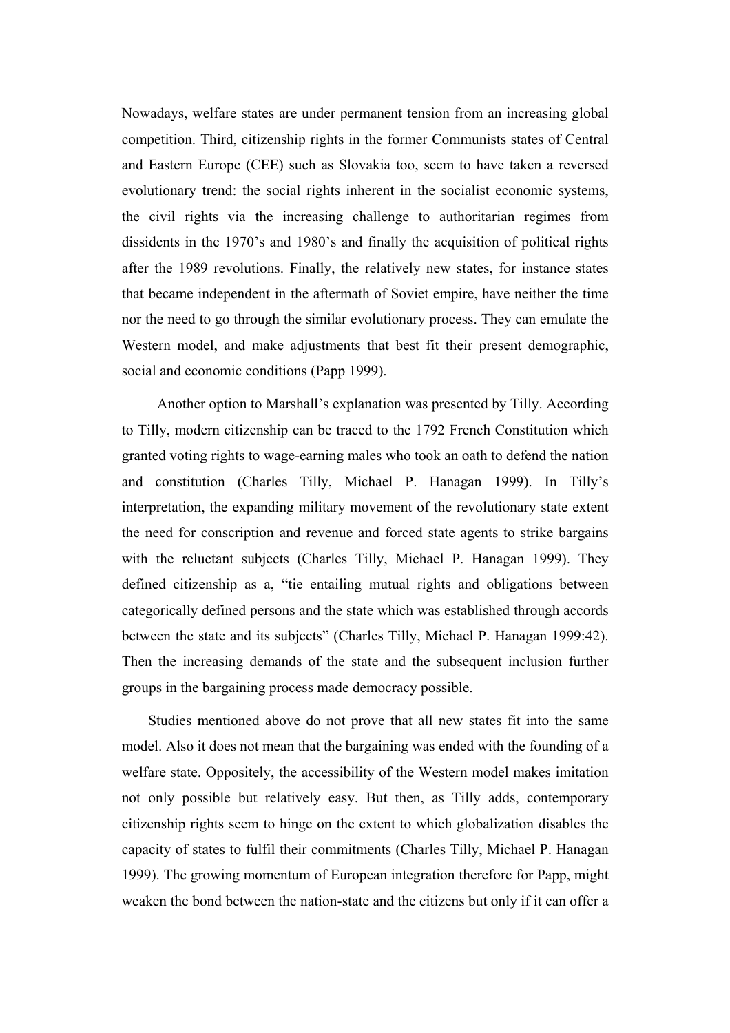Nowadays, welfare states are under permanent tension from an increasing global competition. Third, citizenship rights in the former Communists states of Central and Eastern Europe (CEE) such as Slovakia too, seem to have taken a reversed evolutionary trend: the social rights inherent in the socialist economic systems, the civil rights via the increasing challenge to authoritarian regimes from dissidents in the 1970's and 1980's and finally the acquisition of political rights after the 1989 revolutions. Finally, the relatively new states, for instance states that became independent in the aftermath of Soviet empire, have neither the time nor the need to go through the similar evolutionary process. They can emulate the Western model, and make adjustments that best fit their present demographic, social and economic conditions (Papp 1999).

Another option to Marshall's explanation was presented by Tilly. According to Tilly, modern citizenship can be traced to the 1792 French Constitution which granted voting rights to wage-earning males who took an oath to defend the nation and constitution (Charles Tilly, Michael P. Hanagan 1999). In Tilly's interpretation, the expanding military movement of the revolutionary state extent the need for conscription and revenue and forced state agents to strike bargains with the reluctant subjects (Charles Tilly, Michael P. Hanagan 1999). They defined citizenship as a, "tie entailing mutual rights and obligations between categorically defined persons and the state which was established through accords between the state and its subjects" (Charles Tilly, Michael P. Hanagan 1999:42). Then the increasing demands of the state and the subsequent inclusion further groups in the bargaining process made democracy possible.

Studies mentioned above do not prove that all new states fit into the same model. Also it does not mean that the bargaining was ended with the founding of a welfare state. Oppositely, the accessibility of the Western model makes imitation not only possible but relatively easy. But then, as Tilly adds, contemporary citizenship rights seem to hinge on the extent to which globalization disables the capacity of states to fulfil their commitments (Charles Tilly, Michael P. Hanagan 1999). The growing momentum of European integration therefore for Papp, might weaken the bond between the nation-state and the citizens but only if it can offer a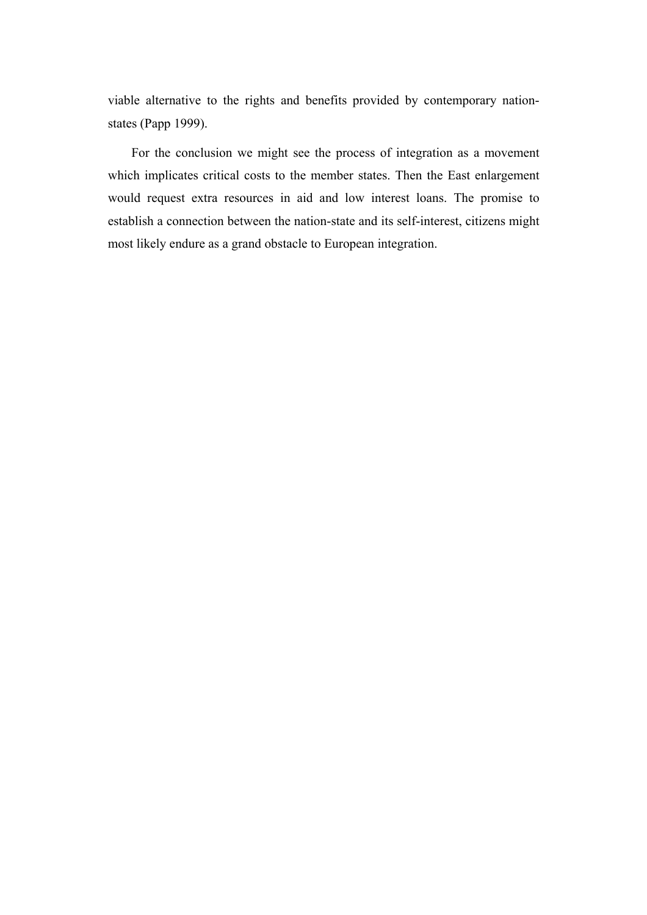viable alternative to the rights and benefits provided by contemporary nation-states (Papp 1999).

For the conclusion we might see the process of integration as a movement which implicates critical costs to the member states. Then the East enlargement would request extra resources in aid and low interest loans. The promise to establish a connection between the nation-state and its self-interest, citizens might most likely endure as a grand obstacle to European integration.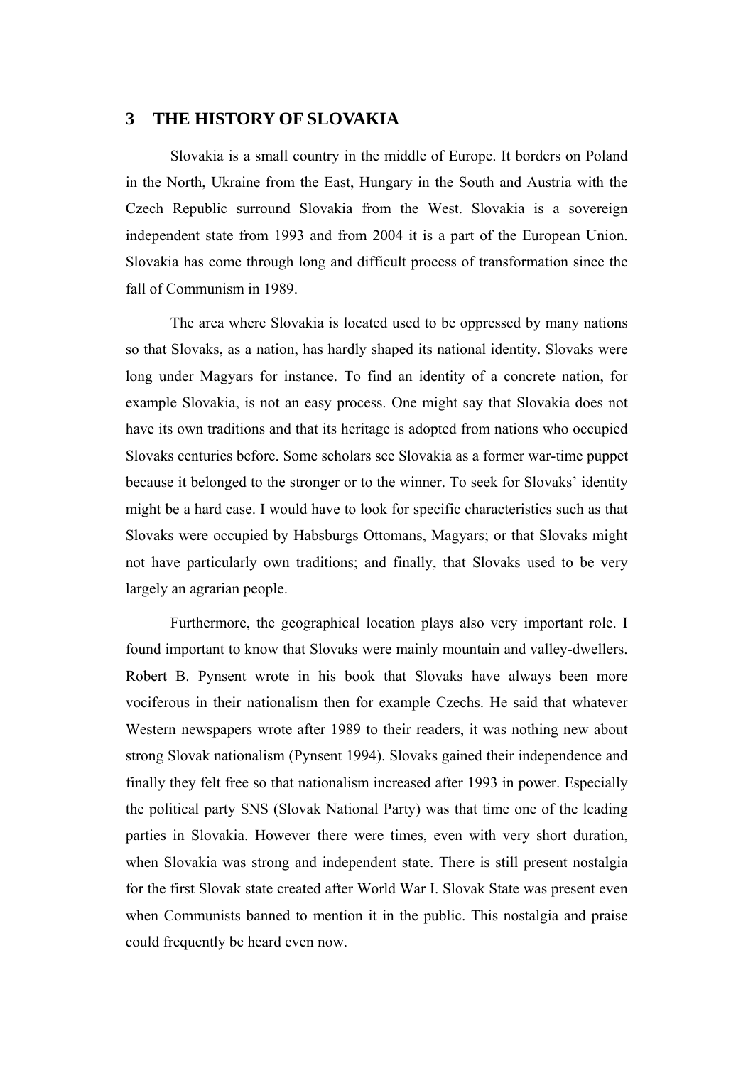# 3 THE HISTORY OF SLOVAKIA

Slovakia is a small country in the middle of Europe. It borders on Poland in the North, Ukraine from the East, Hungary in the South and Austria with the Czech Republic surround Slovakia from the West. Slovakia is a sovereign independent state from 1993 and from 2004 it is a part of the European Union. Slovakia has come through long and difficult process of transformation since the fall of Communism in 1989.

The area where Slovakia is located used to be oppressed by many nations so that Slovaks, as a nation, has hardly shaped its national identity. Slovaks were long under Magyars for instance. To find an identity of a concrete nation, for example Slovakia, is not an easy process. One might say that Slovakia does not have its own traditions and that its heritage is adopted from nations who occupied Slovaks centuries before. Some scholars see Slovakia as a former war-time puppet because it belonged to the stronger or to the winner. To seek for Slovaks' identity might be a hard case. I would have to look for specific characteristics such as that Slovaks were occupied by Habsburgs Ottomans, Magyars; or that Slovaks might not have particularly own traditions; and finally, that Slovaks used to be very largely an agrarian people.

Furthermore, the geographical location plays also very important role. I found important to know that Slovaks were mainly mountain and valley-dwellers. Robert B. Pynsent wrote in his book that Slovaks have always been more vociferous in their nationalism then for example Czechs. He said that whatever Western newspapers wrote after 1989 to their readers, it was nothing new about strong Slovak nationalism (Pynsent 1994). Slovaks gained their independence and finally they felt free so that nationalism increased after 1993 in power. Especially the political party SNS (Slovak National Party) was that time one of the leading parties in Slovakia. However there were times, even with very short duration, when Slovakia was strong and independent state. There is still present nostalgia for the first Slovak state created after World War I. Slovak State was present even when Communists banned to mention it in the public. This nostalgia and praise could frequently be heard even now.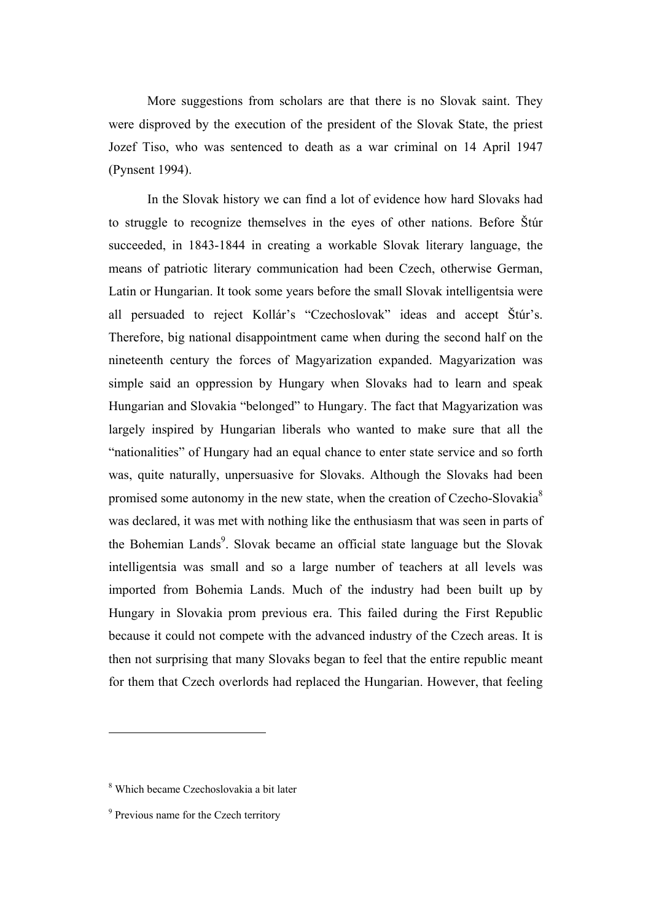More suggestions from scholars are that there is no Slovak saint. They were disproved by the execution of the president of the Slovak State, the priest Jozef Tiso, who was sentenced to death as a war criminal on 14 April 1947 (Pynsent 1994).

In the Slovak history we can find a lot of evidence how hard Slovaks had to struggle to recognize themselves in the eyes of other nations. Before Štúr succeeded, in 1843-1844 in creating a workable Slovak literary language, the means of patriotic literary communication had been Czech, otherwise German, Latin or Hungarian. It took some years before the small Slovak intelligentsia were all persuaded to reject Kollár's "Czechoslovak" ideas and accept Štúr's. Therefore, big national disappointment came when during the second half on the nineteenth century the forces of Magyarization expanded. Magyarization was simple said an oppression by Hungary when Slovaks had to learn and speak Hungarian and Slovakia "belonged" to Hungary. The fact that Magyarization was largely inspired by Hungarian liberals who wanted to make sure that all the "nationalities" of Hungary had an equal chance to enter state service and so forth was, quite naturally, unpersuasive for Slovaks. Although the Slovaks had been promised some autonomy in the new state, when the creation of Czecho-Slovakia[8] was declared, it was met with nothing like the enthusiasm that was seen in parts of the Bohemian Lands[9]. Slovak became an official state language but the Slovak intelligentsia was small and so a large number of teachers at all levels was imported from Bohemia Lands. Much of the industry had been built up by Hungary in Slovakia prom previous era. This failed during the First Republic because it could not compete with the advanced industry of the Czech areas. It is then not surprising that many Slovaks began to feel that the entire republic meant for them that Czech overlords had replaced the Hungarian. However, that feeling

[8] Which became Czechoslovakia a bit later

[9] Previous name for the Czech territory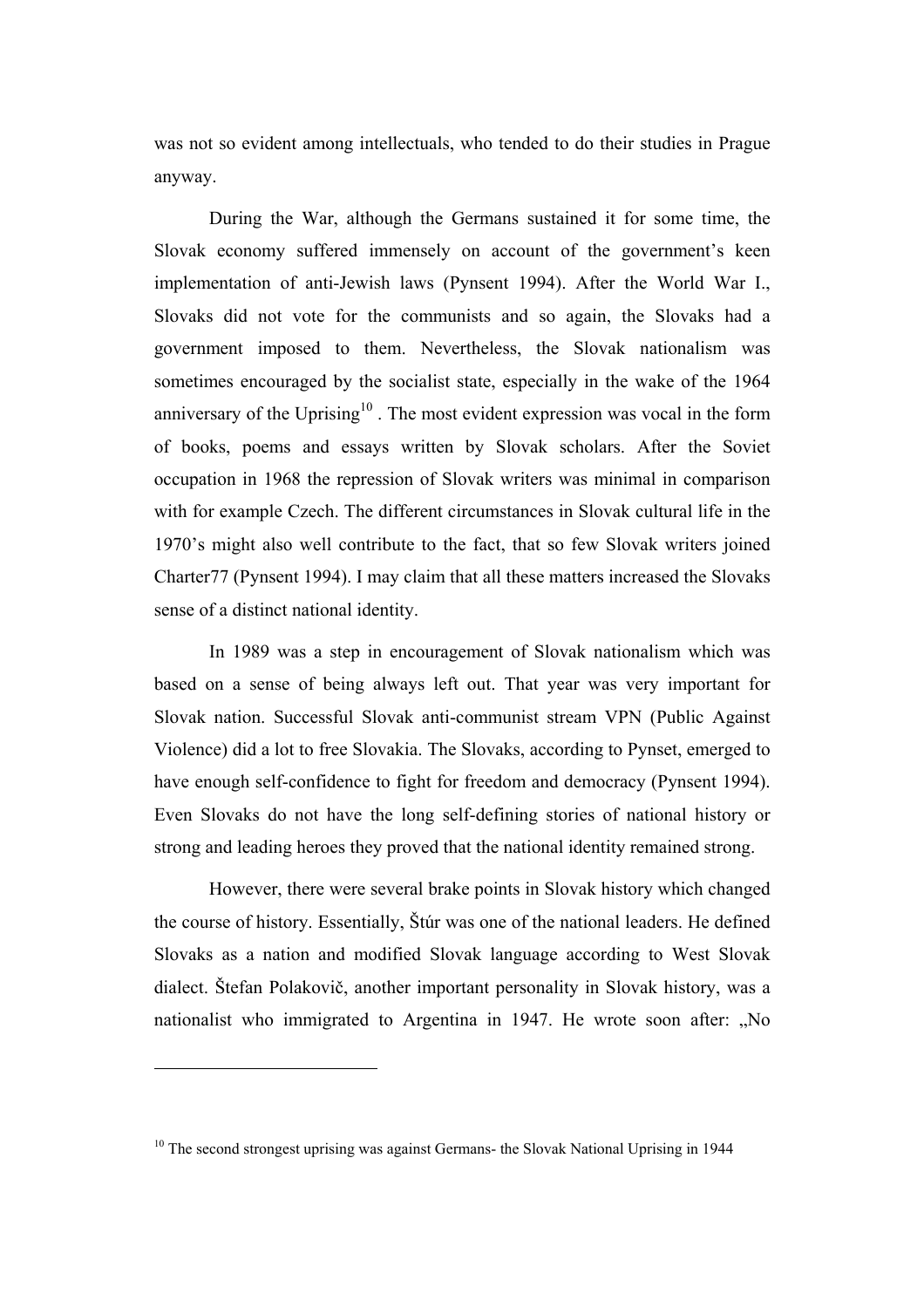was not so evident among intellectuals, who tended to do their studies in Prague anyway.

During the War, although the Germans sustained it for some time, the Slovak economy suffered immensely on account of the government's keen implementation of anti-Jewish laws (Pynsent 1994). After the World War I., Slovaks did not vote for the communists and so again, the Slovaks had a government imposed to them. Nevertheless, the Slovak nationalism was sometimes encouraged by the socialist state, especially in the wake of the 1964 anniversary of the Uprising[10] . The most evident expression was vocal in the form of books, poems and essays written by Slovak scholars. After the Soviet occupation in 1968 the repression of Slovak writers was minimal in comparison with for example Czech. The different circumstances in Slovak cultural life in the 1970's might also well contribute to the fact, that so few Slovak writers joined Charter77 (Pynsent 1994). I may claim that all these matters increased the Slovaks sense of a distinct national identity.

In 1989 was a step in encouragement of Slovak nationalism which was based on a sense of being always left out. That year was very important for Slovak nation. Successful Slovak anti-communist stream VPN (Public Against Violence) did a lot to free Slovakia. The Slovaks, according to Pynset, emerged to have enough self-confidence to fight for freedom and democracy (Pynsent 1994). Even Slovaks do not have the long self-defining stories of national history or strong and leading heroes they proved that the national identity remained strong.

However, there were several brake points in Slovak history which changed the course of history. Essentially, Štúr was one of the national leaders. He defined Slovaks as a nation and modified Slovak language according to West Slovak dialect. Štefan Polakovič, another important personality in Slovak history, was a nationalist who immigrated to Argentina in 1947. He wrote soon after: „No

---

[10] The second strongest uprising was against Germans- the Slovak National Uprising in 1944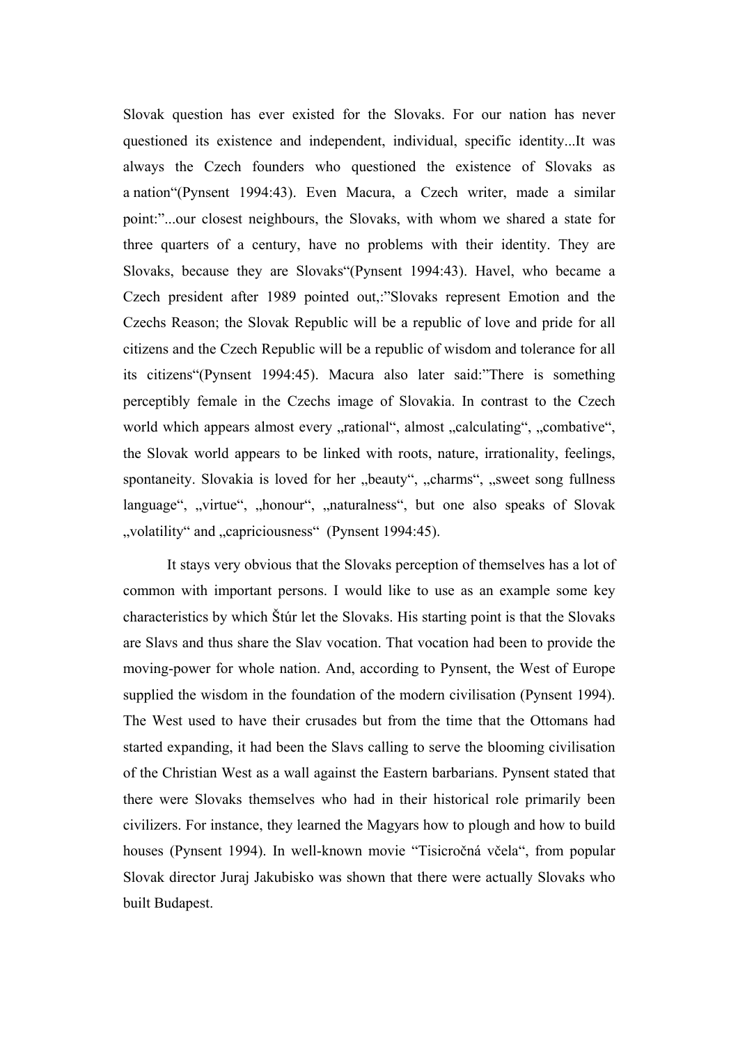Slovak question has ever existed for the Slovaks. For our nation has never questioned its existence and independent, individual, specific identity...It was always the Czech founders who questioned the existence of Slovaks as a nation"(Pynsent 1994:43). Even Macura, a Czech writer, made a similar point:"...our closest neighbours, the Slovaks, with whom we shared a state for three quarters of a century, have no problems with their identity. They are Slovaks, because they are Slovaks"(Pynsent 1994:43). Havel, who became a Czech president after 1989 pointed out,:"Slovaks represent Emotion and the Czechs Reason; the Slovak Republic will be a republic of love and pride for all citizens and the Czech Republic will be a republic of wisdom and tolerance for all its citizens"(Pynsent 1994:45). Macura also later said:"There is something perceptibly female in the Czechs image of Slovakia. In contrast to the Czech world which appears almost every „rational", almost „calculating", „combative", the Slovak world appears to be linked with roots, nature, irrationality, feelings, spontaneity. Slovakia is loved for her „beauty", „charms", „sweet song fullness language", „virtue", „honour", „naturalness", but one also speaks of Slovak „volatility" and „capriciousness" (Pynsent 1994:45).

It stays very obvious that the Slovaks perception of themselves has a lot of common with important persons. I would like to use as an example some key characteristics by which Štúr let the Slovaks. His starting point is that the Slovaks are Slavs and thus share the Slav vocation. That vocation had been to provide the moving-power for whole nation. And, according to Pynsent, the West of Europe supplied the wisdom in the foundation of the modern civilisation (Pynsent 1994). The West used to have their crusades but from the time that the Ottomans had started expanding, it had been the Slavs calling to serve the blooming civilisation of the Christian West as a wall against the Eastern barbarians. Pynsent stated that there were Slovaks themselves who had in their historical role primarily been civilizers. For instance, they learned the Magyars how to plough and how to build houses (Pynsent 1994). In well-known movie "Tisicročná včela", from popular Slovak director Juraj Jakubisko was shown that there were actually Slovaks who built Budapest.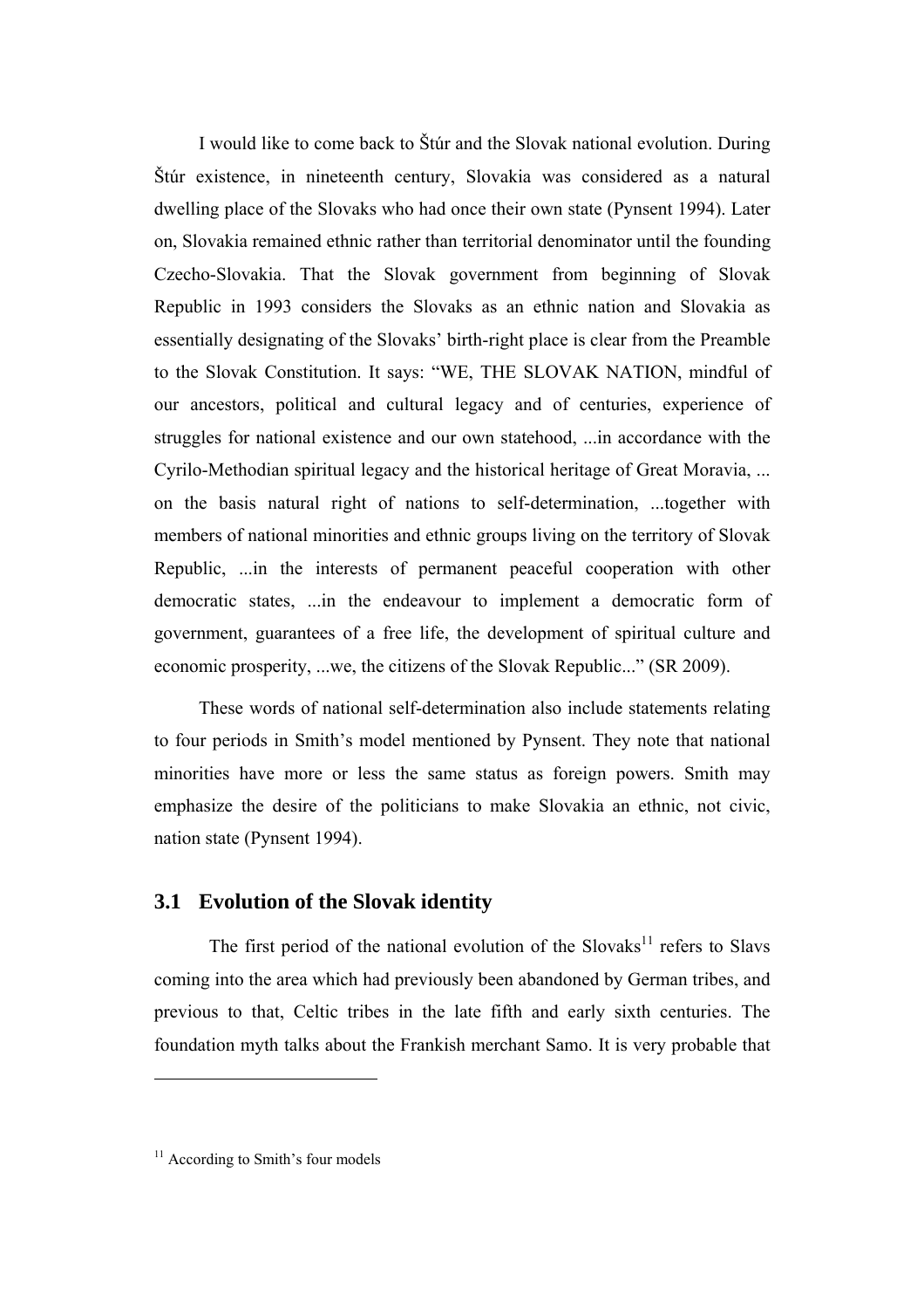I would like to come back to Štúr and the Slovak national evolution. During Štúr existence, in nineteenth century, Slovakia was considered as a natural dwelling place of the Slovaks who had once their own state (Pynsent 1994). Later on, Slovakia remained ethnic rather than territorial denominator until the founding Czecho-Slovakia. That the Slovak government from beginning of Slovak Republic in 1993 considers the Slovaks as an ethnic nation and Slovakia as essentially designating of the Slovaks' birth-right place is clear from the Preamble to the Slovak Constitution. It says: "WE, THE SLOVAK NATION, mindful of our ancestors, political and cultural legacy and of centuries, experience of struggles for national existence and our own statehood, ...in accordance with the Cyrilo-Methodian spiritual legacy and the historical heritage of Great Moravia, ... on the basis natural right of nations to self-determination, ...together with members of national minorities and ethnic groups living on the territory of Slovak Republic, ...in the interests of permanent peaceful cooperation with other democratic states, ...in the endeavour to implement a democratic form of government, guarantees of a free life, the development of spiritual culture and economic prosperity, ...we, the citizens of the Slovak Republic..." (SR 2009).

These words of national self-determination also include statements relating to four periods in Smith's model mentioned by Pynsent. They note that national minorities have more or less the same status as foreign powers. Smith may emphasize the desire of the politicians to make Slovakia an ethnic, not civic, nation state (Pynsent 1994).

## 3.1 Evolution of the Slovak identity

The first period of the national evolution of the Slovaks[11] refers to Slavs coming into the area which had previously been abandoned by German tribes, and previous to that, Celtic tribes in the late fifth and early sixth centuries. The foundation myth talks about the Frankish merchant Samo. It is very probable that

[11] According to Smith's four models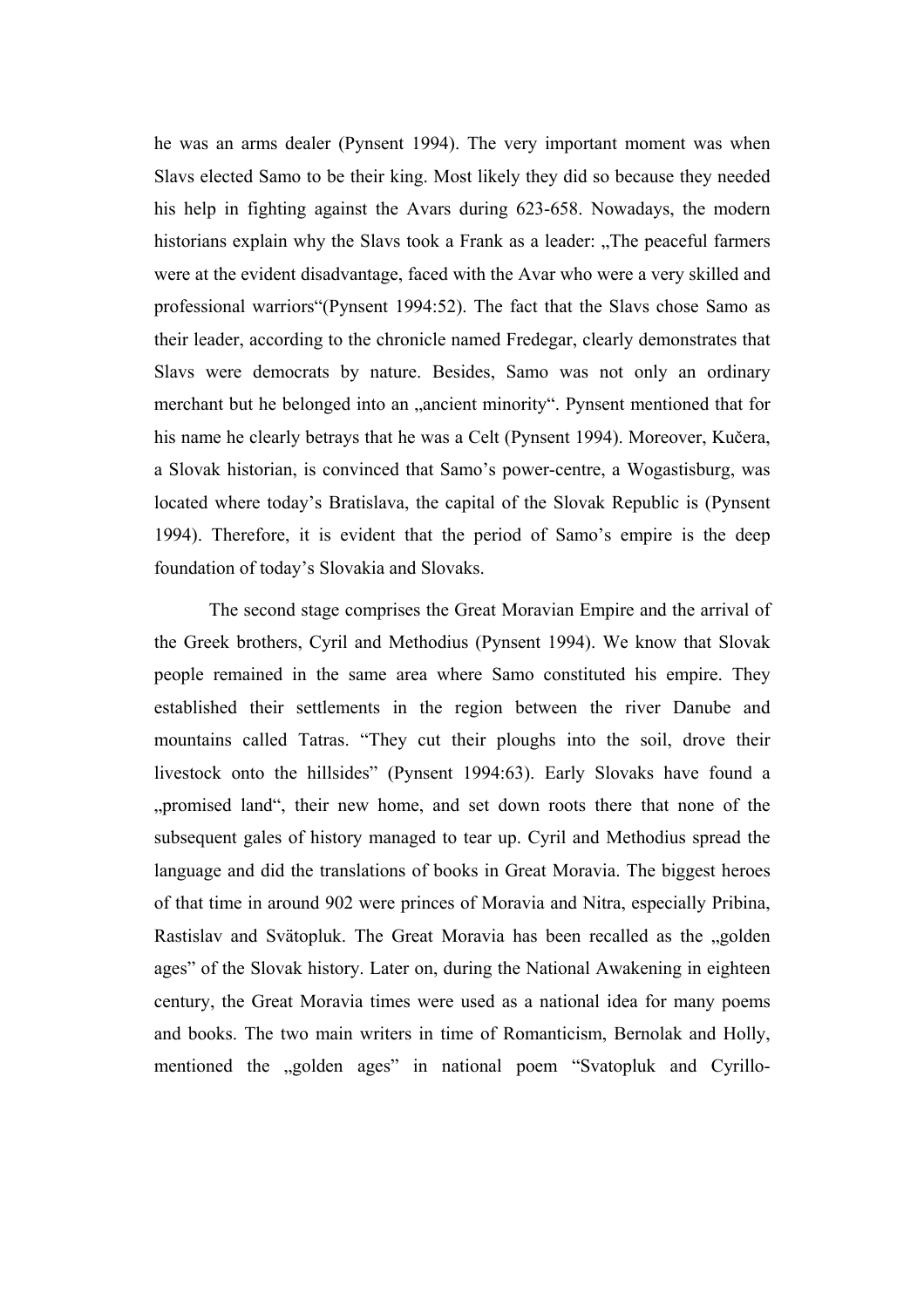he was an arms dealer (Pynsent 1994). The very important moment was when Slavs elected Samo to be their king. Most likely they did so because they needed his help in fighting against the Avars during 623-658. Nowadays, the modern historians explain why the Slavs took a Frank as a leader: „The peaceful farmers were at the evident disadvantage, faced with the Avar who were a very skilled and professional warriors“(Pynsent 1994:52). The fact that the Slavs chose Samo as their leader, according to the chronicle named Fredegar, clearly demonstrates that Slavs were democrats by nature. Besides, Samo was not only an ordinary merchant but he belonged into an „ancient minority“. Pynsent mentioned that for his name he clearly betrays that he was a Celt (Pynsent 1994). Moreover, Kučera, a Slovak historian, is convinced that Samo's power-centre, a Wogastisburg, was located where today's Bratislava, the capital of the Slovak Republic is (Pynsent 1994). Therefore, it is evident that the period of Samo's empire is the deep foundation of today's Slovakia and Slovaks.

The second stage comprises the Great Moravian Empire and the arrival of the Greek brothers, Cyril and Methodius (Pynsent 1994). We know that Slovak people remained in the same area where Samo constituted his empire. They established their settlements in the region between the river Danube and mountains called Tatras. "They cut their ploughs into the soil, drove their livestock onto the hillsides" (Pynsent 1994:63). Early Slovaks have found a „promised land“, their new home, and set down roots there that none of the subsequent gales of history managed to tear up. Cyril and Methodius spread the language and did the translations of books in Great Moravia. The biggest heroes of that time in around 902 were princes of Moravia and Nitra, especially Pribina, Rastislav and Svätopluk. The Great Moravia has been recalled as the „golden ages" of the Slovak history. Later on, during the National Awakening in eighteen century, the Great Moravia times were used as a national idea for many poems and books. The two main writers in time of Romanticism, Bernolak and Holly, mentioned the „golden ages" in national poem "Svatopluk and Cyrillo-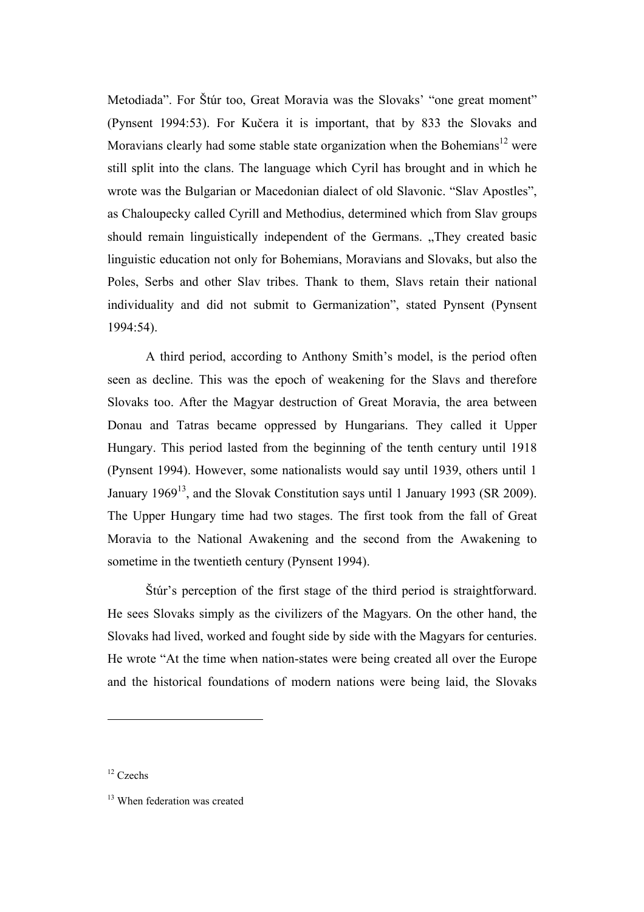Metodiada". For Štúr too, Great Moravia was the Slovaks' "one great moment" (Pynsent 1994:53). For Kučera it is important, that by 833 the Slovaks and Moravians clearly had some stable state organization when the Bohemians[12] were still split into the clans. The language which Cyril has brought and in which he wrote was the Bulgarian or Macedonian dialect of old Slavonic. "Slav Apostles", as Chaloupecky called Cyrill and Methodius, determined which from Slav groups should remain linguistically independent of the Germans. „They created basic linguistic education not only for Bohemians, Moravians and Slovaks, but also the Poles, Serbs and other Slav tribes. Thank to them, Slavs retain their national individuality and did not submit to Germanization", stated Pynsent (Pynsent 1994:54).

A third period, according to Anthony Smith's model, is the period often seen as decline. This was the epoch of weakening for the Slavs and therefore Slovaks too. After the Magyar destruction of Great Moravia, the area between Donau and Tatras became oppressed by Hungarians. They called it Upper Hungary. This period lasted from the beginning of the tenth century until 1918 (Pynsent 1994). However, some nationalists would say until 1939, others until 1 January 1969[13], and the Slovak Constitution says until 1 January 1993 (SR 2009). The Upper Hungary time had two stages. The first took from the fall of Great Moravia to the National Awakening and the second from the Awakening to sometime in the twentieth century (Pynsent 1994).

Štúr's perception of the first stage of the third period is straightforward. He sees Slovaks simply as the civilizers of the Magyars. On the other hand, the Slovaks had lived, worked and fought side by side with the Magyars for centuries. He wrote "At the time when nation-states were being created all over the Europe and the historical foundations of modern nations were being laid, the Slovaks

---

[12] Czechs

[13] When federation was created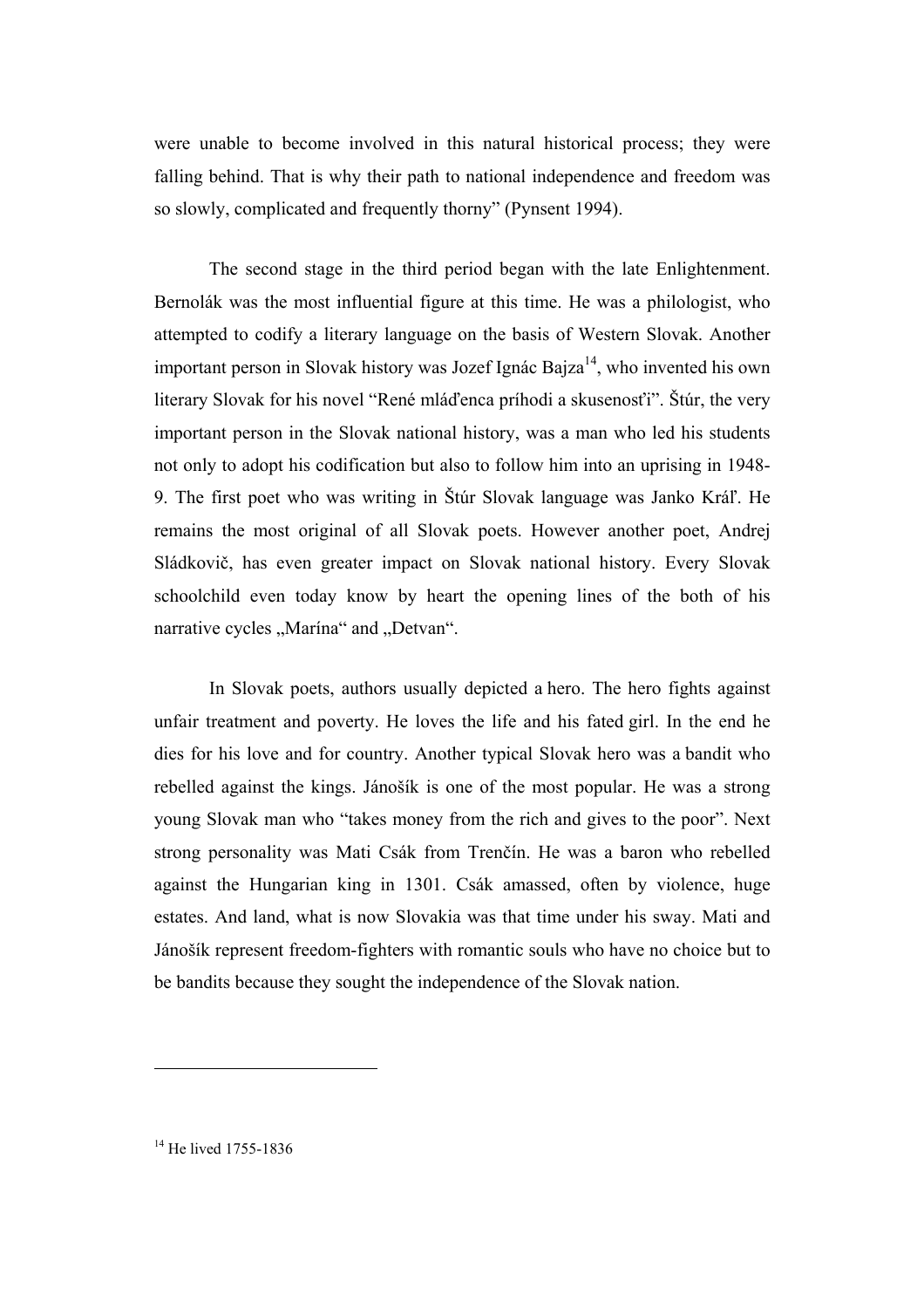were unable to become involved in this natural historical process; they were falling behind. That is why their path to national independence and freedom was so slowly, complicated and frequently thorny" (Pynsent 1994).

The second stage in the third period began with the late Enlightenment. Bernolák was the most influential figure at this time. He was a philologist, who attempted to codify a literary language on the basis of Western Slovak. Another important person in Slovak history was Jozef Ignác Bajza[14], who invented his own literary Slovak for his novel "René mláďenca príhodi a skusenosťi". Štúr, the very important person in the Slovak national history, was a man who led his students not only to adopt his codification but also to follow him into an uprising in 1948-9. The first poet who was writing in Štúr Slovak language was Janko Kráľ. He remains the most original of all Slovak poets. However another poet, Andrej Sládkovič, has even greater impact on Slovak national history. Every Slovak schoolchild even today know by heart the opening lines of the both of his narrative cycles „Marína" and „Detvan".

In Slovak poets, authors usually depicted a hero. The hero fights against unfair treatment and poverty. He loves the life and his fated girl. In the end he dies for his love and for country. Another typical Slovak hero was a bandit who rebelled against the kings. Jánošík is one of the most popular. He was a strong young Slovak man who "takes money from the rich and gives to the poor". Next strong personality was Mati Csák from Trenčín. He was a baron who rebelled against the Hungarian king in 1301. Csák amassed, often by violence, huge estates. And land, what is now Slovakia was that time under his sway. Mati and Jánošík represent freedom-fighters with romantic souls who have no choice but to be bandits because they sought the independence of the Slovak nation.

---

[14] He lived 1755-1836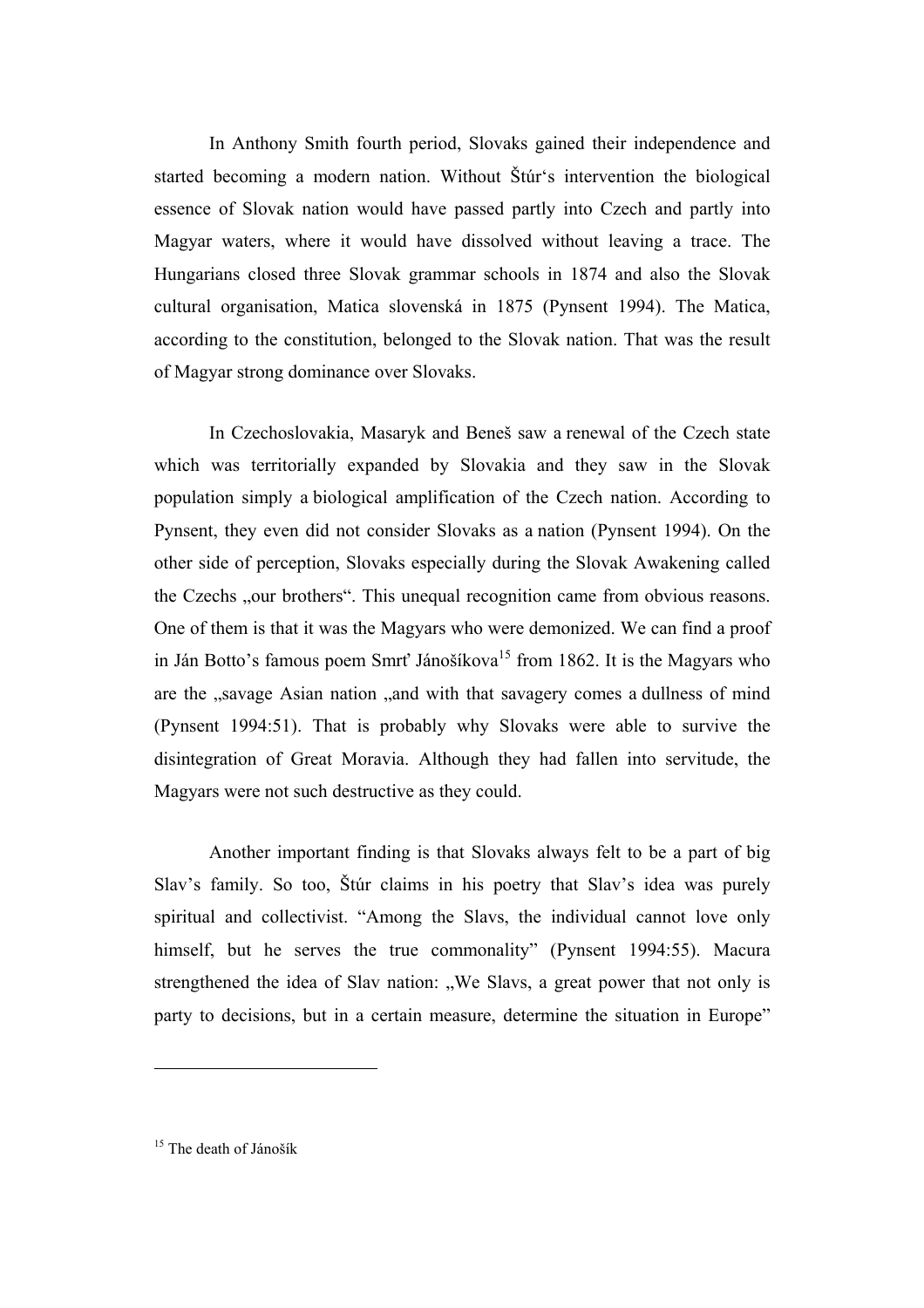In Anthony Smith fourth period, Slovaks gained their independence and started becoming a modern nation. Without Štúr's intervention the biological essence of Slovak nation would have passed partly into Czech and partly into Magyar waters, where it would have dissolved without leaving a trace. The Hungarians closed three Slovak grammar schools in 1874 and also the Slovak cultural organisation, Matica slovenská in 1875 (Pynsent 1994). The Matica, according to the constitution, belonged to the Slovak nation. That was the result of Magyar strong dominance over Slovaks.

In Czechoslovakia, Masaryk and Beneš saw a renewal of the Czech state which was territorially expanded by Slovakia and they saw in the Slovak population simply a biological amplification of the Czech nation. According to Pynsent, they even did not consider Slovaks as a nation (Pynsent 1994). On the other side of perception, Slovaks especially during the Slovak Awakening called the Czechs „our brothers". This unequal recognition came from obvious reasons. One of them is that it was the Magyars who were demonized. We can find a proof in Ján Botto's famous poem Smrť Jánošíkova[15] from 1862. It is the Magyars who are the „savage Asian nation „and with that savagery comes a dullness of mind (Pynsent 1994:51). That is probably why Slovaks were able to survive the disintegration of Great Moravia. Although they had fallen into servitude, the Magyars were not such destructive as they could.

Another important finding is that Slovaks always felt to be a part of big Slav's family. So too, Štúr claims in his poetry that Slav's idea was purely spiritual and collectivist. "Among the Slavs, the individual cannot love only himself, but he serves the true commonality" (Pynsent 1994:55). Macura strengthened the idea of Slav nation: „We Slavs, a great power that not only is party to decisions, but in a certain measure, determine the situation in Europe"

---

[15] The death of Jánošík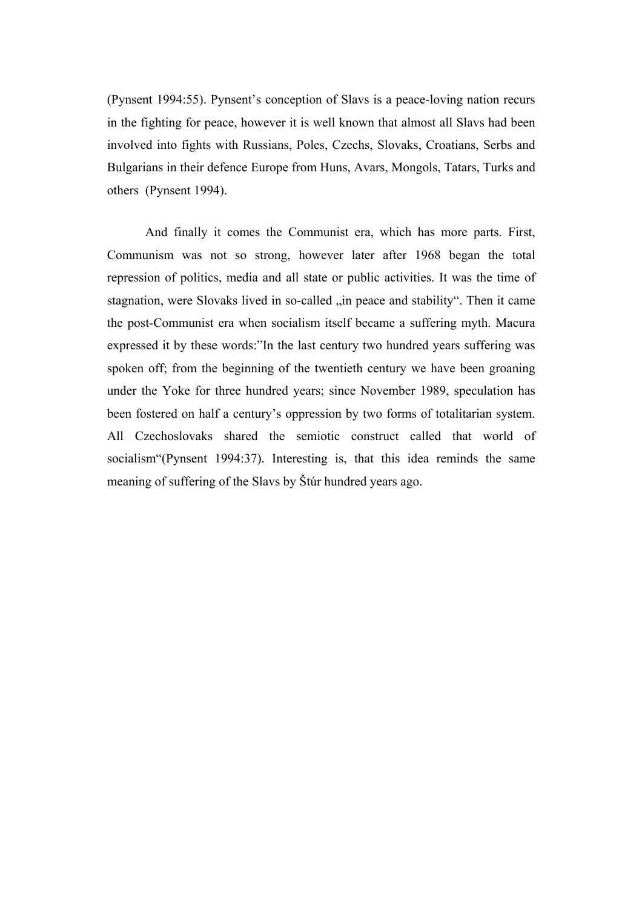(Pynsent 1994:55). Pynsent's conception of Slavs is a peace-loving nation recurs in the fighting for peace, however it is well known that almost all Slavs had been involved into fights with Russians, Poles, Czechs, Slovaks, Croatians, Serbs and Bulgarians in their defence Europe from Huns, Avars, Mongols, Tatars, Turks and others (Pynsent 1994).

And finally it comes the Communist era, which has more parts. First, Communism was not so strong, however later after 1968 began the total repression of politics, media and all state or public activities. It was the time of stagnation, were Slovaks lived in so-called „in peace and stability". Then it came the post-Communist era when socialism itself became a suffering myth. Macura expressed it by these words:"In the last century two hundred years suffering was spoken off; from the beginning of the twentieth century we have been groaning under the Yoke for three hundred years; since November 1989, speculation has been fostered on half a century's oppression by two forms of totalitarian system. All Czechoslovaks shared the semiotic construct called that world of socialism"(Pynsent 1994:37). Interesting is, that this idea reminds the same meaning of suffering of the Slavs by Štúr hundred years ago.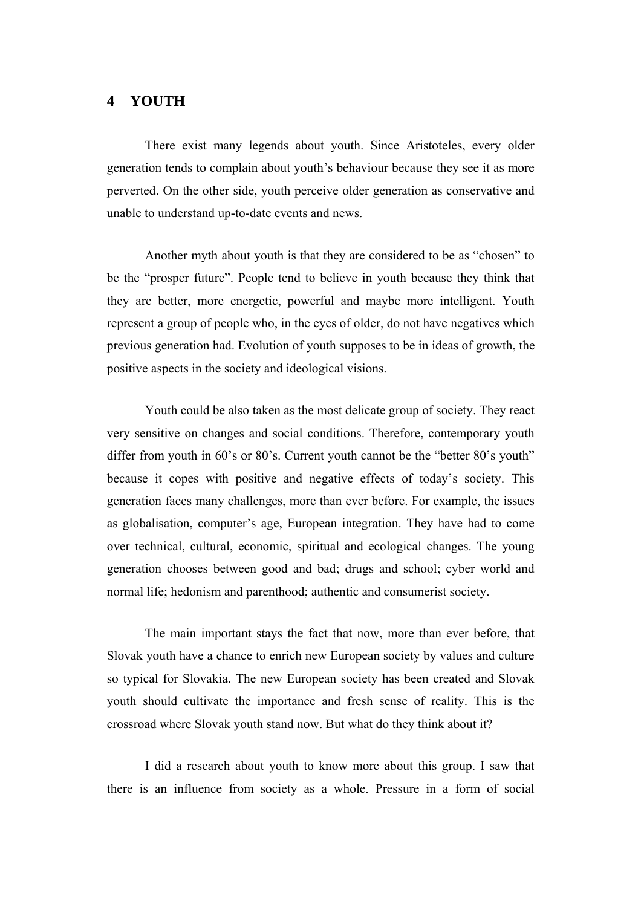# 4 YOUTH

There exist many legends about youth. Since Aristoteles, every older generation tends to complain about youth's behaviour because they see it as more perverted. On the other side, youth perceive older generation as conservative and unable to understand up-to-date events and news.

Another myth about youth is that they are considered to be as "chosen" to be the "prosper future". People tend to believe in youth because they think that they are better, more energetic, powerful and maybe more intelligent. Youth represent a group of people who, in the eyes of older, do not have negatives which previous generation had. Evolution of youth supposes to be in ideas of growth, the positive aspects in the society and ideological visions.

Youth could be also taken as the most delicate group of society. They react very sensitive on changes and social conditions. Therefore, contemporary youth differ from youth in 60's or 80's. Current youth cannot be the "better 80's youth" because it copes with positive and negative effects of today's society. This generation faces many challenges, more than ever before. For example, the issues as globalisation, computer's age, European integration. They have had to come over technical, cultural, economic, spiritual and ecological changes. The young generation chooses between good and bad; drugs and school; cyber world and normal life; hedonism and parenthood; authentic and consumerist society.

The main important stays the fact that now, more than ever before, that Slovak youth have a chance to enrich new European society by values and culture so typical for Slovakia. The new European society has been created and Slovak youth should cultivate the importance and fresh sense of reality. This is the crossroad where Slovak youth stand now. But what do they think about it?

I did a research about youth to know more about this group. I saw that there is an influence from society as a whole. Pressure in a form of social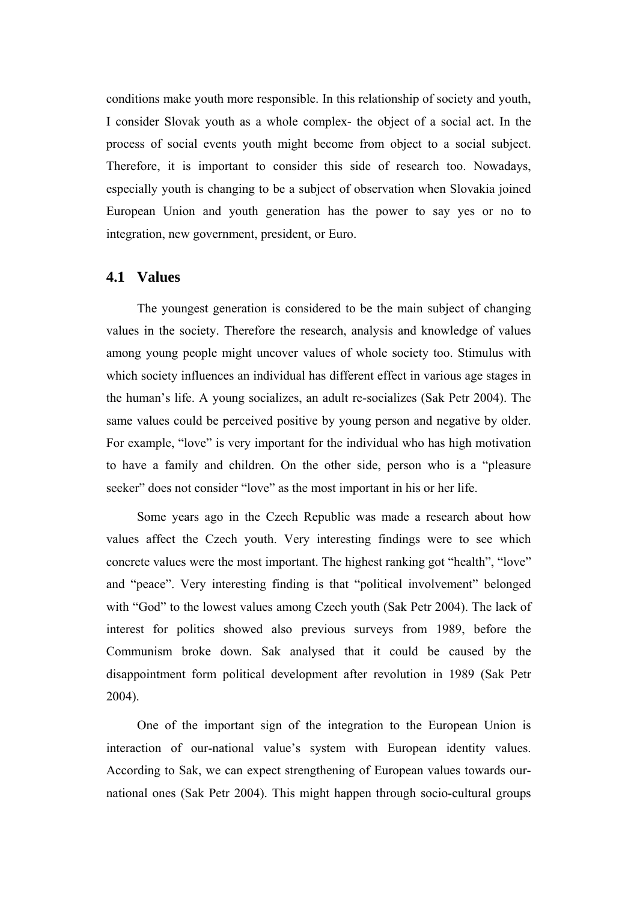conditions make youth more responsible. In this relationship of society and youth, I consider Slovak youth as a whole complex- the object of a social act. In the process of social events youth might become from object to a social subject. Therefore, it is important to consider this side of research too. Nowadays, especially youth is changing to be a subject of observation when Slovakia joined European Union and youth generation has the power to say yes or no to integration, new government, president, or Euro.

## 4.1 Values

The youngest generation is considered to be the main subject of changing values in the society. Therefore the research, analysis and knowledge of values among young people might uncover values of whole society too. Stimulus with which society influences an individual has different effect in various age stages in the human's life. A young socializes, an adult re-socializes (Sak Petr 2004). The same values could be perceived positive by young person and negative by older. For example, "love" is very important for the individual who has high motivation to have a family and children. On the other side, person who is a "pleasure seeker" does not consider "love" as the most important in his or her life.

Some years ago in the Czech Republic was made a research about how values affect the Czech youth. Very interesting findings were to see which concrete values were the most important. The highest ranking got "health", "love" and "peace". Very interesting finding is that "political involvement" belonged with "God" to the lowest values among Czech youth (Sak Petr 2004). The lack of interest for politics showed also previous surveys from 1989, before the Communism broke down. Sak analysed that it could be caused by the disappointment form political development after revolution in 1989 (Sak Petr 2004).

One of the important sign of the integration to the European Union is interaction of our-national value's system with European identity values. According to Sak, we can expect strengthening of European values towards our-national ones (Sak Petr 2004). This might happen through socio-cultural groups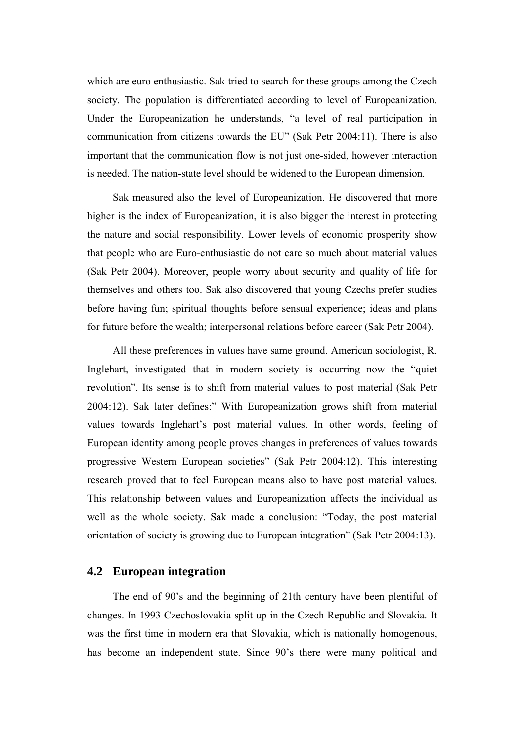which are euro enthusiastic. Sak tried to search for these groups among the Czech society. The population is differentiated according to level of Europeanization. Under the Europeanization he understands, "a level of real participation in communication from citizens towards the EU" (Sak Petr 2004:11). There is also important that the communication flow is not just one-sided, however interaction is needed. The nation-state level should be widened to the European dimension.

Sak measured also the level of Europeanization. He discovered that more higher is the index of Europeanization, it is also bigger the interest in protecting the nature and social responsibility. Lower levels of economic prosperity show that people who are Euro-enthusiastic do not care so much about material values (Sak Petr 2004). Moreover, people worry about security and quality of life for themselves and others too. Sak also discovered that young Czechs prefer studies before having fun; spiritual thoughts before sensual experience; ideas and plans for future before the wealth; interpersonal relations before career (Sak Petr 2004).

All these preferences in values have same ground. American sociologist, R. Inglehart, investigated that in modern society is occurring now the "quiet revolution". Its sense is to shift from material values to post material (Sak Petr 2004:12). Sak later defines:" With Europeanization grows shift from material values towards Inglehart's post material values. In other words, feeling of European identity among people proves changes in preferences of values towards progressive Western European societies" (Sak Petr 2004:12). This interesting research proved that to feel European means also to have post material values. This relationship between values and Europeanization affects the individual as well as the whole society. Sak made a conclusion: "Today, the post material orientation of society is growing due to European integration" (Sak Petr 2004:13).

## 4.2 European integration

The end of 90's and the beginning of 21th century have been plentiful of changes. In 1993 Czechoslovakia split up in the Czech Republic and Slovakia. It was the first time in modern era that Slovakia, which is nationally homogenous, has become an independent state. Since 90's there were many political and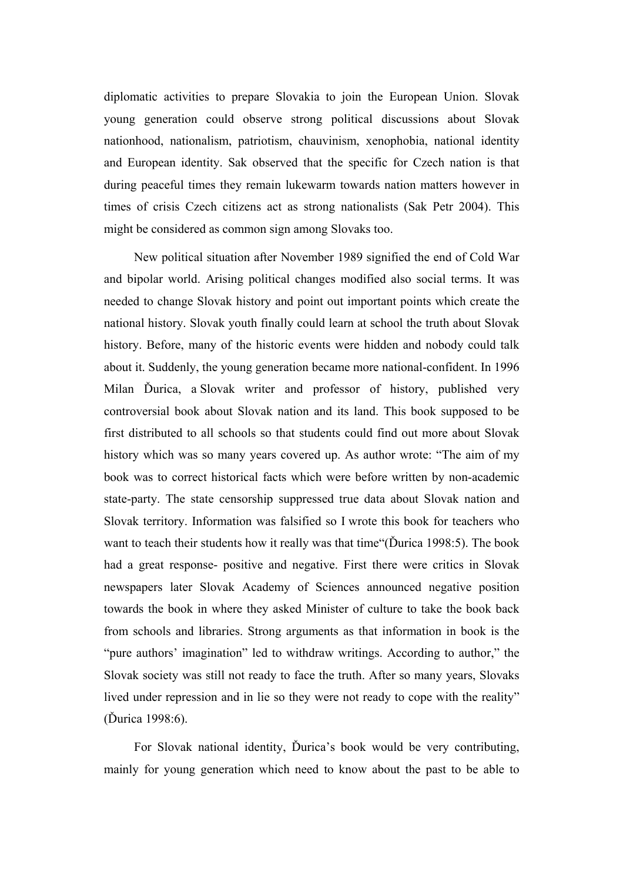diplomatic activities to prepare Slovakia to join the European Union. Slovak young generation could observe strong political discussions about Slovak nationhood, nationalism, patriotism, chauvinism, xenophobia, national identity and European identity. Sak observed that the specific for Czech nation is that during peaceful times they remain lukewarm towards nation matters however in times of crisis Czech citizens act as strong nationalists (Sak Petr 2004). This might be considered as common sign among Slovaks too.

New political situation after November 1989 signified the end of Cold War and bipolar world. Arising political changes modified also social terms. It was needed to change Slovak history and point out important points which create the national history. Slovak youth finally could learn at school the truth about Slovak history. Before, many of the historic events were hidden and nobody could talk about it. Suddenly, the young generation became more national-confident. In 1996 Milan Ďurica, a Slovak writer and professor of history, published very controversial book about Slovak nation and its land. This book supposed to be first distributed to all schools so that students could find out more about Slovak history which was so many years covered up. As author wrote: "The aim of my book was to correct historical facts which were before written by non-academic state-party. The state censorship suppressed true data about Slovak nation and Slovak territory. Information was falsified so I wrote this book for teachers who want to teach their students how it really was that time"(Ďurica 1998:5). The book had a great response- positive and negative. First there were critics in Slovak newspapers later Slovak Academy of Sciences announced negative position towards the book in where they asked Minister of culture to take the book back from schools and libraries. Strong arguments as that information in book is the "pure authors' imagination" led to withdraw writings. According to author," the Slovak society was still not ready to face the truth. After so many years, Slovaks lived under repression and in lie so they were not ready to cope with the reality" (Ďurica 1998:6).

For Slovak national identity, Ďurica's book would be very contributing, mainly for young generation which need to know about the past to be able to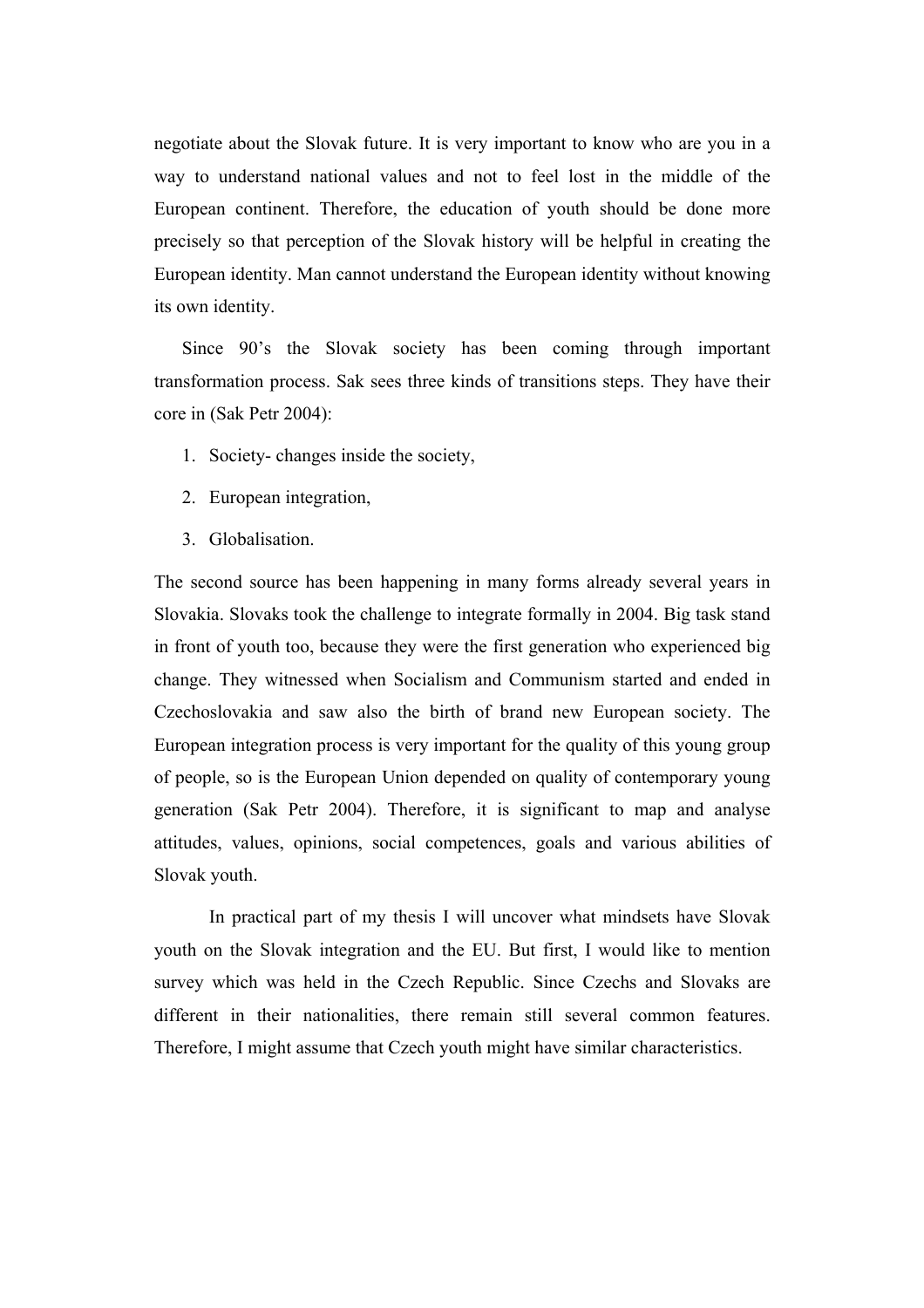negotiate about the Slovak future. It is very important to know who are you in a way to understand national values and not to feel lost in the middle of the European continent. Therefore, the education of youth should be done more precisely so that perception of the Slovak history will be helpful in creating the European identity. Man cannot understand the European identity without knowing its own identity.

Since 90's the Slovak society has been coming through important transformation process. Sak sees three kinds of transitions steps. They have their core in (Sak Petr 2004):

1. Society- changes inside the society,
2. European integration,
3. Globalisation.

The second source has been happening in many forms already several years in Slovakia. Slovaks took the challenge to integrate formally in 2004. Big task stand in front of youth too, because they were the first generation who experienced big change. They witnessed when Socialism and Communism started and ended in Czechoslovakia and saw also the birth of brand new European society. The European integration process is very important for the quality of this young group of people, so is the European Union depended on quality of contemporary young generation (Sak Petr 2004). Therefore, it is significant to map and analyse attitudes, values, opinions, social competences, goals and various abilities of Slovak youth.

In practical part of my thesis I will uncover what mindsets have Slovak youth on the Slovak integration and the EU. But first, I would like to mention survey which was held in the Czech Republic. Since Czechs and Slovaks are different in their nationalities, there remain still several common features. Therefore, I might assume that Czech youth might have similar characteristics.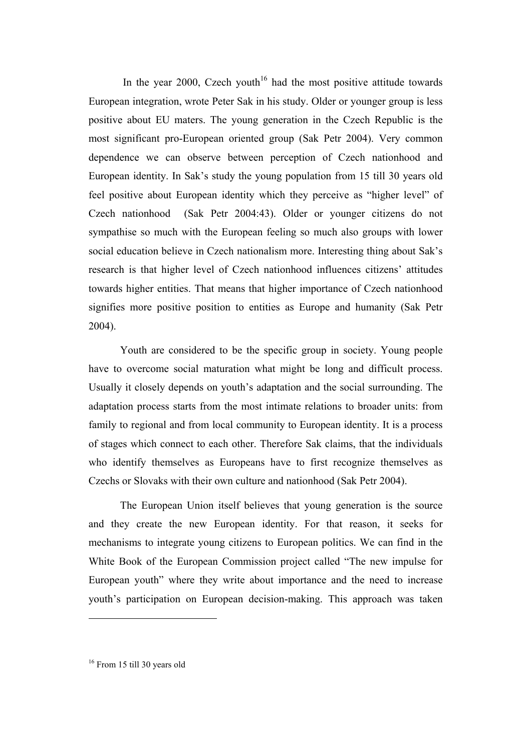In the year 2000, Czech youth[16] had the most positive attitude towards European integration, wrote Peter Sak in his study. Older or younger group is less positive about EU maters. The young generation in the Czech Republic is the most significant pro-European oriented group (Sak Petr 2004). Very common dependence we can observe between perception of Czech nationhood and European identity. In Sak's study the young population from 15 till 30 years old feel positive about European identity which they perceive as "higher level" of Czech nationhood (Sak Petr 2004:43). Older or younger citizens do not sympathise so much with the European feeling so much also groups with lower social education believe in Czech nationalism more. Interesting thing about Sak's research is that higher level of Czech nationhood influences citizens' attitudes towards higher entities. That means that higher importance of Czech nationhood signifies more positive position to entities as Europe and humanity (Sak Petr 2004).

Youth are considered to be the specific group in society. Young people have to overcome social maturation what might be long and difficult process. Usually it closely depends on youth's adaptation and the social surrounding. The adaptation process starts from the most intimate relations to broader units: from family to regional and from local community to European identity. It is a process of stages which connect to each other. Therefore Sak claims, that the individuals who identify themselves as Europeans have to first recognize themselves as Czechs or Slovaks with their own culture and nationhood (Sak Petr 2004).

The European Union itself believes that young generation is the source and they create the new European identity. For that reason, it seeks for mechanisms to integrate young citizens to European politics. We can find in the White Book of the European Commission project called "The new impulse for European youth" where they write about importance and the need to increase youth's participation on European decision-making. This approach was taken

---

[16] From 15 till 30 years old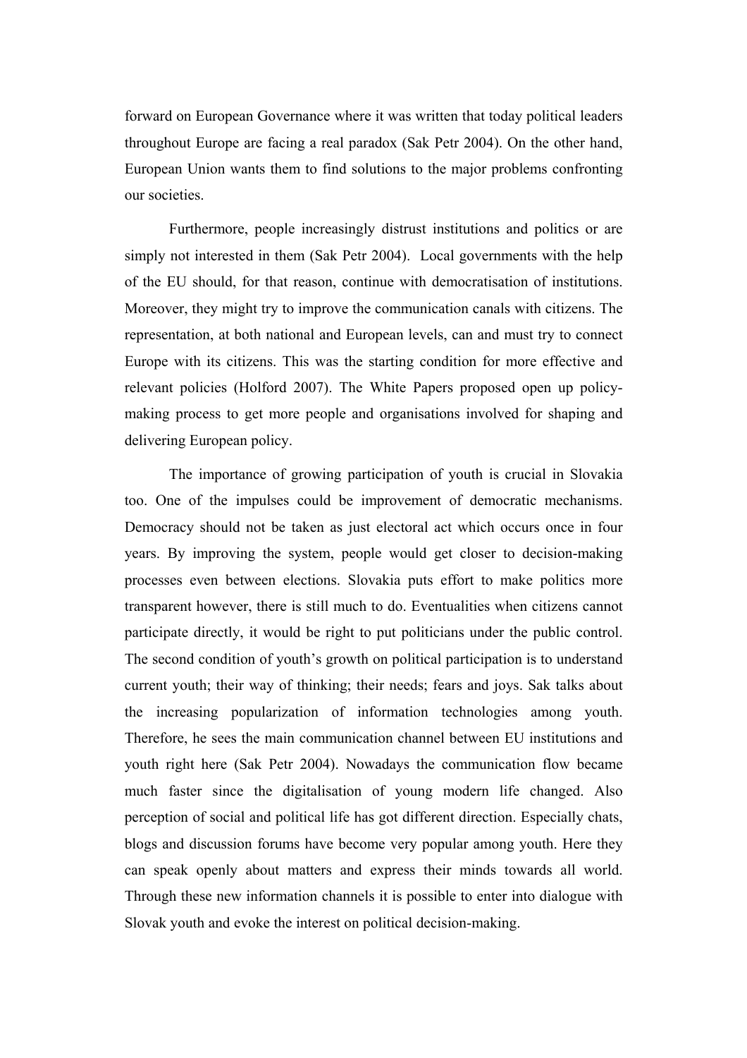forward on European Governance where it was written that today political leaders throughout Europe are facing a real paradox (Sak Petr 2004). On the other hand, European Union wants them to find solutions to the major problems confronting our societies.

Furthermore, people increasingly distrust institutions and politics or are simply not interested in them (Sak Petr 2004). Local governments with the help of the EU should, for that reason, continue with democratisation of institutions. Moreover, they might try to improve the communication canals with citizens. The representation, at both national and European levels, can and must try to connect Europe with its citizens. This was the starting condition for more effective and relevant policies (Holford 2007). The White Papers proposed open up policy-making process to get more people and organisations involved for shaping and delivering European policy.

The importance of growing participation of youth is crucial in Slovakia too. One of the impulses could be improvement of democratic mechanisms. Democracy should not be taken as just electoral act which occurs once in four years. By improving the system, people would get closer to decision-making processes even between elections. Slovakia puts effort to make politics more transparent however, there is still much to do. Eventualities when citizens cannot participate directly, it would be right to put politicians under the public control. The second condition of youth's growth on political participation is to understand current youth; their way of thinking; their needs; fears and joys. Sak talks about the increasing popularization of information technologies among youth. Therefore, he sees the main communication channel between EU institutions and youth right here (Sak Petr 2004). Nowadays the communication flow became much faster since the digitalisation of young modern life changed. Also perception of social and political life has got different direction. Especially chats, blogs and discussion forums have become very popular among youth. Here they can speak openly about matters and express their minds towards all world. Through these new information channels it is possible to enter into dialogue with Slovak youth and evoke the interest on political decision-making.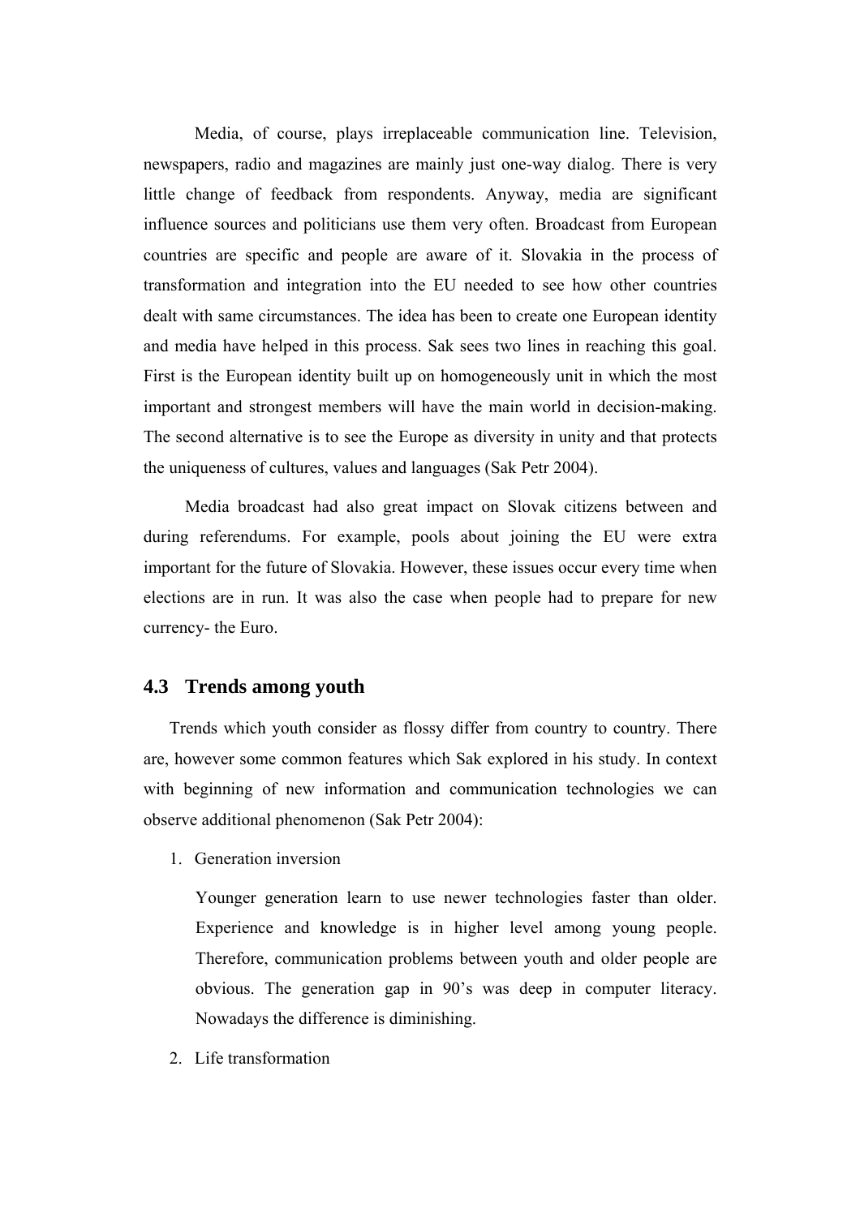Media, of course, plays irreplaceable communication line. Television, newspapers, radio and magazines are mainly just one-way dialog. There is very little change of feedback from respondents. Anyway, media are significant influence sources and politicians use them very often. Broadcast from European countries are specific and people are aware of it. Slovakia in the process of transformation and integration into the EU needed to see how other countries dealt with same circumstances. The idea has been to create one European identity and media have helped in this process. Sak sees two lines in reaching this goal. First is the European identity built up on homogeneously unit in which the most important and strongest members will have the main world in decision-making. The second alternative is to see the Europe as diversity in unity and that protects the uniqueness of cultures, values and languages (Sak Petr 2004).

Media broadcast had also great impact on Slovak citizens between and during referendums. For example, pools about joining the EU were extra important for the future of Slovakia. However, these issues occur every time when elections are in run. It was also the case when people had to prepare for new currency- the Euro.

## 4.3 Trends among youth

Trends which youth consider as flossy differ from country to country. There are, however some common features which Sak explored in his study. In context with beginning of new information and communication technologies we can observe additional phenomenon (Sak Petr 2004):

1. Generation inversion

   Younger generation learn to use newer technologies faster than older. Experience and knowledge is in higher level among young people. Therefore, communication problems between youth and older people are obvious. The generation gap in 90's was deep in computer literacy. Nowadays the difference is diminishing.

2. Life transformation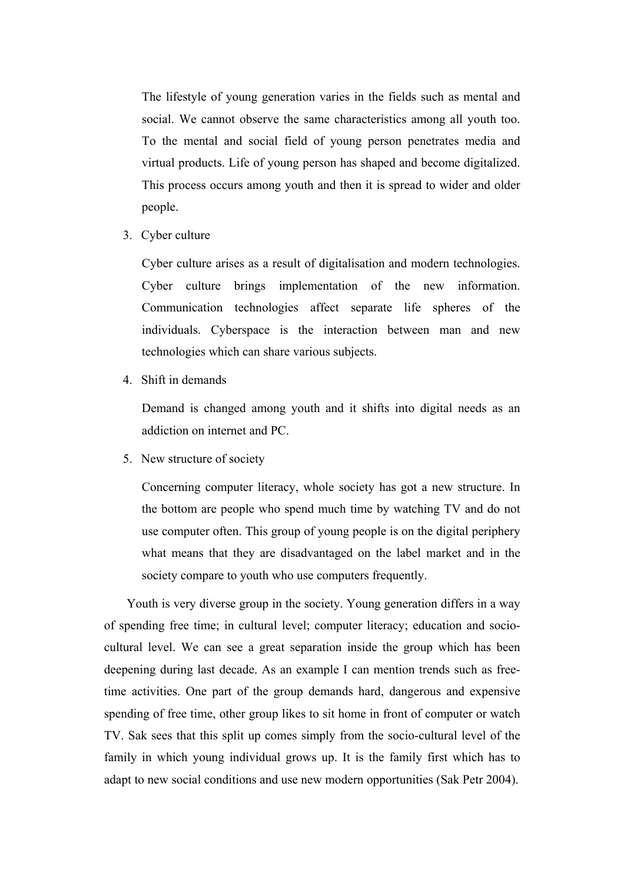The lifestyle of young generation varies in the fields such as mental and social. We cannot observe the same characteristics among all youth too. To the mental and social field of young person penetrates media and virtual products. Life of young person has shaped and become digitalized. This process occurs among youth and then it is spread to wider and older people.

3. Cyber culture

   Cyber culture arises as a result of digitalisation and modern technologies. Cyber culture brings implementation of the new information. Communication technologies affect separate life spheres of the individuals. Cyberspace is the interaction between man and new technologies which can share various subjects.

4. Shift in demands

   Demand is changed among youth and it shifts into digital needs as an addiction on internet and PC.

5. New structure of society

   Concerning computer literacy, whole society has got a new structure. In the bottom are people who spend much time by watching TV and do not use computer often. This group of young people is on the digital periphery what means that they are disadvantaged on the label market and in the society compare to youth who use computers frequently.

Youth is very diverse group in the society. Young generation differs in a way of spending free time; in cultural level; computer literacy; education and socio-cultural level. We can see a great separation inside the group which has been deepening during last decade. As an example I can mention trends such as free-time activities. One part of the group demands hard, dangerous and expensive spending of free time, other group likes to sit home in front of computer or watch TV. Sak sees that this split up comes simply from the socio-cultural level of the family in which young individual grows up. It is the family first which has to adapt to new social conditions and use new modern opportunities (Sak Petr 2004).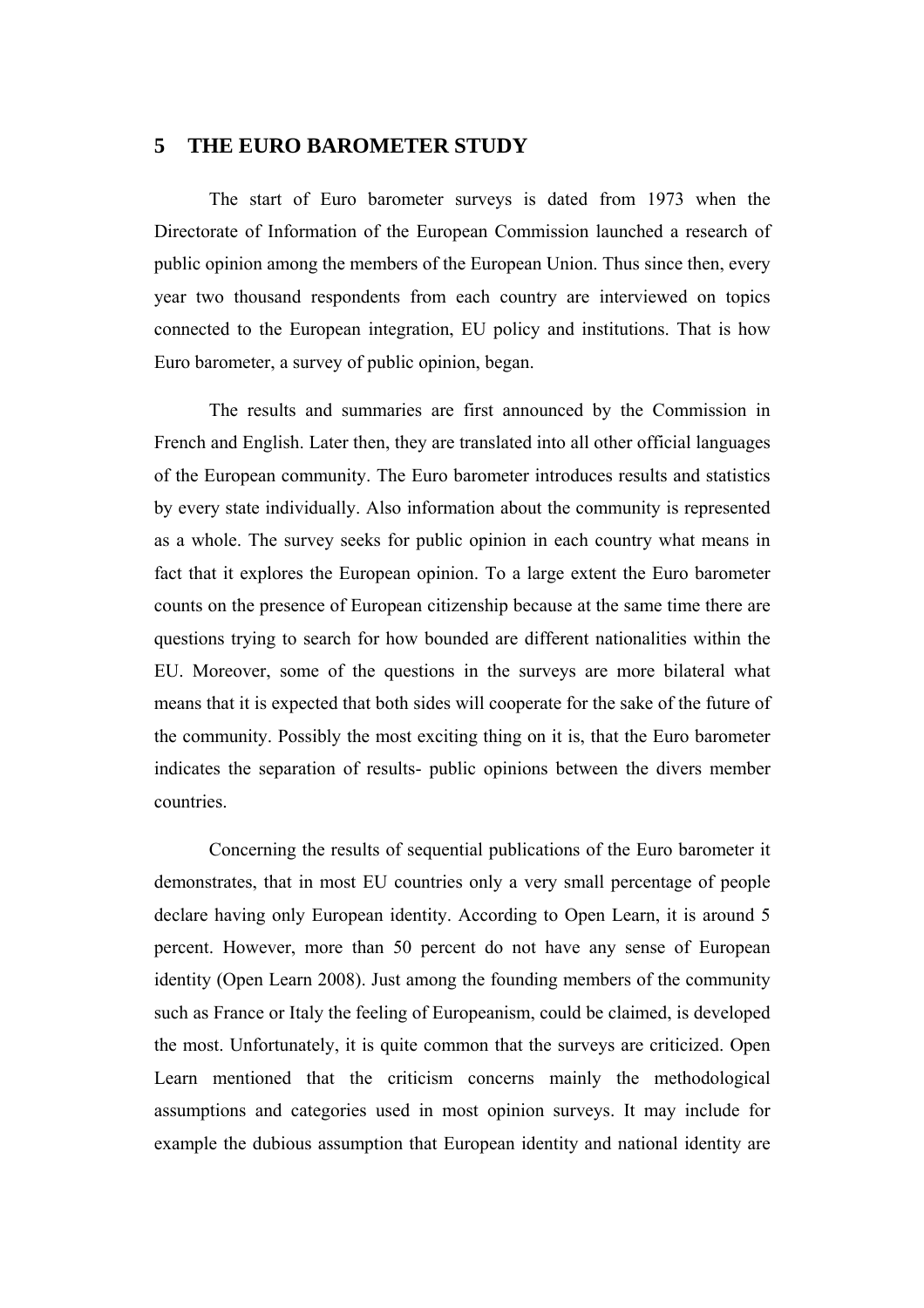## 5 THE EURO BAROMETER STUDY

The start of Euro barometer surveys is dated from 1973 when the Directorate of Information of the European Commission launched a research of public opinion among the members of the European Union. Thus since then, every year two thousand respondents from each country are interviewed on topics connected to the European integration, EU policy and institutions. That is how Euro barometer, a survey of public opinion, began.

The results and summaries are first announced by the Commission in French and English. Later then, they are translated into all other official languages of the European community. The Euro barometer introduces results and statistics by every state individually. Also information about the community is represented as a whole. The survey seeks for public opinion in each country what means in fact that it explores the European opinion. To a large extent the Euro barometer counts on the presence of European citizenship because at the same time there are questions trying to search for how bounded are different nationalities within the EU. Moreover, some of the questions in the surveys are more bilateral what means that it is expected that both sides will cooperate for the sake of the future of the community. Possibly the most exciting thing on it is, that the Euro barometer indicates the separation of results- public opinions between the divers member countries.

Concerning the results of sequential publications of the Euro barometer it demonstrates, that in most EU countries only a very small percentage of people declare having only European identity. According to Open Learn, it is around 5 percent. However, more than 50 percent do not have any sense of European identity (Open Learn 2008). Just among the founding members of the community such as France or Italy the feeling of Europeanism, could be claimed, is developed the most. Unfortunately, it is quite common that the surveys are criticized. Open Learn mentioned that the criticism concerns mainly the methodological assumptions and categories used in most opinion surveys. It may include for example the dubious assumption that European identity and national identity are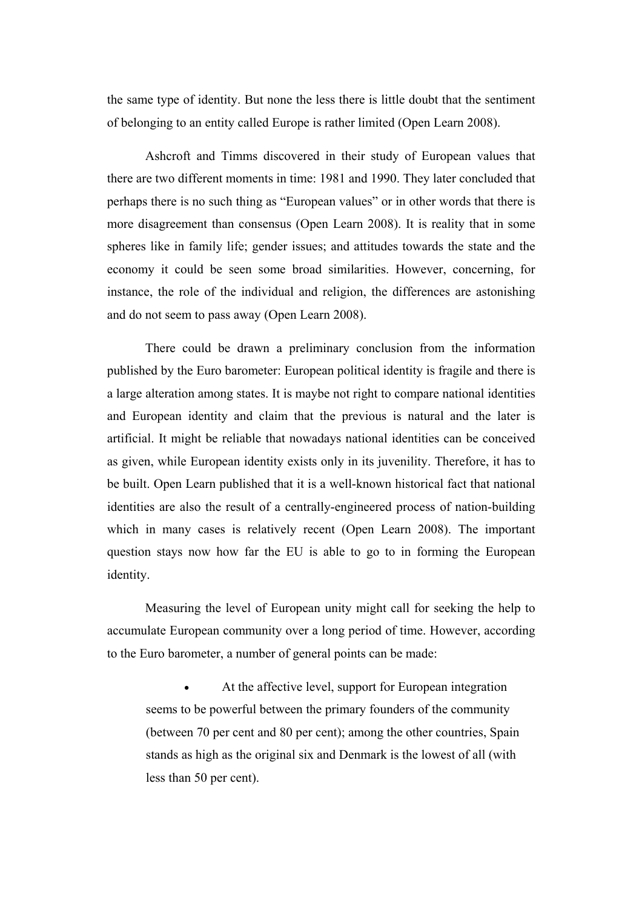the same type of identity. But none the less there is little doubt that the sentiment of belonging to an entity called Europe is rather limited (Open Learn 2008).

Ashcroft and Timms discovered in their study of European values that there are two different moments in time: 1981 and 1990. They later concluded that perhaps there is no such thing as "European values" or in other words that there is more disagreement than consensus (Open Learn 2008). It is reality that in some spheres like in family life; gender issues; and attitudes towards the state and the economy it could be seen some broad similarities. However, concerning, for instance, the role of the individual and religion, the differences are astonishing and do not seem to pass away (Open Learn 2008).

There could be drawn a preliminary conclusion from the information published by the Euro barometer: European political identity is fragile and there is a large alteration among states. It is maybe not right to compare national identities and European identity and claim that the previous is natural and the later is artificial. It might be reliable that nowadays national identities can be conceived as given, while European identity exists only in its juvenility. Therefore, it has to be built. Open Learn published that it is a well-known historical fact that national identities are also the result of a centrally-engineered process of nation-building which in many cases is relatively recent (Open Learn 2008). The important question stays now how far the EU is able to go to in forming the European identity.

Measuring the level of European unity might call for seeking the help to accumulate European community over a long period of time. However, according to the Euro barometer, a number of general points can be made:

- At the affective level, support for European integration seems to be powerful between the primary founders of the community (between 70 per cent and 80 per cent); among the other countries, Spain stands as high as the original six and Denmark is the lowest of all (with less than 50 per cent).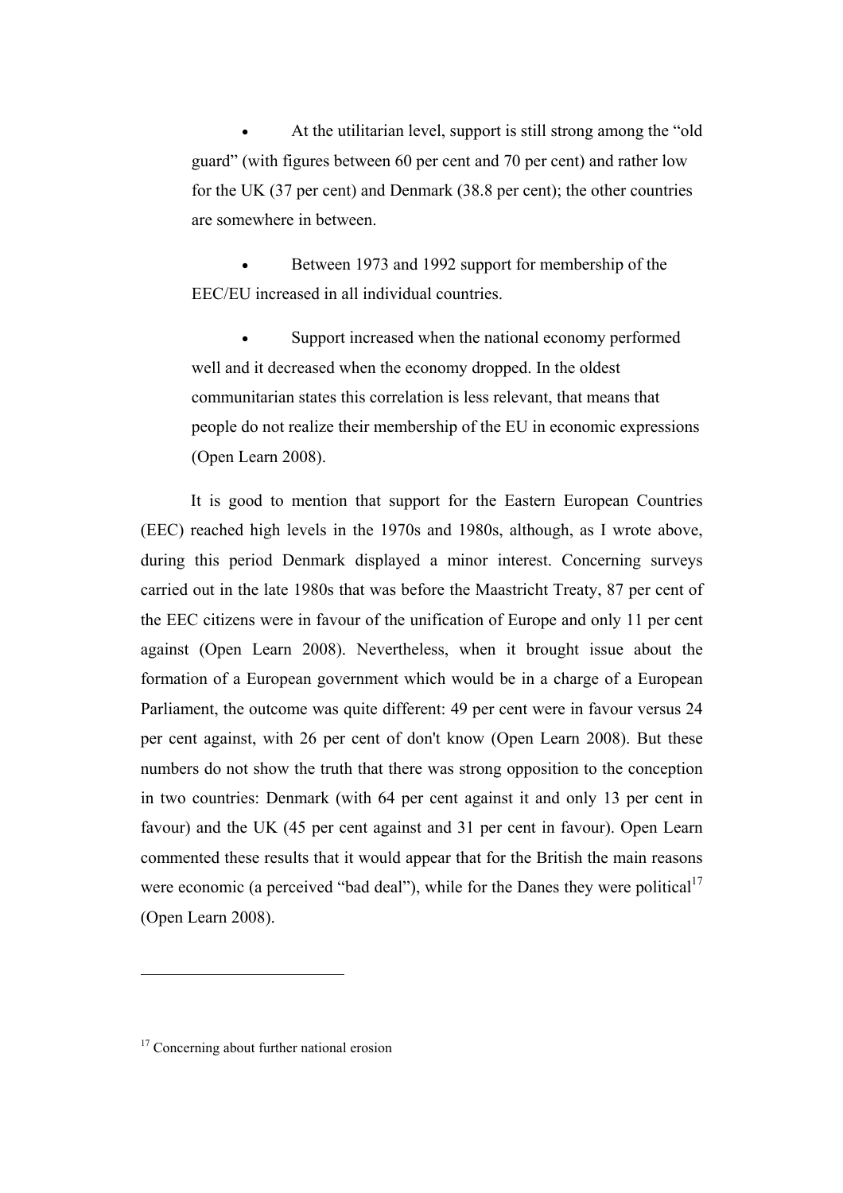- At the utilitarian level, support is still strong among the "old guard" (with figures between 60 per cent and 70 per cent) and rather low for the UK (37 per cent) and Denmark (38.8 per cent); the other countries are somewhere in between.

- Between 1973 and 1992 support for membership of the EEC/EU increased in all individual countries.

- Support increased when the national economy performed well and it decreased when the economy dropped. In the oldest communitarian states this correlation is less relevant, that means that people do not realize their membership of the EU in economic expressions (Open Learn 2008).

It is good to mention that support for the Eastern European Countries (EEC) reached high levels in the 1970s and 1980s, although, as I wrote above, during this period Denmark displayed a minor interest. Concerning surveys carried out in the late 1980s that was before the Maastricht Treaty, 87 per cent of the EEC citizens were in favour of the unification of Europe and only 11 per cent against (Open Learn 2008). Nevertheless, when it brought issue about the formation of a European government which would be in a charge of a European Parliament, the outcome was quite different: 49 per cent were in favour versus 24 per cent against, with 26 per cent of don't know (Open Learn 2008). But these numbers do not show the truth that there was strong opposition to the conception in two countries: Denmark (with 64 per cent against it and only 13 per cent in favour) and the UK (45 per cent against and 31 per cent in favour). Open Learn commented these results that it would appear that for the British the main reasons were economic (a perceived "bad deal"), while for the Danes they were political[17] (Open Learn 2008).

[17] Concerning about further national erosion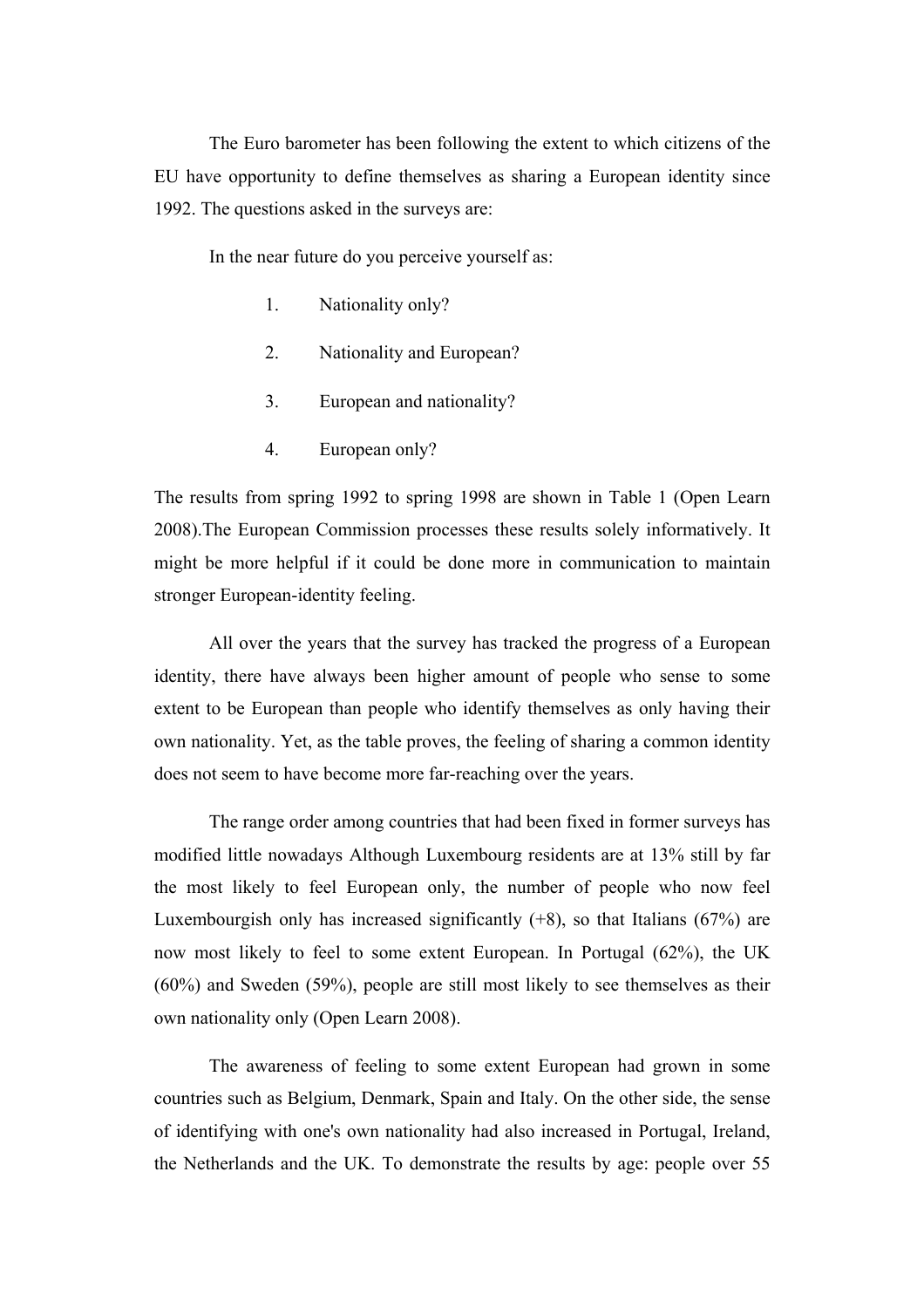The Euro barometer has been following the extent to which citizens of the EU have opportunity to define themselves as sharing a European identity since 1992. The questions asked in the surveys are:

In the near future do you perceive yourself as:

1. Nationality only?
2. Nationality and European?
3. European and nationality?
4. European only?

The results from spring 1992 to spring 1998 are shown in Table 1 (Open Learn 2008).The European Commission processes these results solely informatively. It might be more helpful if it could be done more in communication to maintain stronger European-identity feeling.

All over the years that the survey has tracked the progress of a European identity, there have always been higher amount of people who sense to some extent to be European than people who identify themselves as only having their own nationality. Yet, as the table proves, the feeling of sharing a common identity does not seem to have become more far-reaching over the years.

The range order among countries that had been fixed in former surveys has modified little nowadays Although Luxembourg residents are at 13% still by far the most likely to feel European only, the number of people who now feel Luxembourgish only has increased significantly (+8), so that Italians (67%) are now most likely to feel to some extent European. In Portugal (62%), the UK (60%) and Sweden (59%), people are still most likely to see themselves as their own nationality only (Open Learn 2008).

The awareness of feeling to some extent European had grown in some countries such as Belgium, Denmark, Spain and Italy. On the other side, the sense of identifying with one's own nationality had also increased in Portugal, Ireland, the Netherlands and the UK. To demonstrate the results by age: people over 55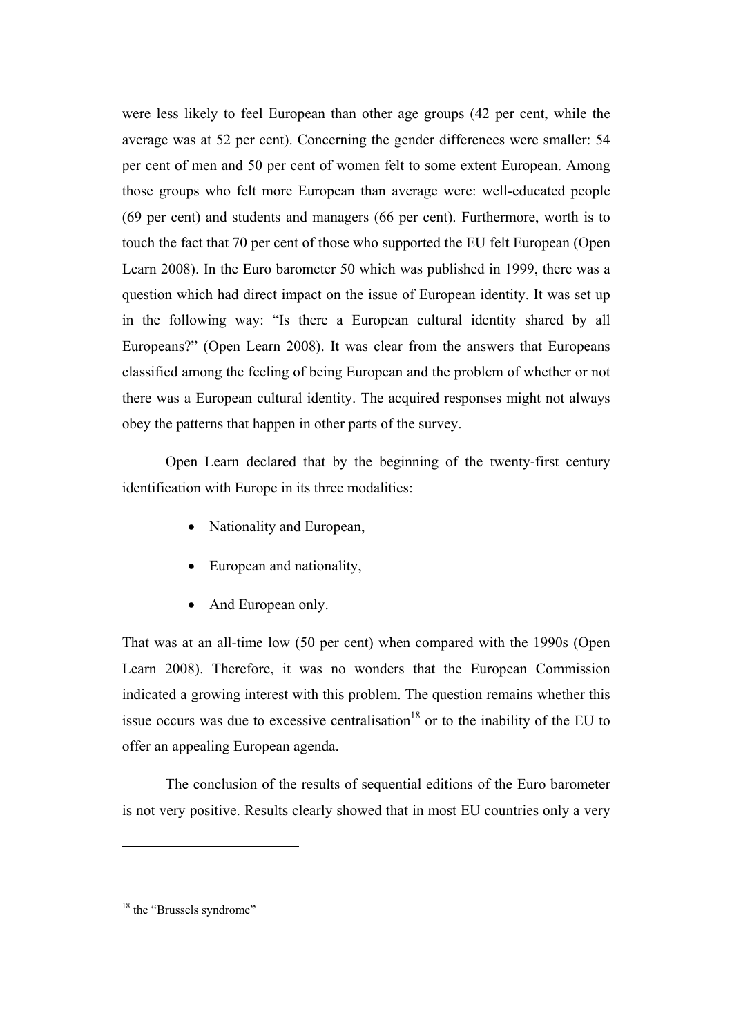were less likely to feel European than other age groups (42 per cent, while the average was at 52 per cent). Concerning the gender differences were smaller: 54 per cent of men and 50 per cent of women felt to some extent European. Among those groups who felt more European than average were: well-educated people (69 per cent) and students and managers (66 per cent). Furthermore, worth is to touch the fact that 70 per cent of those who supported the EU felt European (Open Learn 2008). In the Euro barometer 50 which was published in 1999, there was a question which had direct impact on the issue of European identity. It was set up in the following way: "Is there a European cultural identity shared by all Europeans?" (Open Learn 2008). It was clear from the answers that Europeans classified among the feeling of being European and the problem of whether or not there was a European cultural identity. The acquired responses might not always obey the patterns that happen in other parts of the survey.

Open Learn declared that by the beginning of the twenty-first century identification with Europe in its three modalities:

- Nationality and European,
- European and nationality,
- And European only.

That was at an all-time low (50 per cent) when compared with the 1990s (Open Learn 2008). Therefore, it was no wonders that the European Commission indicated a growing interest with this problem. The question remains whether this issue occurs was due to excessive centralisation[18] or to the inability of the EU to offer an appealing European agenda.

The conclusion of the results of sequential editions of the Euro barometer is not very positive. Results clearly showed that in most EU countries only a very

---

[18] the "Brussels syndrome"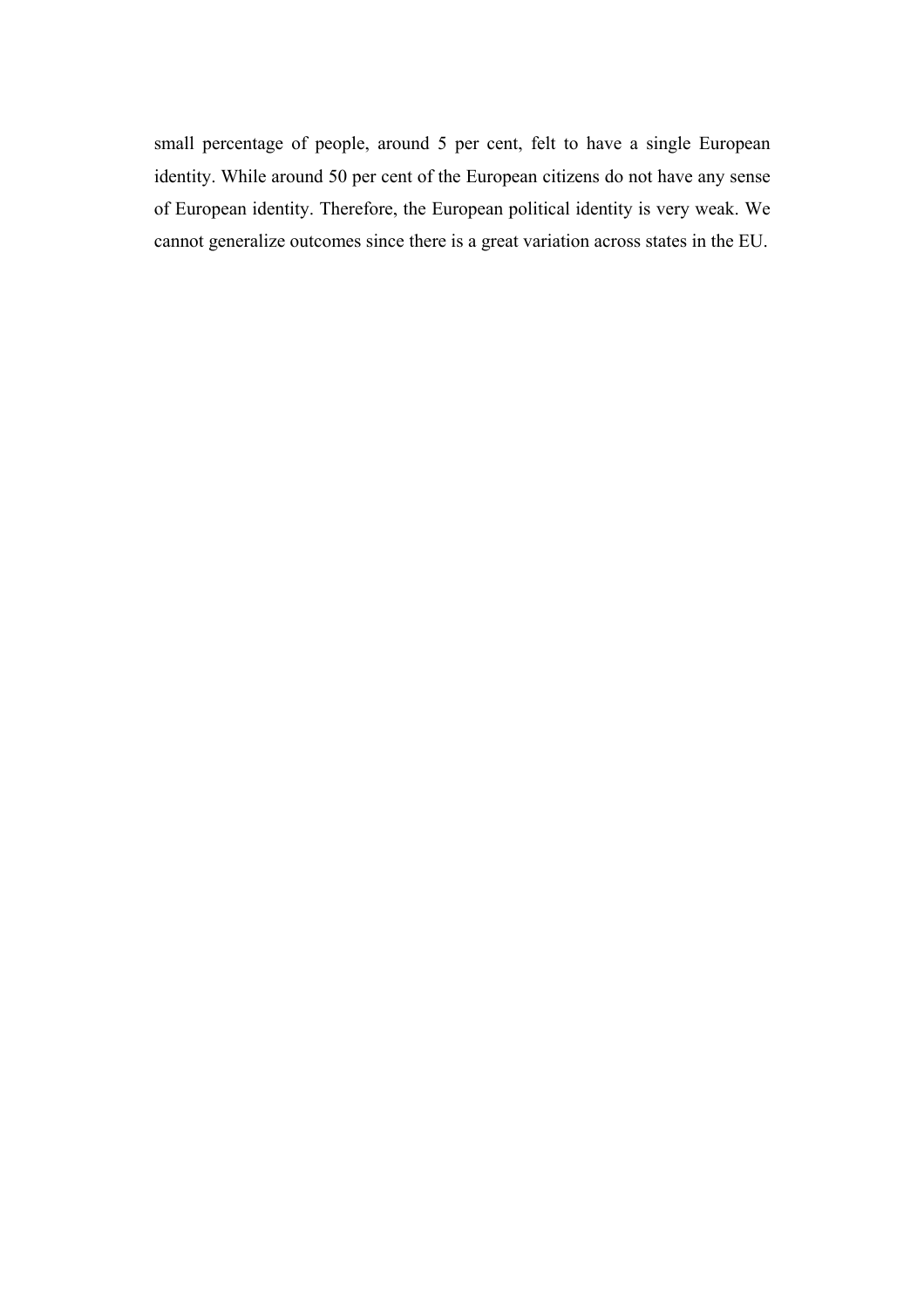small percentage of people, around 5 per cent, felt to have a single European identity. While around 50 per cent of the European citizens do not have any sense of European identity. Therefore, the European political identity is very weak. We cannot generalize outcomes since there is a great variation across states in the EU.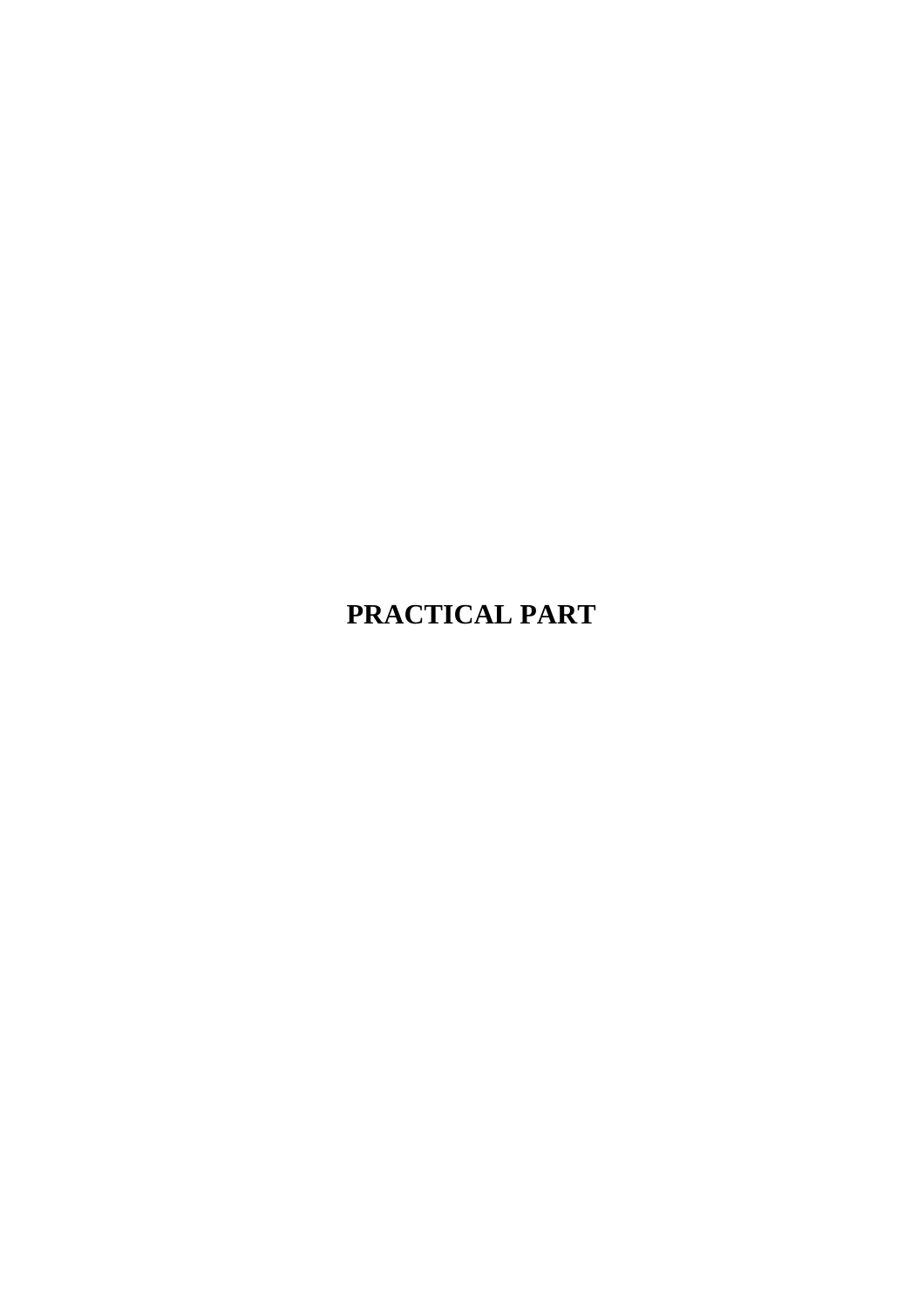# PRACTICAL PART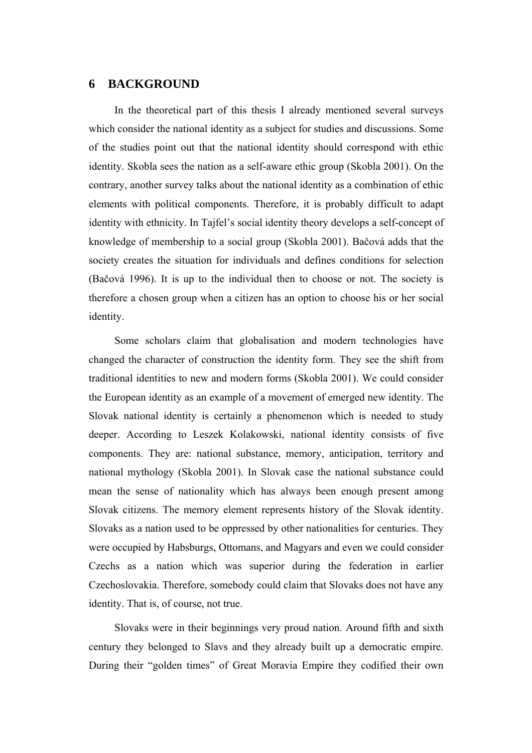# 6 BACKGROUND

In the theoretical part of this thesis I already mentioned several surveys which consider the national identity as a subject for studies and discussions. Some of the studies point out that the national identity should correspond with ethic identity. Skobla sees the nation as a self-aware ethic group (Skobla 2001). On the contrary, another survey talks about the national identity as a combination of ethic elements with political components. Therefore, it is probably difficult to adapt identity with ethnicity. In Tajfel's social identity theory develops a self-concept of knowledge of membership to a social group (Skobla 2001). Bačová adds that the society creates the situation for individuals and defines conditions for selection (Bačová 1996). It is up to the individual then to choose or not. The society is therefore a chosen group when a citizen has an option to choose his or her social identity.

Some scholars claim that globalisation and modern technologies have changed the character of construction the identity form. They see the shift from traditional identities to new and modern forms (Skobla 2001). We could consider the European identity as an example of a movement of emerged new identity. The Slovak national identity is certainly a phenomenon which is needed to study deeper. According to Leszek Kolakowski, national identity consists of five components. They are: national substance, memory, anticipation, territory and national mythology (Skobla 2001). In Slovak case the national substance could mean the sense of nationality which has always been enough present among Slovak citizens. The memory element represents history of the Slovak identity. Slovaks as a nation used to be oppressed by other nationalities for centuries. They were occupied by Habsburgs, Ottomans, and Magyars and even we could consider Czechs as a nation which was superior during the federation in earlier Czechoslovakia. Therefore, somebody could claim that Slovaks does not have any identity. That is, of course, not true.

Slovaks were in their beginnings very proud nation. Around fifth and sixth century they belonged to Slavs and they already built up a democratic empire. During their "golden times" of Great Moravia Empire they codified their own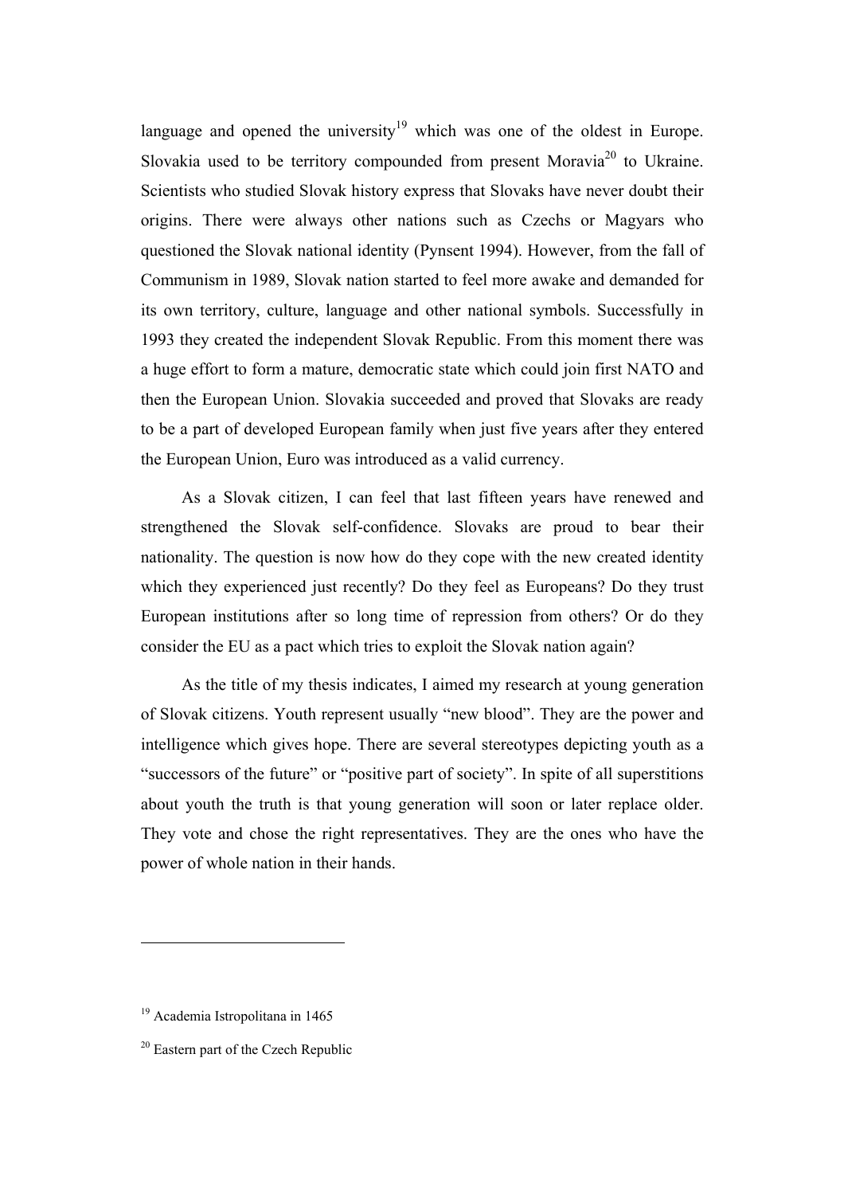language and opened the university[19] which was one of the oldest in Europe. Slovakia used to be territory compounded from present Moravia[20] to Ukraine. Scientists who studied Slovak history express that Slovaks have never doubt their origins. There were always other nations such as Czechs or Magyars who questioned the Slovak national identity (Pynsent 1994). However, from the fall of Communism in 1989, Slovak nation started to feel more awake and demanded for its own territory, culture, language and other national symbols. Successfully in 1993 they created the independent Slovak Republic. From this moment there was a huge effort to form a mature, democratic state which could join first NATO and then the European Union. Slovakia succeeded and proved that Slovaks are ready to be a part of developed European family when just five years after they entered the European Union, Euro was introduced as a valid currency.

As a Slovak citizen, I can feel that last fifteen years have renewed and strengthened the Slovak self-confidence. Slovaks are proud to bear their nationality. The question is now how do they cope with the new created identity which they experienced just recently? Do they feel as Europeans? Do they trust European institutions after so long time of repression from others? Or do they consider the EU as a pact which tries to exploit the Slovak nation again?

As the title of my thesis indicates, I aimed my research at young generation of Slovak citizens. Youth represent usually "new blood". They are the power and intelligence which gives hope. There are several stereotypes depicting youth as a "successors of the future" or "positive part of society". In spite of all superstitions about youth the truth is that young generation will soon or later replace older. They vote and chose the right representatives. They are the ones who have the power of whole nation in their hands.

---

[19] Academia Istropolitana in 1465

[20] Eastern part of the Czech Republic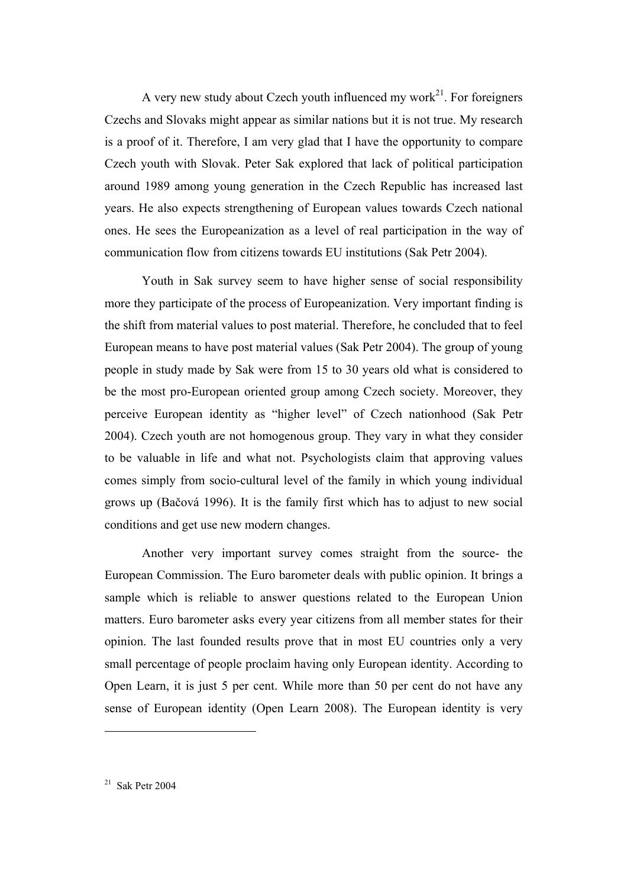A very new study about Czech youth influenced my work[21]. For foreigners Czechs and Slovaks might appear as similar nations but it is not true. My research is a proof of it. Therefore, I am very glad that I have the opportunity to compare Czech youth with Slovak. Peter Sak explored that lack of political participation around 1989 among young generation in the Czech Republic has increased last years. He also expects strengthening of European values towards Czech national ones. He sees the Europeanization as a level of real participation in the way of communication flow from citizens towards EU institutions (Sak Petr 2004).

Youth in Sak survey seem to have higher sense of social responsibility more they participate of the process of Europeanization. Very important finding is the shift from material values to post material. Therefore, he concluded that to feel European means to have post material values (Sak Petr 2004). The group of young people in study made by Sak were from 15 to 30 years old what is considered to be the most pro-European oriented group among Czech society. Moreover, they perceive European identity as "higher level" of Czech nationhood (Sak Petr 2004). Czech youth are not homogenous group. They vary in what they consider to be valuable in life and what not. Psychologists claim that approving values comes simply from socio-cultural level of the family in which young individual grows up (Bačová 1996). It is the family first which has to adjust to new social conditions and get use new modern changes.

Another very important survey comes straight from the source- the European Commission. The Euro barometer deals with public opinion. It brings a sample which is reliable to answer questions related to the European Union matters. Euro barometer asks every year citizens from all member states for their opinion. The last founded results prove that in most EU countries only a very small percentage of people proclaim having only European identity. According to Open Learn, it is just 5 per cent. While more than 50 per cent do not have any sense of European identity (Open Learn 2008). The European identity is very

---

[21] Sak Petr 2004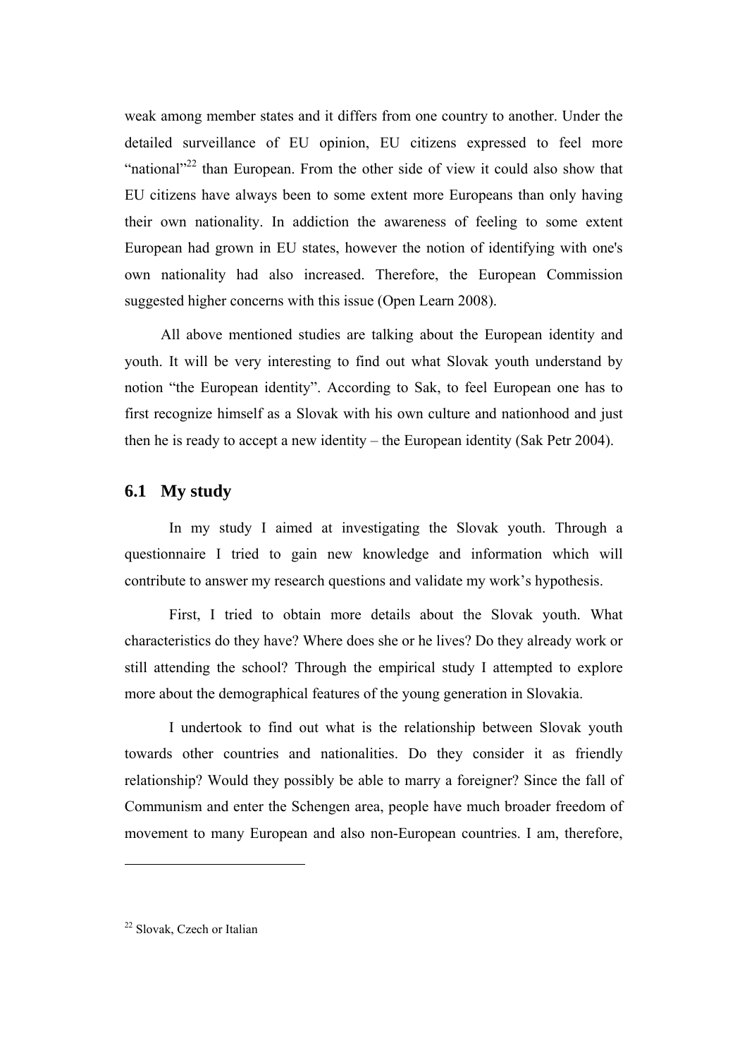weak among member states and it differs from one country to another. Under the detailed surveillance of EU opinion, EU citizens expressed to feel more "national"[22] than European. From the other side of view it could also show that EU citizens have always been to some extent more Europeans than only having their own nationality. In addiction the awareness of feeling to some extent European had grown in EU states, however the notion of identifying with one's own nationality had also increased. Therefore, the European Commission suggested higher concerns with this issue (Open Learn 2008).

All above mentioned studies are talking about the European identity and youth. It will be very interesting to find out what Slovak youth understand by notion "the European identity". According to Sak, to feel European one has to first recognize himself as a Slovak with his own culture and nationhood and just then he is ready to accept a new identity – the European identity (Sak Petr 2004).

## 6.1 My study

In my study I aimed at investigating the Slovak youth. Through a questionnaire I tried to gain new knowledge and information which will contribute to answer my research questions and validate my work's hypothesis.

First, I tried to obtain more details about the Slovak youth. What characteristics do they have? Where does she or he lives? Do they already work or still attending the school? Through the empirical study I attempted to explore more about the demographical features of the young generation in Slovakia.

I undertook to find out what is the relationship between Slovak youth towards other countries and nationalities. Do they consider it as friendly relationship? Would they possibly be able to marry a foreigner? Since the fall of Communism and enter the Schengen area, people have much broader freedom of movement to many European and also non-European countries. I am, therefore,

[22] Slovak, Czech or Italian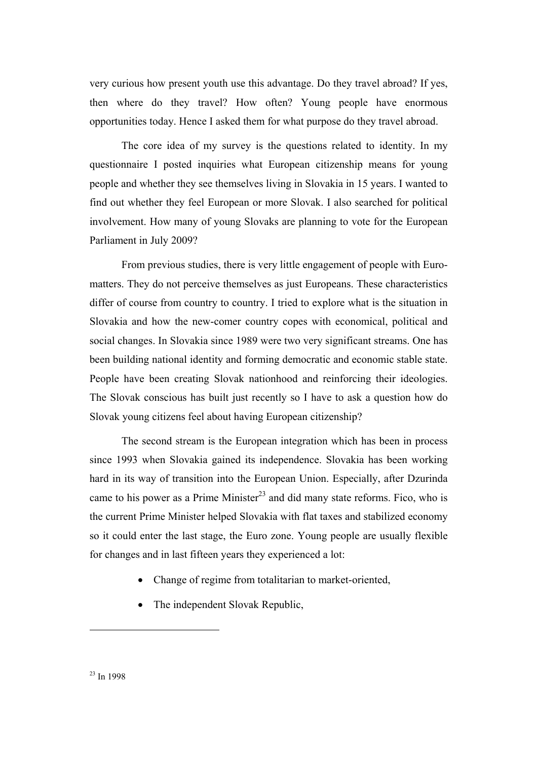very curious how present youth use this advantage. Do they travel abroad? If yes, then where do they travel? How often? Young people have enormous opportunities today. Hence I asked them for what purpose do they travel abroad.

The core idea of my survey is the questions related to identity. In my questionnaire I posted inquiries what European citizenship means for young people and whether they see themselves living in Slovakia in 15 years. I wanted to find out whether they feel European or more Slovak. I also searched for political involvement. How many of young Slovaks are planning to vote for the European Parliament in July 2009?

From previous studies, there is very little engagement of people with Euro-matters. They do not perceive themselves as just Europeans. These characteristics differ of course from country to country. I tried to explore what is the situation in Slovakia and how the new-comer country copes with economical, political and social changes. In Slovakia since 1989 were two very significant streams. One has been building national identity and forming democratic and economic stable state. People have been creating Slovak nationhood and reinforcing their ideologies. The Slovak conscious has built just recently so I have to ask a question how do Slovak young citizens feel about having European citizenship?

The second stream is the European integration which has been in process since 1993 when Slovakia gained its independence. Slovakia has been working hard in its way of transition into the European Union. Especially, after Dzurinda came to his power as a Prime Minister[23] and did many state reforms. Fico, who is the current Prime Minister helped Slovakia with flat taxes and stabilized economy so it could enter the last stage, the Euro zone. Young people are usually flexible for changes and in last fifteen years they experienced a lot:

- Change of regime from totalitarian to market-oriented,
- The independent Slovak Republic,

---

[23] In 1998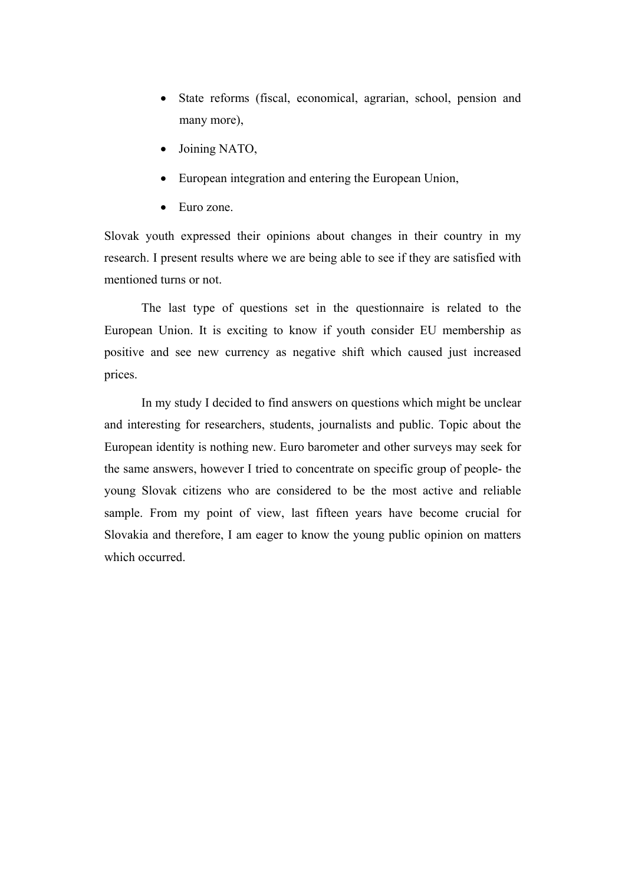- State reforms (fiscal, economical, agrarian, school, pension and many more),
- Joining NATO,
- European integration and entering the European Union,
- Euro zone.

Slovak youth expressed their opinions about changes in their country in my research. I present results where we are being able to see if they are satisfied with mentioned turns or not.

The last type of questions set in the questionnaire is related to the European Union. It is exciting to know if youth consider EU membership as positive and see new currency as negative shift which caused just increased prices.

In my study I decided to find answers on questions which might be unclear and interesting for researchers, students, journalists and public. Topic about the European identity is nothing new. Euro barometer and other surveys may seek for the same answers, however I tried to concentrate on specific group of people- the young Slovak citizens who are considered to be the most active and reliable sample. From my point of view, last fifteen years have become crucial for Slovakia and therefore, I am eager to know the young public opinion on matters which occurred.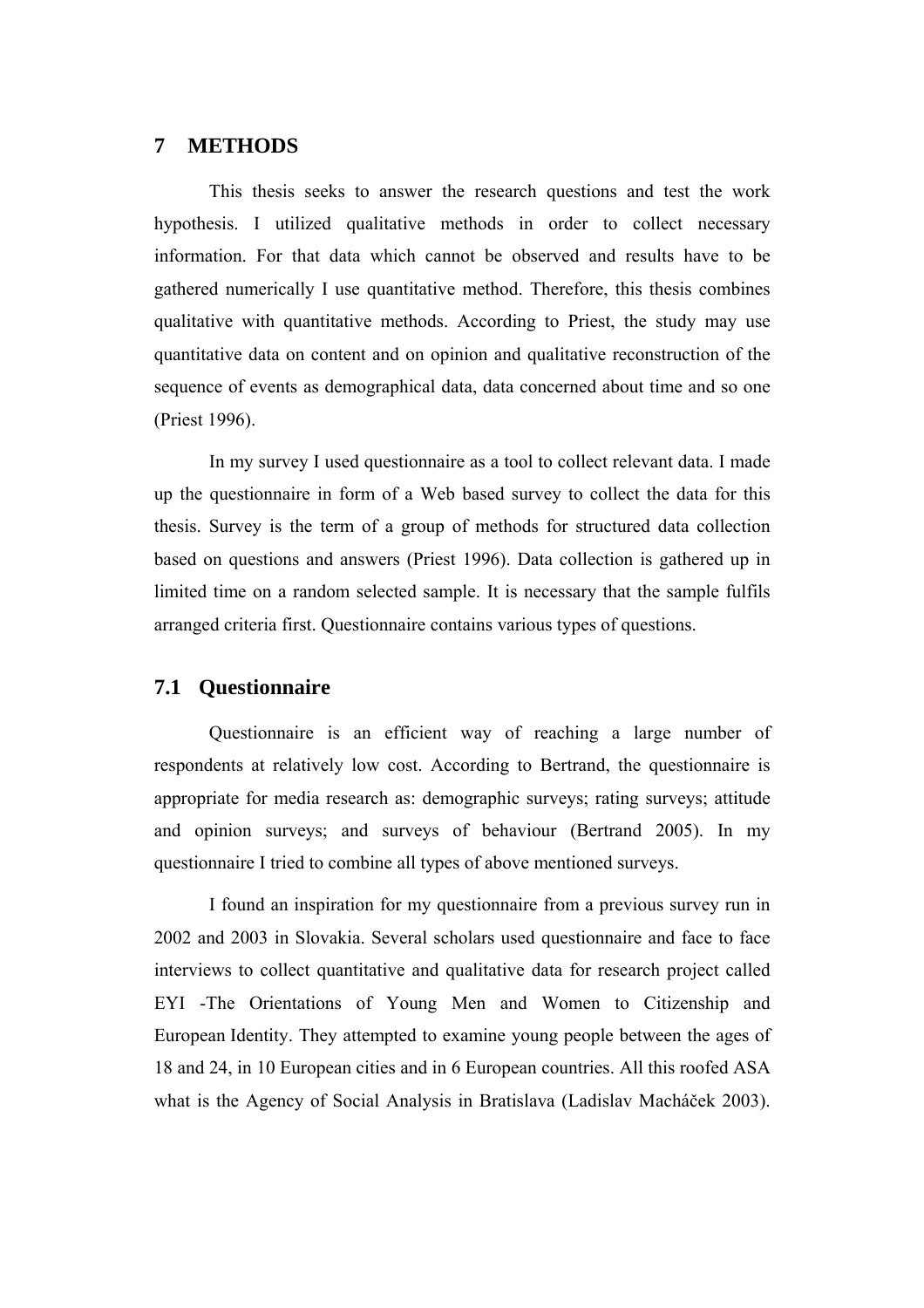# 7 METHODS

This thesis seeks to answer the research questions and test the work hypothesis. I utilized qualitative methods in order to collect necessary information. For that data which cannot be observed and results have to be gathered numerically I use quantitative method. Therefore, this thesis combines qualitative with quantitative methods. According to Priest, the study may use quantitative data on content and on opinion and qualitative reconstruction of the sequence of events as demographical data, data concerned about time and so one (Priest 1996).

In my survey I used questionnaire as a tool to collect relevant data. I made up the questionnaire in form of a Web based survey to collect the data for this thesis. Survey is the term of a group of methods for structured data collection based on questions and answers (Priest 1996). Data collection is gathered up in limited time on a random selected sample. It is necessary that the sample fulfils arranged criteria first. Questionnaire contains various types of questions.

## 7.1 Questionnaire

Questionnaire is an efficient way of reaching a large number of respondents at relatively low cost. According to Bertrand, the questionnaire is appropriate for media research as: demographic surveys; rating surveys; attitude and opinion surveys; and surveys of behaviour (Bertrand 2005). In my questionnaire I tried to combine all types of above mentioned surveys.

I found an inspiration for my questionnaire from a previous survey run in 2002 and 2003 in Slovakia. Several scholars used questionnaire and face to face interviews to collect quantitative and qualitative data for research project called EYI -The Orientations of Young Men and Women to Citizenship and European Identity. They attempted to examine young people between the ages of 18 and 24, in 10 European cities and in 6 European countries. All this roofed ASA what is the Agency of Social Analysis in Bratislava (Ladislav Macháček 2003).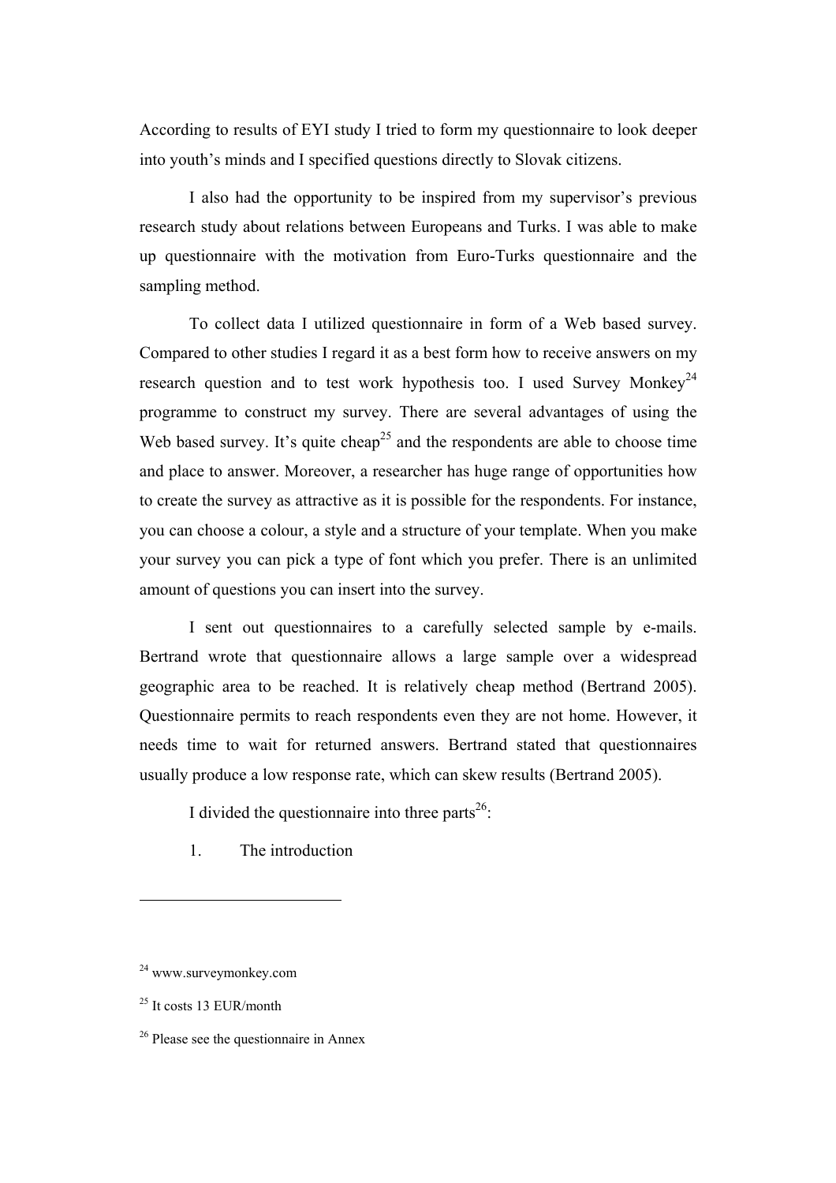According to results of EYI study I tried to form my questionnaire to look deeper into youth's minds and I specified questions directly to Slovak citizens.

I also had the opportunity to be inspired from my supervisor's previous research study about relations between Europeans and Turks. I was able to make up questionnaire with the motivation from Euro-Turks questionnaire and the sampling method.

To collect data I utilized questionnaire in form of a Web based survey. Compared to other studies I regard it as a best form how to receive answers on my research question and to test work hypothesis too. I used Survey Monkey[24] programme to construct my survey. There are several advantages of using the Web based survey. It's quite cheap[25] and the respondents are able to choose time and place to answer. Moreover, a researcher has huge range of opportunities how to create the survey as attractive as it is possible for the respondents. For instance, you can choose a colour, a style and a structure of your template. When you make your survey you can pick a type of font which you prefer. There is an unlimited amount of questions you can insert into the survey.

I sent out questionnaires to a carefully selected sample by e-mails. Bertrand wrote that questionnaire allows a large sample over a widespread geographic area to be reached. It is relatively cheap method (Bertrand 2005). Questionnaire permits to reach respondents even they are not home. However, it needs time to wait for returned answers. Bertrand stated that questionnaires usually produce a low response rate, which can skew results (Bertrand 2005).

I divided the questionnaire into three parts[26]:

1. The introduction

---

[24] www.surveymonkey.com

[25] It costs 13 EUR/month

[26] Please see the questionnaire in Annex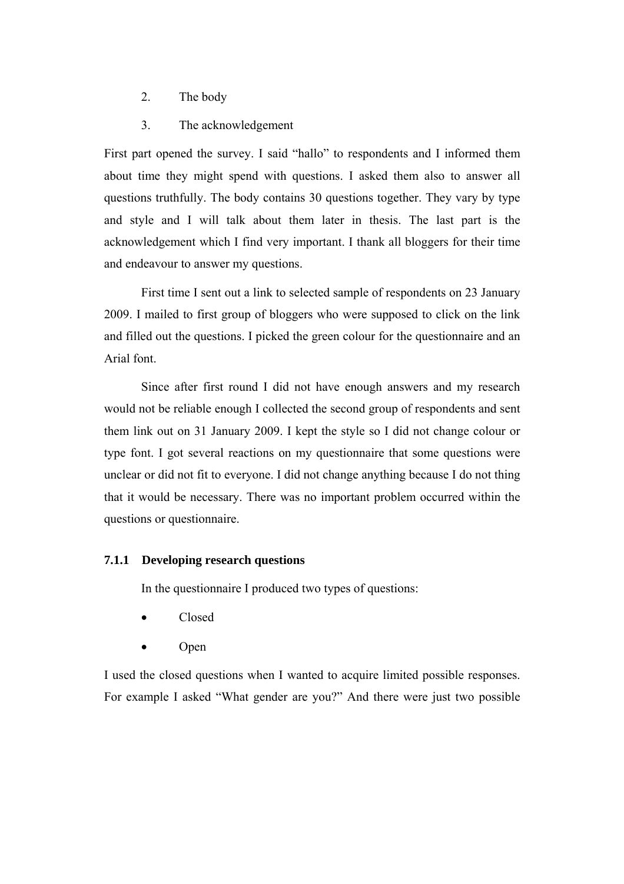2. The body
3. The acknowledgement

First part opened the survey. I said “hallo” to respondents and I informed them about time they might spend with questions. I asked them also to answer all questions truthfully. The body contains 30 questions together. They vary by type and style and I will talk about them later in thesis. The last part is the acknowledgement which I find very important. I thank all bloggers for their time and endeavour to answer my questions.

First time I sent out a link to selected sample of respondents on 23 January 2009. I mailed to first group of bloggers who were supposed to click on the link and filled out the questions. I picked the green colour for the questionnaire and an Arial font.

Since after first round I did not have enough answers and my research would not be reliable enough I collected the second group of respondents and sent them link out on 31 January 2009. I kept the style so I did not change colour or type font. I got several reactions on my questionnaire that some questions were unclear or did not fit to everyone. I did not change anything because I do not thing that it would be necessary. There was no important problem occurred within the questions or questionnaire.

### 7.1.1 Developing research questions

In the questionnaire I produced two types of questions:

- Closed
- Open

I used the closed questions when I wanted to acquire limited possible responses. For example I asked “What gender are you?” And there were just two possible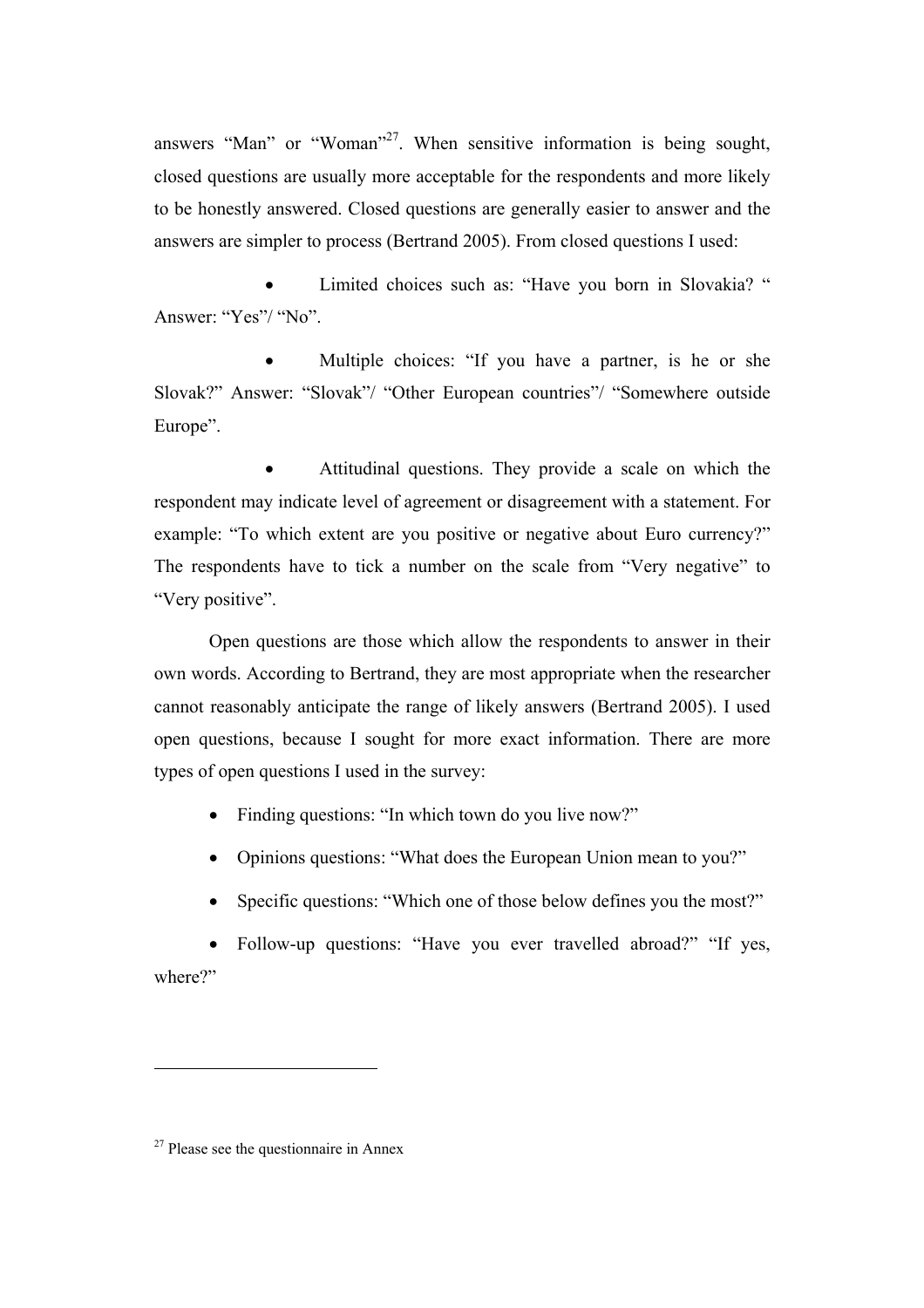answers “Man” or “Woman”[27]. When sensitive information is being sought, closed questions are usually more acceptable for the respondents and more likely to be honestly answered. Closed questions are generally easier to answer and the answers are simpler to process (Bertrand 2005). From closed questions I used:

- Limited choices such as: “Have you born in Slovakia? “ Answer: “Yes”/ “No”.
- Multiple choices: “If you have a partner, is he or she Slovak?” Answer: “Slovak”/ “Other European countries”/ “Somewhere outside Europe”.
- Attitudinal questions. They provide a scale on which the respondent may indicate level of agreement or disagreement with a statement. For example: “To which extent are you positive or negative about Euro currency?” The respondents have to tick a number on the scale from “Very negative” to “Very positive”.

Open questions are those which allow the respondents to answer in their own words. According to Bertrand, they are most appropriate when the researcher cannot reasonably anticipate the range of likely answers (Bertrand 2005). I used open questions, because I sought for more exact information. There are more types of open questions I used in the survey:

- Finding questions: “In which town do you live now?”
- Opinions questions: “What does the European Union mean to you?”
- Specific questions: “Which one of those below defines you the most?”
- Follow-up questions: “Have you ever travelled abroad?” “If yes, where?”

[27] Please see the questionnaire in Annex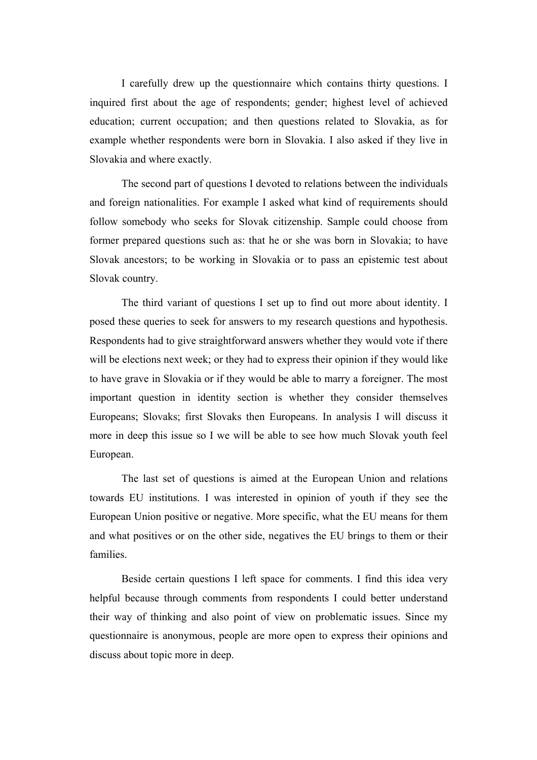I carefully drew up the questionnaire which contains thirty questions. I inquired first about the age of respondents; gender; highest level of achieved education; current occupation; and then questions related to Slovakia, as for example whether respondents were born in Slovakia. I also asked if they live in Slovakia and where exactly.

The second part of questions I devoted to relations between the individuals and foreign nationalities. For example I asked what kind of requirements should follow somebody who seeks for Slovak citizenship. Sample could choose from former prepared questions such as: that he or she was born in Slovakia; to have Slovak ancestors; to be working in Slovakia or to pass an epistemic test about Slovak country.

The third variant of questions I set up to find out more about identity. I posed these queries to seek for answers to my research questions and hypothesis. Respondents had to give straightforward answers whether they would vote if there will be elections next week; or they had to express their opinion if they would like to have grave in Slovakia or if they would be able to marry a foreigner. The most important question in identity section is whether they consider themselves Europeans; Slovaks; first Slovaks then Europeans. In analysis I will discuss it more in deep this issue so I we will be able to see how much Slovak youth feel European.

The last set of questions is aimed at the European Union and relations towards EU institutions. I was interested in opinion of youth if they see the European Union positive or negative. More specific, what the EU means for them and what positives or on the other side, negatives the EU brings to them or their families.

Beside certain questions I left space for comments. I find this idea very helpful because through comments from respondents I could better understand their way of thinking and also point of view on problematic issues. Since my questionnaire is anonymous, people are more open to express their opinions and discuss about topic more in deep.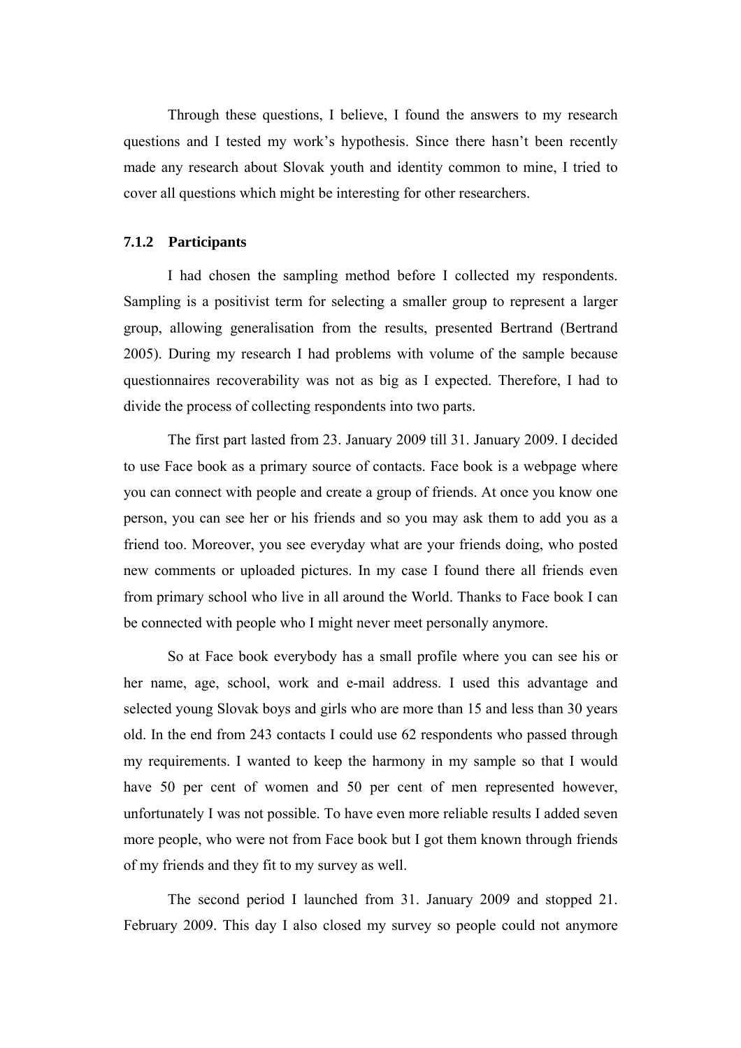Through these questions, I believe, I found the answers to my research questions and I tested my work's hypothesis. Since there hasn't been recently made any research about Slovak youth and identity common to mine, I tried to cover all questions which might be interesting for other researchers.

### 7.1.2 Participants

I had chosen the sampling method before I collected my respondents. Sampling is a positivist term for selecting a smaller group to represent a larger group, allowing generalisation from the results, presented Bertrand (Bertrand 2005). During my research I had problems with volume of the sample because questionnaires recoverability was not as big as I expected. Therefore, I had to divide the process of collecting respondents into two parts.

The first part lasted from 23. January 2009 till 31. January 2009. I decided to use Face book as a primary source of contacts. Face book is a webpage where you can connect with people and create a group of friends. At once you know one person, you can see her or his friends and so you may ask them to add you as a friend too. Moreover, you see everyday what are your friends doing, who posted new comments or uploaded pictures. In my case I found there all friends even from primary school who live in all around the World. Thanks to Face book I can be connected with people who I might never meet personally anymore.

So at Face book everybody has a small profile where you can see his or her name, age, school, work and e-mail address. I used this advantage and selected young Slovak boys and girls who are more than 15 and less than 30 years old. In the end from 243 contacts I could use 62 respondents who passed through my requirements. I wanted to keep the harmony in my sample so that I would have 50 per cent of women and 50 per cent of men represented however, unfortunately I was not possible. To have even more reliable results I added seven more people, who were not from Face book but I got them known through friends of my friends and they fit to my survey as well.

The second period I launched from 31. January 2009 and stopped 21. February 2009. This day I also closed my survey so people could not anymore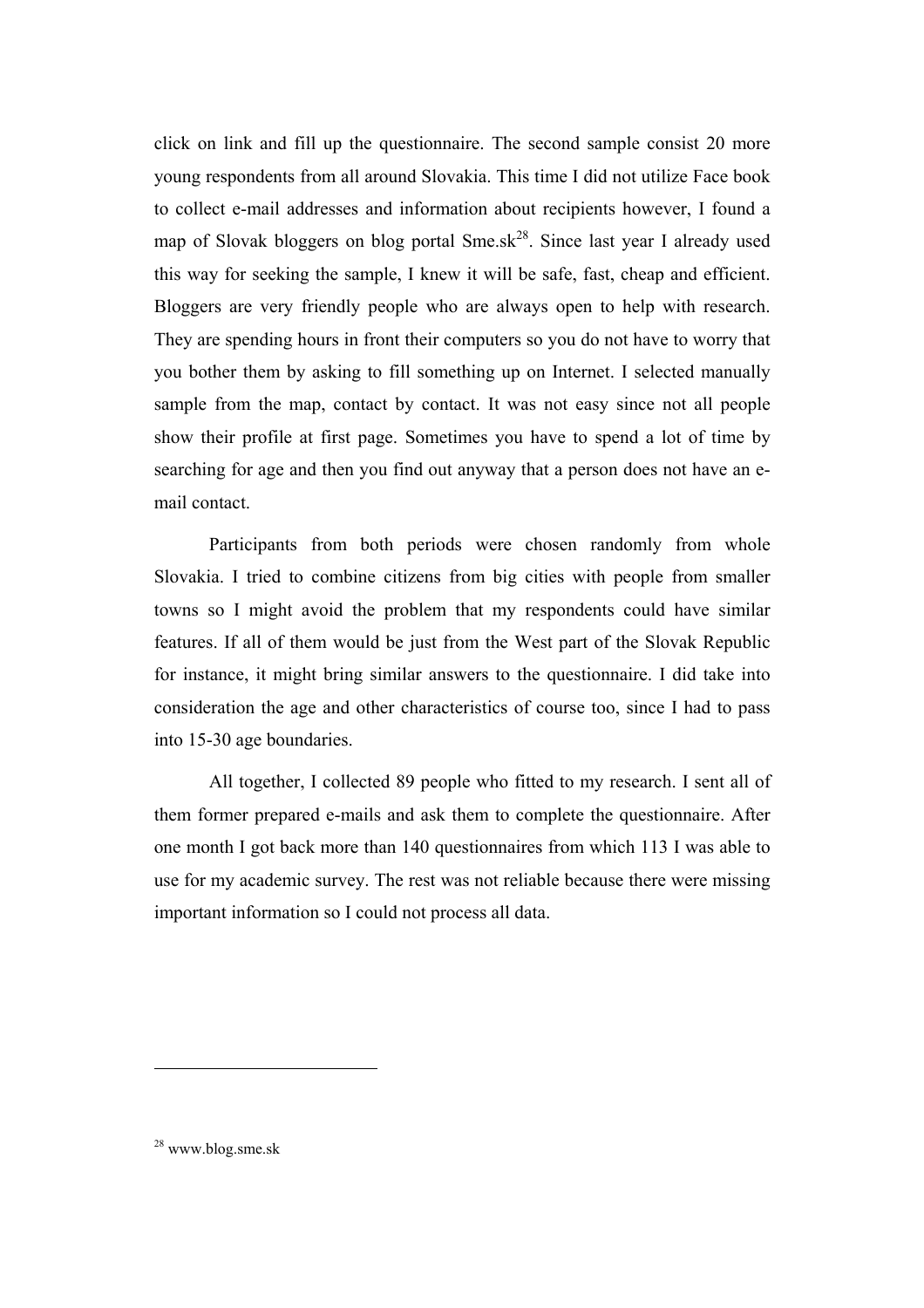click on link and fill up the questionnaire. The second sample consist 20 more young respondents from all around Slovakia. This time I did not utilize Face book to collect e-mail addresses and information about recipients however, I found a map of Slovak bloggers on blog portal Sme.sk[28]. Since last year I already used this way for seeking the sample, I knew it will be safe, fast, cheap and efficient. Bloggers are very friendly people who are always open to help with research. They are spending hours in front their computers so you do not have to worry that you bother them by asking to fill something up on Internet. I selected manually sample from the map, contact by contact. It was not easy since not all people show their profile at first page. Sometimes you have to spend a lot of time by searching for age and then you find out anyway that a person does not have an e-mail contact.

Participants from both periods were chosen randomly from whole Slovakia. I tried to combine citizens from big cities with people from smaller towns so I might avoid the problem that my respondents could have similar features. If all of them would be just from the West part of the Slovak Republic for instance, it might bring similar answers to the questionnaire. I did take into consideration the age and other characteristics of course too, since I had to pass into 15-30 age boundaries.

All together, I collected 89 people who fitted to my research. I sent all of them former prepared e-mails and ask them to complete the questionnaire. After one month I got back more than 140 questionnaires from which 113 I was able to use for my academic survey. The rest was not reliable because there were missing important information so I could not process all data.

[28] www.blog.sme.sk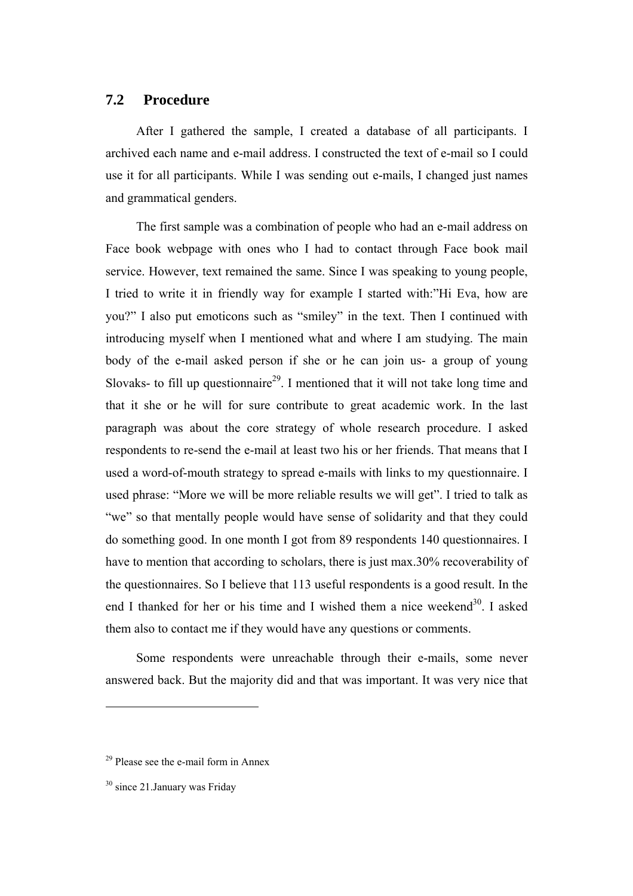## 7.2 Procedure

After I gathered the sample, I created a database of all participants. I archived each name and e-mail address. I constructed the text of e-mail so I could use it for all participants. While I was sending out e-mails, I changed just names and grammatical genders.

The first sample was a combination of people who had an e-mail address on Face book webpage with ones who I had to contact through Face book mail service. However, text remained the same. Since I was speaking to young people, I tried to write it in friendly way for example I started with:"Hi Eva, how are you?" I also put emoticons such as "smiley" in the text. Then I continued with introducing myself when I mentioned what and where I am studying. The main body of the e-mail asked person if she or he can join us- a group of young Slovaks- to fill up questionnaire[29]. I mentioned that it will not take long time and that it she or he will for sure contribute to great academic work. In the last paragraph was about the core strategy of whole research procedure. I asked respondents to re-send the e-mail at least two his or her friends. That means that I used a word-of-mouth strategy to spread e-mails with links to my questionnaire. I used phrase: "More we will be more reliable results we will get". I tried to talk as "we" so that mentally people would have sense of solidarity and that they could do something good. In one month I got from 89 respondents 140 questionnaires. I have to mention that according to scholars, there is just max.30% recoverability of the questionnaires. So I believe that 113 useful respondents is a good result. In the end I thanked for her or his time and I wished them a nice weekend[30]. I asked them also to contact me if they would have any questions or comments.

Some respondents were unreachable through their e-mails, some never answered back. But the majority did and that was important. It was very nice that

---

[29] Please see the e-mail form in Annex

[30] since 21.January was Friday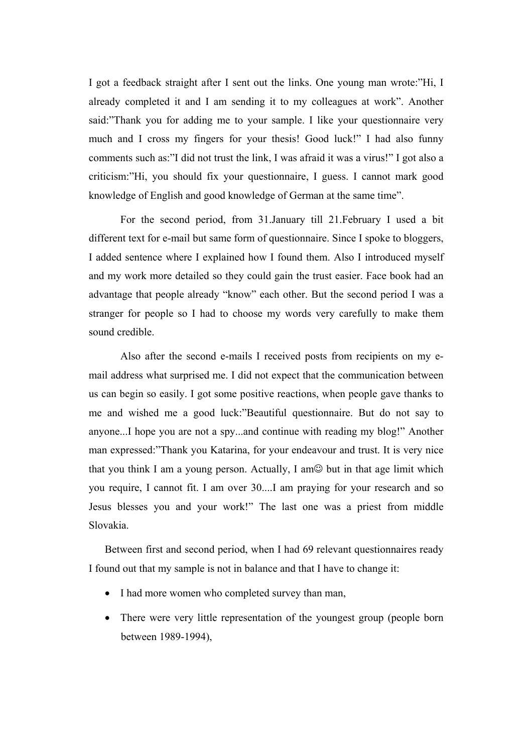I got a feedback straight after I sent out the links. One young man wrote:"Hi, I already completed it and I am sending it to my colleagues at work". Another said:"Thank you for adding me to your sample. I like your questionnaire very much and I cross my fingers for your thesis! Good luck!" I had also funny comments such as:"I did not trust the link, I was afraid it was a virus!" I got also a criticism:"Hi, you should fix your questionnaire, I guess. I cannot mark good knowledge of English and good knowledge of German at the same time".

For the second period, from 31.January till 21.February I used a bit different text for e-mail but same form of questionnaire. Since I spoke to bloggers, I added sentence where I explained how I found them. Also I introduced myself and my work more detailed so they could gain the trust easier. Face book had an advantage that people already "know" each other. But the second period I was a stranger for people so I had to choose my words very carefully to make them sound credible.

Also after the second e-mails I received posts from recipients on my e-mail address what surprised me. I did not expect that the communication between us can begin so easily. I got some positive reactions, when people gave thanks to me and wished me a good luck:"Beautiful questionnaire. But do not say to anyone...I hope you are not a spy...and continue with reading my blog!" Another man expressed:"Thank you Katarina, for your endeavour and trust. It is very nice that you think I am a young person. Actually, I am☺ but in that age limit which you require, I cannot fit. I am over 30....I am praying for your research and so Jesus blesses you and your work!" The last one was a priest from middle Slovakia.

Between first and second period, when I had 69 relevant questionnaires ready I found out that my sample is not in balance and that I have to change it:

- I had more women who completed survey than man,
- There were very little representation of the youngest group (people born between 1989-1994),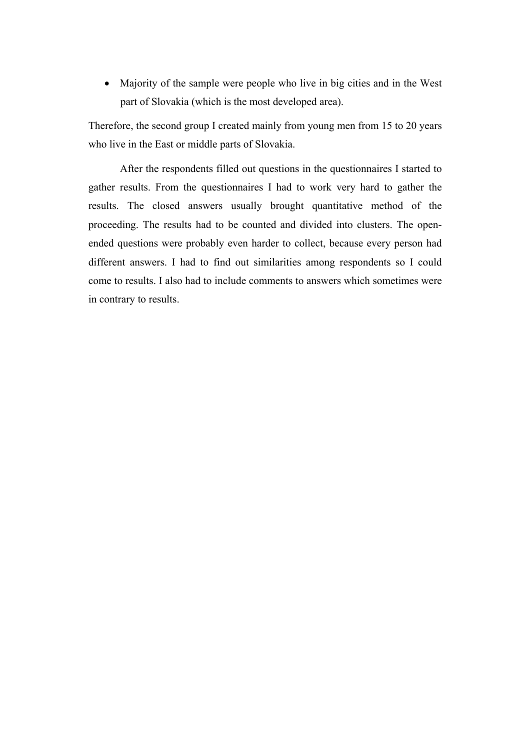- Majority of the sample were people who live in big cities and in the West part of Slovakia (which is the most developed area).

Therefore, the second group I created mainly from young men from 15 to 20 years who live in the East or middle parts of Slovakia.

After the respondents filled out questions in the questionnaires I started to gather results. From the questionnaires I had to work very hard to gather the results. The closed answers usually brought quantitative method of the proceeding. The results had to be counted and divided into clusters. The open-ended questions were probably even harder to collect, because every person had different answers. I had to find out similarities among respondents so I could come to results. I also had to include comments to answers which sometimes were in contrary to results.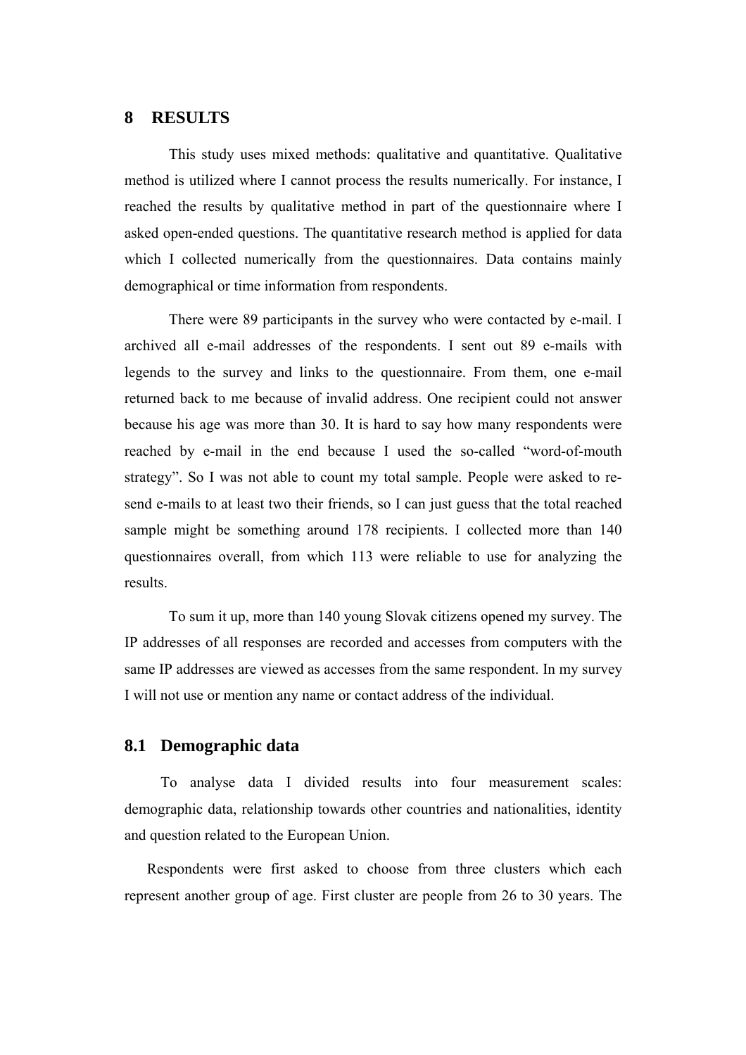# 8 RESULTS

This study uses mixed methods: qualitative and quantitative. Qualitative method is utilized where I cannot process the results numerically. For instance, I reached the results by qualitative method in part of the questionnaire where I asked open-ended questions. The quantitative research method is applied for data which I collected numerically from the questionnaires. Data contains mainly demographical or time information from respondents.

There were 89 participants in the survey who were contacted by e-mail. I archived all e-mail addresses of the respondents. I sent out 89 e-mails with legends to the survey and links to the questionnaire. From them, one e-mail returned back to me because of invalid address. One recipient could not answer because his age was more than 30. It is hard to say how many respondents were reached by e-mail in the end because I used the so-called "word-of-mouth strategy". So I was not able to count my total sample. People were asked to re-send e-mails to at least two their friends, so I can just guess that the total reached sample might be something around 178 recipients. I collected more than 140 questionnaires overall, from which 113 were reliable to use for analyzing the results.

To sum it up, more than 140 young Slovak citizens opened my survey. The IP addresses of all responses are recorded and accesses from computers with the same IP addresses are viewed as accesses from the same respondent. In my survey I will not use or mention any name or contact address of the individual.

## 8.1 Demographic data

To analyse data I divided results into four measurement scales: demographic data, relationship towards other countries and nationalities, identity and question related to the European Union.

Respondents were first asked to choose from three clusters which each represent another group of age. First cluster are people from 26 to 30 years. The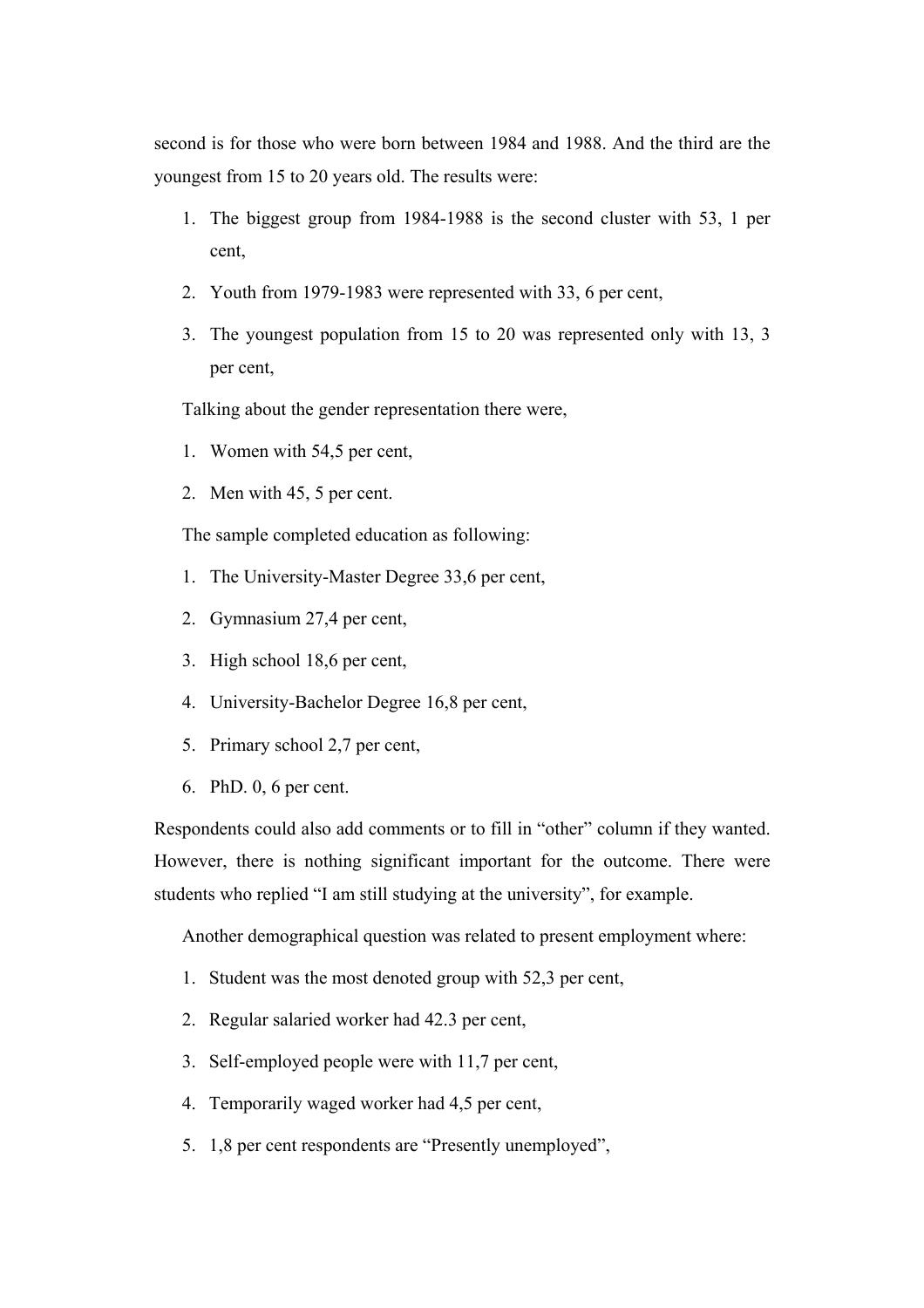second is for those who were born between 1984 and 1988. And the third are the youngest from 15 to 20 years old. The results were:

1. The biggest group from 1984-1988 is the second cluster with 53, 1 per cent,
2. Youth from 1979-1983 were represented with 33, 6 per cent,
3. The youngest population from 15 to 20 was represented only with 13, 3 per cent,

Talking about the gender representation there were,

1. Women with 54,5 per cent,
2. Men with 45, 5 per cent.

The sample completed education as following:

1. The University-Master Degree 33,6 per cent,
2. Gymnasium 27,4 per cent,
3. High school 18,6 per cent,
4. University-Bachelor Degree 16,8 per cent,
5. Primary school 2,7 per cent,
6. PhD. 0, 6 per cent.

Respondents could also add comments or to fill in "other" column if they wanted. However, there is nothing significant important for the outcome. There were students who replied "I am still studying at the university", for example.

Another demographical question was related to present employment where:

1. Student was the most denoted group with 52,3 per cent,
2. Regular salaried worker had 42.3 per cent,
3. Self-employed people were with 11,7 per cent,
4. Temporarily waged worker had 4,5 per cent,
5. 1,8 per cent respondents are "Presently unemployed",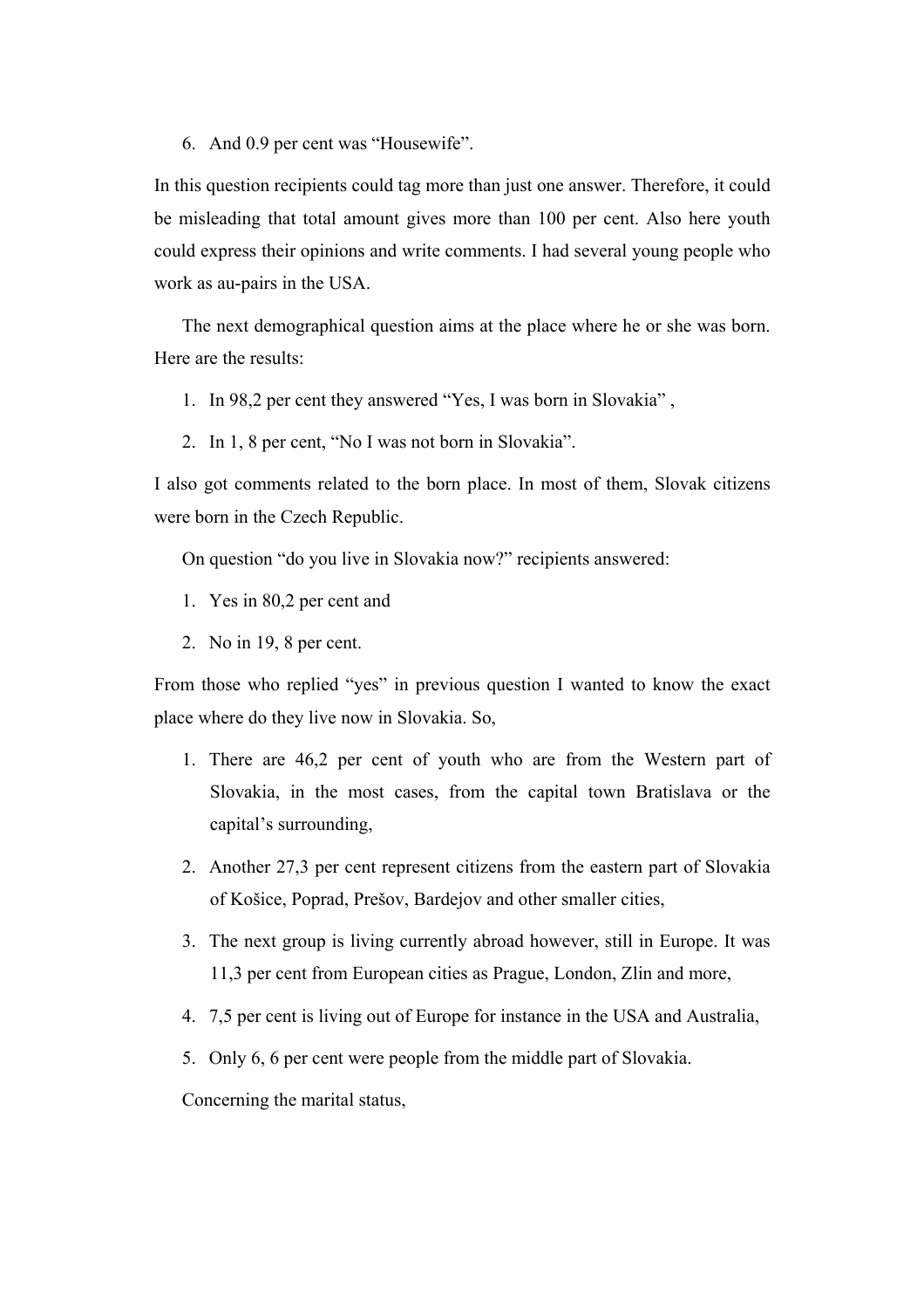6. And 0.9 per cent was “Housewife”.

In this question recipients could tag more than just one answer. Therefore, it could be misleading that total amount gives more than 100 per cent. Also here youth could express their opinions and write comments. I had several young people who work as au-pairs in the USA.

The next demographical question aims at the place where he or she was born. Here are the results:

1. In 98,2 per cent they answered “Yes, I was born in Slovakia” ,
2. In 1, 8 per cent, “No I was not born in Slovakia”.

I also got comments related to the born place. In most of them, Slovak citizens were born in the Czech Republic.

On question “do you live in Slovakia now?” recipients answered:

1. Yes in 80,2 per cent and
2. No in 19, 8 per cent.

From those who replied “yes” in previous question I wanted to know the exact place where do they live now in Slovakia. So,

1. There are 46,2 per cent of youth who are from the Western part of Slovakia, in the most cases, from the capital town Bratislava or the capital’s surrounding,
2. Another 27,3 per cent represent citizens from the eastern part of Slovakia of Košice, Poprad, Prešov, Bardejov and other smaller cities,
3. The next group is living currently abroad however, still in Europe. It was 11,3 per cent from European cities as Prague, London, Zlin and more,
4. 7,5 per cent is living out of Europe for instance in the USA and Australia,
5. Only 6, 6 per cent were people from the middle part of Slovakia.

Concerning the marital status,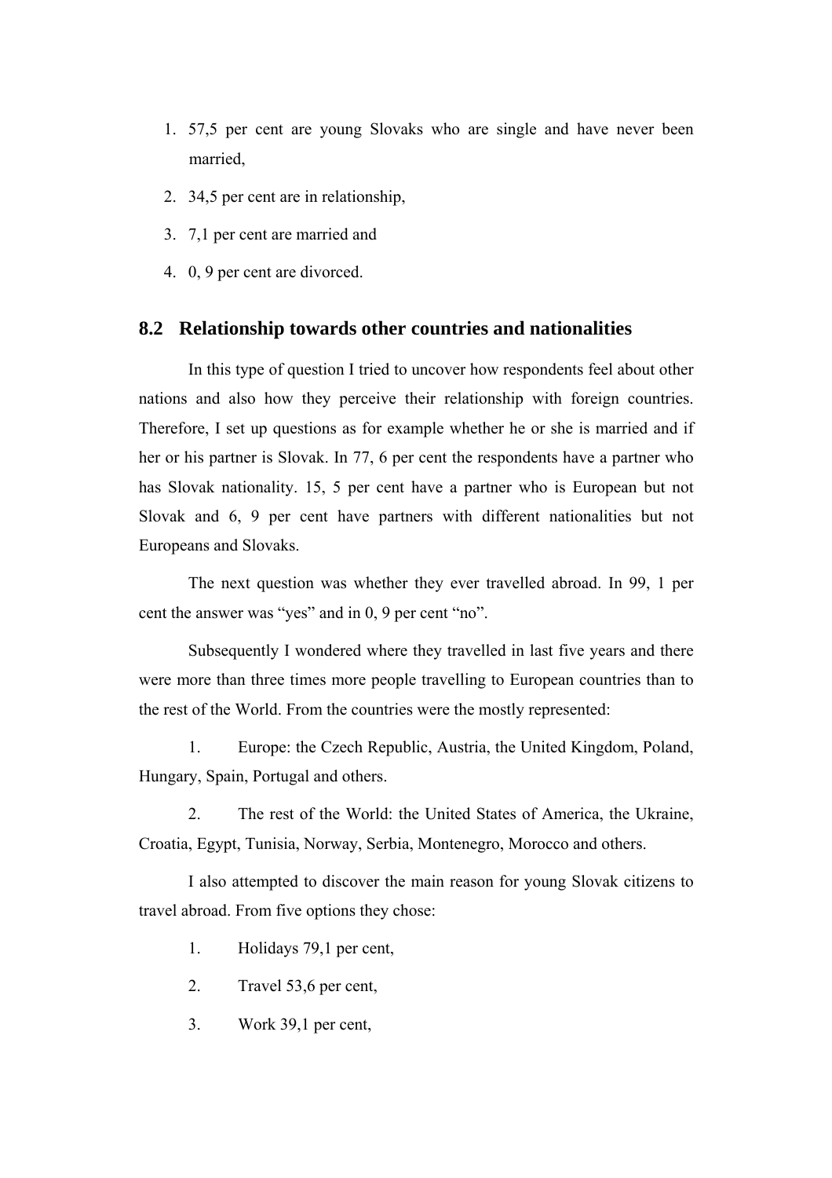1. 57,5 per cent are young Slovaks who are single and have never been married,
2. 34,5 per cent are in relationship,
3. 7,1 per cent are married and
4. 0, 9 per cent are divorced.

## 8.2 Relationship towards other countries and nationalities

In this type of question I tried to uncover how respondents feel about other nations and also how they perceive their relationship with foreign countries. Therefore, I set up questions as for example whether he or she is married and if her or his partner is Slovak. In 77, 6 per cent the respondents have a partner who has Slovak nationality. 15, 5 per cent have a partner who is European but not Slovak and 6, 9 per cent have partners with different nationalities but not Europeans and Slovaks.

The next question was whether they ever travelled abroad. In 99, 1 per cent the answer was "yes" and in 0, 9 per cent "no".

Subsequently I wondered where they travelled in last five years and there were more than three times more people travelling to European countries than to the rest of the World. From the countries were the mostly represented:

1. Europe: the Czech Republic, Austria, the United Kingdom, Poland, Hungary, Spain, Portugal and others.
2. The rest of the World: the United States of America, the Ukraine, Croatia, Egypt, Tunisia, Norway, Serbia, Montenegro, Morocco and others.

I also attempted to discover the main reason for young Slovak citizens to travel abroad. From five options they chose:

1. Holidays 79,1 per cent,
2. Travel 53,6 per cent,
3. Work 39,1 per cent,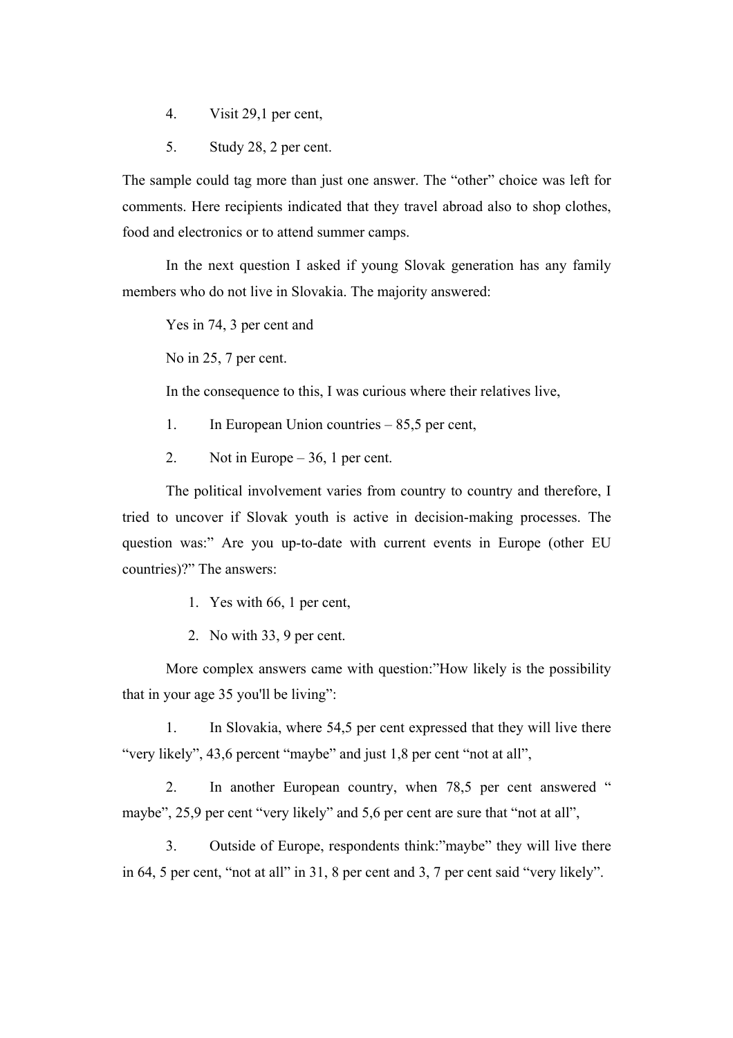4. Visit 29,1 per cent,
5. Study 28, 2 per cent.

The sample could tag more than just one answer. The "other" choice was left for comments. Here recipients indicated that they travel abroad also to shop clothes, food and electronics or to attend summer camps.

In the next question I asked if young Slovak generation has any family members who do not live in Slovakia. The majority answered:

Yes in 74, 3 per cent and

No in 25, 7 per cent.

In the consequence to this, I was curious where their relatives live,

1. In European Union countries – 85,5 per cent,
2. Not in Europe – 36, 1 per cent.

The political involvement varies from country to country and therefore, I tried to uncover if Slovak youth is active in decision-making processes. The question was:" Are you up-to-date with current events in Europe (other EU countries)?" The answers:

1. Yes with 66, 1 per cent,
2. No with 33, 9 per cent.

More complex answers came with question:"How likely is the possibility that in your age 35 you'll be living":

1. In Slovakia, where 54,5 per cent expressed that they will live there "very likely", 43,6 percent "maybe" and just 1,8 per cent "not at all",
2. In another European country, when 78,5 per cent answered " maybe", 25,9 per cent "very likely" and 5,6 per cent are sure that "not at all",
3. Outside of Europe, respondents think:"maybe" they will live there in 64, 5 per cent, "not at all" in 31, 8 per cent and 3, 7 per cent said "very likely".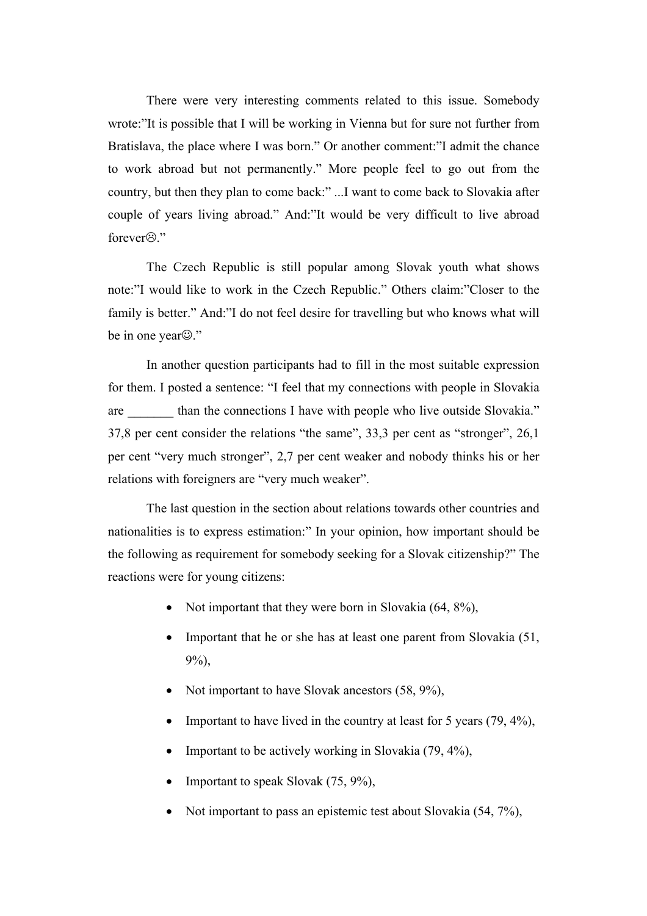There were very interesting comments related to this issue. Somebody wrote:"It is possible that I will be working in Vienna but for sure not further from Bratislava, the place where I was born." Or another comment:"I admit the chance to work abroad but not permanently." More people feel to go out from the country, but then they plan to come back:" ...I want to come back to Slovakia after couple of years living abroad." And:"It would be very difficult to live abroad forever☹."

The Czech Republic is still popular among Slovak youth what shows note:"I would like to work in the Czech Republic." Others claim:"Closer to the family is better." And:"I do not feel desire for travelling but who knows what will be in one year☺."

In another question participants had to fill in the most suitable expression for them. I posted a sentence: "I feel that my connections with people in Slovakia are _______ than the connections I have with people who live outside Slovakia." 37,8 per cent consider the relations "the same", 33,3 per cent as "stronger", 26,1 per cent "very much stronger", 2,7 per cent weaker and nobody thinks his or her relations with foreigners are "very much weaker".

The last question in the section about relations towards other countries and nationalities is to express estimation:" In your opinion, how important should be the following as requirement for somebody seeking for a Slovak citizenship?" The reactions were for young citizens:

- Not important that they were born in Slovakia (64, 8%),
- Important that he or she has at least one parent from Slovakia (51, 9%),
- Not important to have Slovak ancestors (58, 9%),
- Important to have lived in the country at least for 5 years (79, 4%),
- Important to be actively working in Slovakia (79, 4%),
- Important to speak Slovak (75, 9%),
- Not important to pass an epistemic test about Slovakia (54, 7%),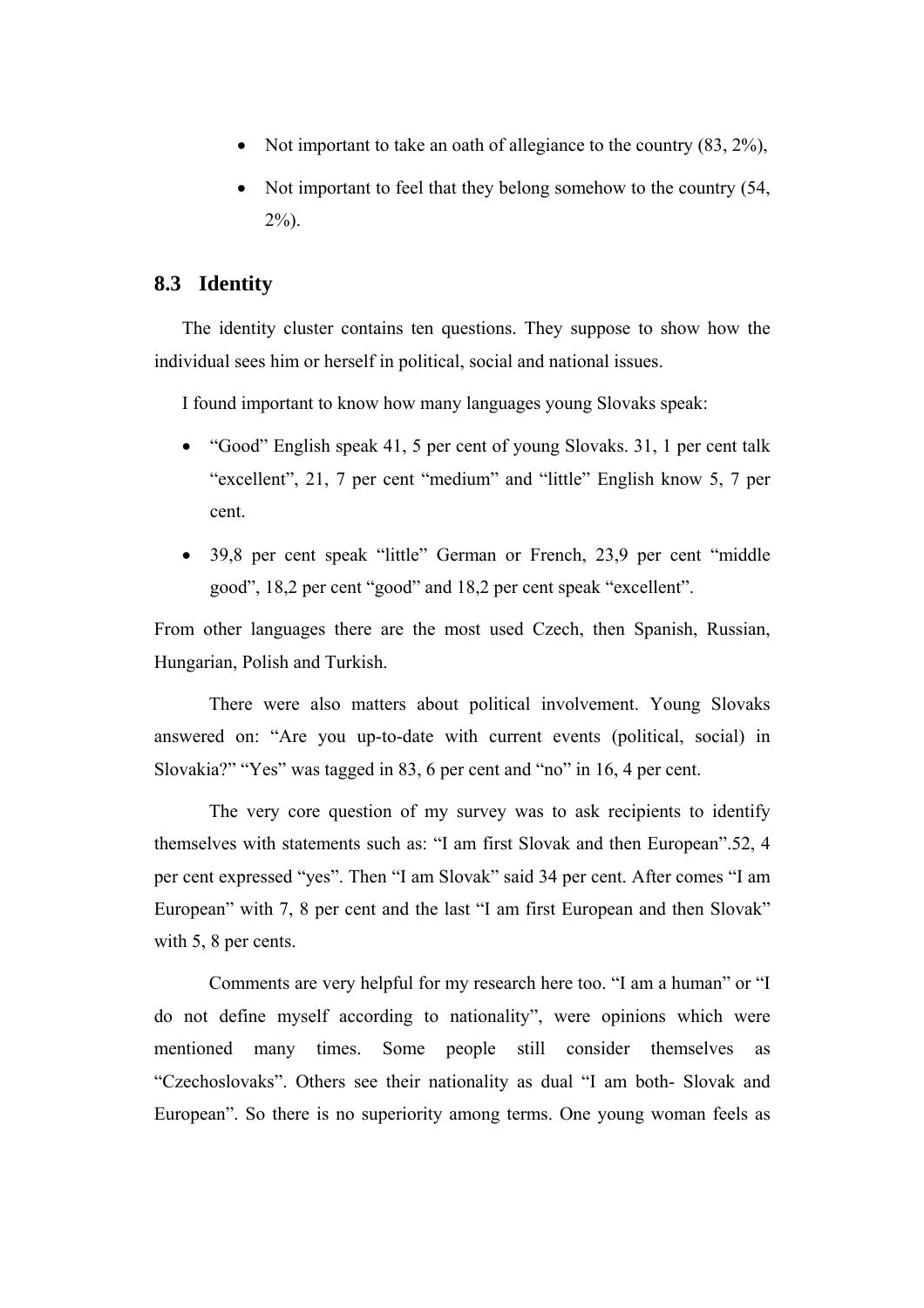- Not important to take an oath of allegiance to the country (83, 2%),
- Not important to feel that they belong somehow to the country (54, 2%).

## 8.3 Identity

The identity cluster contains ten questions. They suppose to show how the individual sees him or herself in political, social and national issues.

I found important to know how many languages young Slovaks speak:

- "Good" English speak 41, 5 per cent of young Slovaks. 31, 1 per cent talk "excellent", 21, 7 per cent "medium" and "little" English know 5, 7 per cent.
- 39,8 per cent speak "little" German or French, 23,9 per cent "middle good", 18,2 per cent "good" and 18,2 per cent speak "excellent".

From other languages there are the most used Czech, then Spanish, Russian, Hungarian, Polish and Turkish.

There were also matters about political involvement. Young Slovaks answered on: "Are you up-to-date with current events (political, social) in Slovakia?" "Yes" was tagged in 83, 6 per cent and "no" in 16, 4 per cent.

The very core question of my survey was to ask recipients to identify themselves with statements such as: "I am first Slovak and then European".52, 4 per cent expressed "yes". Then "I am Slovak" said 34 per cent. After comes "I am European" with 7, 8 per cent and the last "I am first European and then Slovak" with 5, 8 per cents.

Comments are very helpful for my research here too. "I am a human" or "I do not define myself according to nationality", were opinions which were mentioned many times. Some people still consider themselves as "Czechoslovaks". Others see their nationality as dual "I am both- Slovak and European". So there is no superiority among terms. One young woman feels as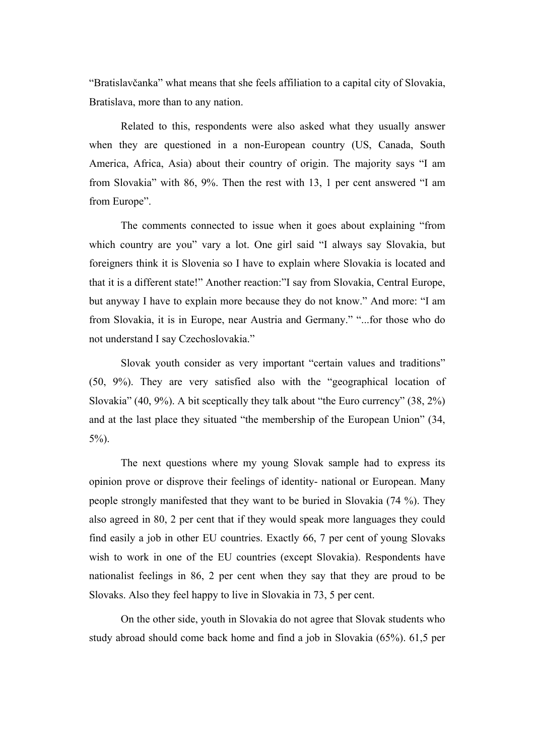"Bratislavčanka" what means that she feels affiliation to a capital city of Slovakia, Bratislava, more than to any nation.

Related to this, respondents were also asked what they usually answer when they are questioned in a non-European country (US, Canada, South America, Africa, Asia) about their country of origin. The majority says "I am from Slovakia" with 86, 9%. Then the rest with 13, 1 per cent answered "I am from Europe".

The comments connected to issue when it goes about explaining "from which country are you" vary a lot. One girl said "I always say Slovakia, but foreigners think it is Slovenia so I have to explain where Slovakia is located and that it is a different state!" Another reaction:"I say from Slovakia, Central Europe, but anyway I have to explain more because they do not know." And more: "I am from Slovakia, it is in Europe, near Austria and Germany." "...for those who do not understand I say Czechoslovakia."

Slovak youth consider as very important "certain values and traditions" (50, 9%). They are very satisfied also with the "geographical location of Slovakia" (40, 9%). A bit sceptically they talk about "the Euro currency" (38, 2%) and at the last place they situated "the membership of the European Union" (34, 5%).

The next questions where my young Slovak sample had to express its opinion prove or disprove their feelings of identity- national or European. Many people strongly manifested that they want to be buried in Slovakia (74 %). They also agreed in 80, 2 per cent that if they would speak more languages they could find easily a job in other EU countries. Exactly 66, 7 per cent of young Slovaks wish to work in one of the EU countries (except Slovakia). Respondents have nationalist feelings in 86, 2 per cent when they say that they are proud to be Slovaks. Also they feel happy to live in Slovakia in 73, 5 per cent.

On the other side, youth in Slovakia do not agree that Slovak students who study abroad should come back home and find a job in Slovakia (65%). 61,5 per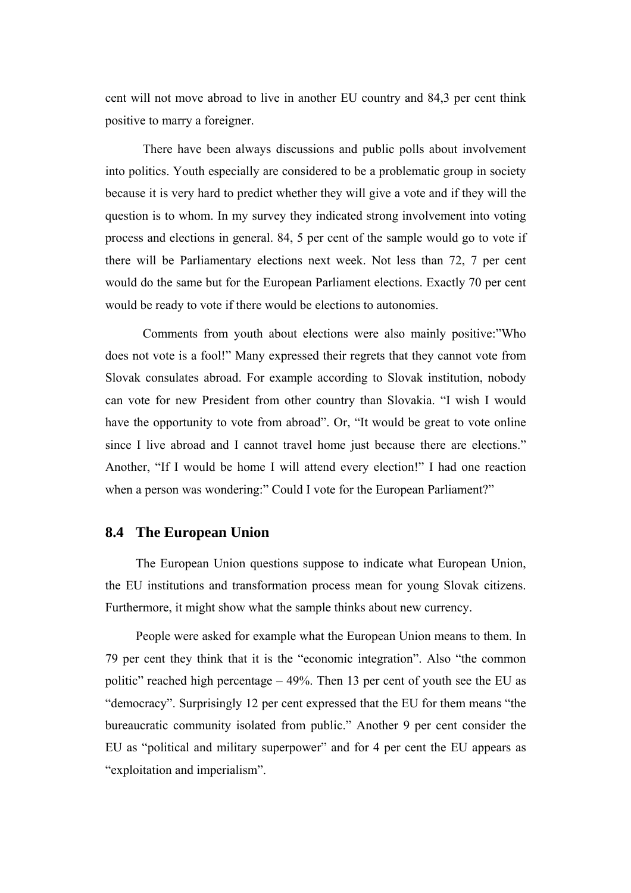cent will not move abroad to live in another EU country and 84,3 per cent think positive to marry a foreigner.

There have been always discussions and public polls about involvement into politics. Youth especially are considered to be a problematic group in society because it is very hard to predict whether they will give a vote and if they will the question is to whom. In my survey they indicated strong involvement into voting process and elections in general. 84, 5 per cent of the sample would go to vote if there will be Parliamentary elections next week. Not less than 72, 7 per cent would do the same but for the European Parliament elections. Exactly 70 per cent would be ready to vote if there would be elections to autonomies.

Comments from youth about elections were also mainly positive:"Who does not vote is a fool!" Many expressed their regrets that they cannot vote from Slovak consulates abroad. For example according to Slovak institution, nobody can vote for new President from other country than Slovakia. "I wish I would have the opportunity to vote from abroad". Or, "It would be great to vote online since I live abroad and I cannot travel home just because there are elections." Another, "If I would be home I will attend every election!" I had one reaction when a person was wondering:" Could I vote for the European Parliament?"

## 8.4 The European Union

The European Union questions suppose to indicate what European Union, the EU institutions and transformation process mean for young Slovak citizens. Furthermore, it might show what the sample thinks about new currency.

People were asked for example what the European Union means to them. In 79 per cent they think that it is the "economic integration". Also "the common politic" reached high percentage – 49%. Then 13 per cent of youth see the EU as "democracy". Surprisingly 12 per cent expressed that the EU for them means "the bureaucratic community isolated from public." Another 9 per cent consider the EU as "political and military superpower" and for 4 per cent the EU appears as "exploitation and imperialism".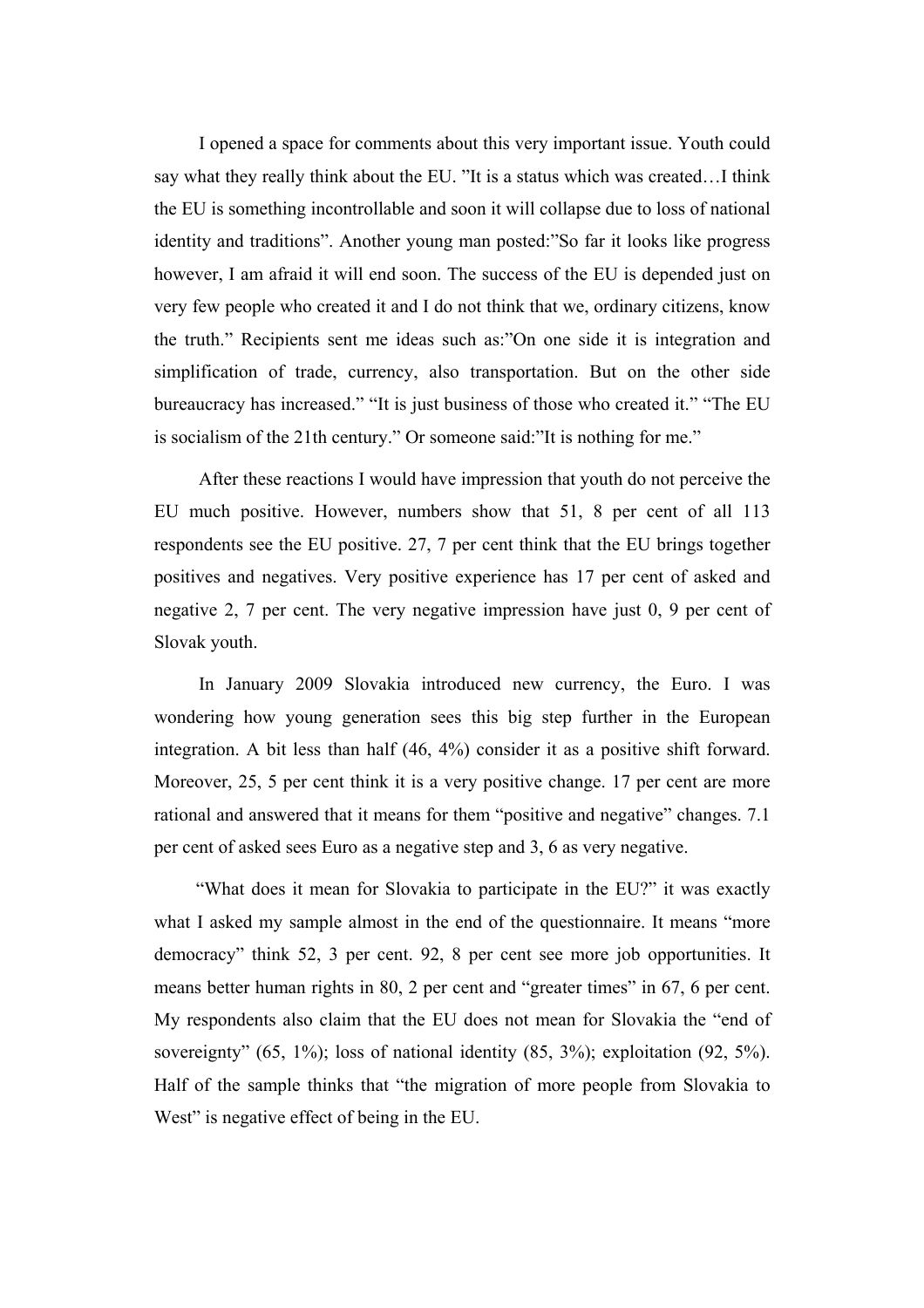I opened a space for comments about this very important issue. Youth could say what they really think about the EU. ”It is a status which was created…I think the EU is something incontrollable and soon it will collapse due to loss of national identity and traditions”. Another young man posted:”So far it looks like progress however, I am afraid it will end soon. The success of the EU is depended just on very few people who created it and I do not think that we, ordinary citizens, know the truth.” Recipients sent me ideas such as:”On one side it is integration and simplification of trade, currency, also transportation. But on the other side bureaucracy has increased.” “It is just business of those who created it.” “The EU is socialism of the 21th century.” Or someone said:”It is nothing for me.”

After these reactions I would have impression that youth do not perceive the EU much positive. However, numbers show that 51, 8 per cent of all 113 respondents see the EU positive. 27, 7 per cent think that the EU brings together positives and negatives. Very positive experience has 17 per cent of asked and negative 2, 7 per cent. The very negative impression have just 0, 9 per cent of Slovak youth.

In January 2009 Slovakia introduced new currency, the Euro. I was wondering how young generation sees this big step further in the European integration. A bit less than half (46, 4%) consider it as a positive shift forward. Moreover, 25, 5 per cent think it is a very positive change. 17 per cent are more rational and answered that it means for them “positive and negative” changes. 7.1 per cent of asked sees Euro as a negative step and 3, 6 as very negative.

“What does it mean for Slovakia to participate in the EU?” it was exactly what I asked my sample almost in the end of the questionnaire. It means “more democracy” think 52, 3 per cent. 92, 8 per cent see more job opportunities. It means better human rights in 80, 2 per cent and “greater times” in 67, 6 per cent. My respondents also claim that the EU does not mean for Slovakia the “end of sovereignty” (65, 1%); loss of national identity (85, 3%); exploitation (92, 5%). Half of the sample thinks that “the migration of more people from Slovakia to West” is negative effect of being in the EU.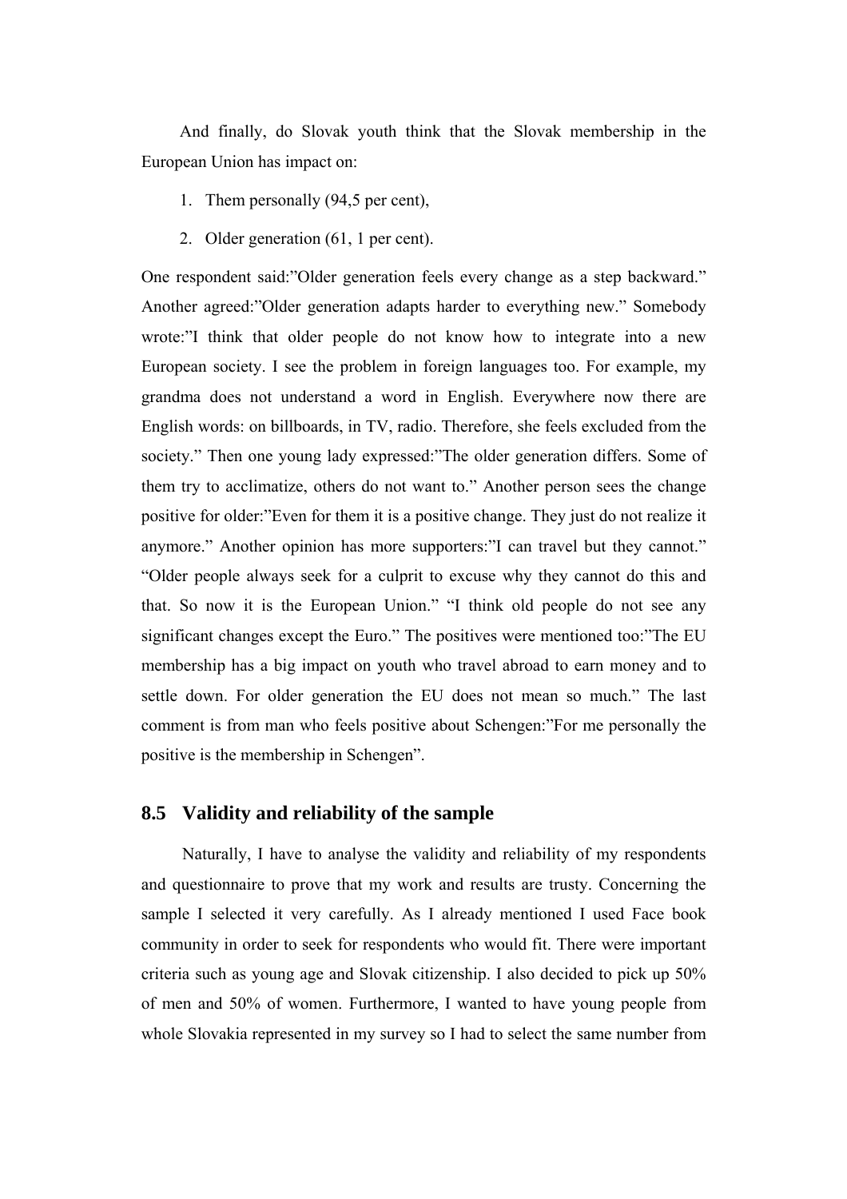And finally, do Slovak youth think that the Slovak membership in the European Union has impact on:

1. Them personally (94,5 per cent),
2. Older generation (61, 1 per cent).

One respondent said:"Older generation feels every change as a step backward." Another agreed:"Older generation adapts harder to everything new." Somebody wrote:"I think that older people do not know how to integrate into a new European society. I see the problem in foreign languages too. For example, my grandma does not understand a word in English. Everywhere now there are English words: on billboards, in TV, radio. Therefore, she feels excluded from the society." Then one young lady expressed:"The older generation differs. Some of them try to acclimatize, others do not want to." Another person sees the change positive for older:"Even for them it is a positive change. They just do not realize it anymore." Another opinion has more supporters:"I can travel but they cannot." "Older people always seek for a culprit to excuse why they cannot do this and that. So now it is the European Union." "I think old people do not see any significant changes except the Euro." The positives were mentioned too:"The EU membership has a big impact on youth who travel abroad to earn money and to settle down. For older generation the EU does not mean so much." The last comment is from man who feels positive about Schengen:"For me personally the positive is the membership in Schengen".

## 8.5 Validity and reliability of the sample

Naturally, I have to analyse the validity and reliability of my respondents and questionnaire to prove that my work and results are trusty. Concerning the sample I selected it very carefully. As I already mentioned I used Face book community in order to seek for respondents who would fit. There were important criteria such as young age and Slovak citizenship. I also decided to pick up 50% of men and 50% of women. Furthermore, I wanted to have young people from whole Slovakia represented in my survey so I had to select the same number from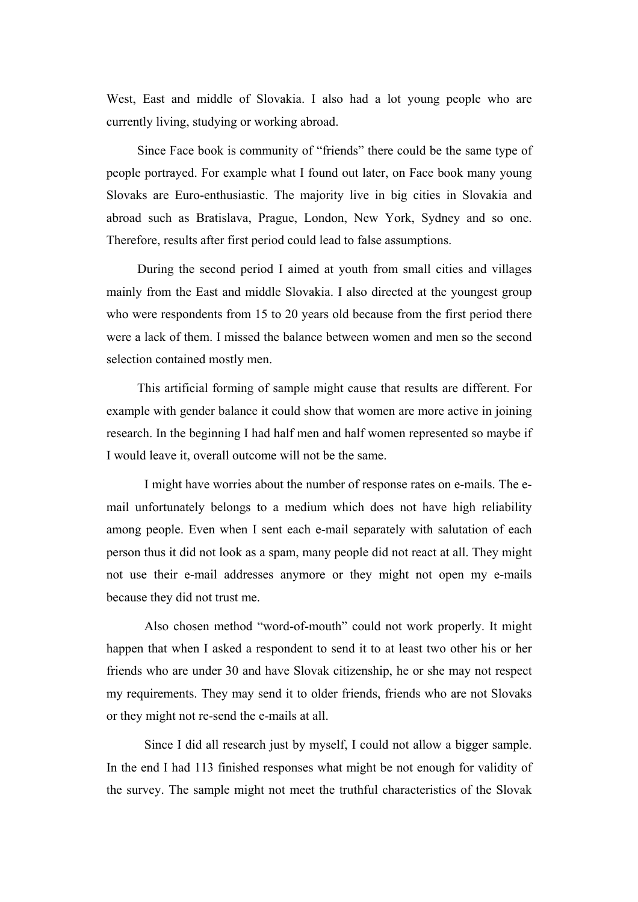West, East and middle of Slovakia. I also had a lot young people who are currently living, studying or working abroad.

Since Face book is community of "friends" there could be the same type of people portrayed. For example what I found out later, on Face book many young Slovaks are Euro-enthusiastic. The majority live in big cities in Slovakia and abroad such as Bratislava, Prague, London, New York, Sydney and so one. Therefore, results after first period could lead to false assumptions.

During the second period I aimed at youth from small cities and villages mainly from the East and middle Slovakia. I also directed at the youngest group who were respondents from 15 to 20 years old because from the first period there were a lack of them. I missed the balance between women and men so the second selection contained mostly men.

This artificial forming of sample might cause that results are different. For example with gender balance it could show that women are more active in joining research. In the beginning I had half men and half women represented so maybe if I would leave it, overall outcome will not be the same.

I might have worries about the number of response rates on e-mails. The e-mail unfortunately belongs to a medium which does not have high reliability among people. Even when I sent each e-mail separately with salutation of each person thus it did not look as a spam, many people did not react at all. They might not use their e-mail addresses anymore or they might not open my e-mails because they did not trust me.

Also chosen method "word-of-mouth" could not work properly. It might happen that when I asked a respondent to send it to at least two other his or her friends who are under 30 and have Slovak citizenship, he or she may not respect my requirements. They may send it to older friends, friends who are not Slovaks or they might not re-send the e-mails at all.

Since I did all research just by myself, I could not allow a bigger sample. In the end I had 113 finished responses what might be not enough for validity of the survey. The sample might not meet the truthful characteristics of the Slovak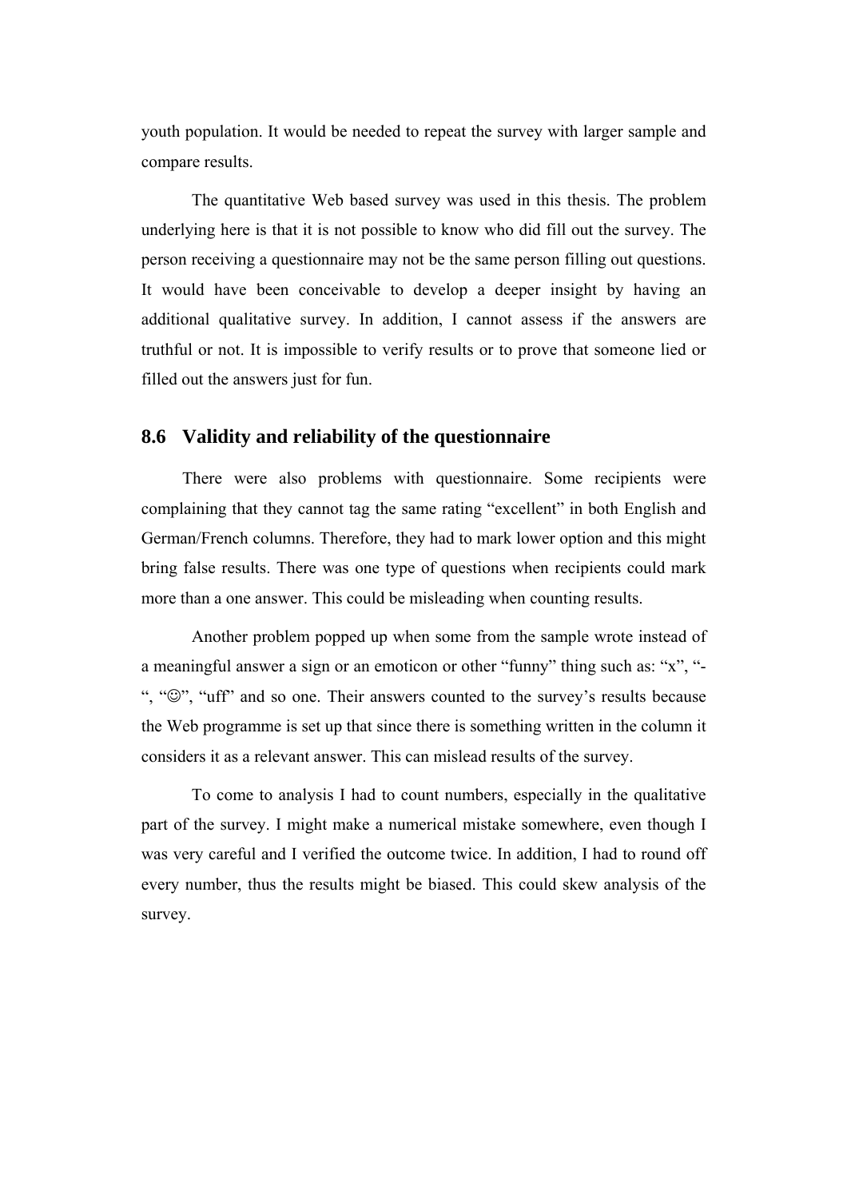youth population. It would be needed to repeat the survey with larger sample and compare results.

The quantitative Web based survey was used in this thesis. The problem underlying here is that it is not possible to know who did fill out the survey. The person receiving a questionnaire may not be the same person filling out questions. It would have been conceivable to develop a deeper insight by having an additional qualitative survey. In addition, I cannot assess if the answers are truthful or not. It is impossible to verify results or to prove that someone lied or filled out the answers just for fun.

## 8.6 Validity and reliability of the questionnaire

There were also problems with questionnaire. Some recipients were complaining that they cannot tag the same rating "excellent" in both English and German/French columns. Therefore, they had to mark lower option and this might bring false results. There was one type of questions when recipients could mark more than a one answer. This could be misleading when counting results.

Another problem popped up when some from the sample wrote instead of a meaningful answer a sign or an emoticon or other "funny" thing such as: "x", "-", "☺", "uff" and so one. Their answers counted to the survey's results because the Web programme is set up that since there is something written in the column it considers it as a relevant answer. This can mislead results of the survey.

To come to analysis I had to count numbers, especially in the qualitative part of the survey. I might make a numerical mistake somewhere, even though I was very careful and I verified the outcome twice. In addition, I had to round off every number, thus the results might be biased. This could skew analysis of the survey.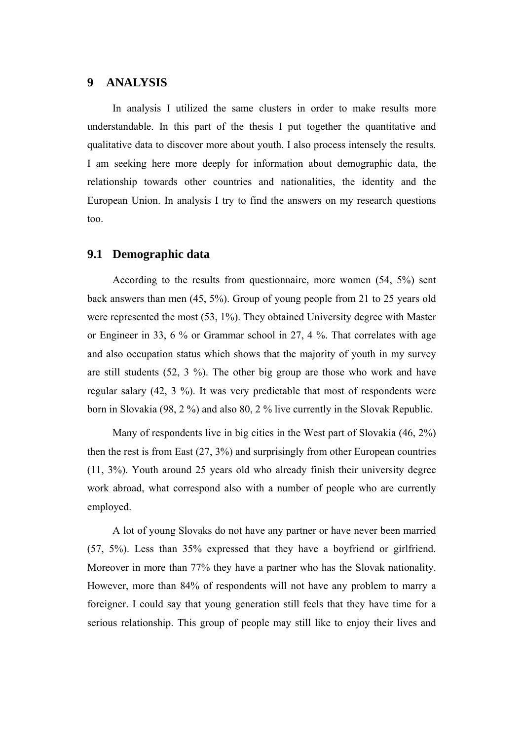# 9 ANALYSIS

In analysis I utilized the same clusters in order to make results more understandable. In this part of the thesis I put together the quantitative and qualitative data to discover more about youth. I also process intensely the results. I am seeking here more deeply for information about demographic data, the relationship towards other countries and nationalities, the identity and the European Union. In analysis I try to find the answers on my research questions too.

## 9.1 Demographic data

According to the results from questionnaire, more women (54, 5%) sent back answers than men (45, 5%). Group of young people from 21 to 25 years old were represented the most (53, 1%). They obtained University degree with Master or Engineer in 33, 6 % or Grammar school in 27, 4 %. That correlates with age and also occupation status which shows that the majority of youth in my survey are still students (52, 3 %). The other big group are those who work and have regular salary (42, 3 %). It was very predictable that most of respondents were born in Slovakia (98, 2 %) and also 80, 2 % live currently in the Slovak Republic.

Many of respondents live in big cities in the West part of Slovakia (46, 2%) then the rest is from East (27, 3%) and surprisingly from other European countries (11, 3%). Youth around 25 years old who already finish their university degree work abroad, what correspond also with a number of people who are currently employed.

A lot of young Slovaks do not have any partner or have never been married (57, 5%). Less than 35% expressed that they have a boyfriend or girlfriend. Moreover in more than 77% they have a partner who has the Slovak nationality. However, more than 84% of respondents will not have any problem to marry a foreigner. I could say that young generation still feels that they have time for a serious relationship. This group of people may still like to enjoy their lives and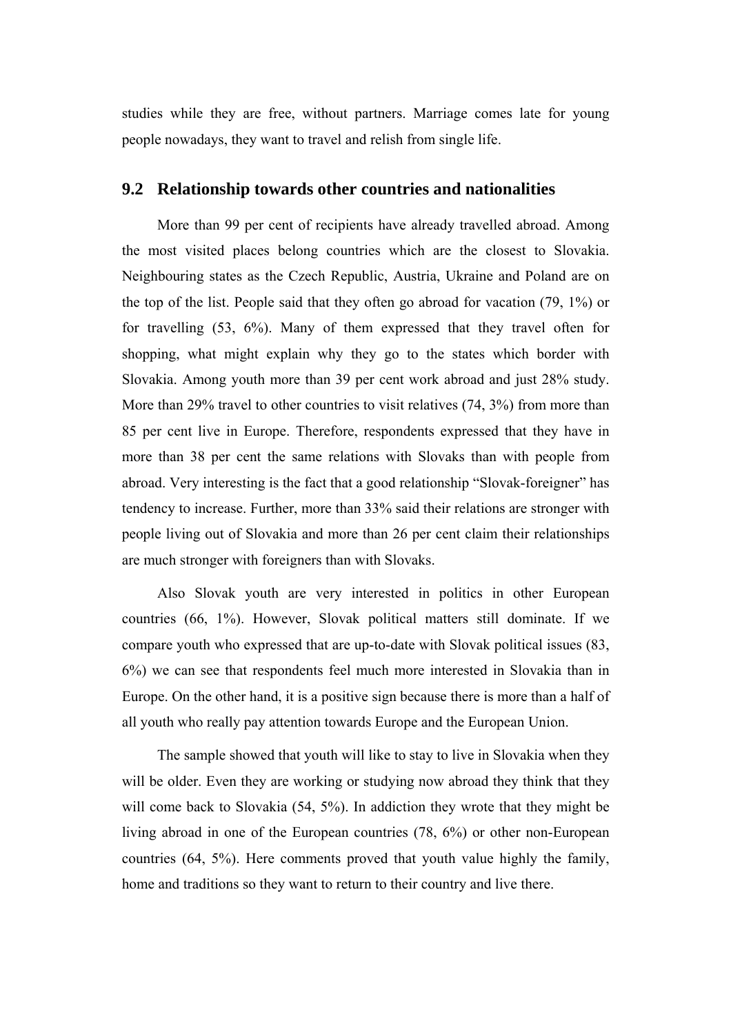studies while they are free, without partners. Marriage comes late for young people nowadays, they want to travel and relish from single life.

## 9.2 Relationship towards other countries and nationalities

More than 99 per cent of recipients have already travelled abroad. Among the most visited places belong countries which are the closest to Slovakia. Neighbouring states as the Czech Republic, Austria, Ukraine and Poland are on the top of the list. People said that they often go abroad for vacation (79, 1%) or for travelling (53, 6%). Many of them expressed that they travel often for shopping, what might explain why they go to the states which border with Slovakia. Among youth more than 39 per cent work abroad and just 28% study. More than 29% travel to other countries to visit relatives (74, 3%) from more than 85 per cent live in Europe. Therefore, respondents expressed that they have in more than 38 per cent the same relations with Slovaks than with people from abroad. Very interesting is the fact that a good relationship "Slovak-foreigner" has tendency to increase. Further, more than 33% said their relations are stronger with people living out of Slovakia and more than 26 per cent claim their relationships are much stronger with foreigners than with Slovaks.

Also Slovak youth are very interested in politics in other European countries (66, 1%). However, Slovak political matters still dominate. If we compare youth who expressed that are up-to-date with Slovak political issues (83, 6%) we can see that respondents feel much more interested in Slovakia than in Europe. On the other hand, it is a positive sign because there is more than a half of all youth who really pay attention towards Europe and the European Union.

The sample showed that youth will like to stay to live in Slovakia when they will be older. Even they are working or studying now abroad they think that they will come back to Slovakia (54, 5%). In addiction they wrote that they might be living abroad in one of the European countries (78, 6%) or other non-European countries (64, 5%). Here comments proved that youth value highly the family, home and traditions so they want to return to their country and live there.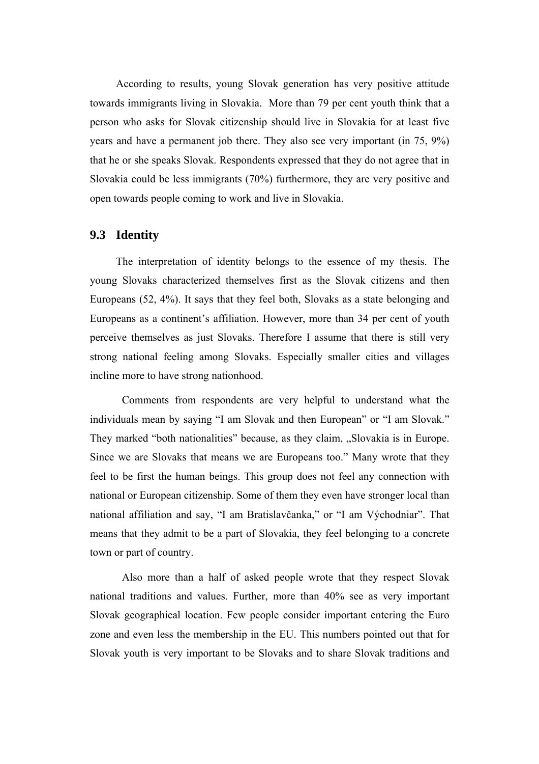According to results, young Slovak generation has very positive attitude towards immigrants living in Slovakia. More than 79 per cent youth think that a person who asks for Slovak citizenship should live in Slovakia for at least five years and have a permanent job there. They also see very important (in 75, 9%) that he or she speaks Slovak. Respondents expressed that they do not agree that in Slovakia could be less immigrants (70%) furthermore, they are very positive and open towards people coming to work and live in Slovakia.

## 9.3 Identity

The interpretation of identity belongs to the essence of my thesis. The young Slovaks characterized themselves first as the Slovak citizens and then Europeans (52, 4%). It says that they feel both, Slovaks as a state belonging and Europeans as a continent's affiliation. However, more than 34 per cent of youth perceive themselves as just Slovaks. Therefore I assume that there is still very strong national feeling among Slovaks. Especially smaller cities and villages incline more to have strong nationhood.

Comments from respondents are very helpful to understand what the individuals mean by saying "I am Slovak and then European" or "I am Slovak." They marked "both nationalities" because, as they claim, „Slovakia is in Europe. Since we are Slovaks that means we are Europeans too." Many wrote that they feel to be first the human beings. This group does not feel any connection with national or European citizenship. Some of them they even have stronger local than national affiliation and say, "I am Bratislavčanka," or "I am Východniar". That means that they admit to be a part of Slovakia, they feel belonging to a concrete town or part of country.

Also more than a half of asked people wrote that they respect Slovak national traditions and values. Further, more than 40% see as very important Slovak geographical location. Few people consider important entering the Euro zone and even less the membership in the EU. This numbers pointed out that for Slovak youth is very important to be Slovaks and to share Slovak traditions and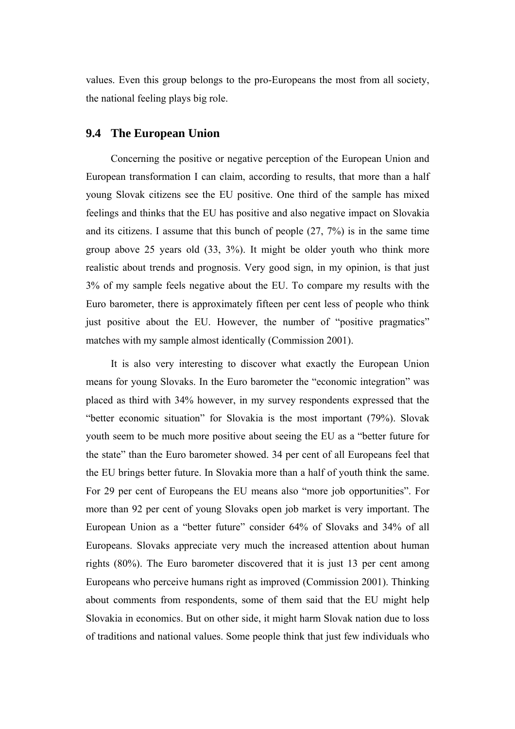values. Even this group belongs to the pro-Europeans the most from all society, the national feeling plays big role.

## 9.4 The European Union

Concerning the positive or negative perception of the European Union and European transformation I can claim, according to results, that more than a half young Slovak citizens see the EU positive. One third of the sample has mixed feelings and thinks that the EU has positive and also negative impact on Slovakia and its citizens. I assume that this bunch of people (27, 7%) is in the same time group above 25 years old (33, 3%). It might be older youth who think more realistic about trends and prognosis. Very good sign, in my opinion, is that just 3% of my sample feels negative about the EU. To compare my results with the Euro barometer, there is approximately fifteen per cent less of people who think just positive about the EU. However, the number of "positive pragmatics" matches with my sample almost identically (Commission 2001).

It is also very interesting to discover what exactly the European Union means for young Slovaks. In the Euro barometer the "economic integration" was placed as third with 34% however, in my survey respondents expressed that the "better economic situation" for Slovakia is the most important (79%). Slovak youth seem to be much more positive about seeing the EU as a "better future for the state" than the Euro barometer showed. 34 per cent of all Europeans feel that the EU brings better future. In Slovakia more than a half of youth think the same. For 29 per cent of Europeans the EU means also "more job opportunities". For more than 92 per cent of young Slovaks open job market is very important. The European Union as a "better future" consider 64% of Slovaks and 34% of all Europeans. Slovaks appreciate very much the increased attention about human rights (80%). The Euro barometer discovered that it is just 13 per cent among Europeans who perceive humans right as improved (Commission 2001). Thinking about comments from respondents, some of them said that the EU might help Slovakia in economics. But on other side, it might harm Slovak nation due to loss of traditions and national values. Some people think that just few individuals who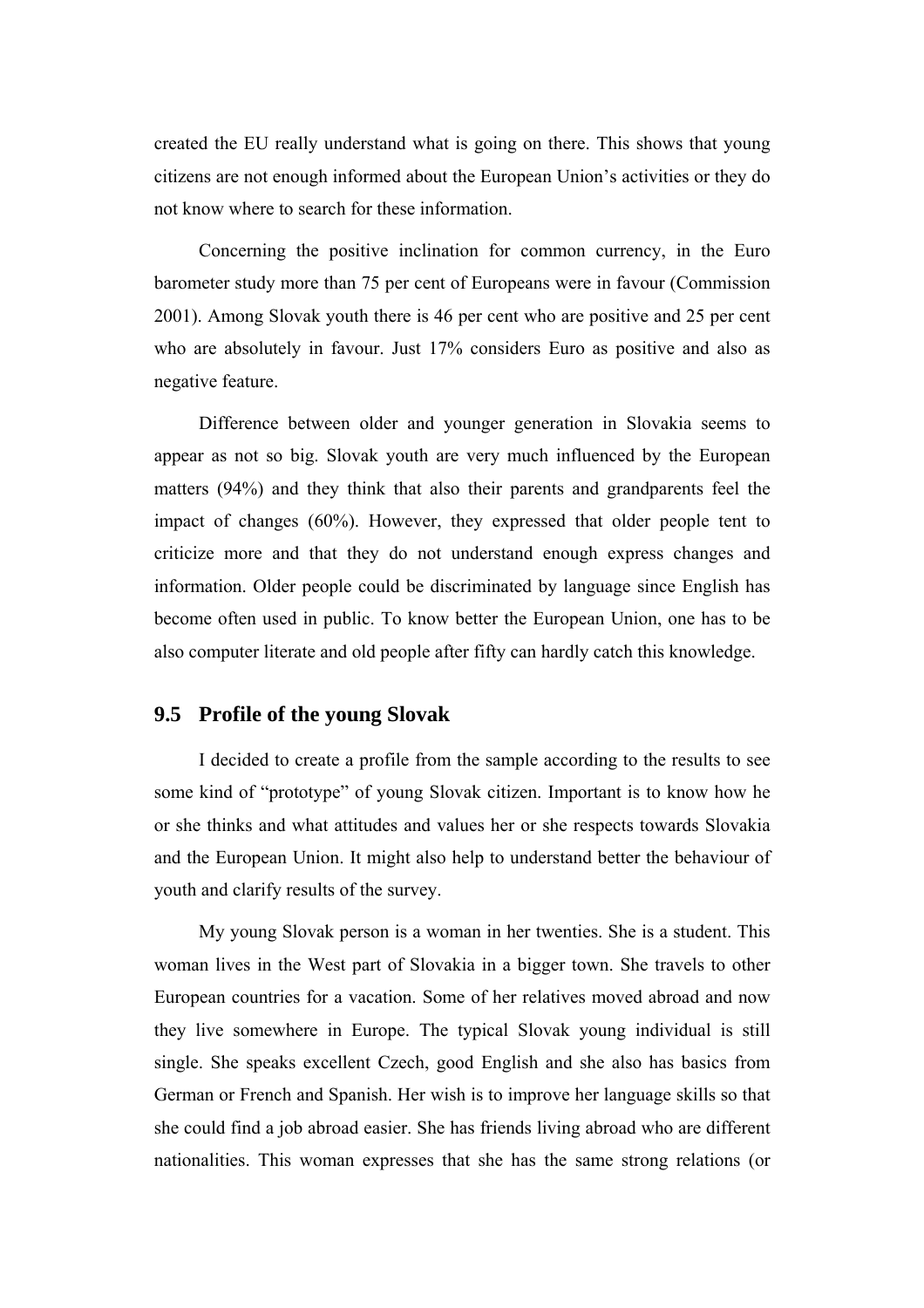created the EU really understand what is going on there. This shows that young citizens are not enough informed about the European Union's activities or they do not know where to search for these information.

Concerning the positive inclination for common currency, in the Euro barometer study more than 75 per cent of Europeans were in favour (Commission 2001). Among Slovak youth there is 46 per cent who are positive and 25 per cent who are absolutely in favour. Just 17% considers Euro as positive and also as negative feature.

Difference between older and younger generation in Slovakia seems to appear as not so big. Slovak youth are very much influenced by the European matters (94%) and they think that also their parents and grandparents feel the impact of changes (60%). However, they expressed that older people tent to criticize more and that they do not understand enough express changes and information. Older people could be discriminated by language since English has become often used in public. To know better the European Union, one has to be also computer literate and old people after fifty can hardly catch this knowledge.

## 9.5 Profile of the young Slovak

I decided to create a profile from the sample according to the results to see some kind of "prototype" of young Slovak citizen. Important is to know how he or she thinks and what attitudes and values her or she respects towards Slovakia and the European Union. It might also help to understand better the behaviour of youth and clarify results of the survey.

My young Slovak person is a woman in her twenties. She is a student. This woman lives in the West part of Slovakia in a bigger town. She travels to other European countries for a vacation. Some of her relatives moved abroad and now they live somewhere in Europe. The typical Slovak young individual is still single. She speaks excellent Czech, good English and she also has basics from German or French and Spanish. Her wish is to improve her language skills so that she could find a job abroad easier. She has friends living abroad who are different nationalities. This woman expresses that she has the same strong relations (or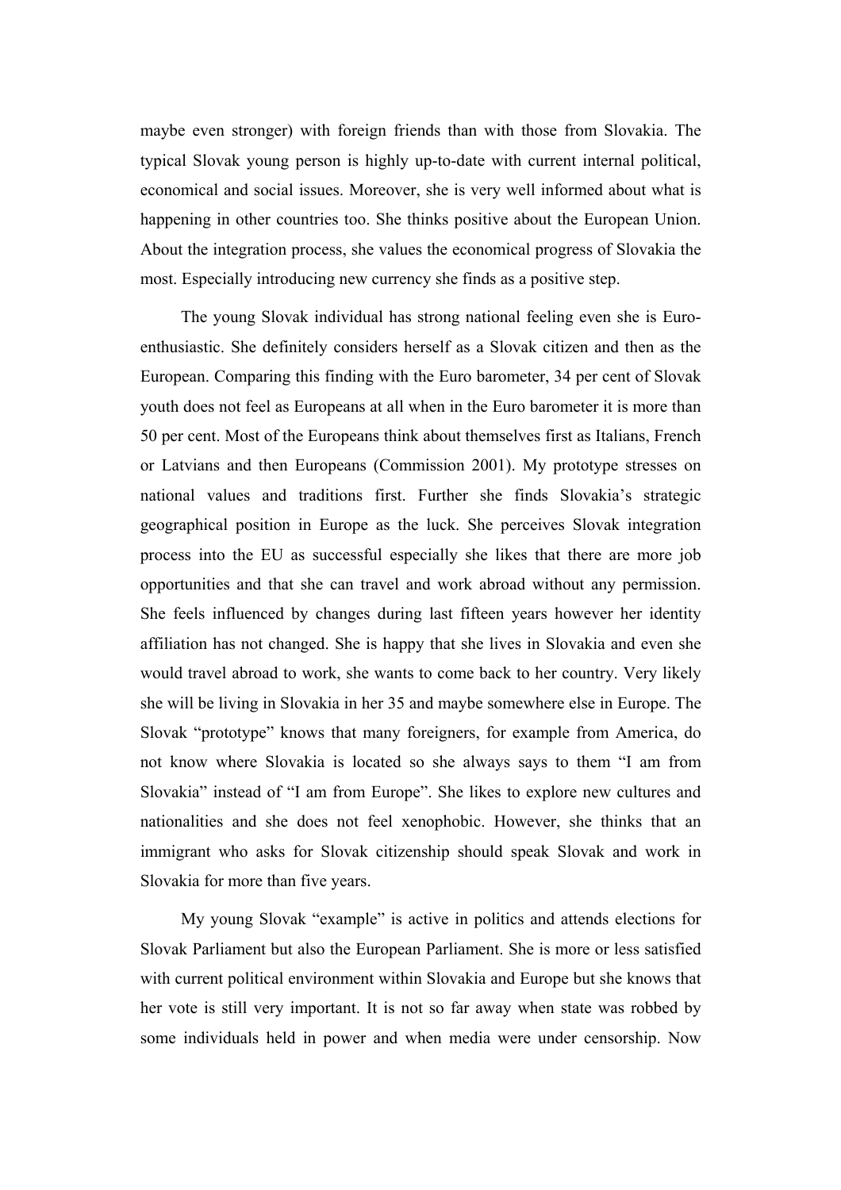maybe even stronger) with foreign friends than with those from Slovakia. The typical Slovak young person is highly up-to-date with current internal political, economical and social issues. Moreover, she is very well informed about what is happening in other countries too. She thinks positive about the European Union. About the integration process, she values the economical progress of Slovakia the most. Especially introducing new currency she finds as a positive step.

The young Slovak individual has strong national feeling even she is Euro-enthusiastic. She definitely considers herself as a Slovak citizen and then as the European. Comparing this finding with the Euro barometer, 34 per cent of Slovak youth does not feel as Europeans at all when in the Euro barometer it is more than 50 per cent. Most of the Europeans think about themselves first as Italians, French or Latvians and then Europeans (Commission 2001). My prototype stresses on national values and traditions first. Further she finds Slovakia's strategic geographical position in Europe as the luck. She perceives Slovak integration process into the EU as successful especially she likes that there are more job opportunities and that she can travel and work abroad without any permission. She feels influenced by changes during last fifteen years however her identity affiliation has not changed. She is happy that she lives in Slovakia and even she would travel abroad to work, she wants to come back to her country. Very likely she will be living in Slovakia in her 35 and maybe somewhere else in Europe. The Slovak "prototype" knows that many foreigners, for example from America, do not know where Slovakia is located so she always says to them "I am from Slovakia" instead of "I am from Europe". She likes to explore new cultures and nationalities and she does not feel xenophobic. However, she thinks that an immigrant who asks for Slovak citizenship should speak Slovak and work in Slovakia for more than five years.

My young Slovak "example" is active in politics and attends elections for Slovak Parliament but also the European Parliament. She is more or less satisfied with current political environment within Slovakia and Europe but she knows that her vote is still very important. It is not so far away when state was robbed by some individuals held in power and when media were under censorship. Now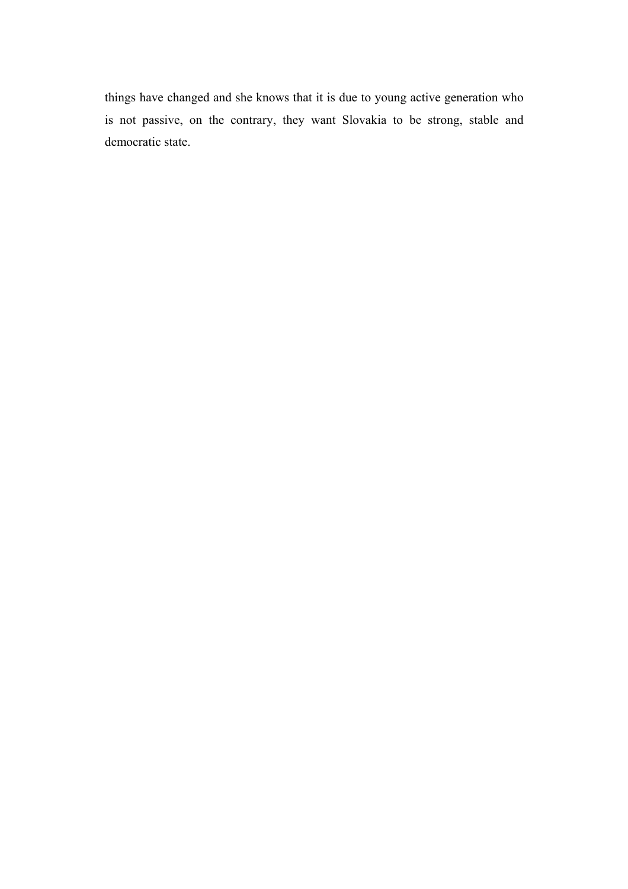things have changed and she knows that it is due to young active generation who is not passive, on the contrary, they want Slovakia to be strong, stable and democratic state.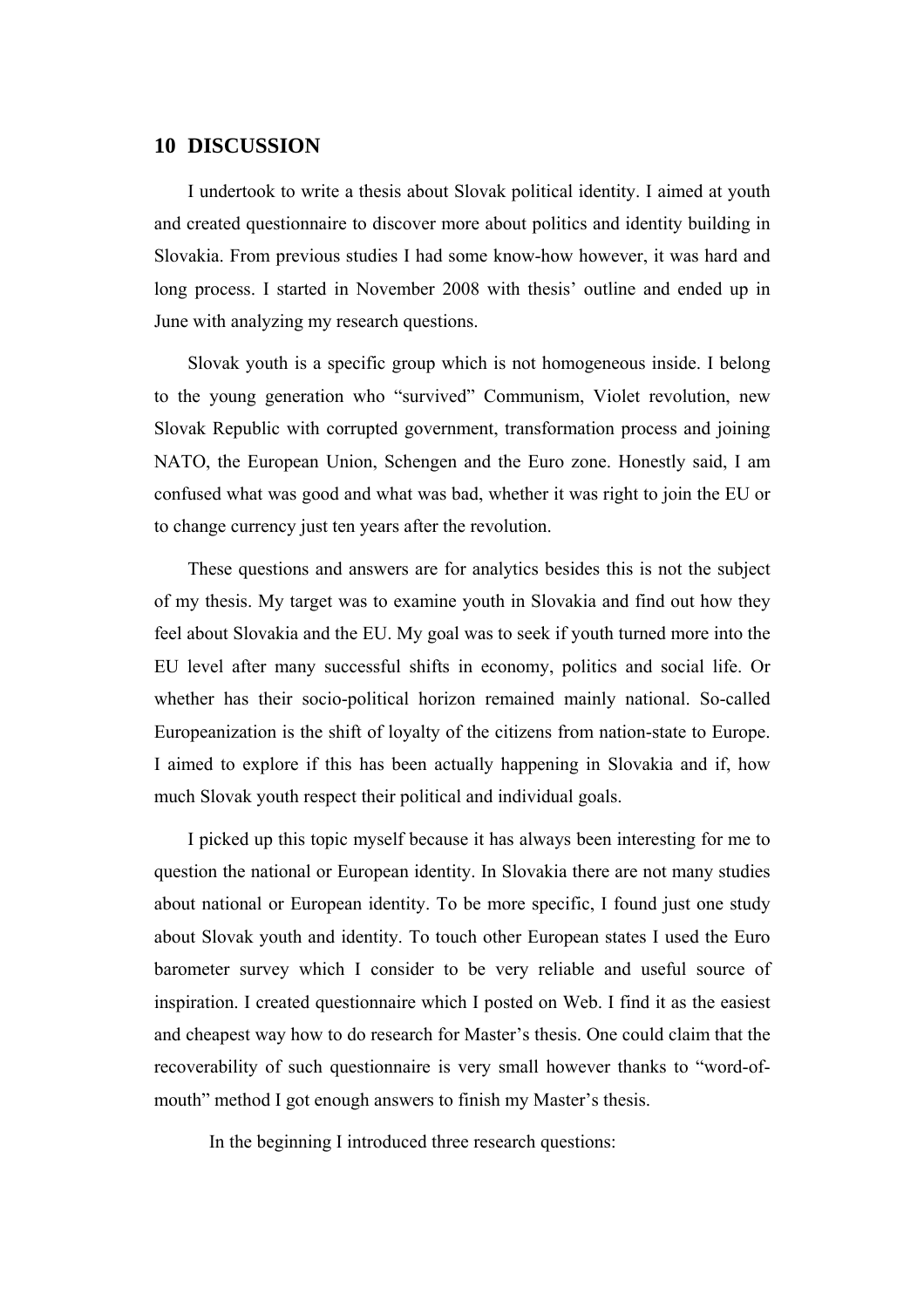## 10 DISCUSSION

I undertook to write a thesis about Slovak political identity. I aimed at youth and created questionnaire to discover more about politics and identity building in Slovakia. From previous studies I had some know-how however, it was hard and long process. I started in November 2008 with thesis' outline and ended up in June with analyzing my research questions.

Slovak youth is a specific group which is not homogeneous inside. I belong to the young generation who "survived" Communism, Violet revolution, new Slovak Republic with corrupted government, transformation process and joining NATO, the European Union, Schengen and the Euro zone. Honestly said, I am confused what was good and what was bad, whether it was right to join the EU or to change currency just ten years after the revolution.

These questions and answers are for analytics besides this is not the subject of my thesis. My target was to examine youth in Slovakia and find out how they feel about Slovakia and the EU. My goal was to seek if youth turned more into the EU level after many successful shifts in economy, politics and social life. Or whether has their socio-political horizon remained mainly national. So-called Europeanization is the shift of loyalty of the citizens from nation-state to Europe. I aimed to explore if this has been actually happening in Slovakia and if, how much Slovak youth respect their political and individual goals.

I picked up this topic myself because it has always been interesting for me to question the national or European identity. In Slovakia there are not many studies about national or European identity. To be more specific, I found just one study about Slovak youth and identity. To touch other European states I used the Euro barometer survey which I consider to be very reliable and useful source of inspiration. I created questionnaire which I posted on Web. I find it as the easiest and cheapest way how to do research for Master's thesis. One could claim that the recoverability of such questionnaire is very small however thanks to "word-of-mouth" method I got enough answers to finish my Master's thesis.

In the beginning I introduced three research questions: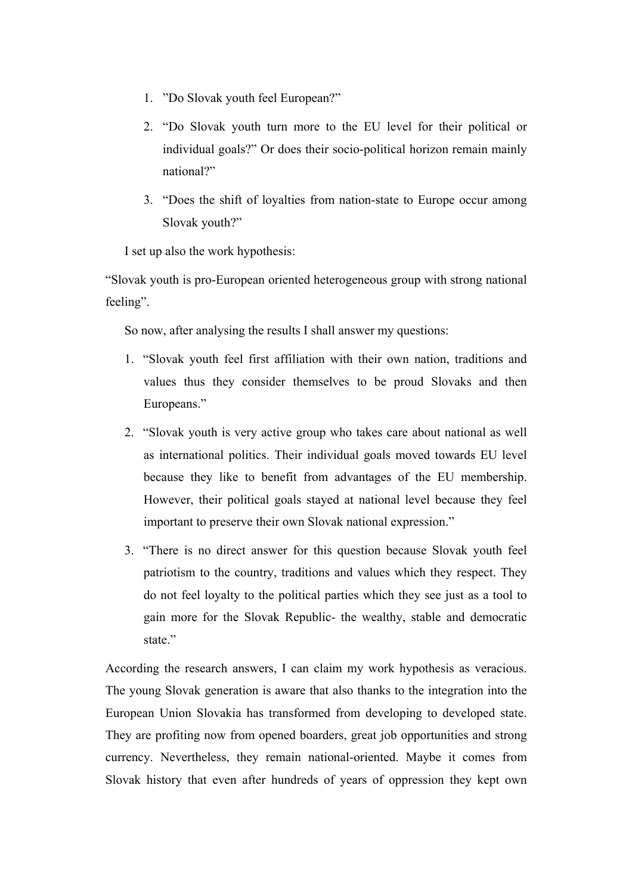1. ”Do Slovak youth feel European?”
2. “Do Slovak youth turn more to the EU level for their political or individual goals?” Or does their socio-political horizon remain mainly national?”
3. “Does the shift of loyalties from nation-state to Europe occur among Slovak youth?”

I set up also the work hypothesis:

“Slovak youth is pro-European oriented heterogeneous group with strong national feeling”.

So now, after analysing the results I shall answer my questions:

1. “Slovak youth feel first affiliation with their own nation, traditions and values thus they consider themselves to be proud Slovaks and then Europeans.”
2. “Slovak youth is very active group who takes care about national as well as international politics. Their individual goals moved towards EU level because they like to benefit from advantages of the EU membership. However, their political goals stayed at national level because they feel important to preserve their own Slovak national expression.”
3. “There is no direct answer for this question because Slovak youth feel patriotism to the country, traditions and values which they respect. They do not feel loyalty to the political parties which they see just as a tool to gain more for the Slovak Republic- the wealthy, stable and democratic state.”

According the research answers, I can claim my work hypothesis as veracious. The young Slovak generation is aware that also thanks to the integration into the European Union Slovakia has transformed from developing to developed state. They are profiting now from opened boarders, great job opportunities and strong currency. Nevertheless, they remain national-oriented. Maybe it comes from Slovak history that even after hundreds of years of oppression they kept own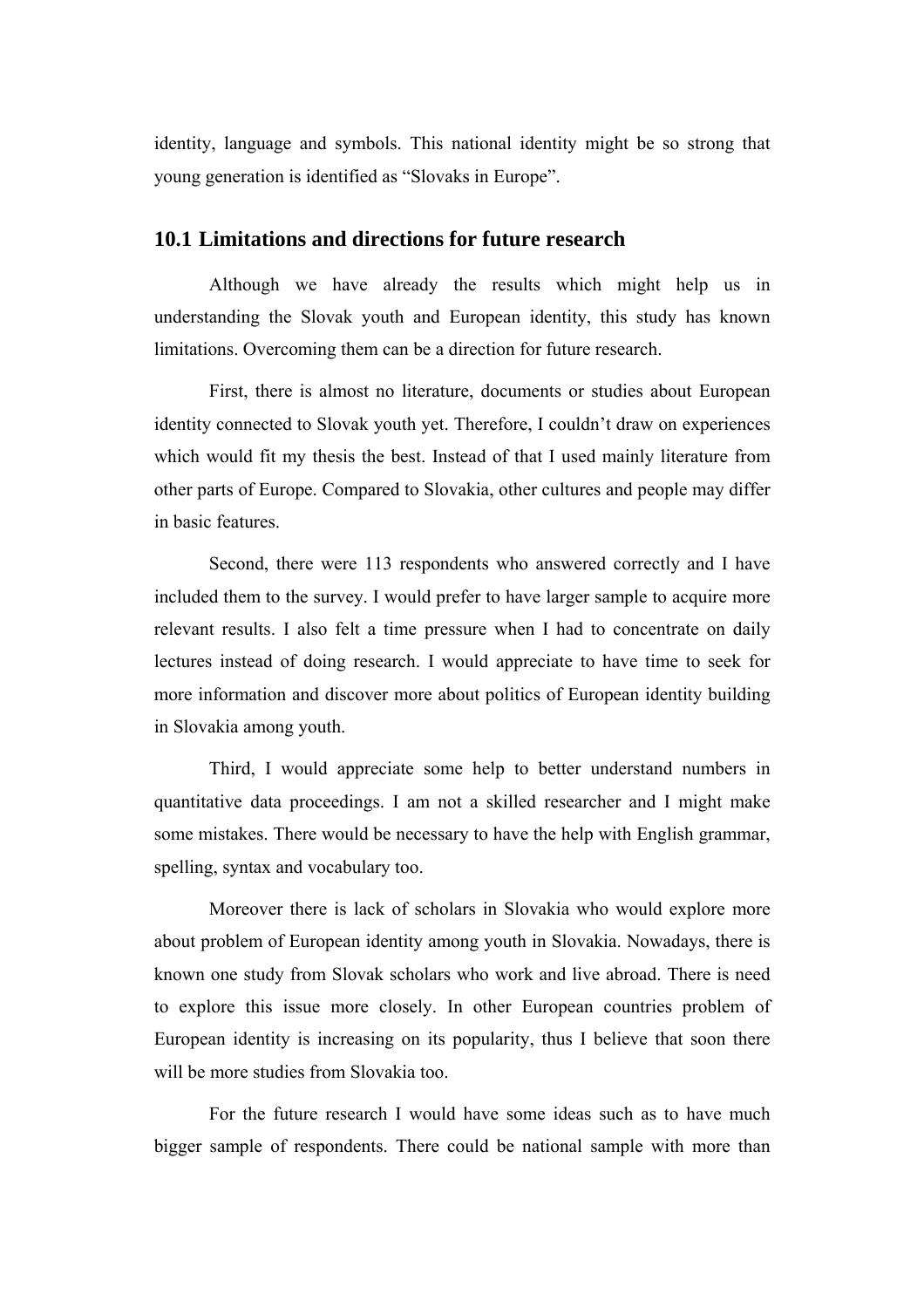identity, language and symbols. This national identity might be so strong that young generation is identified as “Slovaks in Europe”.

## 10.1 Limitations and directions for future research

Although we have already the results which might help us in understanding the Slovak youth and European identity, this study has known limitations. Overcoming them can be a direction for future research.

First, there is almost no literature, documents or studies about European identity connected to Slovak youth yet. Therefore, I couldn’t draw on experiences which would fit my thesis the best. Instead of that I used mainly literature from other parts of Europe. Compared to Slovakia, other cultures and people may differ in basic features.

Second, there were 113 respondents who answered correctly and I have included them to the survey. I would prefer to have larger sample to acquire more relevant results. I also felt a time pressure when I had to concentrate on daily lectures instead of doing research. I would appreciate to have time to seek for more information and discover more about politics of European identity building in Slovakia among youth.

Third, I would appreciate some help to better understand numbers in quantitative data proceedings. I am not a skilled researcher and I might make some mistakes. There would be necessary to have the help with English grammar, spelling, syntax and vocabulary too.

Moreover there is lack of scholars in Slovakia who would explore more about problem of European identity among youth in Slovakia. Nowadays, there is known one study from Slovak scholars who work and live abroad. There is need to explore this issue more closely. In other European countries problem of European identity is increasing on its popularity, thus I believe that soon there will be more studies from Slovakia too.

For the future research I would have some ideas such as to have much bigger sample of respondents. There could be national sample with more than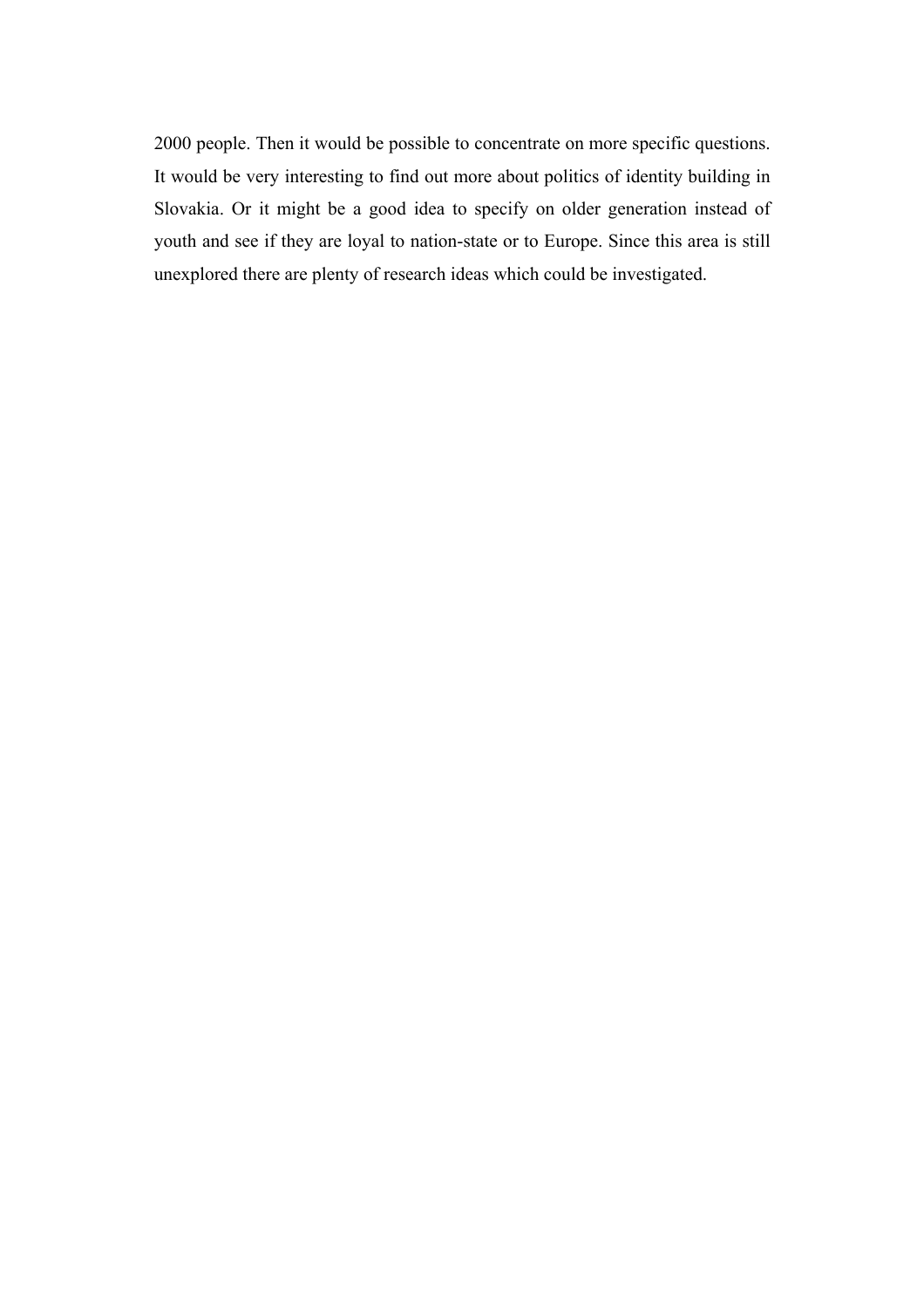2000 people. Then it would be possible to concentrate on more specific questions. It would be very interesting to find out more about politics of identity building in Slovakia. Or it might be a good idea to specify on older generation instead of youth and see if they are loyal to nation-state or to Europe. Since this area is still unexplored there are plenty of research ideas which could be investigated.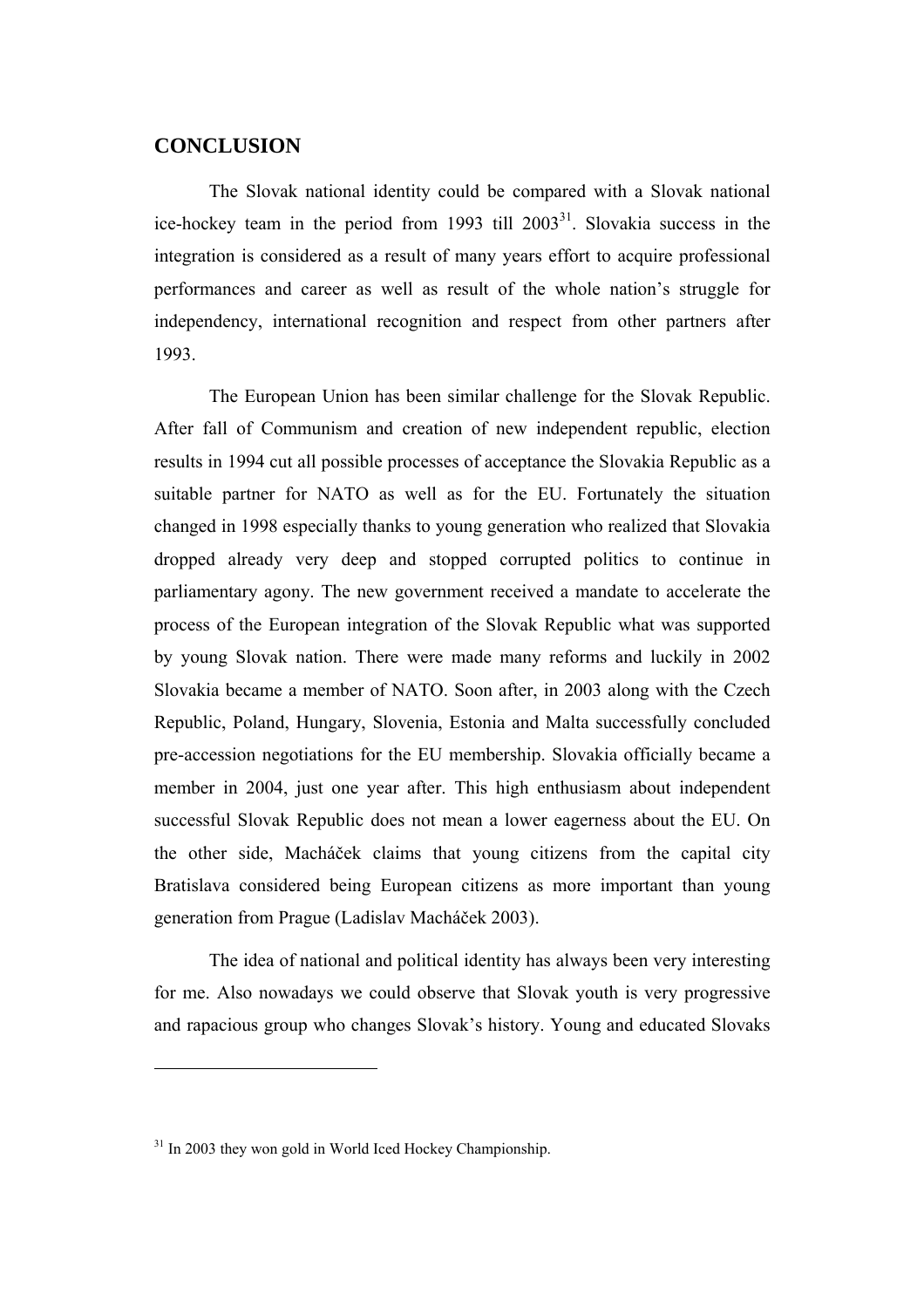## CONCLUSION

The Slovak national identity could be compared with a Slovak national ice-hockey team in the period from 1993 till 2003[31]. Slovakia success in the integration is considered as a result of many years effort to acquire professional performances and career as well as result of the whole nation's struggle for independency, international recognition and respect from other partners after 1993.

The European Union has been similar challenge for the Slovak Republic. After fall of Communism and creation of new independent republic, election results in 1994 cut all possible processes of acceptance the Slovakia Republic as a suitable partner for NATO as well as for the EU. Fortunately the situation changed in 1998 especially thanks to young generation who realized that Slovakia dropped already very deep and stopped corrupted politics to continue in parliamentary agony. The new government received a mandate to accelerate the process of the European integration of the Slovak Republic what was supported by young Slovak nation. There were made many reforms and luckily in 2002 Slovakia became a member of NATO. Soon after, in 2003 along with the Czech Republic, Poland, Hungary, Slovenia, Estonia and Malta successfully concluded pre-accession negotiations for the EU membership. Slovakia officially became a member in 2004, just one year after. This high enthusiasm about independent successful Slovak Republic does not mean a lower eagerness about the EU. On the other side, Macháček claims that young citizens from the capital city Bratislava considered being European citizens as more important than young generation from Prague (Ladislav Macháček 2003).

The idea of national and political identity has always been very interesting for me. Also nowadays we could observe that Slovak youth is very progressive and rapacious group who changes Slovak's history. Young and educated Slovaks

---

[31] In 2003 they won gold in World Iced Hockey Championship.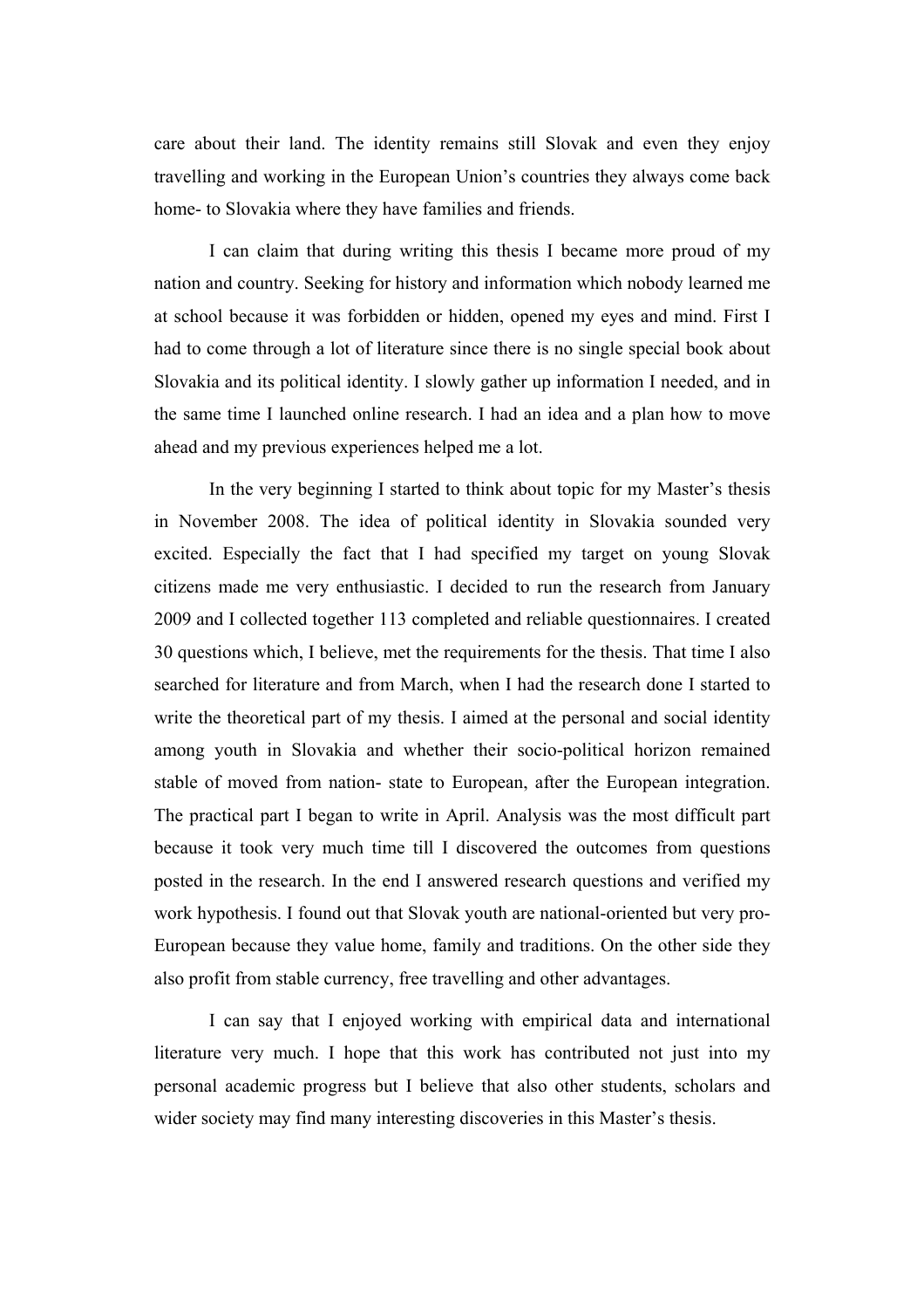care about their land. The identity remains still Slovak and even they enjoy travelling and working in the European Union's countries they always come back home- to Slovakia where they have families and friends.

I can claim that during writing this thesis I became more proud of my nation and country. Seeking for history and information which nobody learned me at school because it was forbidden or hidden, opened my eyes and mind. First I had to come through a lot of literature since there is no single special book about Slovakia and its political identity. I slowly gather up information I needed, and in the same time I launched online research. I had an idea and a plan how to move ahead and my previous experiences helped me a lot.

In the very beginning I started to think about topic for my Master's thesis in November 2008. The idea of political identity in Slovakia sounded very excited. Especially the fact that I had specified my target on young Slovak citizens made me very enthusiastic. I decided to run the research from January 2009 and I collected together 113 completed and reliable questionnaires. I created 30 questions which, I believe, met the requirements for the thesis. That time I also searched for literature and from March, when I had the research done I started to write the theoretical part of my thesis. I aimed at the personal and social identity among youth in Slovakia and whether their socio-political horizon remained stable of moved from nation- state to European, after the European integration. The practical part I began to write in April. Analysis was the most difficult part because it took very much time till I discovered the outcomes from questions posted in the research. In the end I answered research questions and verified my work hypothesis. I found out that Slovak youth are national-oriented but very pro-European because they value home, family and traditions. On the other side they also profit from stable currency, free travelling and other advantages.

I can say that I enjoyed working with empirical data and international literature very much. I hope that this work has contributed not just into my personal academic progress but I believe that also other students, scholars and wider society may find many interesting discoveries in this Master's thesis.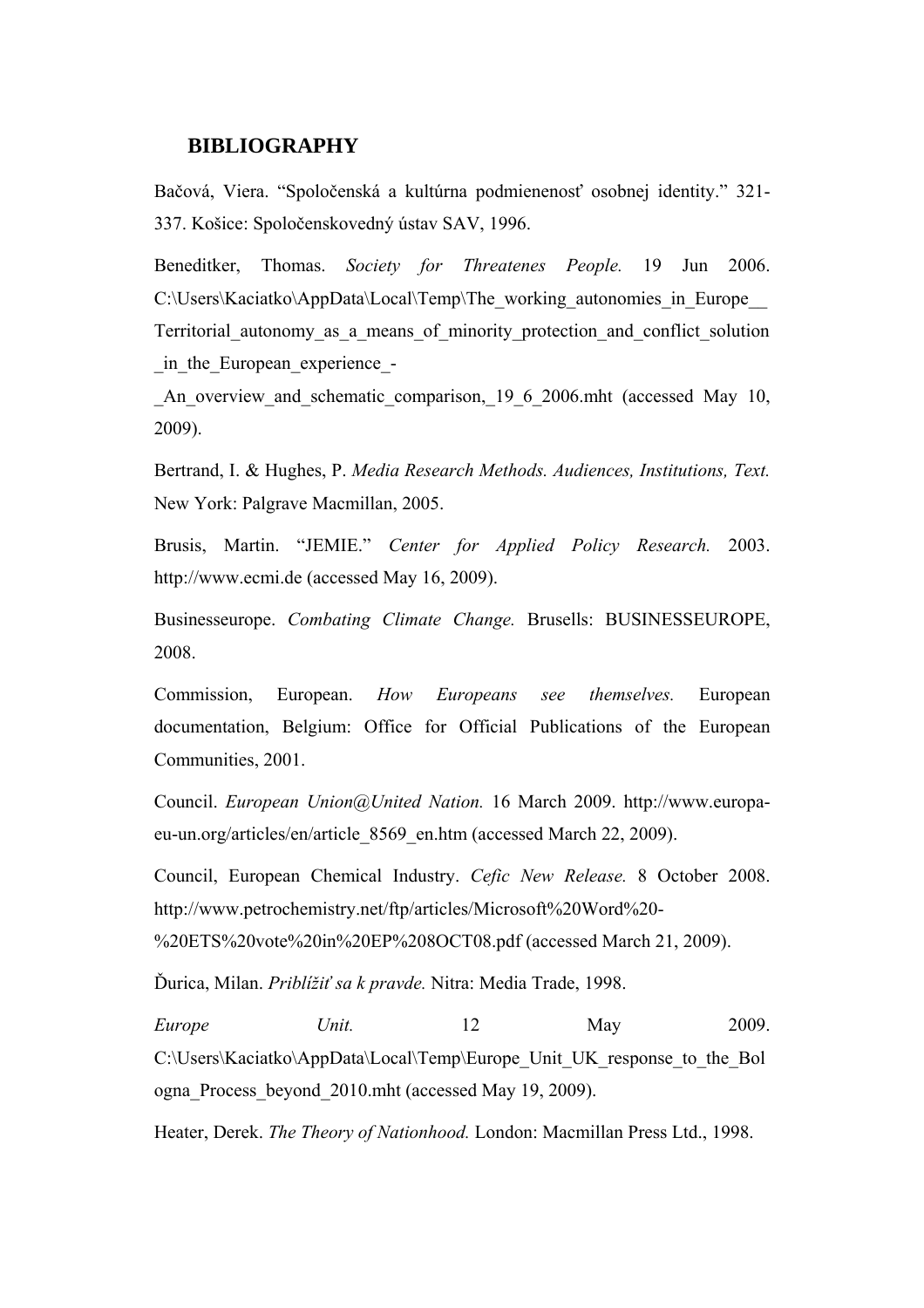## BIBLIOGRAPHY

Bačová, Viera. "Spoločenská a kultúrna podmienenosť osobnej identity." 321-337. Košice: Spoločenskovedný ústav SAV, 1996.

Beneditker, Thomas. *Society for Threatenes People.* 19 Jun 2006. C:\Users\Kaciatko\AppData\Local\Temp\The_working_autonomies_in_Europe__Territorial_autonomy_as_a_means_of_minority_protection_and_conflict_solution_in_the_European_experience_-_An_overview_and_schematic_comparison,_19_6_2006.mht (accessed May 10, 2009).

Bertrand, I. & Hughes, P. *Media Research Methods. Audiences, Institutions, Text.* New York: Palgrave Macmillan, 2005.

Brusis, Martin. "JEMIE." *Center for Applied Policy Research.* 2003. http://www.ecmi.de (accessed May 16, 2009).

Businesseurope. *Combating Climate Change.* Brusells: BUSINESSEUROPE, 2008.

Commission, European. *How Europeans see themselves.* European documentation, Belgium: Office for Official Publications of the European Communities, 2001.

Council. *European Union@United Nation.* 16 March 2009. http://www.europa-eu-un.org/articles/en/article_8569_en.htm (accessed March 22, 2009).

Council, European Chemical Industry. *Cefic New Release.* 8 October 2008. http://www.petrochemistry.net/ftp/articles/Microsoft%20Word%20-%20ETS%20vote%20in%20EP%208OCT08.pdf (accessed March 21, 2009).

Ďurica, Milan. *Priblížiť sa k pravde.* Nitra: Media Trade, 1998.

*Europe Unit.* 12 May 2009. C:\Users\Kaciatko\AppData\Local\Temp\Europe_Unit_UK_response_to_the_Bologna_Process_beyond_2010.mht (accessed May 19, 2009).

Heater, Derek. *The Theory of Nationhood.* London: Macmillan Press Ltd., 1998.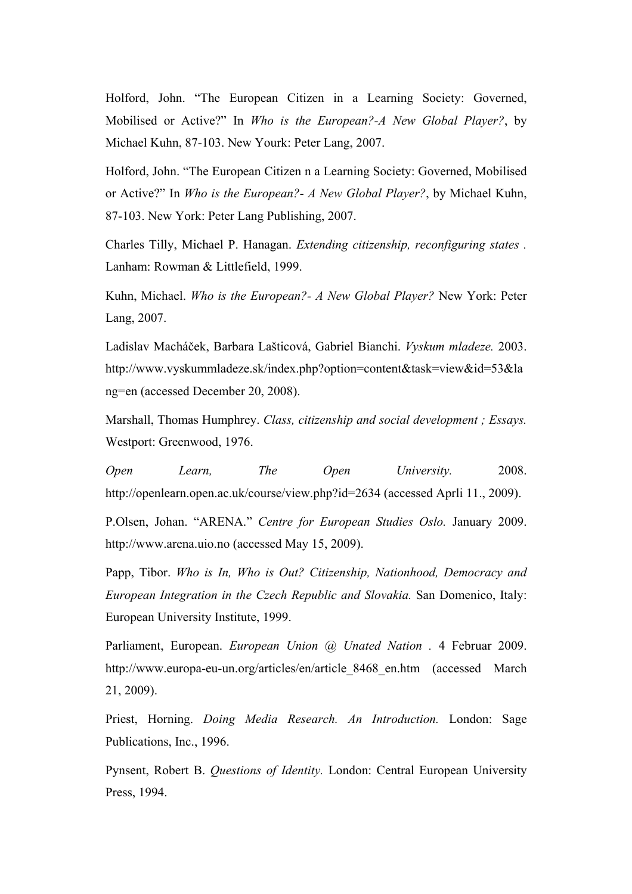Holford, John. “The European Citizen in a Learning Society: Governed, Mobilised or Active?” In *Who is the European?-A New Global Player?*, by Michael Kuhn, 87-103. New Yourk: Peter Lang, 2007.

Holford, John. “The European Citizen n a Learning Society: Governed, Mobilised or Active?” In *Who is the European?- A New Global Player?*, by Michael Kuhn, 87-103. New York: Peter Lang Publishing, 2007.

Charles Tilly, Michael P. Hanagan. *Extending citizenship, reconfiguring states .* Lanham: Rowman & Littlefield, 1999.

Kuhn, Michael. *Who is the European?- A New Global Player?* New York: Peter Lang, 2007.

Ladislav Macháček, Barbara Lašticová, Gabriel Bianchi. *Vyskum mladeze.* 2003. http://www.vyskummladeze.sk/index.php?option=content&task=view&id=53&lang=en (accessed December 20, 2008).

Marshall, Thomas Humphrey. *Class, citizenship and social development ; Essays.* Westport: Greenwood, 1976.

*Open Learn, The Open University.* 2008. http://openlearn.open.ac.uk/course/view.php?id=2634 (accessed Aprli 11., 2009).

P.Olsen, Johan. “ARENA.” *Centre for European Studies Oslo.* January 2009. http://www.arena.uio.no (accessed May 15, 2009).

Papp, Tibor. *Who is In, Who is Out? Citizenship, Nationhood, Democracy and European Integration in the Czech Republic and Slovakia.* San Domenico, Italy: European University Institute, 1999.

Parliament, European. *European Union @ Unated Nation .* 4 Februar 2009. http://www.europa-eu-un.org/articles/en/article_8468_en.htm (accessed March 21, 2009).

Priest, Horning. *Doing Media Research. An Introduction.* London: Sage Publications, Inc., 1996.

Pynsent, Robert B. *Questions of Identity.* London: Central European University Press, 1994.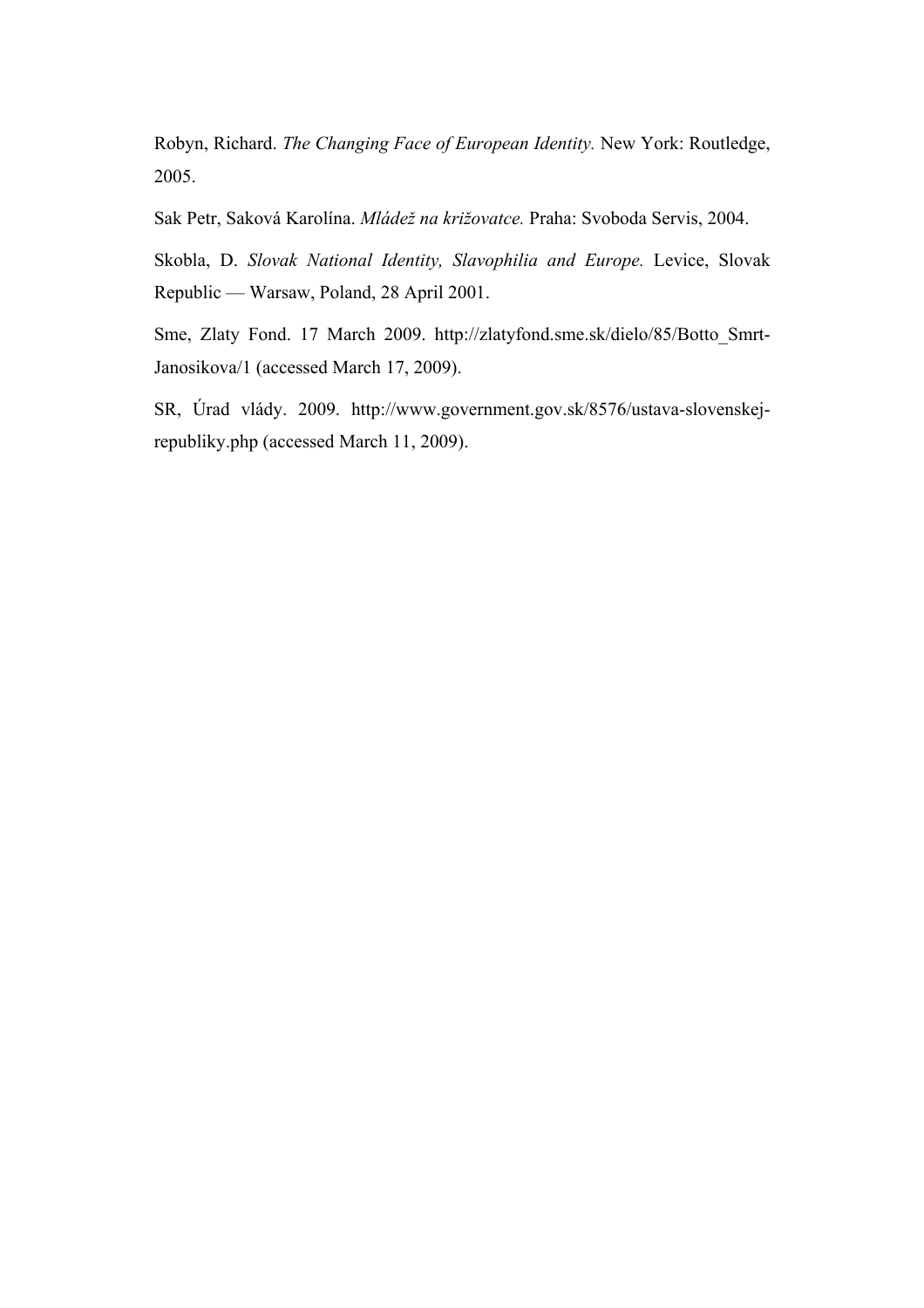Robyn, Richard. *The Changing Face of European Identity.* New York: Routledge, 2005.

Sak Petr, Saková Karolína. *Mládež na križovatce.* Praha: Svoboda Servis, 2004.

Skobla, D. *Slovak National Identity, Slavophilia and Europe.* Levice, Slovak Republic — Warsaw, Poland, 28 April 2001.

Sme, Zlaty Fond. 17 March 2009. http://zlatyfond.sme.sk/dielo/85/Botto_Smrt-Janosikova/1 (accessed March 17, 2009).

SR, Úrad vlády. 2009. http://www.government.gov.sk/8576/ustava-slovenskej-republiky.php (accessed March 11, 2009).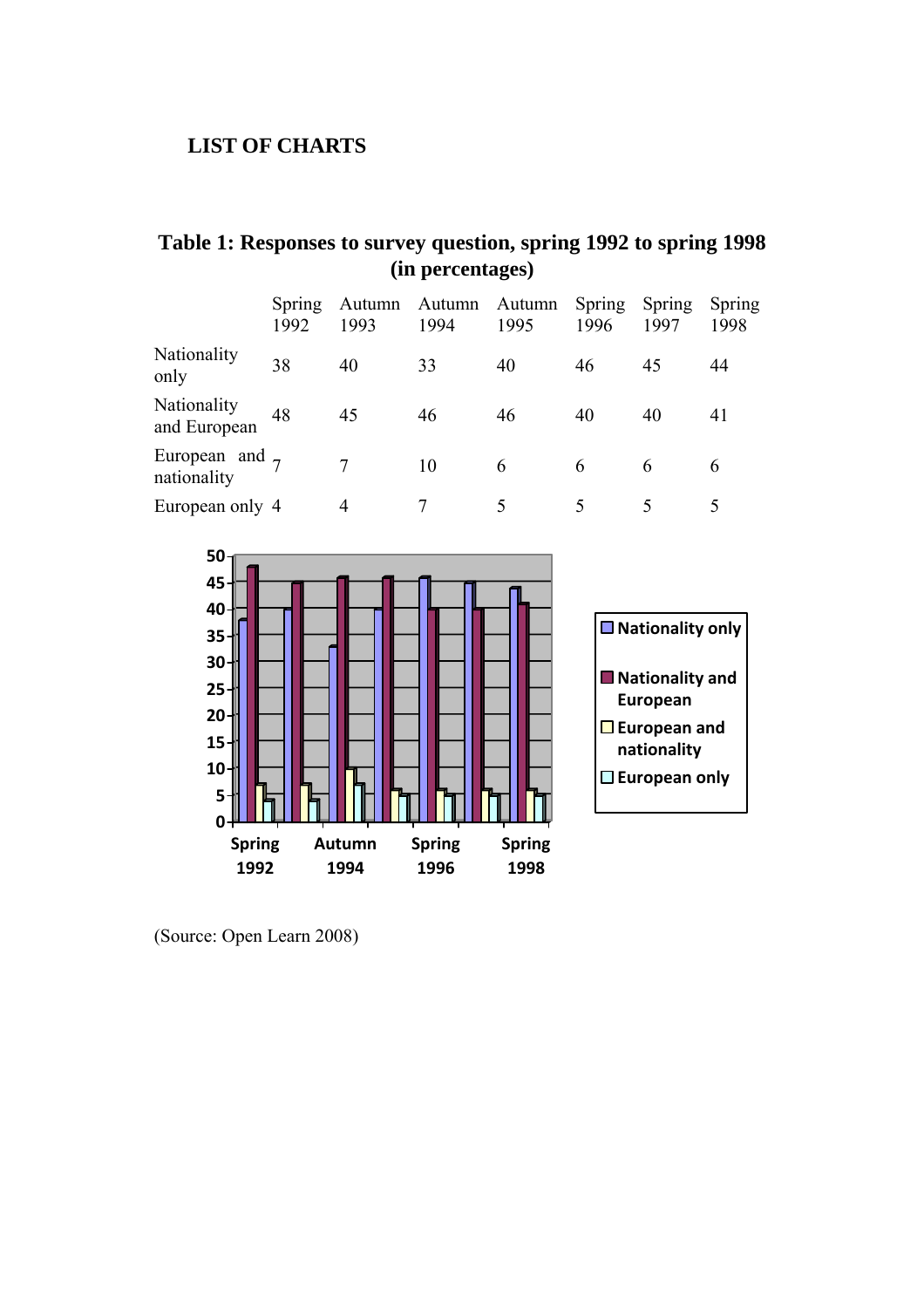## LIST OF CHARTS

**Table 1: Responses to survey question, spring 1992 to spring 1998 (in percentages)**

| | Spring 1992 | Autumn 1993 | Autumn 1994 | Autumn 1995 | Spring 1996 | Spring 1997 | Spring 1998 |
|---|---|---|---|---|---|---|---|
| Nationality only | 38 | 40 | 33 | 40 | 46 | 45 | 44 |
| Nationality and European | 48 | 45 | 46 | 46 | 40 | 40 | 41 |
| European and nationality | 7 | 7 | 10 | 6 | 6 | 6 | 6 |
| European only | 4 | 4 | 7 | 5 | 5 | 5 | 5 |

(Source: Open Learn 2008)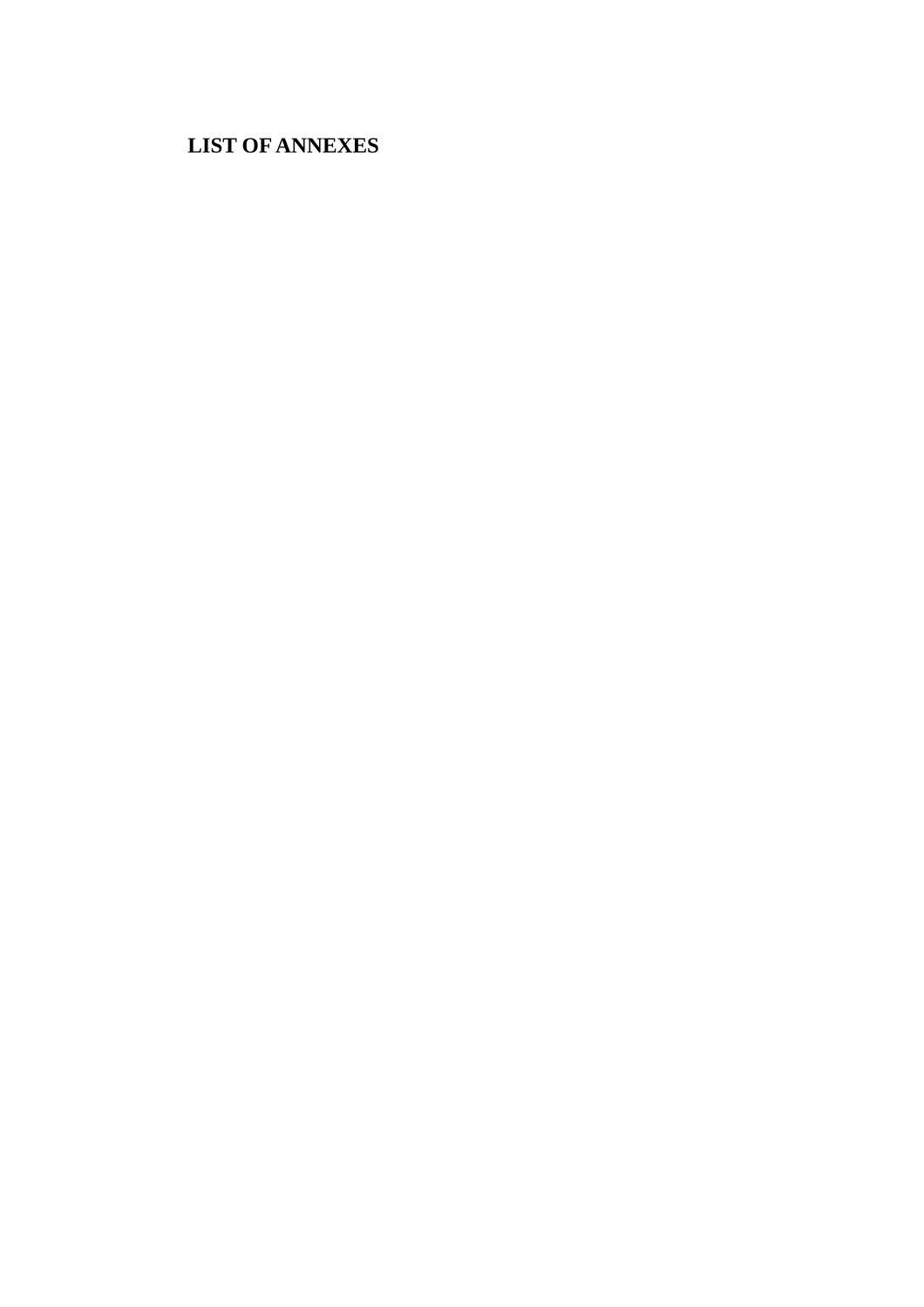# LIST OF ANNEXES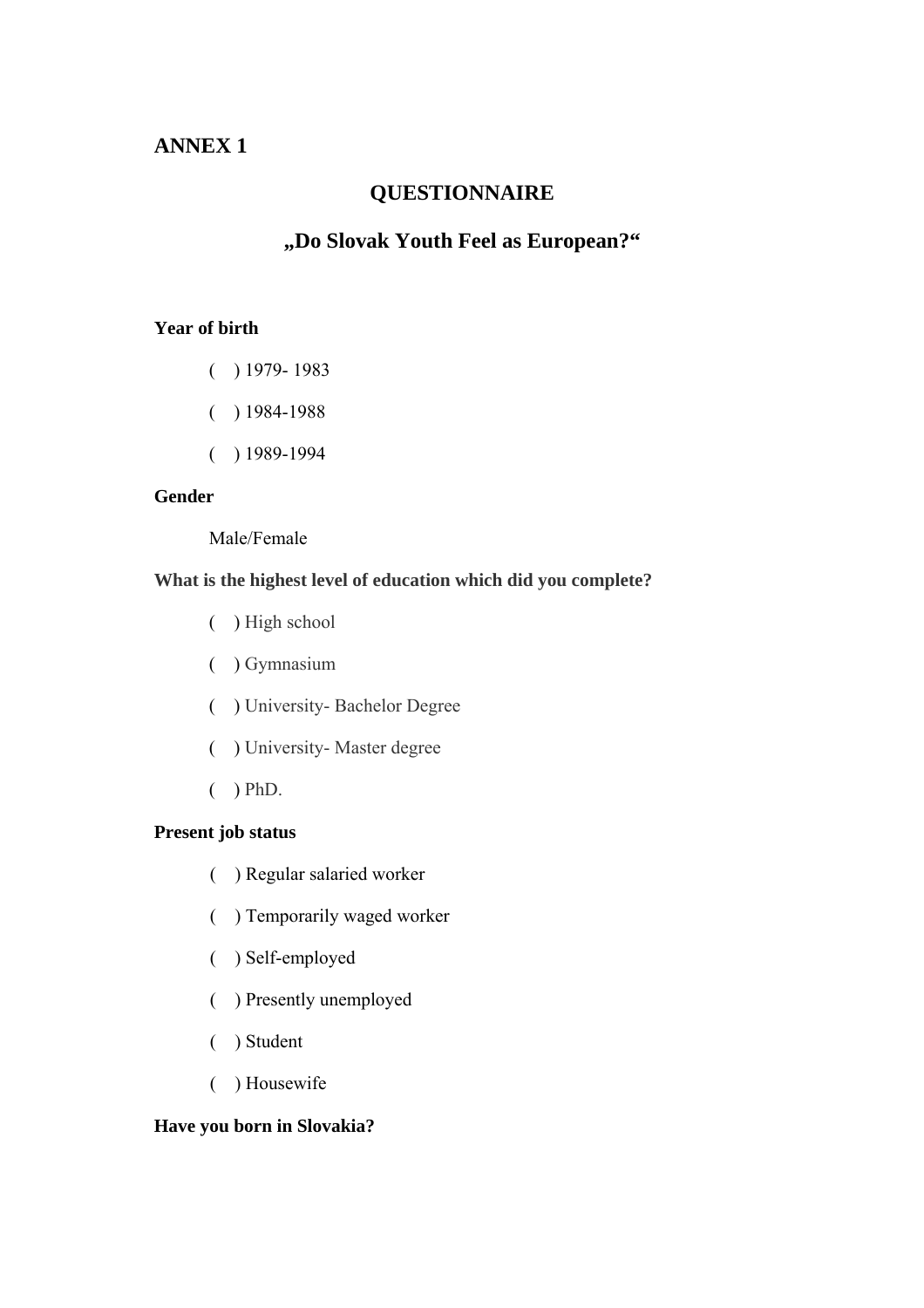## ANNEX 1

# QUESTIONNAIRE

# „Do Slovak Youth Feel as European?"

**Year of birth**

( ) 1979- 1983

( ) 1984-1988

( ) 1989-1994

**Gender**

Male/Female

**What is the highest level of education which did you complete?**

( ) High school

( ) Gymnasium

( ) University- Bachelor Degree

( ) University- Master degree

( ) PhD.

**Present job status**

( ) Regular salaried worker

( ) Temporarily waged worker

( ) Self-employed

( ) Presently unemployed

( ) Student

( ) Housewife

**Have you born in Slovakia?**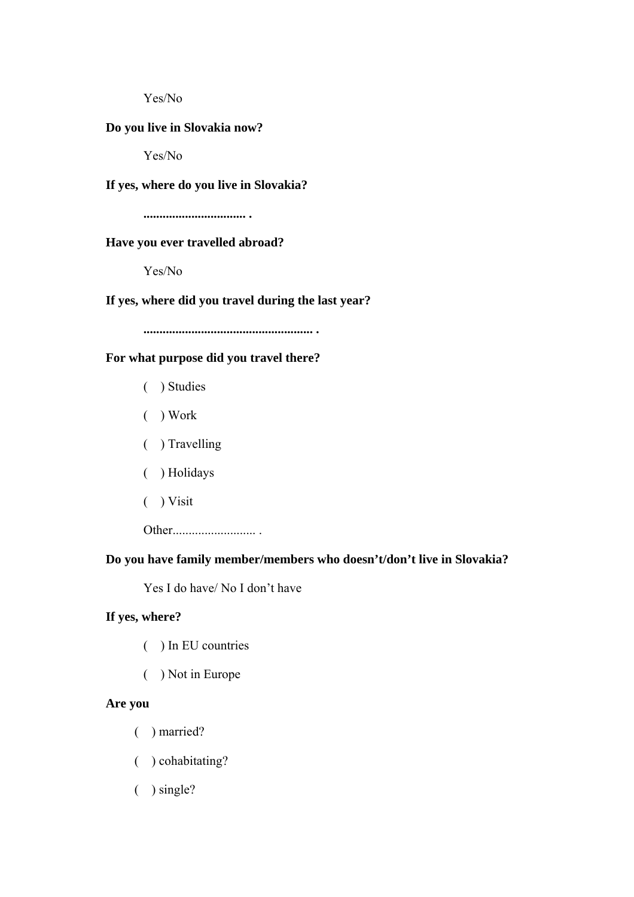Yes/No

**Do you live in Slovakia now?**

Yes/No

**If yes, where do you live in Slovakia?**

**................................ .**

**Have you ever travelled abroad?**

Yes/No

**If yes, where did you travel during the last year?**

**..................................................... .**

**For what purpose did you travel there?**

( ) Studies

( ) Work

( ) Travelling

( ) Holidays

( ) Visit

Other.......................... .

**Do you have family member/members who doesn't/don't live in Slovakia?**

Yes I do have/ No I don't have

**If yes, where?**

( ) In EU countries

( ) Not in Europe

**Are you**

( ) married?

( ) cohabitating?

( ) single?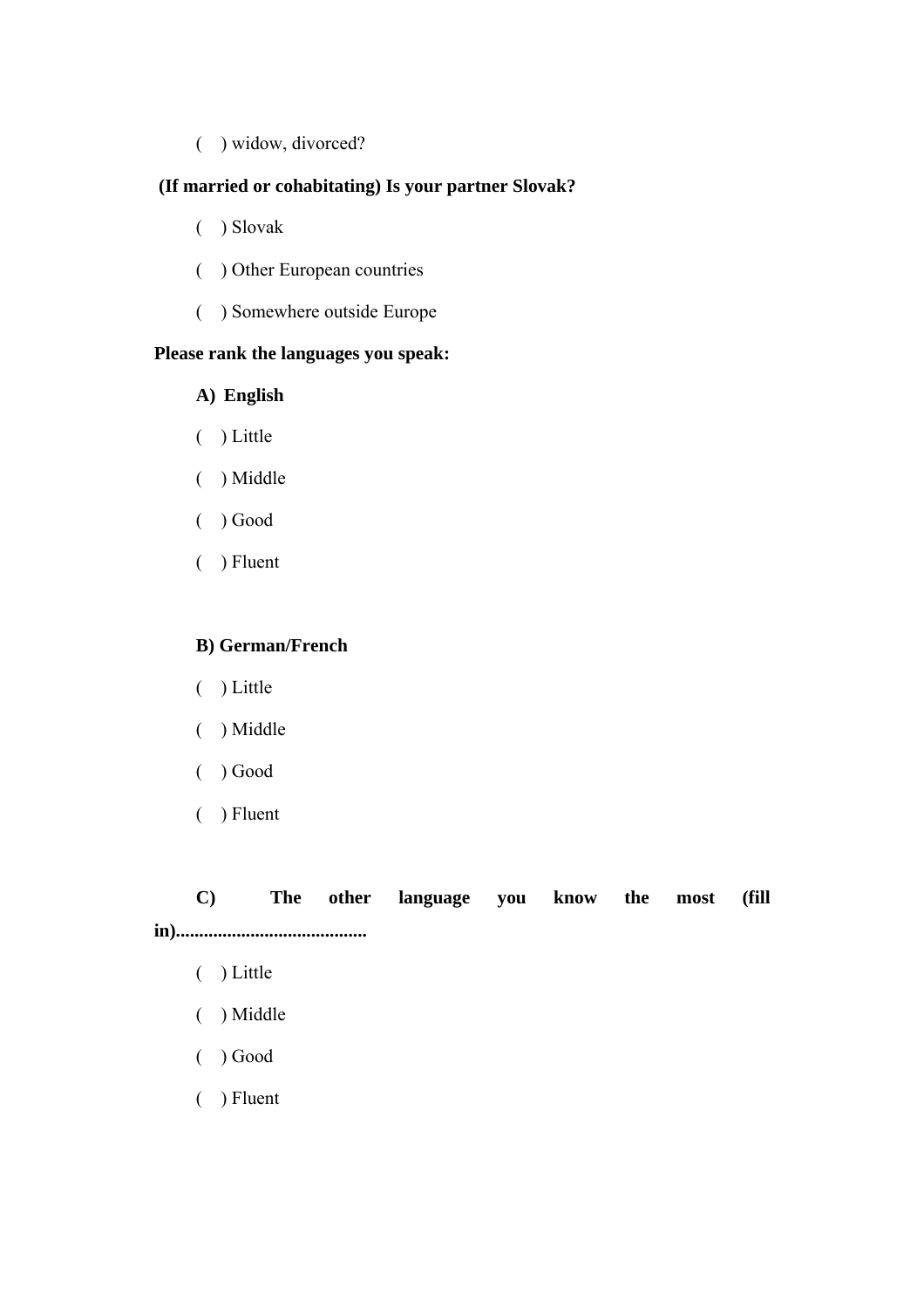( ) widow, divorced?

**(If married or cohabitating) Is your partner Slovak?**

( ) Slovak

( ) Other European countries

( ) Somewhere outside Europe

**Please rank the languages you speak:**

**A) English**

( ) Little

( ) Middle

( ) Good

( ) Fluent

**B) German/French**

( ) Little

( ) Middle

( ) Good

( ) Fluent

**C) The other language you know the most (fill in).........................................**

( ) Little

( ) Middle

( ) Good

( ) Fluent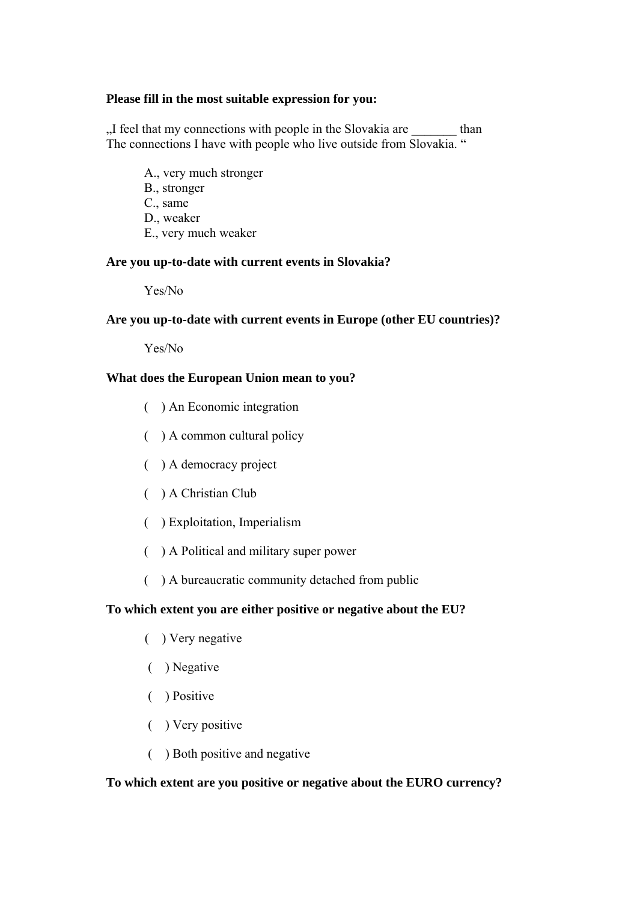**Please fill in the most suitable expression for you:**

„I feel that my connections with people in the Slovakia are _______ than The connections I have with people who live outside from Slovakia. "

A., very much stronger
B., stronger
C., same
D., weaker
E., very much weaker

**Are you up-to-date with current events in Slovakia?**

Yes/No

**Are you up-to-date with current events in Europe (other EU countries)?**

Yes/No

**What does the European Union mean to you?**

( ) An Economic integration

( ) A common cultural policy

( ) A democracy project

( ) A Christian Club

( ) Exploitation, Imperialism

( ) A Political and military super power

( ) A bureaucratic community detached from public

**To which extent you are either positive or negative about the EU?**

( ) Very negative

( ) Negative

( ) Positive

( ) Very positive

( ) Both positive and negative

**To which extent are you positive or negative about the EURO currency?**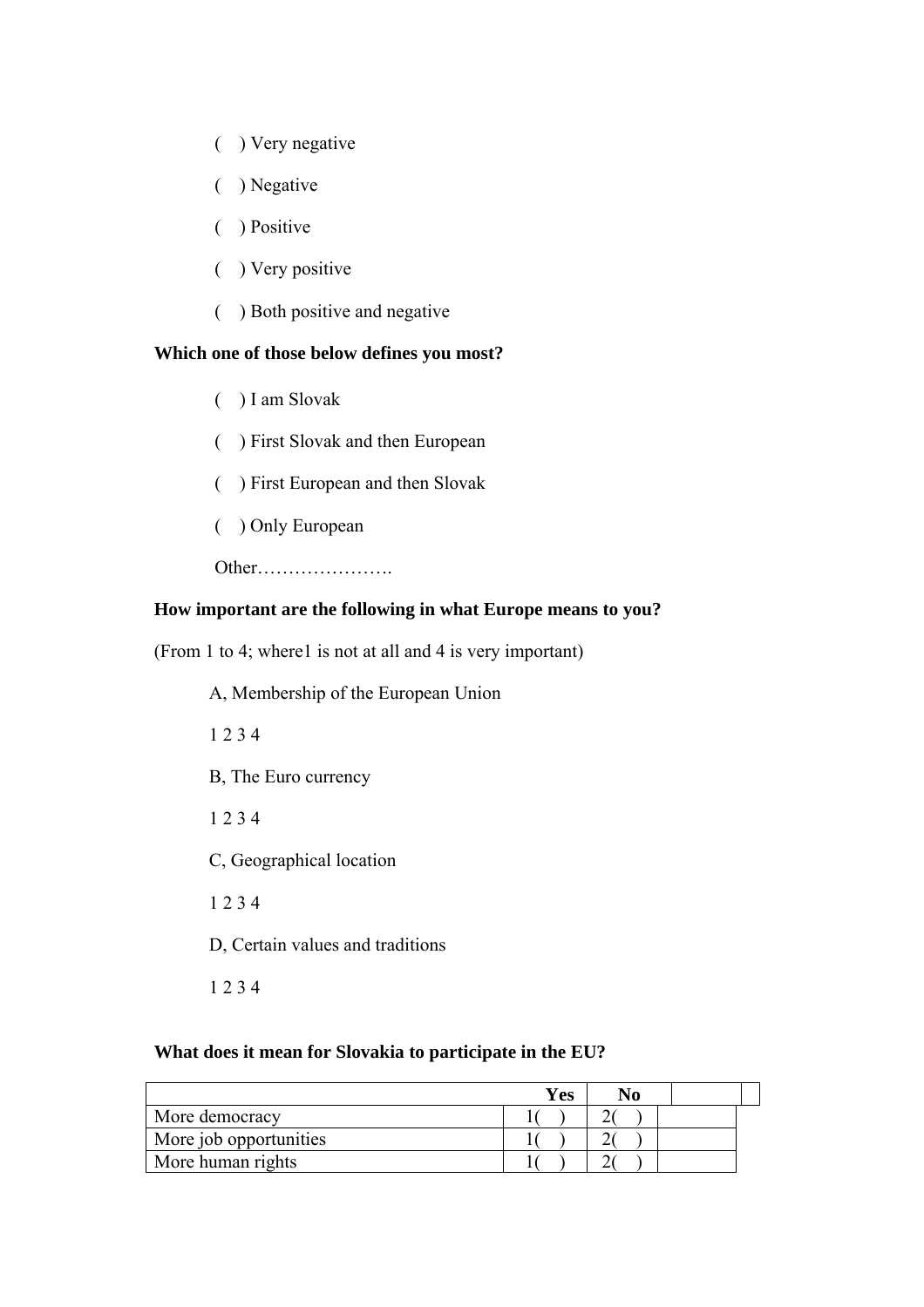( ) Very negative

( ) Negative

( ) Positive

( ) Very positive

( ) Both positive and negative

**Which one of those below defines you most?**

( ) I am Slovak

( ) First Slovak and then European

( ) First European and then Slovak

( ) Only European

Other………………….

**How important are the following in what Europe means to you?**

(From 1 to 4; where1 is not at all and 4 is very important)

A, Membership of the European Union

1 2 3 4

B, The Euro currency

1 2 3 4

C, Geographical location

1 2 3 4

D, Certain values and traditions

1 2 3 4

**What does it mean for Slovakia to participate in the EU?**

| | **Yes** | **No** | |
|---|---|---|---|
| More democracy | 1( ) | 2( ) | |
| More job opportunities | 1( ) | 2( ) | |
| More human rights | 1( ) | 2( ) | |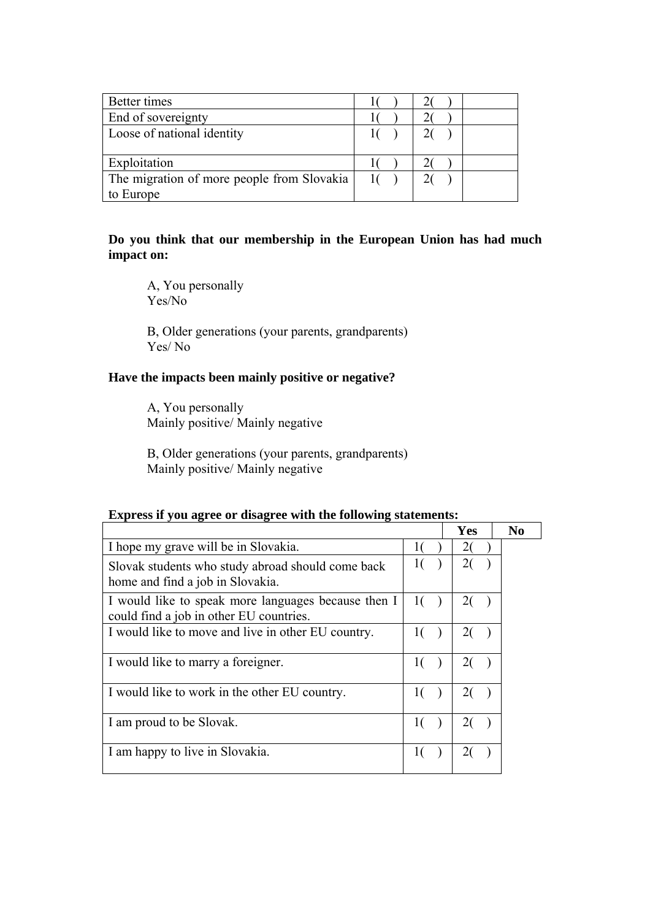| | | | |
|---|---|---|---|
| Better times | 1( ) | 2( ) | |
| End of sovereignty | 1( ) | 2( ) | |
| Loose of national identity | 1( ) | 2( ) | |
| Exploitation | 1( ) | 2( ) | |
| The migration of more people from Slovakia to Europe | 1( ) | 2( ) | |

**Do you think that our membership in the European Union has had much impact on:**

A, You personally
Yes/No

B, Older generations (your parents, grandparents)
Yes/ No

**Have the impacts been mainly positive or negative?**

A, You personally
Mainly positive/ Mainly negative

B, Older generations (your parents, grandparents)
Mainly positive/ Mainly negative

**Express if you agree or disagree with the following statements:**

| | Yes | No |
|---|---|---|
| I hope my grave will be in Slovakia. | 1( ) | 2( ) |
| Slovak students who study abroad should come back home and find a job in Slovakia. | 1( ) | 2( ) |
| I would like to speak more languages because then I could find a job in other EU countries. | 1( ) | 2( ) |
| I would like to move and live in other EU country. | 1( ) | 2( ) |
| I would like to marry a foreigner. | 1( ) | 2( ) |
| I would like to work in the other EU country. | 1( ) | 2( ) |
| I am proud to be Slovak. | 1( ) | 2( ) |
| I am happy to live in Slovakia. | 1( ) | 2( ) |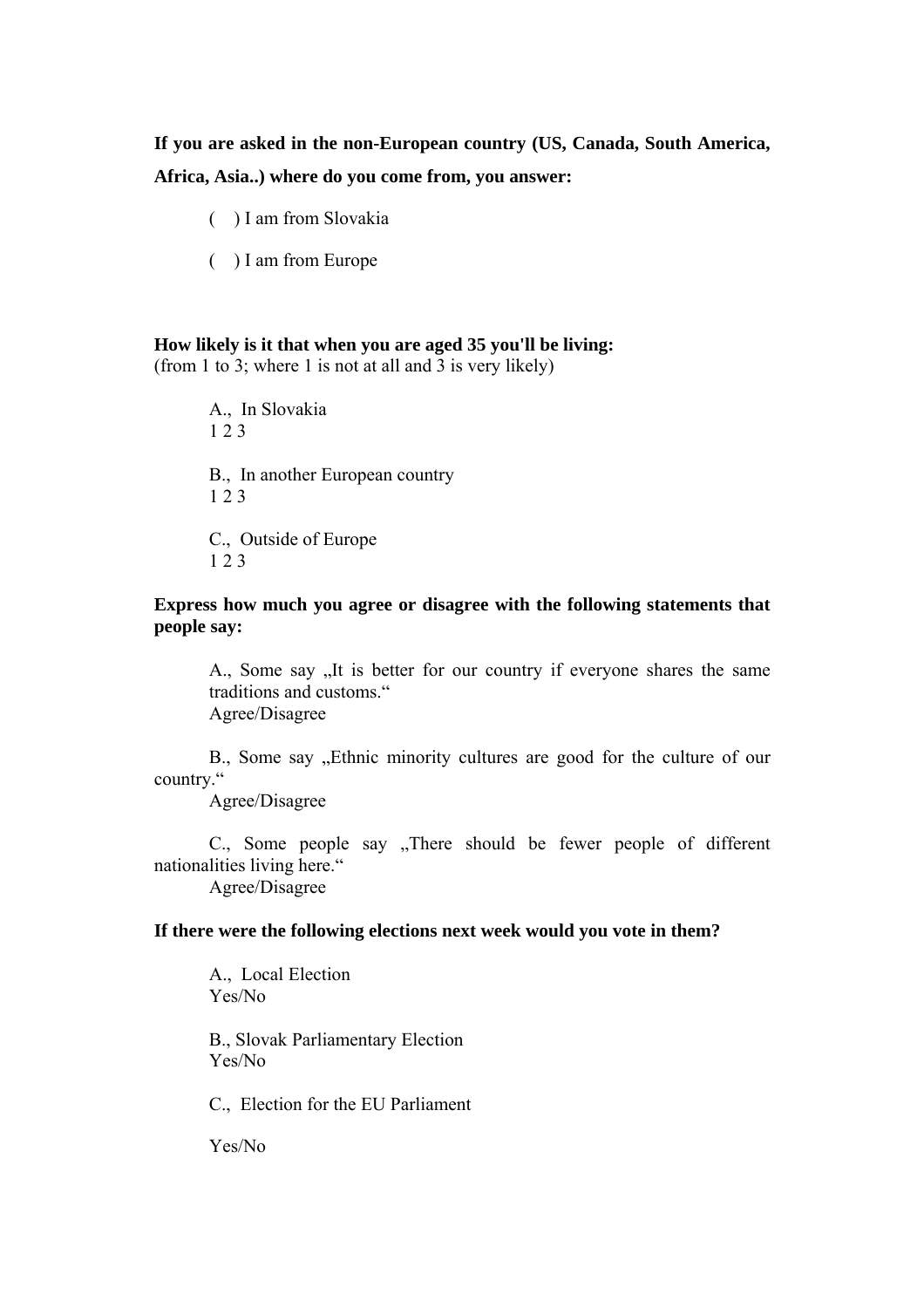**If you are asked in the non-European country (US, Canada, South America, Africa, Asia..) where do you come from, you answer:**

(   ) I am from Slovakia

(   ) I am from Europe

**How likely is it that when you are aged 35 you'll be living:**
(from 1 to 3; where 1 is not at all and 3 is very likely)

A., In Slovakia
1 2 3

B., In another European country
1 2 3

C., Outside of Europe
1 2 3

**Express how much you agree or disagree with the following statements that people say:**

A., Some say „It is better for our country if everyone shares the same traditions and customs."
Agree/Disagree

B., Some say „Ethnic minority cultures are good for the culture of our country."
Agree/Disagree

C., Some people say „There should be fewer people of different nationalities living here."
Agree/Disagree

**If there were the following elections next week would you vote in them?**

A., Local Election
Yes/No

B., Slovak Parliamentary Election
Yes/No

C., Election for the EU Parliament

Yes/No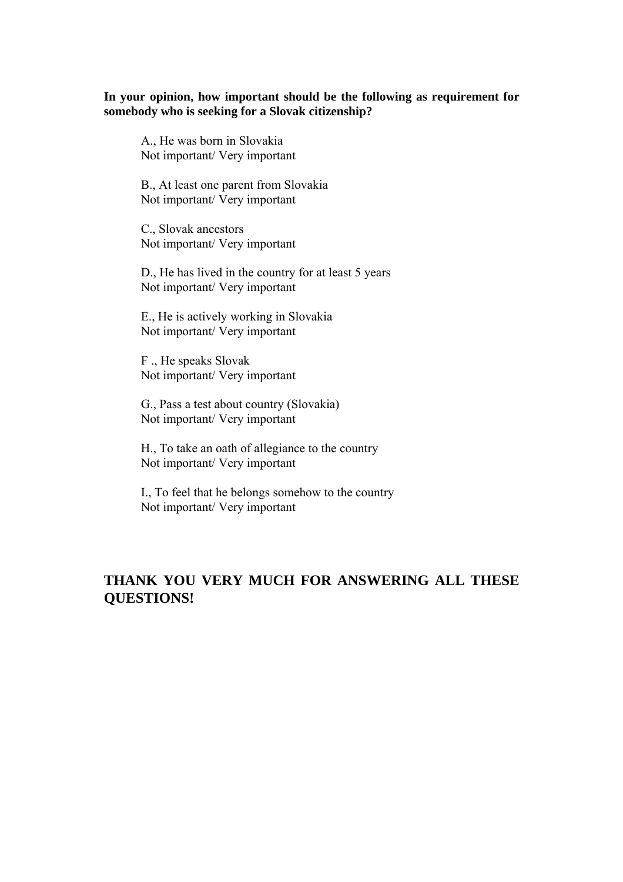**In your opinion, how important should be the following as requirement for somebody who is seeking for a Slovak citizenship?**

A., He was born in Slovakia
Not important/ Very important

B., At least one parent from Slovakia
Not important/ Very important

C., Slovak ancestors
Not important/ Very important

D., He has lived in the country for at least 5 years
Not important/ Very important

E., He is actively working in Slovakia
Not important/ Very important

F ., He speaks Slovak
Not important/ Very important

G., Pass a test about country (Slovakia)
Not important/ Very important

H., To take an oath of allegiance to the country
Not important/ Very important

I., To feel that he belongs somehow to the country
Not important/ Very important

**THANK YOU VERY MUCH FOR ANSWERING ALL THESE QUESTIONS!**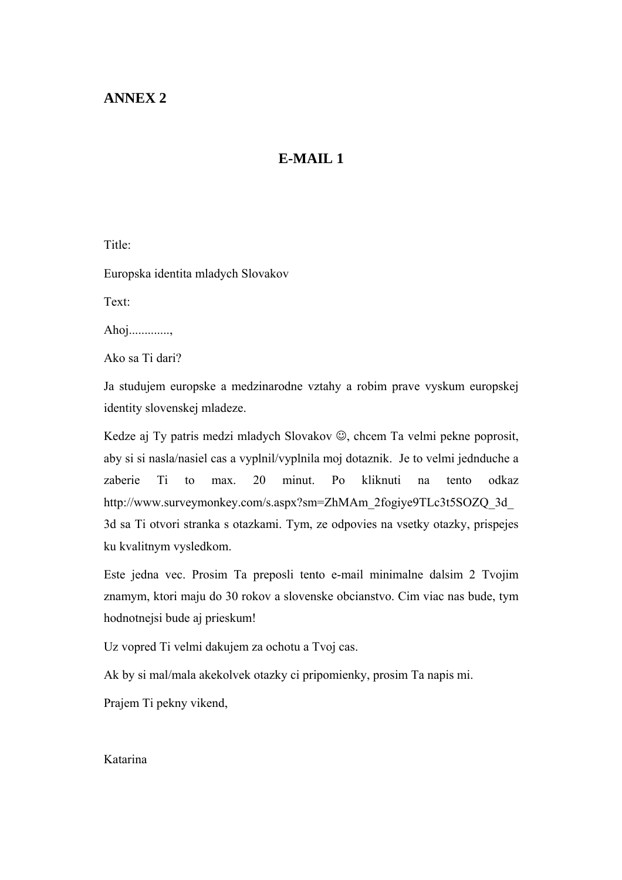# ANNEX 2

## E-MAIL 1

Title:

Europska identita mladych Slovakov

Text:

Ahoj............,

Ako sa Ti dari?

Ja studujem europske a medzinarodne vztahy a robim prave vyskum europskej identity slovenskej mladeze.

Kedze aj Ty patris medzi mladych Slovakov ☺, chcem Ta velmi pekne poprosit, aby si si nasla/nasiel cas a vyplnil/vyplnila moj dotaznik. Je to velmi jednduche a zaberie Ti to max. 20 minut. Po kliknuti na tento odkaz http://www.surveymonkey.com/s.aspx?sm=ZhMAm_2fogiye9TLc3t5SOZQ_3d_3d sa Ti otvori stranka s otazkami. Tym, ze odpovies na vsetky otazky, prispejes ku kvalitnym vysledkom.

Este jedna vec. Prosim Ta preposli tento e-mail minimalne dalsim 2 Tvojim znamym, ktori maju do 30 rokov a slovenske obcianstvo. Cim viac nas bude, tym hodnotnejsi bude aj prieskum!

Uz vopred Ti velmi dakujem za ochotu a Tvoj cas.

Ak by si mal/mala akekolvek otazky ci pripomienky, prosim Ta napis mi.

Prajem Ti pekny vikend,

Katarina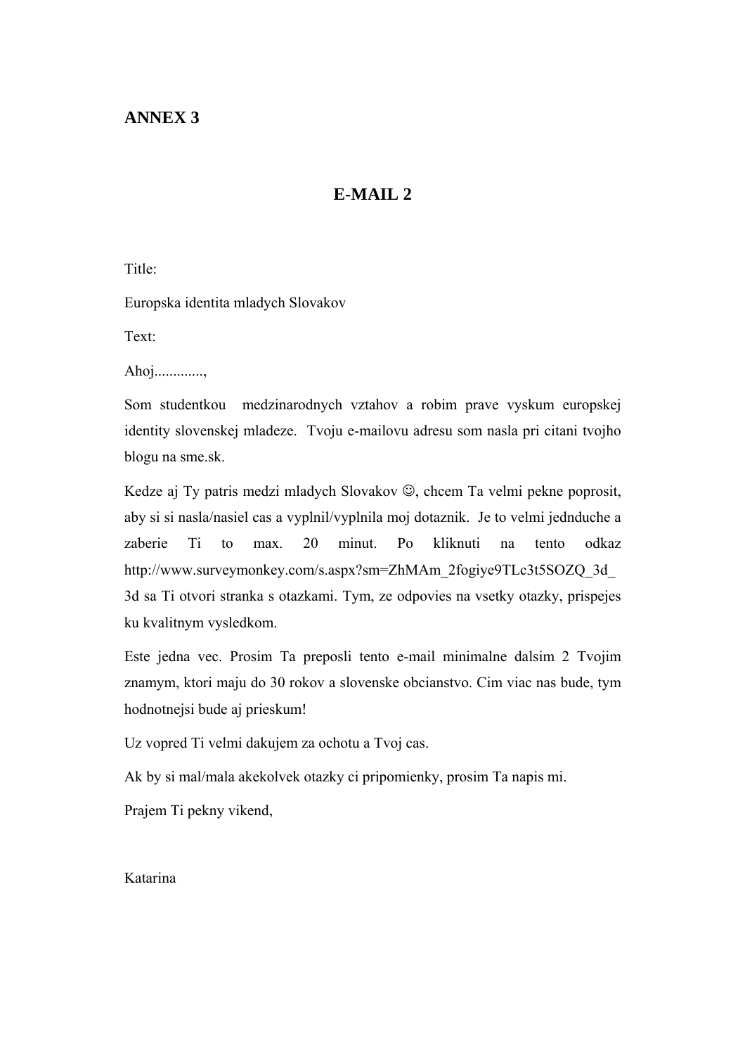# ANNEX 3

## E-MAIL 2

Title:

Europska identita mladych Slovakov

Text:

Ahoj............,

Som studentkou medzinarodnych vztahov a robim prave vyskum europskej identity slovenskej mladeze. Tvoju e-mailovu adresu som nasla pri citani tvojho blogu na sme.sk.

Kedze aj Ty patris medzi mladych Slovakov ☺, chcem Ta velmi pekne poprosit, aby si si nasla/nasiel cas a vyplnil/vyplnila moj dotaznik. Je to velmi jednduche a zaberie Ti to max. 20 minut. Po kliknuti na tento odkaz http://www.surveymonkey.com/s.aspx?sm=ZhMAm_2fogiye9TLc3t5SOZQ_3d_3d sa Ti otvori stranka s otazkami. Tym, ze odpovies na vsetky otazky, prispejes ku kvalitnym vysledkom.

Este jedna vec. Prosim Ta preposli tento e-mail minimalne dalsim 2 Tvojim znamym, ktori maju do 30 rokov a slovenske obcianstvo. Cim viac nas bude, tym hodnotnejsi bude aj prieskum!

Uz vopred Ti velmi dakujem za ochotu a Tvoj cas.

Ak by si mal/mala akekolvek otazky ci pripomienky, prosim Ta napis mi.

Prajem Ti pekny vikend,

Katarina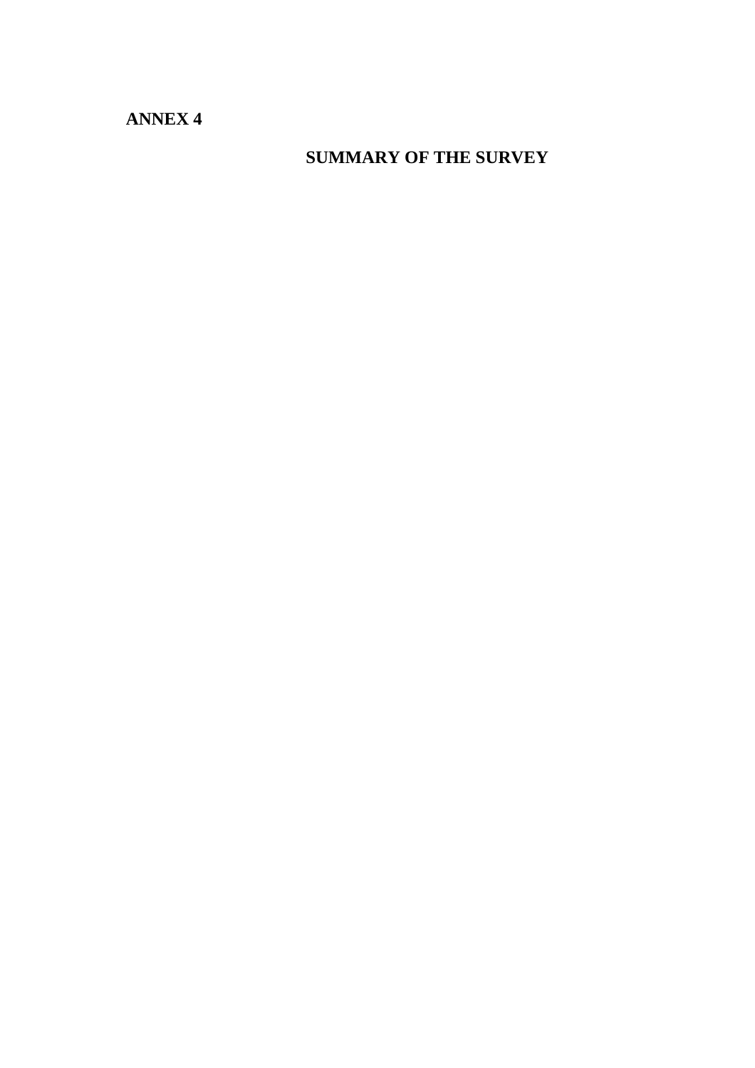**ANNEX 4**

## SUMMARY OF THE SURVEY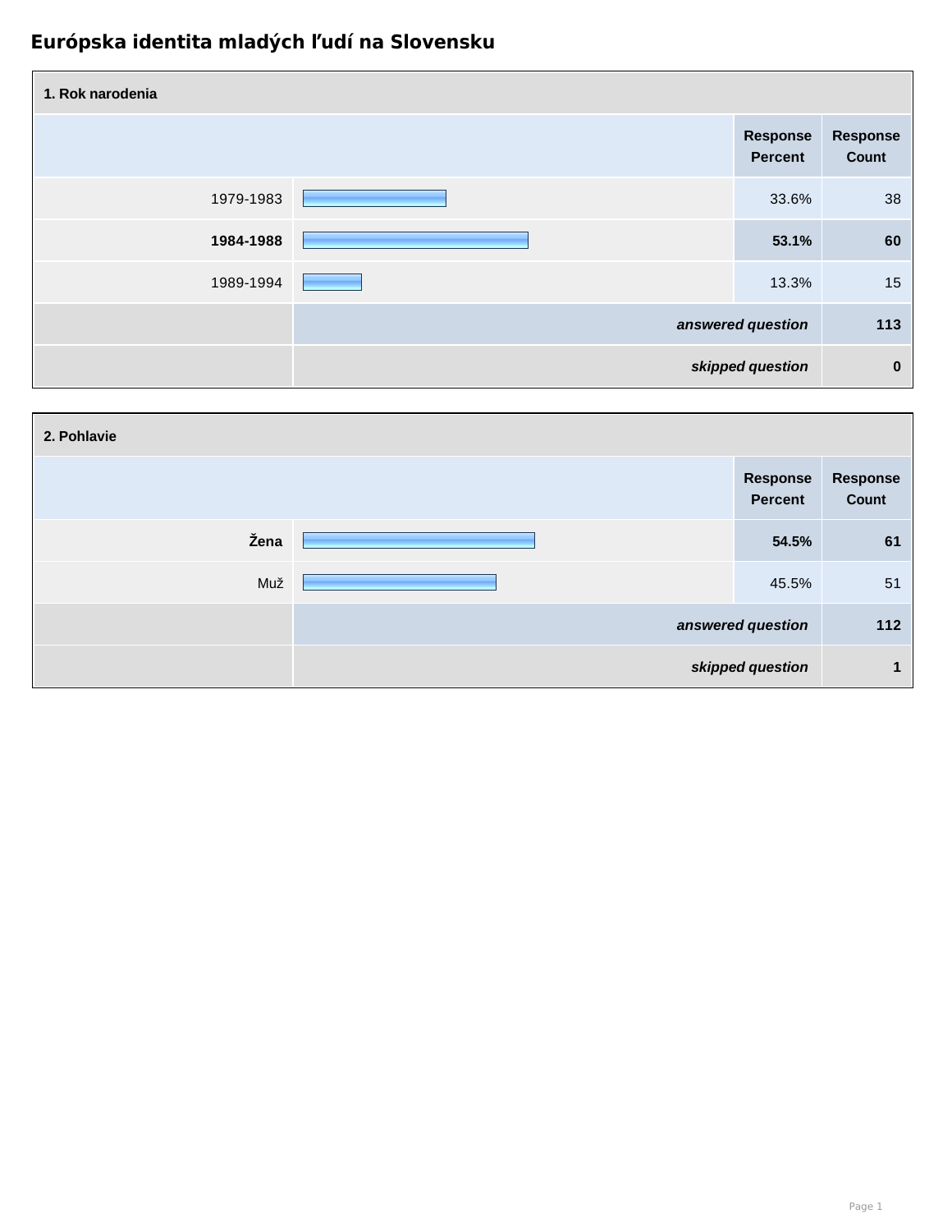# Európska identita mladých ľudí na Slovensku

| 1. Rok narodenia | Response Percent | Response Count |
|---|---|---|
| 1979-1983 | 33.6% | 38 |
| **1984-1988** | **53.1%** | **60** |
| 1989-1994 | 13.3% | 15 |
| *answered question* | | 113 |
| *skipped question* | | 0 |

| 2. Pohlavie | Response Percent | Response Count |
|---|---|---|
| **Žena** | **54.5%** | **61** |
| Muž | 45.5% | 51 |
| *answered question* | | 112 |
| *skipped question* | | 1 |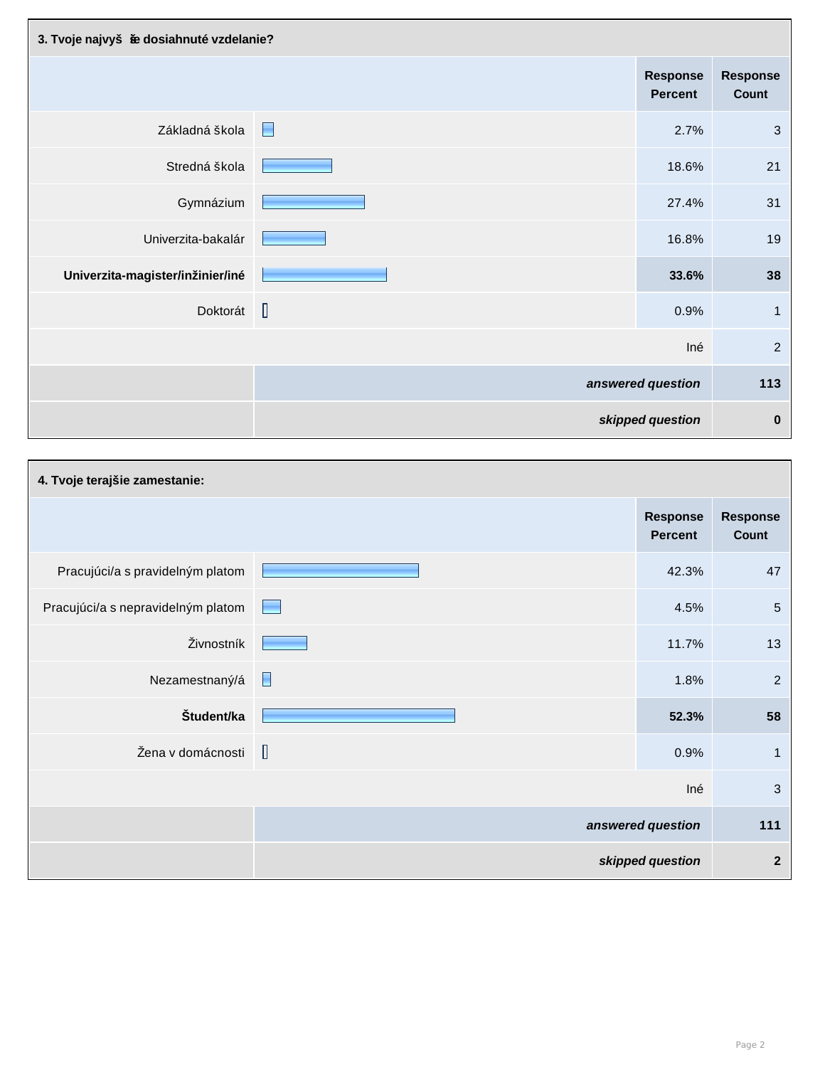**3. Tvoje najvyššie dosiahnuté vzdelanie?**

| | Response Percent | Response Count |
|---|---|---|
| Základná škola | 2.7% | 3 |
| Stredná škola | 18.6% | 21 |
| Gymnázium | 27.4% | 31 |
| Univerzita-bakalár | 16.8% | 19 |
| **Univerzita-magister/inžinier/iné** | **33.6%** | **38** |
| Doktorát | 0.9% | 1 |
| Iné | | 2 |
| *answered question* | | 113 |
| *skipped question* | | 0 |

**4. Tvoje terajšie zamestanie:**

| | Response Percent | Response Count |
|---|---|---|
| Pracujúci/a s pravidelným platom | 42.3% | 47 |
| Pracujúci/a s nepravidelným platom | 4.5% | 5 |
| Živnostník | 11.7% | 13 |
| Nezamestnaný/á | 1.8% | 2 |
| **Študent/ka** | **52.3%** | **58** |
| Žena v domácnosti | 0.9% | 1 |
| Iné | | 3 |
| *answered question* | | 111 |
| *skipped question* | | 2 |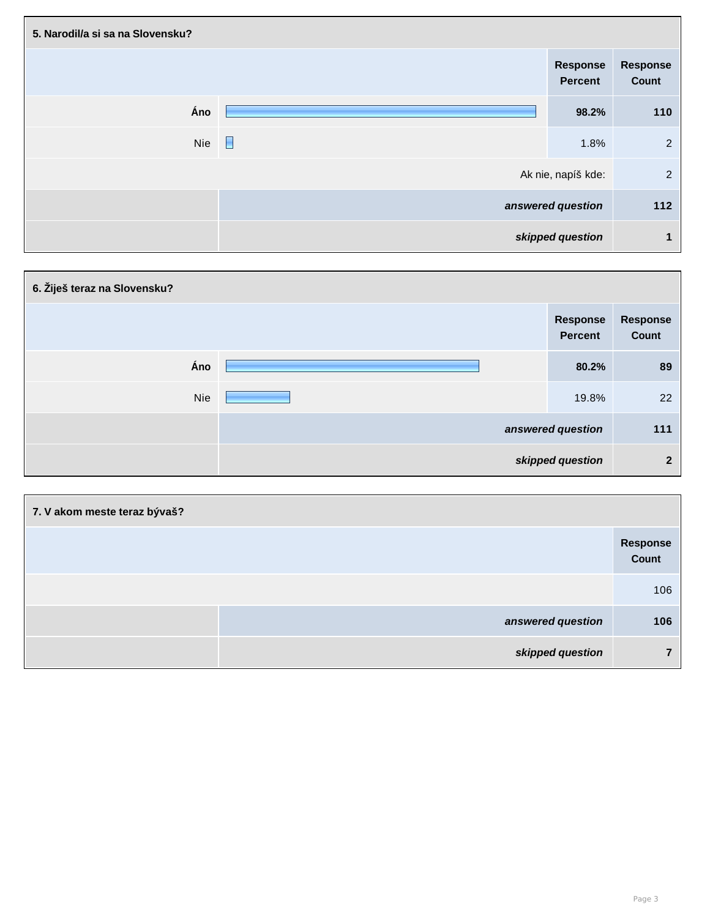**5. Narodil/a si sa na Slovensku?**

| | Response Percent | Response Count |
|---|---|---|
| **Áno** | **98.2%** | **110** |
| Nie | 1.8% | 2 |
| Ak nie, napíš kde: | | 2 |
| ***answered question*** | | **112** |
| ***skipped question*** | | **1** |

**6. Žiješ teraz na Slovensku?**

| | Response Percent | Response Count |
|---|---|---|
| **Áno** | **80.2%** | **89** |
| Nie | 19.8% | 22 |
| ***answered question*** | | **111** |
| ***skipped question*** | | **2** |

**7. V akom meste teraz bývaš?**

| | Response Count |
|---|---|
| | 106 |
| ***answered question*** | **106** |
| ***skipped question*** | **7** |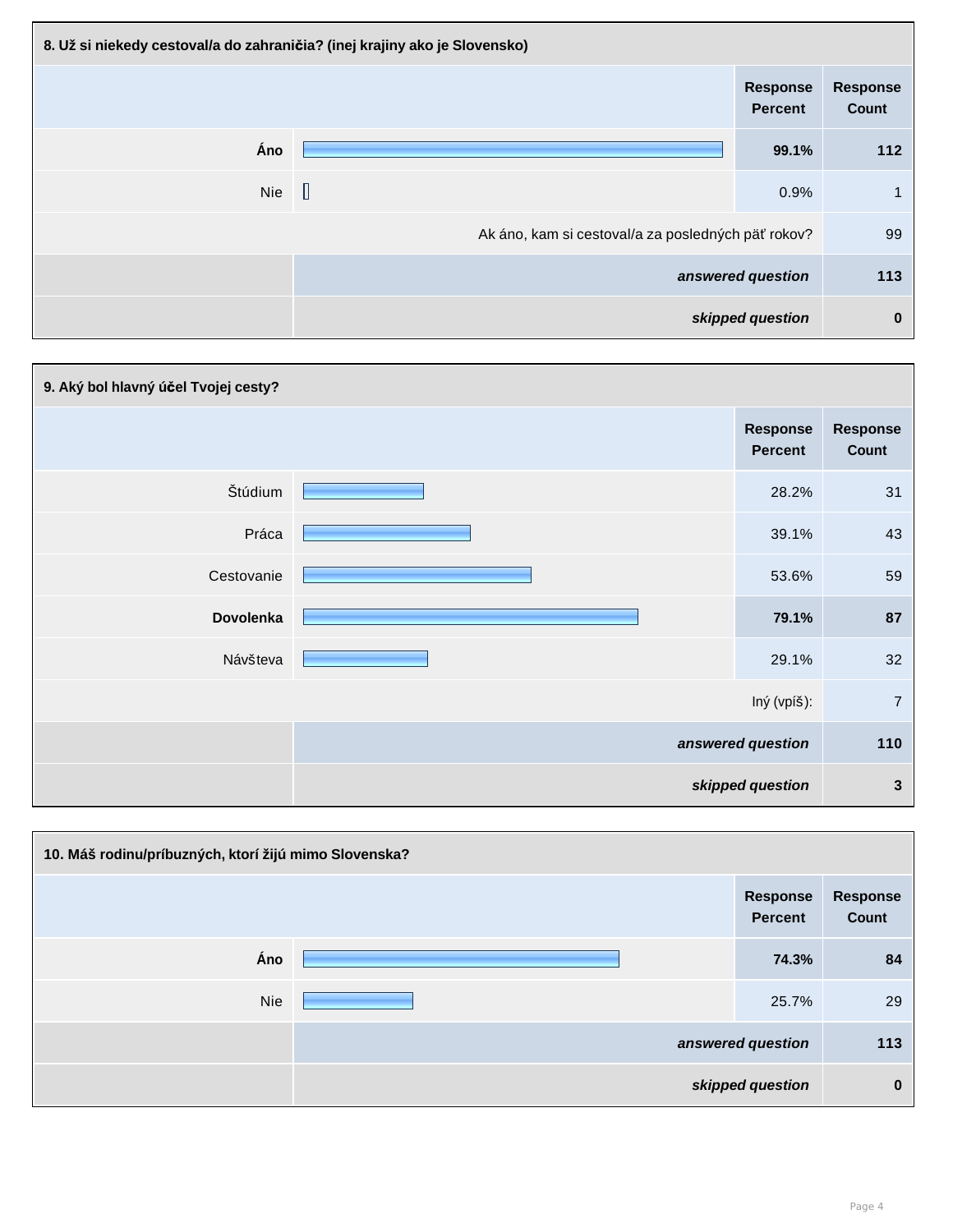## 8. Už si niekedy cestoval/a do zahraničia? (inej krajiny ako je Slovensko)

| | Response Percent | Response Count |
|---|---|---|
| **Áno** | **99.1%** | **112** |
| Nie | 0.9% | 1 |
| Ak áno, kam si cestoval/a za posledných päť rokov? | | 99 |
| *answered question* | | **113** |
| *skipped question* | | **0** |

## 9. Aký bol hlavný účel Tvojej cesty?

| | Response Percent | Response Count |
|---|---|---|
| Štúdium | 28.2% | 31 |
| Práca | 39.1% | 43 |
| Cestovanie | 53.6% | 59 |
| **Dovolenka** | **79.1%** | **87** |
| Návšteva | 29.1% | 32 |
| Iný (vpíš): | | 7 |
| *answered question* | | **110** |
| *skipped question* | | **3** |

## 10. Máš rodinu/príbuzných, ktorí žijú mimo Slovenska?

| | Response Percent | Response Count |
|---|---|---|
| **Áno** | **74.3%** | **84** |
| Nie | 25.7% | 29 |
| *answered question* | | **113** |
| *skipped question* | | **0** |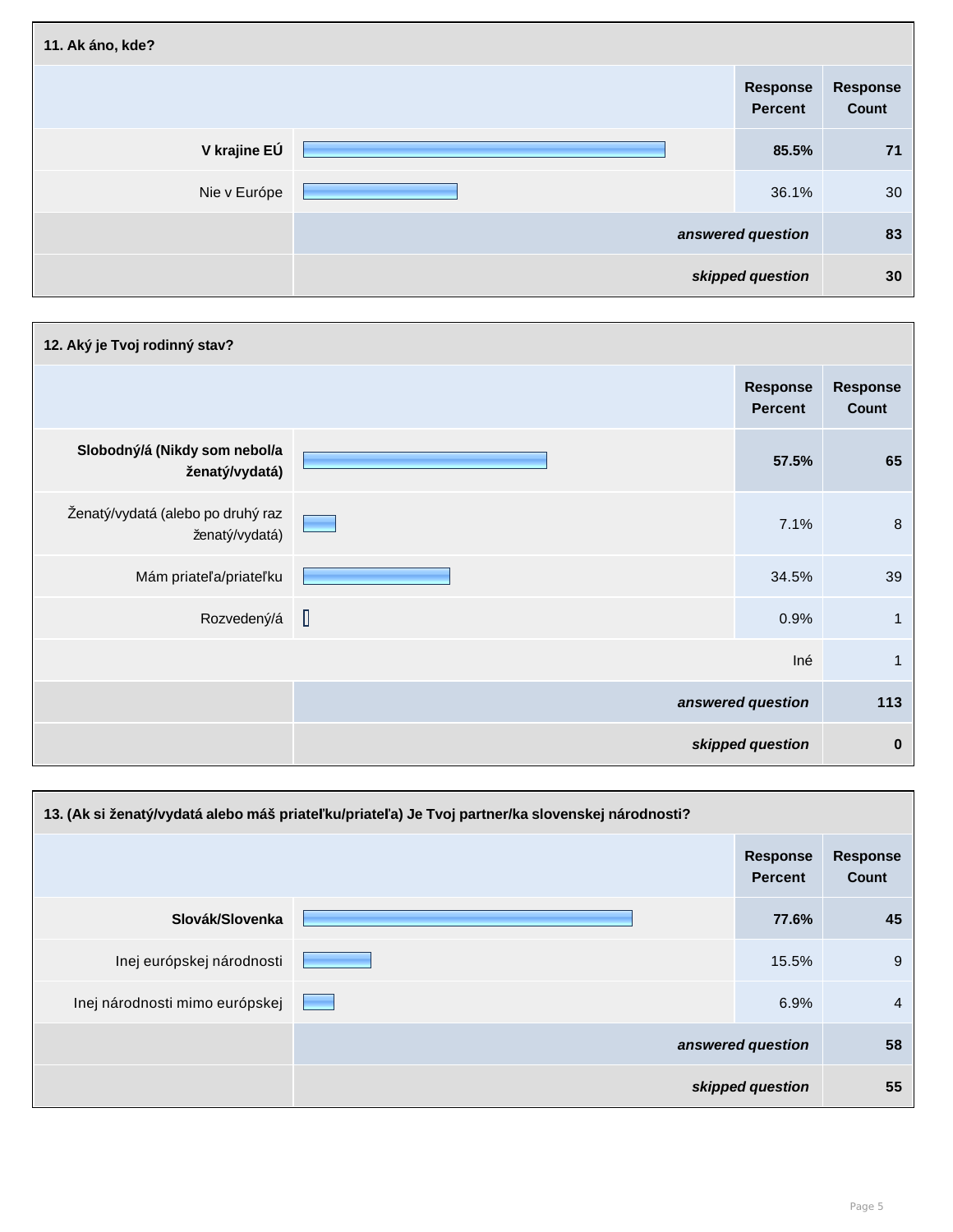**11. Ak áno, kde?**

| | Response Percent | Response Count |
|---|---|---|
| **V krajine EÚ** | **85.5%** | **71** |
| Nie v Európe | 36.1% | 30 |
| ***answered question*** | | **83** |
| ***skipped question*** | | **30** |

**12. Aký je Tvoj rodinný stav?**

| | Response Percent | Response Count |
|---|---|---|
| **Slobodný/á (Nikdy som nebol/a ženatý/vydatá)** | **57.5%** | **65** |
| Ženatý/vydatá (alebo po druhý raz ženatý/vydatá) | 7.1% | 8 |
| Mám priateľa/priateľku | 34.5% | 39 |
| Rozvedený/á | 0.9% | 1 |
| Iné | | 1 |
| ***answered question*** | | **113** |
| ***skipped question*** | | **0** |

**13. (Ak si ženatý/vydatá alebo máš priateľku/priateľa) Je Tvoj partner/ka slovenskej národnosti?**

| | Response Percent | Response Count |
|---|---|---|
| **Slovák/Slovenka** | **77.6%** | **45** |
| Inej európskej národnosti | 15.5% | 9 |
| Inej národnosti mimo európskej | 6.9% | 4 |
| ***answered question*** | | **58** |
| ***skipped question*** | | **55** |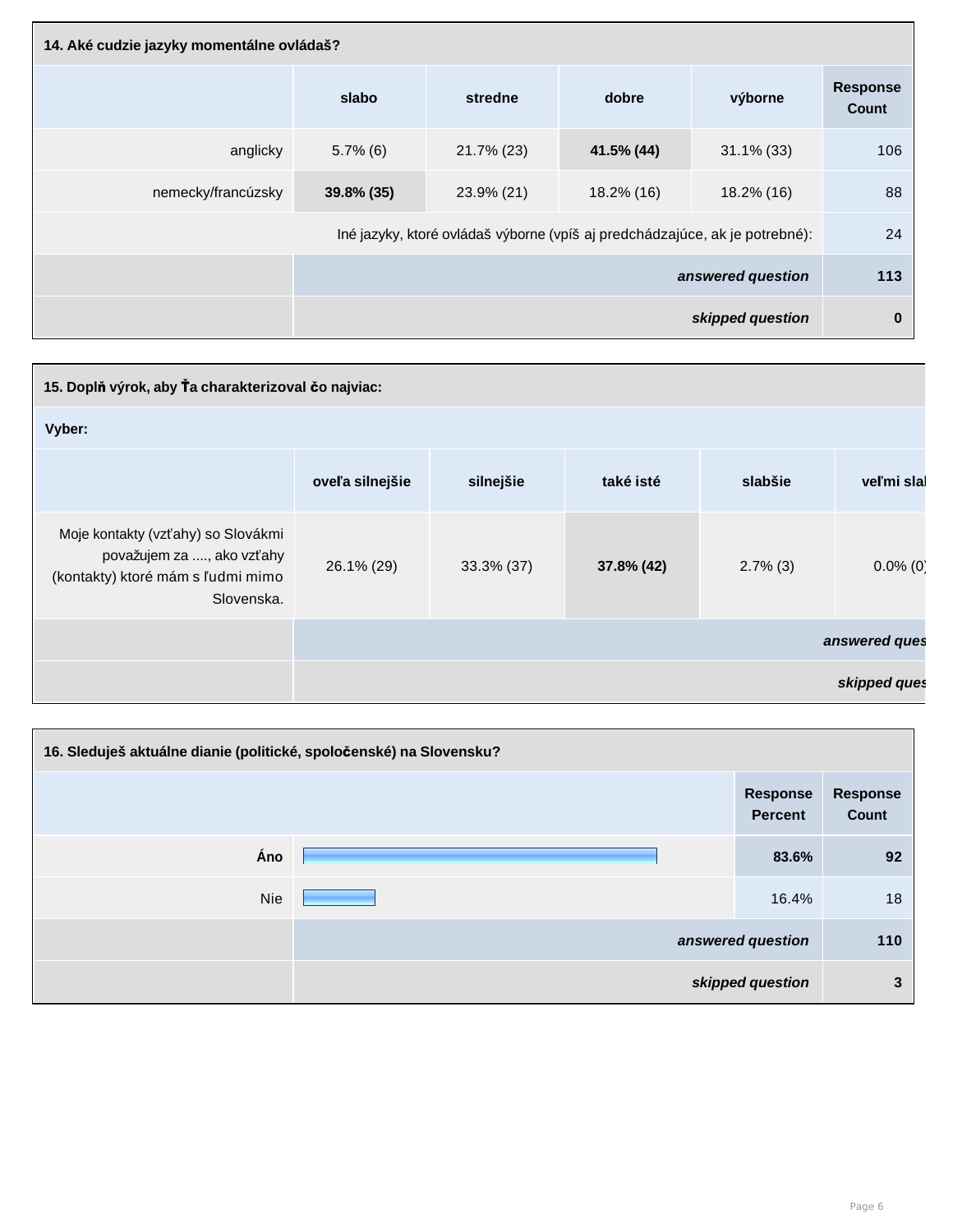| 14. Aké cudzie jazyky momentálne ovládaš? | | | | | |
|---|---|---|---|---|---|
| | slabo | stredne | dobre | výborne | Response Count |
| anglicky | 5.7% (6) | 21.7% (23) | **41.5% (44)** | 31.1% (33) | 106 |
| nemecky/francúzsky | **39.8% (35)** | 23.9% (21) | 18.2% (16) | 18.2% (16) | 88 |
| Iné jazyky, ktoré ovládaš výborne (vpíš aj predchádzajúce, ak je potrebné): | | | | | 24 |
| | | | | *answered question* | 113 |
| | | | | *skipped question* | 0 |

| 15. Doplň výrok, aby Ťa charakterizoval čo najviac: | | | | | |
|---|---|---|---|---|---|
| Vyber: | | | | | |
| | oveľa silnejšie | silnejšie | také isté | slabšie | veľmi slal |
| Moje kontakty (vzťahy) so Slovákmi považujem za ...., ako vzťahy (kontakty) ktoré mám s ľudmi mimo Slovenska. | 26.1% (29) | 33.3% (37) | **37.8% (42)** | 2.7% (3) | 0.0% (0) |
| | | | | | *answered ques* |
| | | | | | *skipped ques* |

| 16. Sleduješ aktuálne dianie (politické, spoločenské) na Slovensku? | | |
|---|---|---|
| | Response Percent | Response Count |
| **Áno** | **83.6%** | **92** |
| Nie | 16.4% | 18 |
| | *answered question* | 110 |
| | *skipped question* | 3 |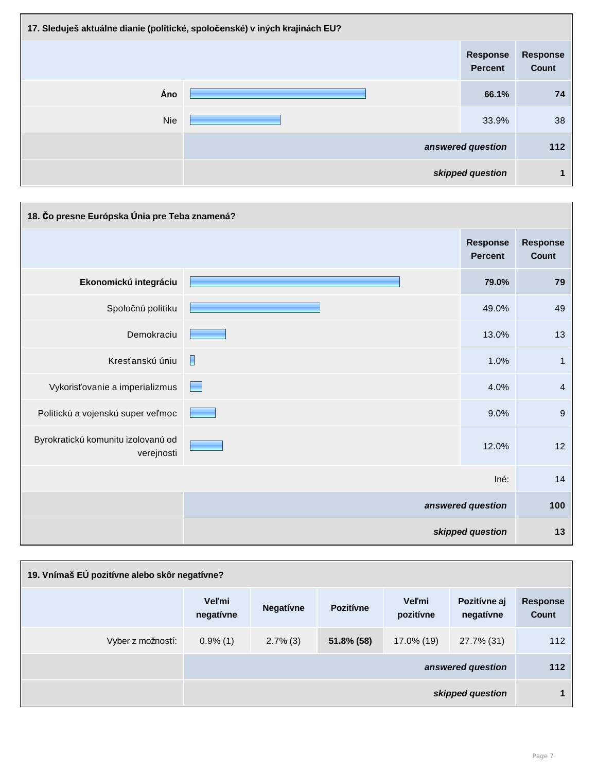**17. Sleduješ aktuálne dianie (politické, spoločenské) v iných krajinách EU?**

| | Response Percent | Response Count |
|---|---|---|
| **Áno** | **66.1%** | **74** |
| Nie | 33.9% | 38 |
| | *answered question* | **112** |
| | *skipped question* | **1** |

**18. Čo presne Európska Únia pre Teba znamená?**

| | Response Percent | Response Count |
|---|---|---|
| **Ekonomickú integráciu** | **79.0%** | **79** |
| Spoločnú politiku | 49.0% | 49 |
| Demokraciu | 13.0% | 13 |
| Kresťanskú úniu | 1.0% | 1 |
| Vykorisťovanie a imperializmus | 4.0% | 4 |
| Politickú a vojenskú super veľmoc | 9.0% | 9 |
| Byrokratickú komunitu izolovanú od verejnosti | 12.0% | 12 |
| | Iné: | 14 |
| | *answered question* | **100** |
| | *skipped question* | **13** |

**19. Vnímaš EÚ pozitívne alebo skôr negatívne?**

| | Veľmi negatívne | Negatívne | Pozitívne | Veľmi pozitívne | Pozitívne aj negatívne | Response Count |
|---|---|---|---|---|---|---|
| Vyber z možností: | 0.9% (1) | 2.7% (3) | **51.8% (58)** | 17.0% (19) | 27.7% (31) | 112 |
| | | | | | *answered question* | **112** |
| | | | | | *skipped question* | **1** |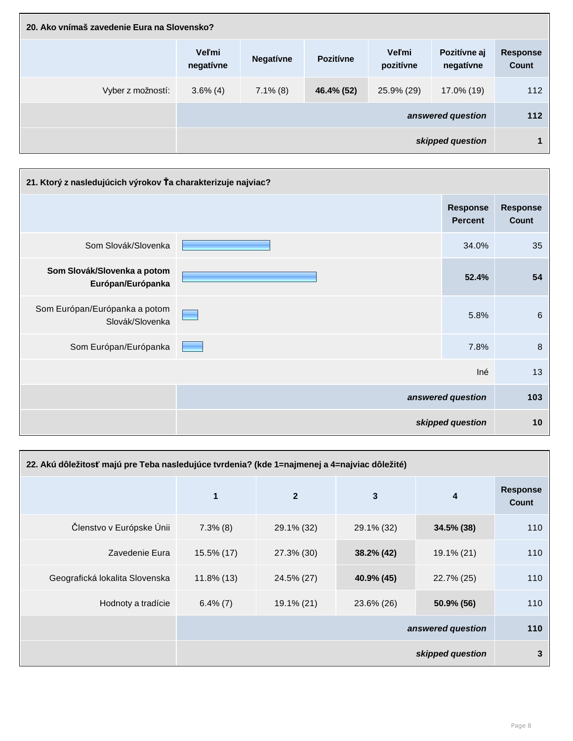**20. Ako vnímaš zavedenie Eura na Slovensko?**

| | Veľmi negatívne | Negatívne | Pozitívne | Veľmi pozitívne | Pozitívne aj negatívne | Response Count |
|---|---|---|---|---|---|---|
| Vyber z možností: | 3.6% (4) | 7.1% (8) | **46.4% (52)** | 25.9% (29) | 17.0% (19) | 112 |
| | | | | | *answered question* | 112 |
| | | | | | *skipped question* | 1 |

**21. Ktorý z nasledujúcich výrokov Ťa charakterizuje najviac?**

| | Response Percent | Response Count |
|---|---|---|
| Som Slovák/Slovenka | 34.0% | 35 |
| **Som Slovák/Slovenka a potom Európan/Európanka** | **52.4%** | **54** |
| Som Európan/Európanka a potom Slovák/Slovenka | 5.8% | 6 |
| Som Európan/Európanka | 7.8% | 8 |
| | Iné | 13 |
| | *answered question* | 103 |
| | *skipped question* | 10 |

**22. Akú dôležitosť majú pre Teba nasledujúce tvrdenia? (kde 1=najmenej a 4=najviac dôležité)**

| | 1 | 2 | 3 | 4 | Response Count |
|---|---|---|---|---|---|
| Členstvo v Európske Únii | 7.3% (8) | 29.1% (32) | 29.1% (32) | **34.5% (38)** | 110 |
| Zavedenie Eura | 15.5% (17) | 27.3% (30) | **38.2% (42)** | 19.1% (21) | 110 |
| Geografická lokalita Slovenska | 11.8% (13) | 24.5% (27) | **40.9% (45)** | 22.7% (25) | 110 |
| Hodnoty a tradície | 6.4% (7) | 19.1% (21) | 23.6% (26) | **50.9% (56)** | 110 |
| | | | | *answered question* | 110 |
| | | | | *skipped question* | 3 |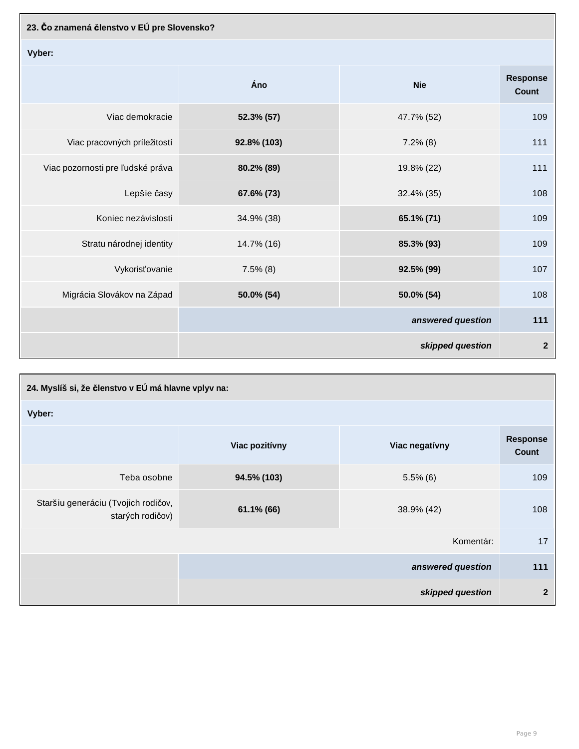| 23. Čo znamená členstvo v EÚ pre Slovensko? | | | |
|---|---|---|---|
| Vyber: | | | |
| | Áno | Nie | Response Count |
| Viac demokracie | **52.3% (57)** | 47.7% (52) | 109 |
| Viac pracovných príležitostí | **92.8% (103)** | 7.2% (8) | 111 |
| Viac pozornosti pre ľudské práva | **80.2% (89)** | 19.8% (22) | 111 |
| Lepšie časy | **67.6% (73)** | 32.4% (35) | 108 |
| Koniec nezávislosti | 34.9% (38) | **65.1% (71)** | 109 |
| Stratu národnej identity | 14.7% (16) | **85.3% (93)** | 109 |
| Vykorisťovanie | 7.5% (8) | **92.5% (99)** | 107 |
| Migrácia Slovákov na Západ | **50.0% (54)** | **50.0% (54)** | 108 |
| | | *answered question* | **111** |
| | | *skipped question* | **2** |

| 24. Myslíš si, že členstvo v EÚ má hlavne vplyv na: | | | |
|---|---|---|---|
| Vyber: | | | |
| | Viac pozitívny | Viac negatívny | Response Count |
| Teba osobne | **94.5% (103)** | 5.5% (6) | 109 |
| Staršiu generáciu (Tvojich rodičov, starých rodičov) | **61.1% (66)** | 38.9% (42) | 108 |
| | | Komentár: | 17 |
| | | *answered question* | **111** |
| | | *skipped question* | **2** |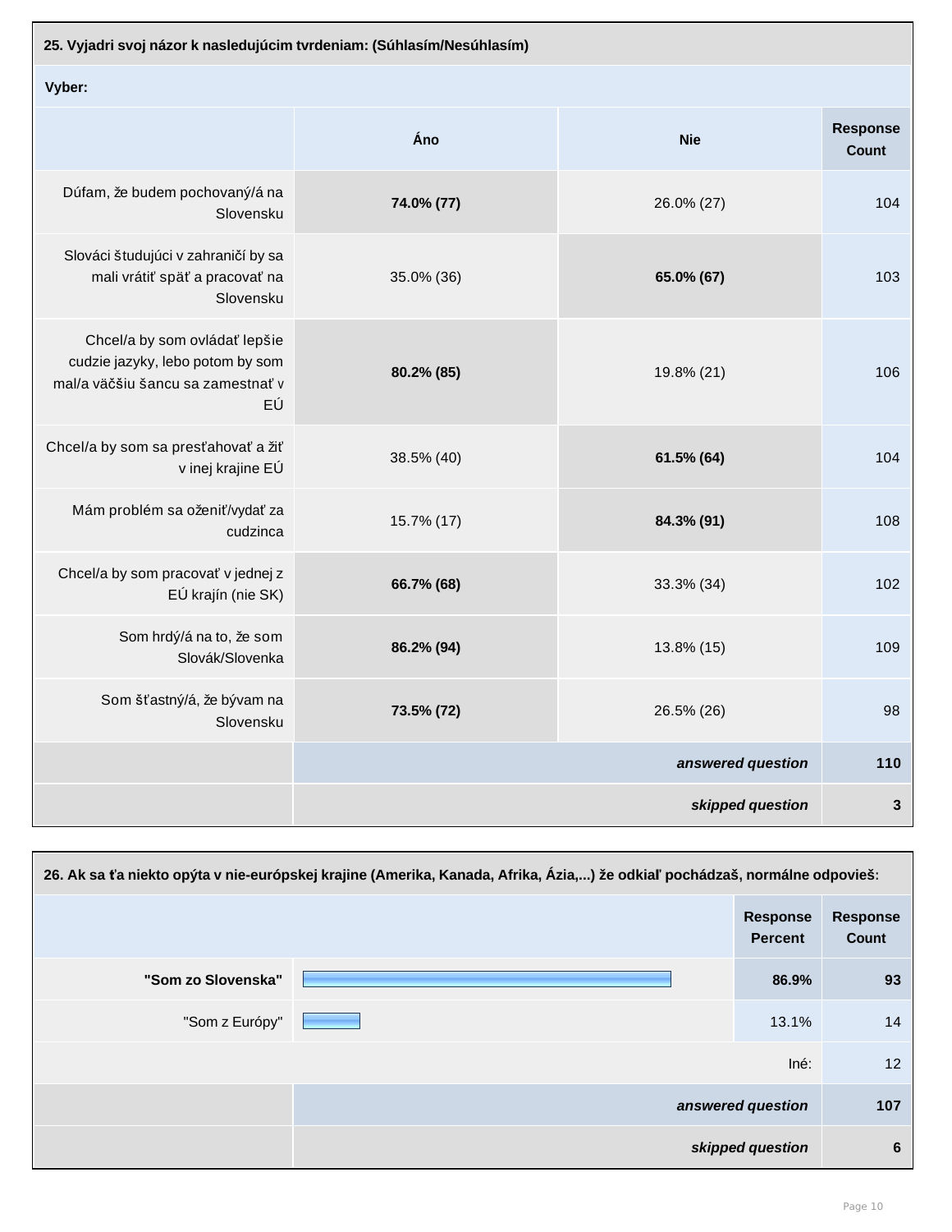**25. Vyjadri svoj názor k nasledujúcim tvrdeniam: (Súhlasím/Nesúhlasím)**

**Vyber:**

| | Áno | Nie | Response Count |
|---|---|---|---|
| Dúfam, že budem pochovaný/á na Slovensku | **74.0% (77)** | 26.0% (27) | 104 |
| Slováci študujúci v zahraničí by sa mali vrátiť späť a pracovať na Slovensku | 35.0% (36) | **65.0% (67)** | 103 |
| Chcel/a by som ovládať lepšie cudzie jazyky, lebo potom by som mal/a väčšiu šancu sa zamestnať v EÚ | **80.2% (85)** | 19.8% (21) | 106 |
| Chcel/a by som sa presťahovať a žiť v inej krajine EÚ | 38.5% (40) | **61.5% (64)** | 104 |
| Mám problém sa oženiť/vydať za cudzinca | 15.7% (17) | **84.3% (91)** | 108 |
| Chcel/a by som pracovať v jednej z EÚ krajín (nie SK) | **66.7% (68)** | 33.3% (34) | 102 |
| Som hrdý/á na to, že som Slovák/Slovenka | **86.2% (94)** | 13.8% (15) | 109 |
| Som šťastný/á, že bývam na Slovensku | **73.5% (72)** | 26.5% (26) | 98 |
| | | *answered question* | **110** |
| | | *skipped question* | **3** |

**26. Ak sa ťa niekto opýta v nie-európskej krajine (Amerika, Kanada, Afrika, Ázia,...) že odkiaľ pochádzaš, normálne odpovieš:**

| | Response Percent | Response Count |
|---|---|---|
| **"Som zo Slovenska"** | **86.9%** | **93** |
| "Som z Európy" | 13.1% | 14 |
| | Iné: | 12 |
| | *answered question* | **107** |
| | *skipped question* | **6** |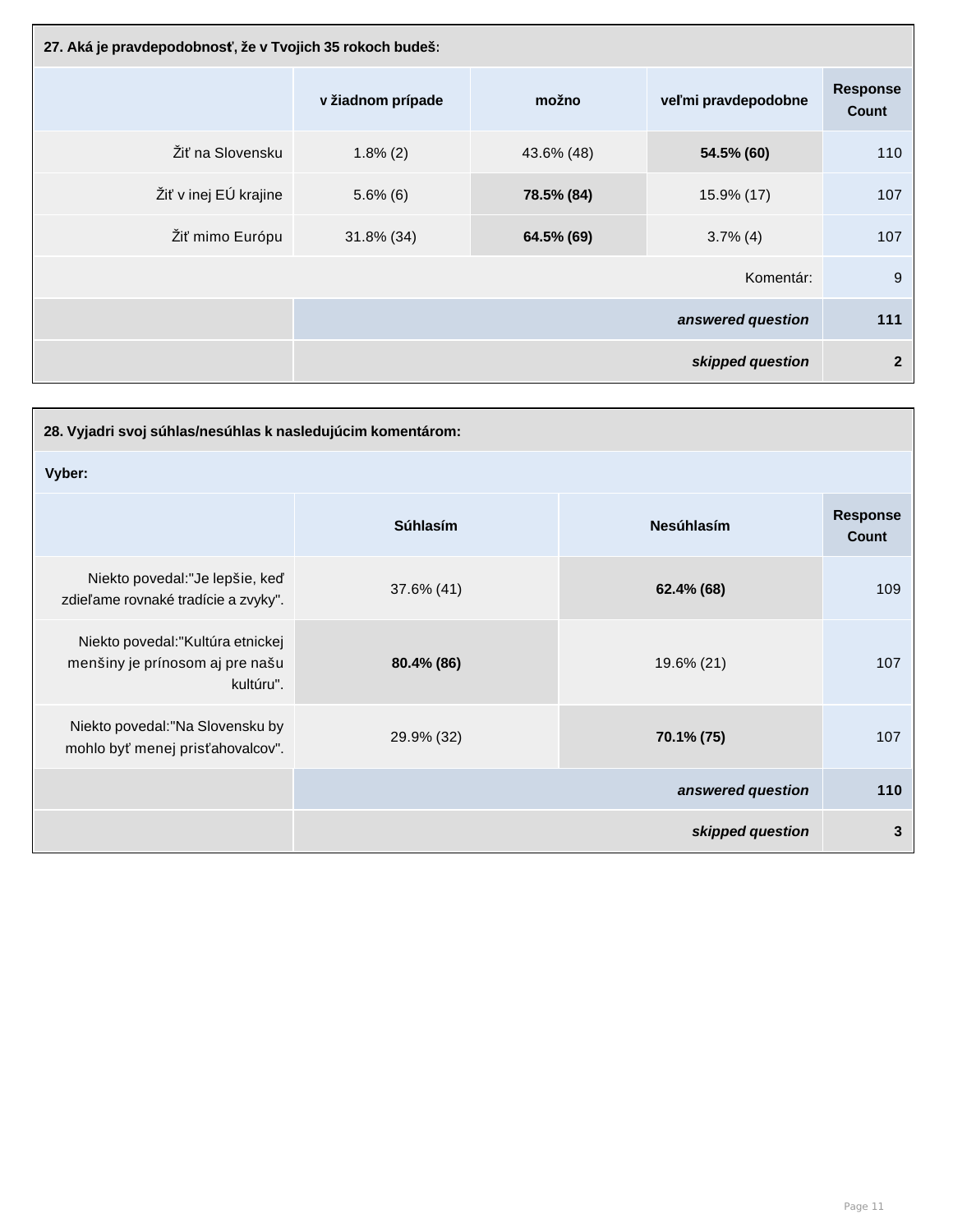| 27. Aká je pravdepodobnosť, že v Tvojich 35 rokoch budeš: | | | | |
|---|---|---|---|---|
| | v žiadnom prípade | možno | veľmi pravdepodobne | Response Count |
| Žiť na Slovensku | 1.8% (2) | 43.6% (48) | **54.5% (60)** | 110 |
| Žiť v inej EÚ krajine | 5.6% (6) | **78.5% (84)** | 15.9% (17) | 107 |
| Žiť mimo Európu | 31.8% (34) | **64.5% (69)** | 3.7% (4) | 107 |
| | | | Komentár: | 9 |
| | | | ***answered question*** | **111** |
| | | | ***skipped question*** | **2** |

| 28. Vyjadri svoj súhlas/nesúhlas k nasledujúcim komentárom: | | | |
|---|---|---|---|
| **Vyber:** | | | |
| | Súhlasím | Nesúhlasím | Response Count |
| Niekto povedal:"Je lepšie, keď zdieľame rovnaké tradície a zvyky". | 37.6% (41) | **62.4% (68)** | 109 |
| Niekto povedal:"Kultúra etnickej menšiny je prínosom aj pre našu kultúru". | **80.4% (86)** | 19.6% (21) | 107 |
| Niekto povedal:"Na Slovensku by mohlo byť menej prisťahovalcov". | 29.9% (32) | **70.1% (75)** | 107 |
| | | ***answered question*** | **110** |
| | | ***skipped question*** | **3** |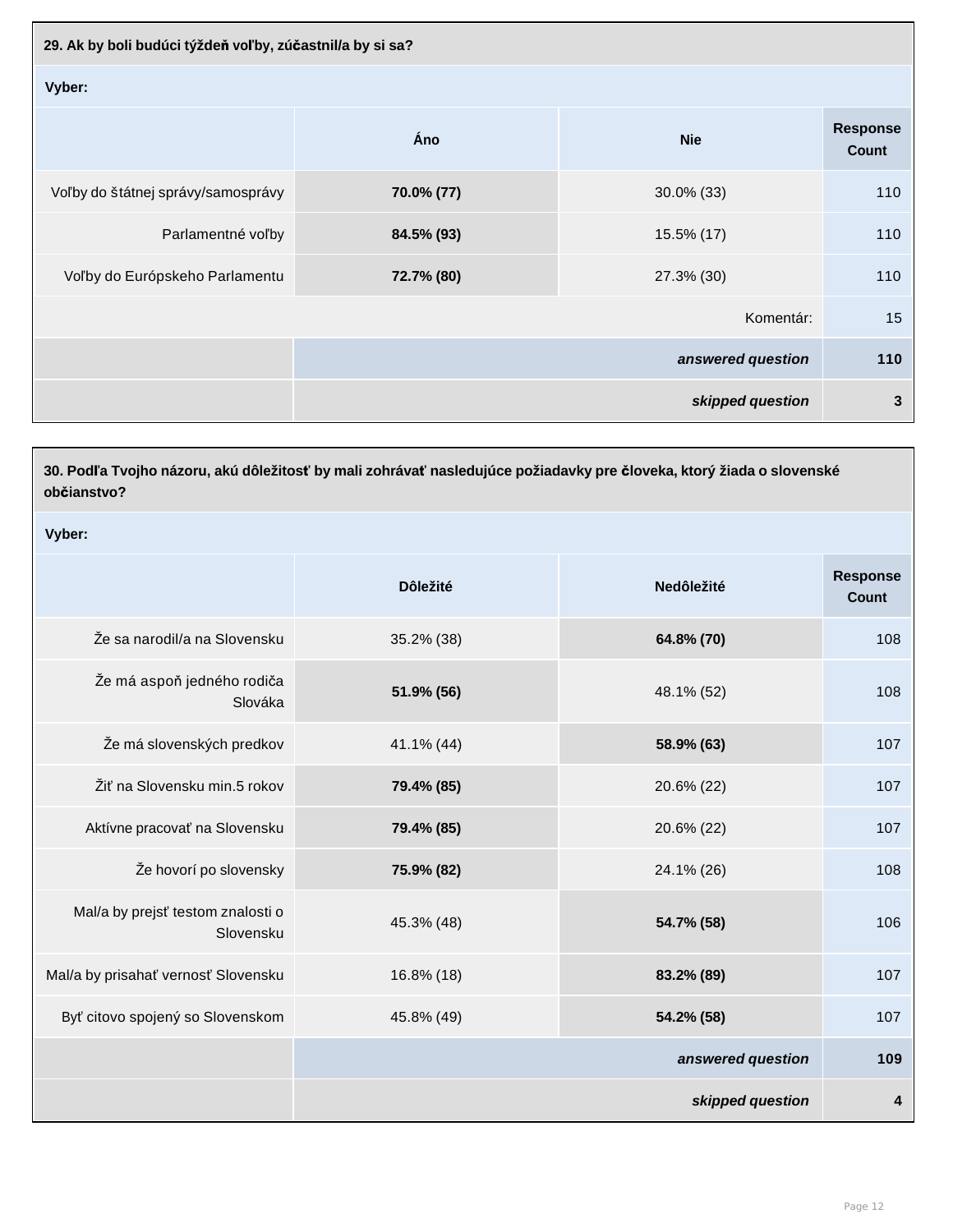### 29. Ak by boli budúci týždeň voľby, zúčastnil/a by si sa?

Vyber:

| | Áno | Nie | Response Count |
|---|---|---|---|
| Voľby do štátnej správy/samosprávy | **70.0% (77)** | 30.0% (33) | 110 |
| Parlamentné voľby | **84.5% (93)** | 15.5% (17) | 110 |
| Voľby do Európskeho Parlamentu | **72.7% (80)** | 27.3% (30) | 110 |
| | | Komentár: | 15 |
| | | *answered question* | **110** |
| | | *skipped question* | **3** |

### 30. Podľa Tvojho názoru, akú dôležitosť by mali zohrávať nasledujúce požiadavky pre človeka, ktorý žiada o slovenské občianstvo?

Vyber:

| | Dôležité | Nedôležité | Response Count |
|---|---|---|---|
| Že sa narodil/a na Slovensku | 35.2% (38) | **64.8% (70)** | 108 |
| Že má aspoň jedného rodiča Slováka | **51.9% (56)** | 48.1% (52) | 108 |
| Že má slovenských predkov | 41.1% (44) | **58.9% (63)** | 107 |
| Žiť na Slovensku min.5 rokov | **79.4% (85)** | 20.6% (22) | 107 |
| Aktívne pracovať na Slovensku | **79.4% (85)** | 20.6% (22) | 107 |
| Že hovorí po slovensky | **75.9% (82)** | 24.1% (26) | 108 |
| Mal/a by prejsť testom znalosti o Slovensku | 45.3% (48) | **54.7% (58)** | 106 |
| Mal/a by prisahať vernosť Slovensku | 16.8% (18) | **83.2% (89)** | 107 |
| Byť citovo spojený so Slovenskom | 45.8% (49) | **54.2% (58)** | 107 |
| | | *answered question* | **109** |
| | | *skipped question* | **4** |